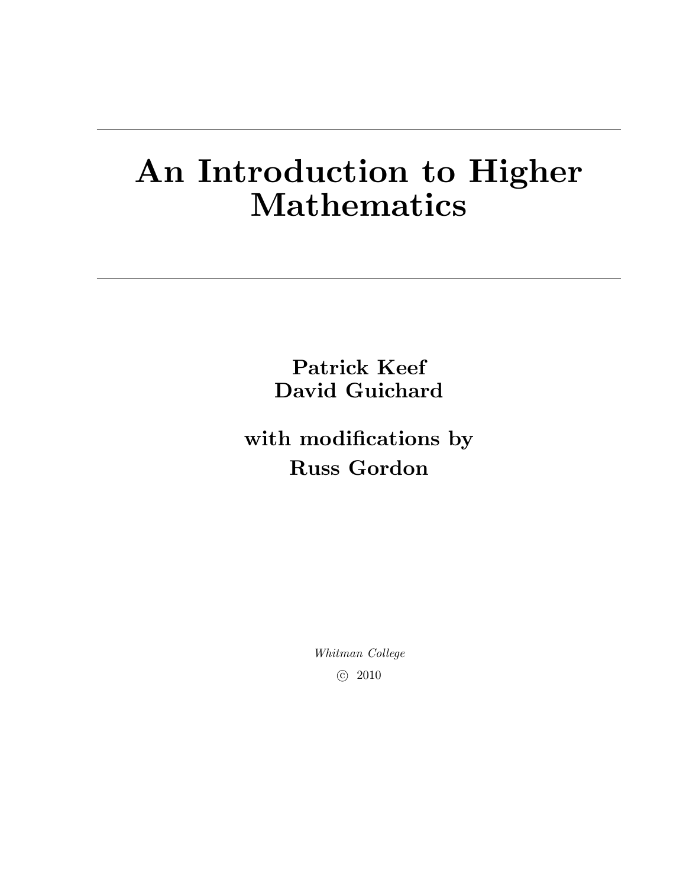# An Introduction to Higher Mathematics

**Patrick Keef**
**David Guichard**

**with modifications by**
**Russ Gordon**

*Whitman College*

© 2010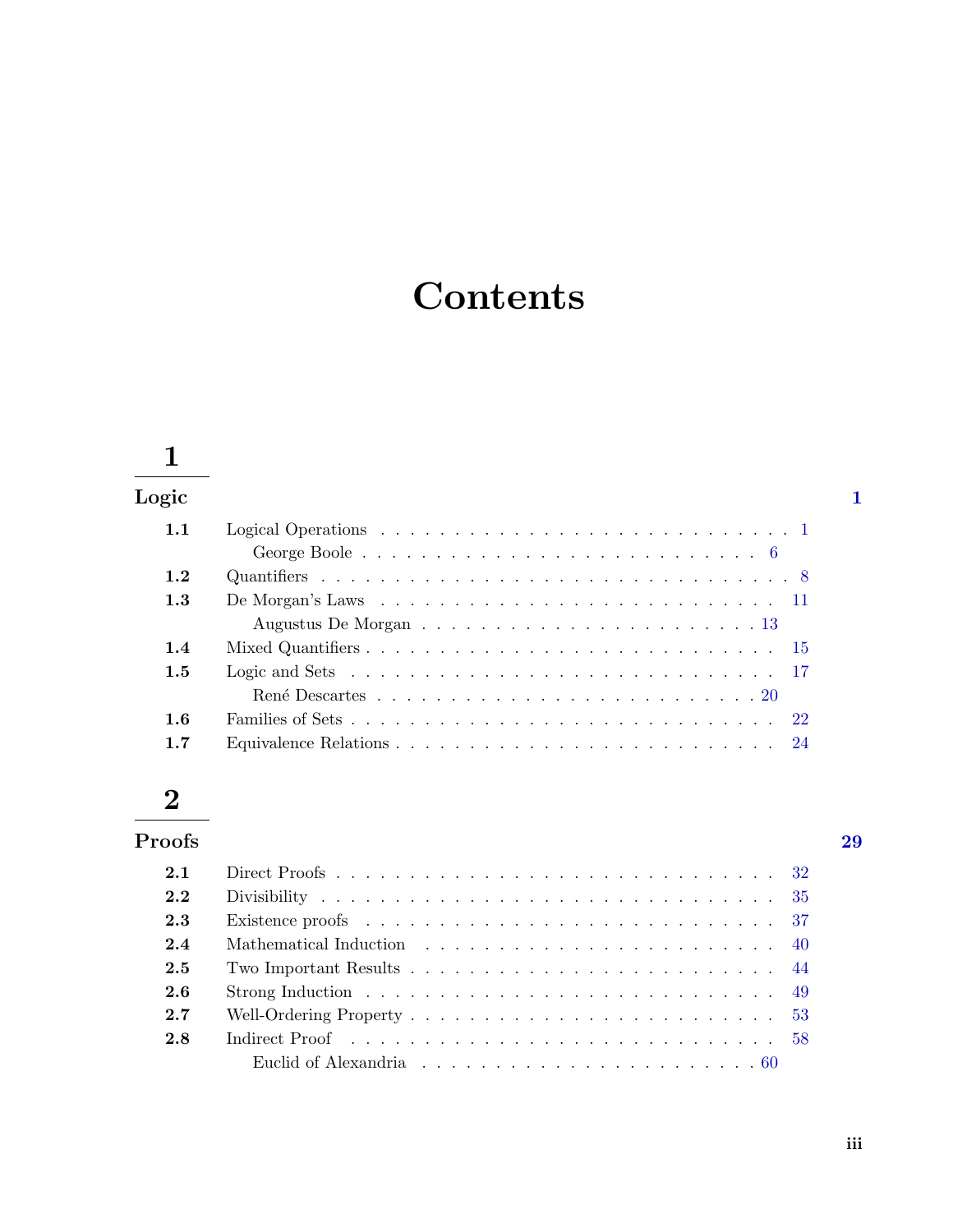# Contents

## 1

**Logic** **1**

- **1.1** Logical Operations . . . 1
  - George Boole . . . 6
- **1.2** Quantifiers . . . 8
- **1.3** De Morgan's Laws . . . 11
  - Augustus De Morgan . . . 13
- **1.4** Mixed Quantifiers . . . 15
- **1.5** Logic and Sets . . . 17
  - René Descartes . . . 20
- **1.6** Families of Sets . . . 22
- **1.7** Equivalence Relations . . . 24

## 2

**Proofs** **29**

- **2.1** Direct Proofs . . . 32
- **2.2** Divisibility . . . 35
- **2.3** Existence proofs . . . 37
- **2.4** Mathematical Induction . . . 40
- **2.5** Two Important Results . . . 44
- **2.6** Strong Induction . . . 49
- **2.7** Well-Ordering Property . . . 53
- **2.8** Indirect Proof . . . 58
  - Euclid of Alexandria . . . 60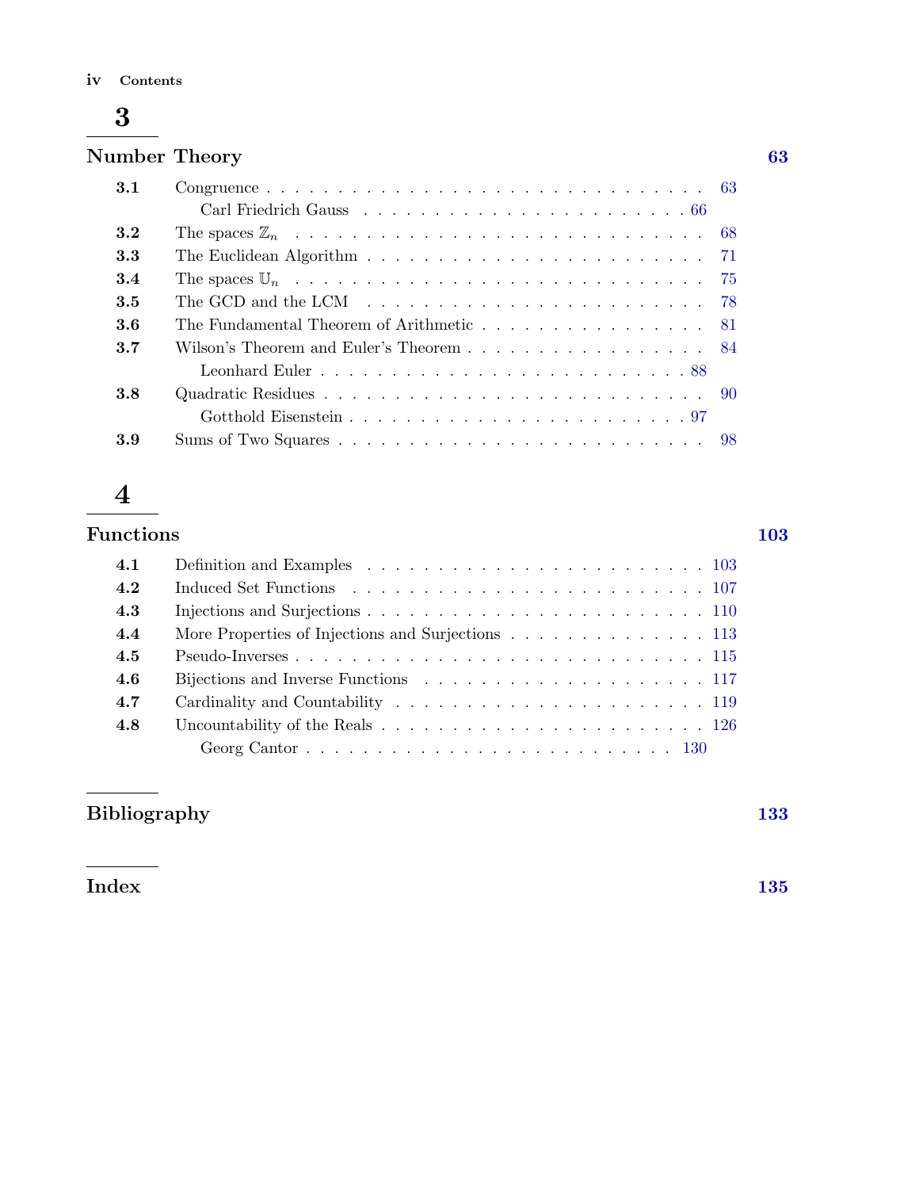## 3

## Number Theory 63

| | | |
|---|---|---|
| **3.1** | Congruence | 63 |
| | Carl Friedrich Gauss | 66 |
| **3.2** | The spaces $\mathbb{Z}_n$ | 68 |
| **3.3** | The Euclidean Algorithm | 71 |
| **3.4** | The spaces $\mathbb{U}_n$ | 75 |
| **3.5** | The GCD and the LCM | 78 |
| **3.6** | The Fundamental Theorem of Arithmetic | 81 |
| **3.7** | Wilson's Theorem and Euler's Theorem | 84 |
| | Leonhard Euler | 88 |
| **3.8** | Quadratic Residues | 90 |
| | Gotthold Eisenstein | 97 |
| **3.9** | Sums of Two Squares | 98 |

## 4

## Functions 103

| | | |
|---|---|---|
| **4.1** | Definition and Examples | 103 |
| **4.2** | Induced Set Functions | 107 |
| **4.3** | Injections and Surjections | 110 |
| **4.4** | More Properties of Injections and Surjections | 113 |
| **4.5** | Pseudo-Inverses | 115 |
| **4.6** | Bijections and Inverse Functions | 117 |
| **4.7** | Cardinality and Countability | 119 |
| **4.8** | Uncountability of the Reals | 126 |
| | Georg Cantor | 130 |

## Bibliography 133

## Index 135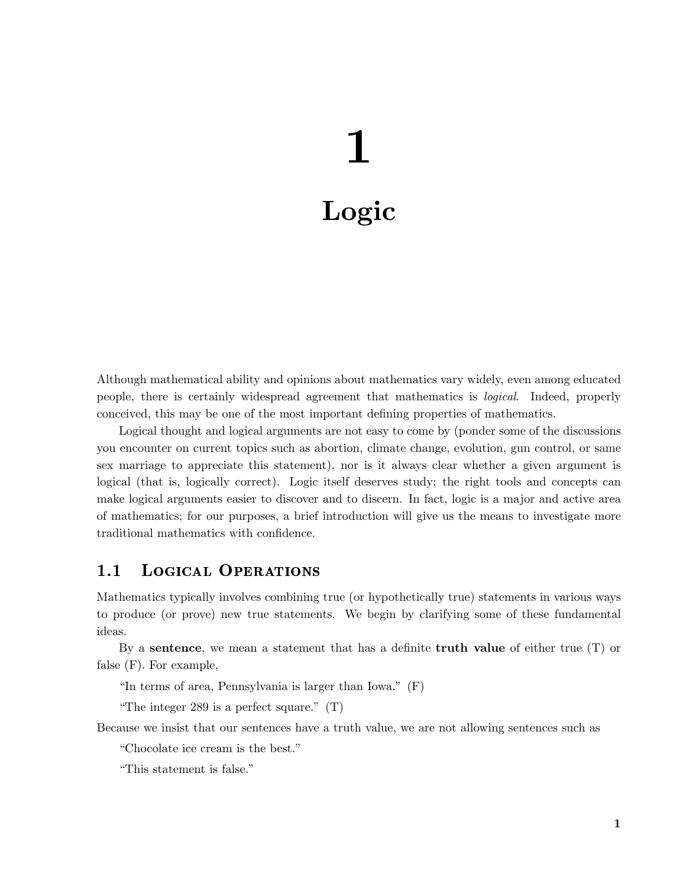# 1

# Logic

Although mathematical ability and opinions about mathematics vary widely, even among educated people, there is certainly widespread agreement that mathematics is *logical*. Indeed, properly conceived, this may be one of the most important defining properties of mathematics.

Logical thought and logical arguments are not easy to come by (ponder some of the discussions you encounter on current topics such as abortion, climate change, evolution, gun control, or same sex marriage to appreciate this statement), nor is it always clear whether a given argument is logical (that is, logically correct). Logic itself deserves study; the right tools and concepts can make logical arguments easier to discover and to discern. In fact, logic is a major and active area of mathematics; for our purposes, a brief introduction will give us the means to investigate more traditional mathematics with confidence.

## 1.1 Logical Operations

Mathematics typically involves combining true (or hypothetically true) statements in various ways to produce (or prove) new true statements. We begin by clarifying some of these fundamental ideas.

By a **sentence**, we mean a statement that has a definite **truth value** of either true (T) or false (F). For example,

"In terms of area, Pennsylvania is larger than Iowa." (F)

"The integer 289 is a perfect square." (T)

Because we insist that our sentences have a truth value, we are not allowing sentences such as

"Chocolate ice cream is the best."

"This statement is false."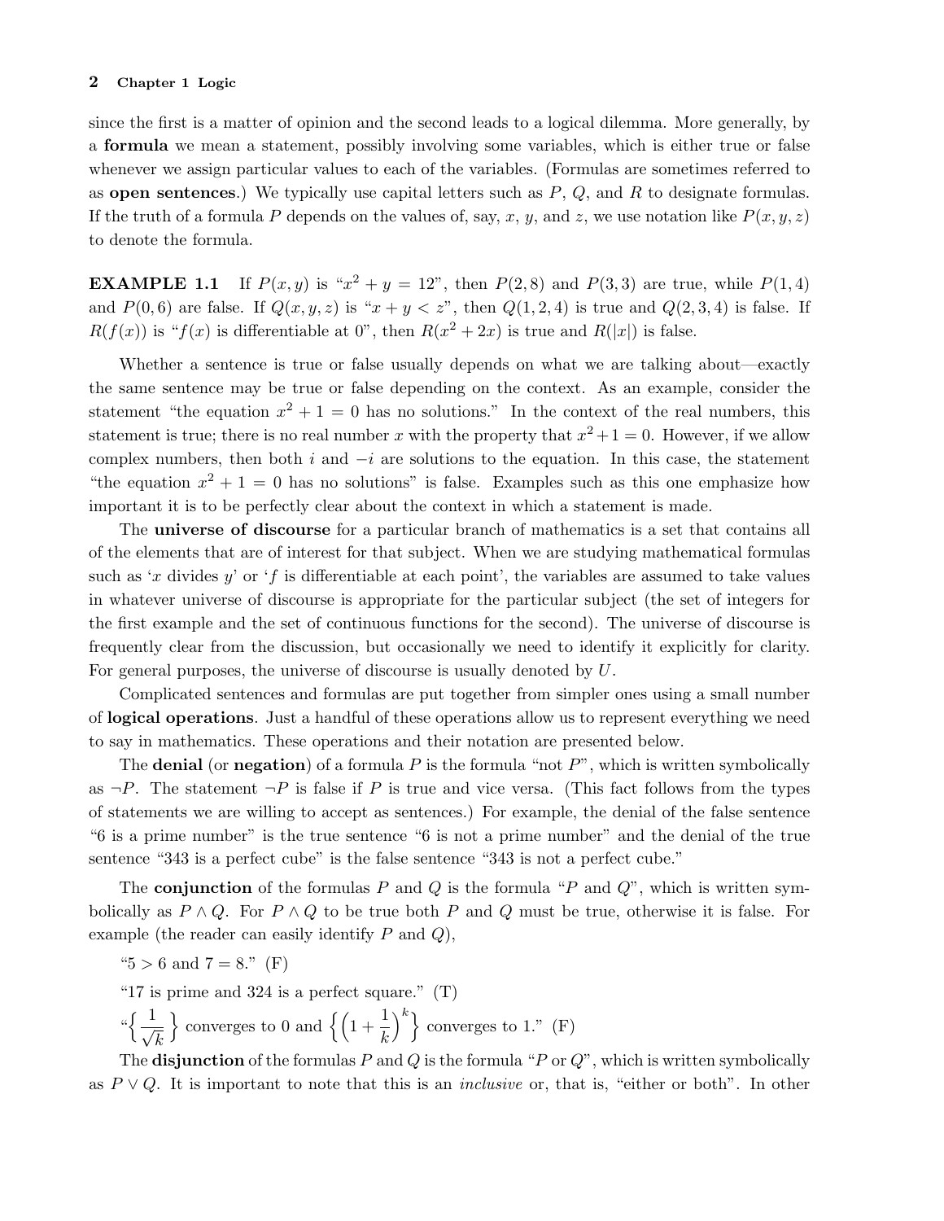since the first is a matter of opinion and the second leads to a logical dilemma. More generally, by a **formula** we mean a statement, possibly involving some variables, which is either true or false whenever we assign particular values to each of the variables. (Formulas are sometimes referred to as **open sentences**.) We typically use capital letters such as $P$, $Q$, and $R$ to designate formulas. If the truth of a formula $P$ depends on the values of, say, $x$, $y$, and $z$, we use notation like $P(x, y, z)$ to denote the formula.

**EXAMPLE 1.1** If $P(x, y)$ is "$x^2 + y = 12$", then $P(2, 8)$ and $P(3, 3)$ are true, while $P(1, 4)$ and $P(0, 6)$ are false. If $Q(x, y, z)$ is "$x + y < z$", then $Q(1, 2, 4)$ is true and $Q(2, 3, 4)$ is false. If $R(f(x))$ is "$f(x)$ is differentiable at 0", then $R(x^2 + 2x)$ is true and $R(|x|)$ is false.

Whether a sentence is true or false usually depends on what we are talking about—exactly the same sentence may be true or false depending on the context. As an example, consider the statement "the equation $x^2 + 1 = 0$ has no solutions." In the context of the real numbers, this statement is true; there is no real number $x$ with the property that $x^2 + 1 = 0$. However, if we allow complex numbers, then both $i$ and $-i$ are solutions to the equation. In this case, the statement "the equation $x^2 + 1 = 0$ has no solutions" is false. Examples such as this one emphasize how important it is to be perfectly clear about the context in which a statement is made.

The **universe of discourse** for a particular branch of mathematics is a set that contains all of the elements that are of interest for that subject. When we are studying mathematical formulas such as '$x$ divides $y$' or '$f$ is differentiable at each point', the variables are assumed to take values in whatever universe of discourse is appropriate for the particular subject (the set of integers for the first example and the set of continuous functions for the second). The universe of discourse is frequently clear from the discussion, but occasionally we need to identify it explicitly for clarity. For general purposes, the universe of discourse is usually denoted by $U$.

Complicated sentences and formulas are put together from simpler ones using a small number of **logical operations**. Just a handful of these operations allow us to represent everything we need to say in mathematics. These operations and their notation are presented below.

The **denial** (or **negation**) of a formula $P$ is the formula "not $P$", which is written symbolically as $\neg P$. The statement $\neg P$ is false if $P$ is true and vice versa. (This fact follows from the types of statements we are willing to accept as sentences.) For example, the denial of the false sentence "6 is a prime number" is the true sentence "6 is not a prime number" and the denial of the true sentence "343 is a perfect cube" is the false sentence "343 is not a perfect cube."

The **conjunction** of the formulas $P$ and $Q$ is the formula "$P$ and $Q$", which is written symbolically as $P \wedge Q$. For $P \wedge Q$ to be true both $P$ and $Q$ must be true, otherwise it is false. For example (the reader can easily identify $P$ and $Q$),

"$5 > 6$ and $7 = 8$." (F)

"17 is prime and 324 is a perfect square." (T)

"$\left\{ \frac{1}{\sqrt{k}} \right\}$ converges to 0 and $\left\{ \left(1 + \frac{1}{k}\right)^k \right\}$ converges to 1." (F)

The **disjunction** of the formulas $P$ and $Q$ is the formula "$P$ or $Q$", which is written symbolically as $P \vee Q$. It is important to note that this is an *inclusive* or, that is, "either or both". In other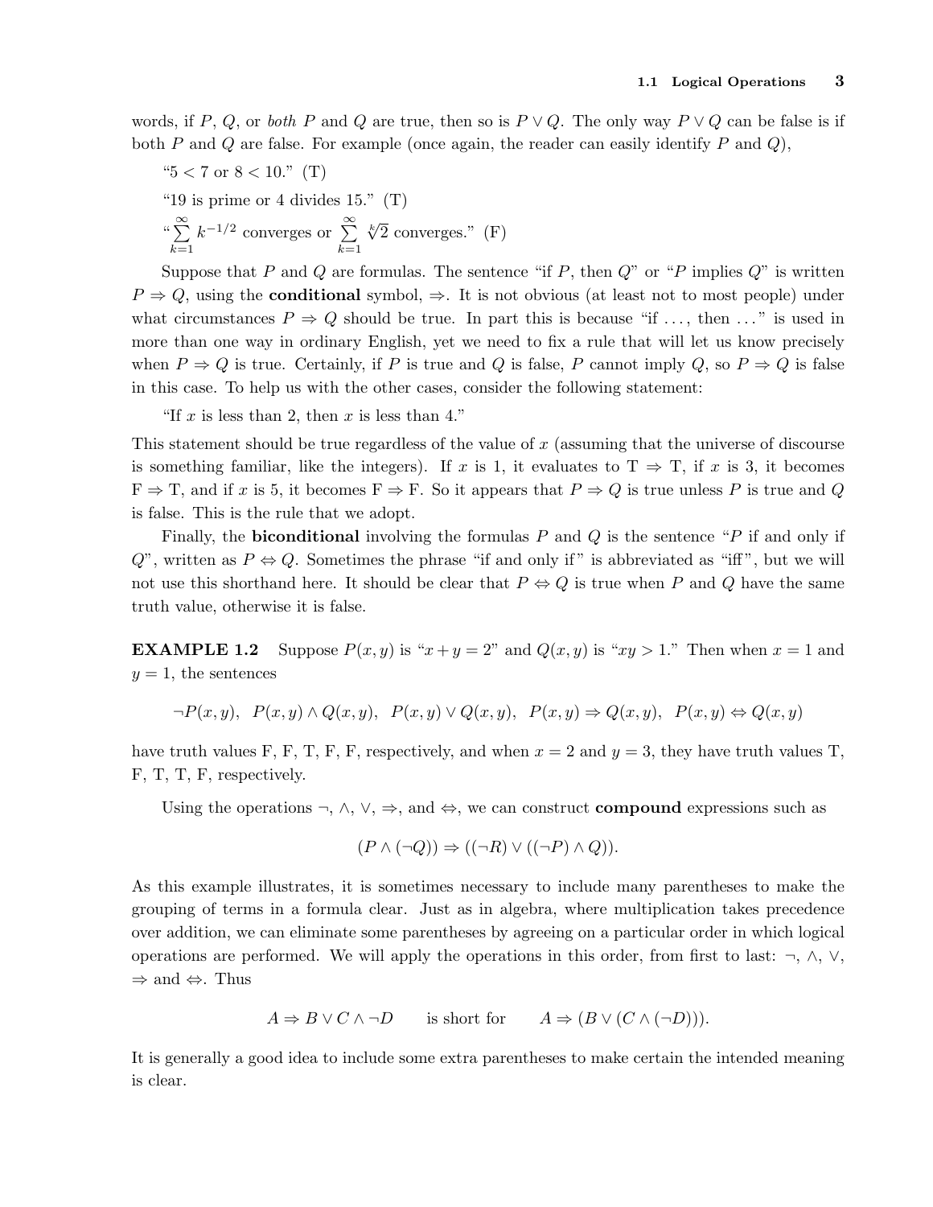words, if $P$, $Q$, or *both* $P$ and $Q$ are true, then so is $P \vee Q$. The only way $P \vee Q$ can be false is if both $P$ and $Q$ are false. For example (once again, the reader can easily identify $P$ and $Q$),

"$5 < 7$ or $8 < 10$." (T)

"19 is prime or 4 divides 15." (T)

"$\sum_{k=1}^{\infty} k^{-1/2}$ converges or $\sum_{k=1}^{\infty} \sqrt[k]{2}$ converges." (F)

Suppose that $P$ and $Q$ are formulas. The sentence "if $P$, then $Q$" or "$P$ implies $Q$" is written $P \Rightarrow Q$, using the **conditional** symbol, $\Rightarrow$. It is not obvious (at least not to most people) under what circumstances $P \Rightarrow Q$ should be true. In part this is because "if ..., then ..." is used in more than one way in ordinary English, yet we need to fix a rule that will let us know precisely when $P \Rightarrow Q$ is true. Certainly, if $P$ is true and $Q$ is false, $P$ cannot imply $Q$, so $P \Rightarrow Q$ is false in this case. To help us with the other cases, consider the following statement:

"If $x$ is less than 2, then $x$ is less than 4."

This statement should be true regardless of the value of $x$ (assuming that the universe of discourse is something familiar, like the integers). If $x$ is 1, it evaluates to $\mathrm{T} \Rightarrow \mathrm{T}$, if $x$ is 3, it becomes $\mathrm{F} \Rightarrow \mathrm{T}$, and if $x$ is 5, it becomes $\mathrm{F} \Rightarrow \mathrm{F}$. So it appears that $P \Rightarrow Q$ is true unless $P$ is true and $Q$ is false. This is the rule that we adopt.

Finally, the **biconditional** involving the formulas $P$ and $Q$ is the sentence "$P$ if and only if $Q$", written as $P \Leftrightarrow Q$. Sometimes the phrase "if and only if" is abbreviated as "iff", but we will not use this shorthand here. It should be clear that $P \Leftrightarrow Q$ is true when $P$ and $Q$ have the same truth value, otherwise it is false.

**EXAMPLE 1.2** Suppose $P(x, y)$ is "$x + y = 2$" and $Q(x, y)$ is "$xy > 1$." Then when $x = 1$ and $y = 1$, the sentences

$$\neg P(x,y), \quad P(x,y) \wedge Q(x,y), \quad P(x,y) \vee Q(x,y), \quad P(x,y) \Rightarrow Q(x,y), \quad P(x,y) \Leftrightarrow Q(x,y)$$

have truth values F, F, T, F, F, respectively, and when $x = 2$ and $y = 3$, they have truth values T, F, T, T, F, respectively.

Using the operations $\neg$, $\wedge$, $\vee$, $\Rightarrow$, and $\Leftrightarrow$, we can construct **compound** expressions such as

$$(P \wedge (\neg Q)) \Rightarrow ((\neg R) \vee ((\neg P) \wedge Q)).$$

As this example illustrates, it is sometimes necessary to include many parentheses to make the grouping of terms in a formula clear. Just as in algebra, where multiplication takes precedence over addition, we can eliminate some parentheses by agreeing on a particular order in which logical operations are performed. We will apply the operations in this order, from first to last: $\neg$, $\wedge$, $\vee$, $\Rightarrow$ and $\Leftrightarrow$. Thus

$$A \Rightarrow B \vee C \wedge \neg D \qquad \text{is short for} \qquad A \Rightarrow (B \vee (C \wedge (\neg D))).$$

It is generally a good idea to include some extra parentheses to make certain the intended meaning is clear.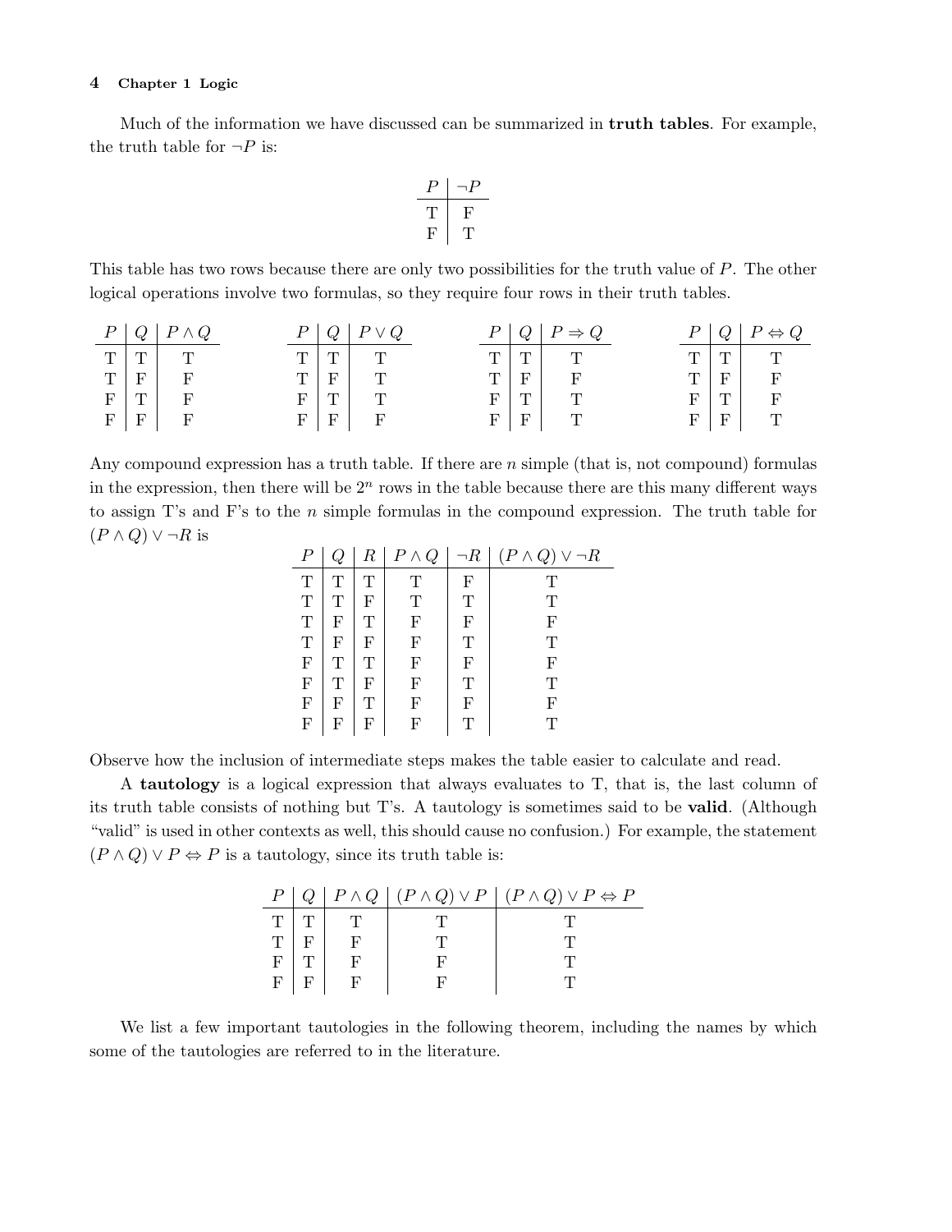Much of the information we have discussed can be summarized in **truth tables**. For example, the truth table for $\neg P$ is:

| $P$ | $\neg P$ |
|---|---|
| T | F |
| F | T |

This table has two rows because there are only two possibilities for the truth value of $P$. The other logical operations involve two formulas, so they require four rows in their truth tables.

| $P$ | $Q$ | $P \wedge Q$ |
|---|---|---|
| T | T | T |
| T | F | F |
| F | T | F |
| F | F | F |

| $P$ | $Q$ | $P \vee Q$ |
|---|---|---|
| T | T | T |
| T | F | T |
| F | T | T |
| F | F | F |

| $P$ | $Q$ | $P \Rightarrow Q$ |
|---|---|---|
| T | T | T |
| T | F | F |
| F | T | T |
| F | F | T |

| $P$ | $Q$ | $P \Leftrightarrow Q$ |
|---|---|---|
| T | T | T |
| T | F | F |
| F | T | F |
| F | F | T |

Any compound expression has a truth table. If there are $n$ simple (that is, not compound) formulas in the expression, then there will be $2^n$ rows in the table because there are this many different ways to assign T's and F's to the $n$ simple formulas in the compound expression. The truth table for $(P \wedge Q) \vee \neg R$ is

| $P$ | $Q$ | $R$ | $P \wedge Q$ | $\neg R$ | $(P \wedge Q) \vee \neg R$ |
|---|---|---|---|---|---|
| T | T | T | T | F | T |
| T | T | F | T | T | T |
| T | F | T | F | F | F |
| T | F | F | F | T | T |
| F | T | T | F | F | F |
| F | T | F | F | T | T |
| F | F | T | F | F | F |
| F | F | F | F | T | T |

Observe how the inclusion of intermediate steps makes the table easier to calculate and read.

A **tautology** is a logical expression that always evaluates to T, that is, the last column of its truth table consists of nothing but T's. A tautology is sometimes said to be **valid**. (Although "valid" is used in other contexts as well, this should cause no confusion.) For example, the statement $(P \wedge Q) \vee P \Leftrightarrow P$ is a tautology, since its truth table is:

| $P$ | $Q$ | $P \wedge Q$ | $(P \wedge Q) \vee P$ | $(P \wedge Q) \vee P \Leftrightarrow P$ |
|---|---|---|---|---|
| T | T | T | T | T |
| T | F | F | T | T |
| F | T | F | F | T |
| F | F | F | F | T |

We list a few important tautologies in the following theorem, including the names by which some of the tautologies are referred to in the literature.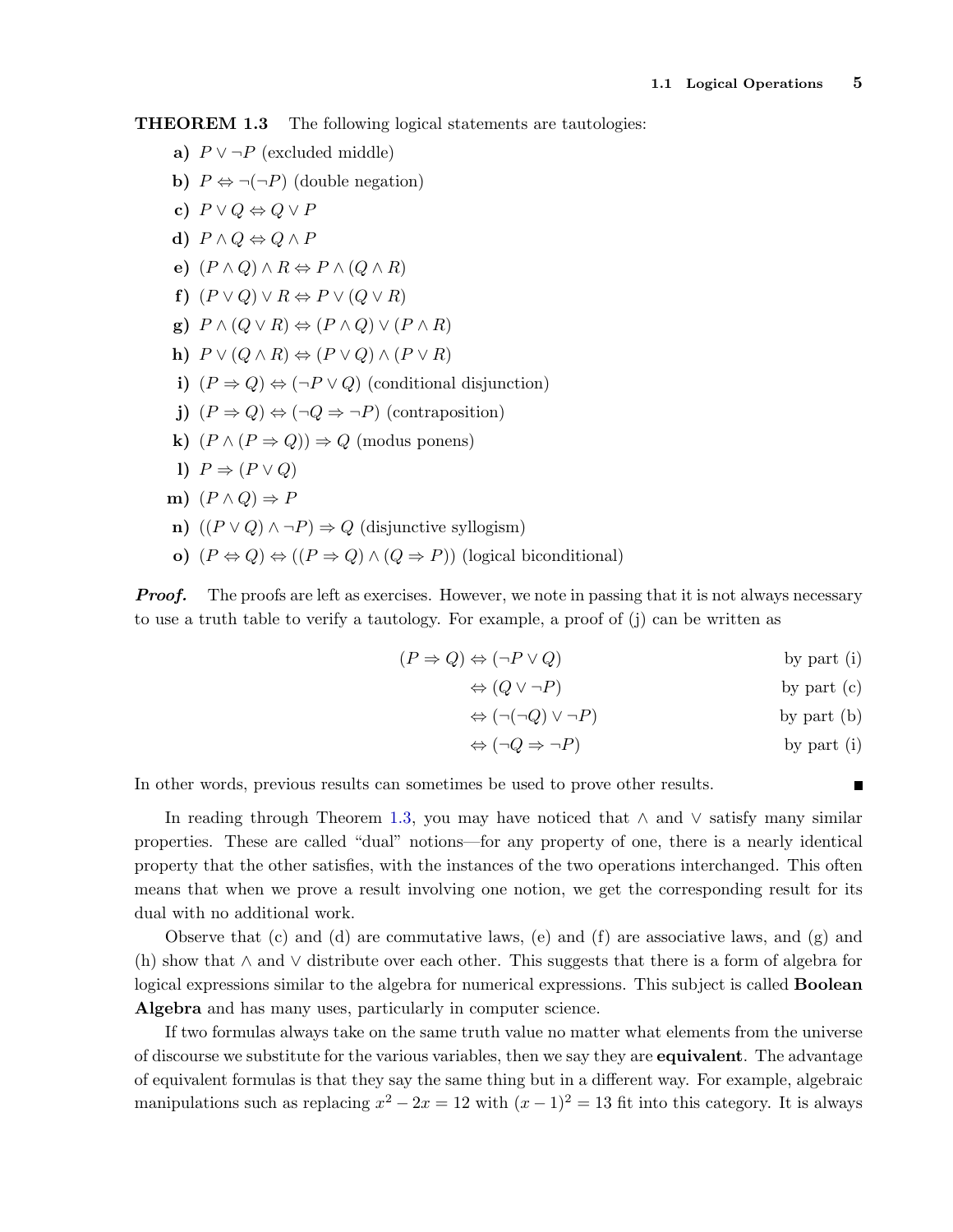**THEOREM 1.3** The following logical statements are tautologies:

**a)** $P \vee \neg P$ (excluded middle)

**b)** $P \Leftrightarrow \neg(\neg P)$ (double negation)

**c)** $P \vee Q \Leftrightarrow Q \vee P$

**d)** $P \wedge Q \Leftrightarrow Q \wedge P$

**e)** $(P \wedge Q) \wedge R \Leftrightarrow P \wedge (Q \wedge R)$

**f)** $(P \vee Q) \vee R \Leftrightarrow P \vee (Q \vee R)$

**g)** $P \wedge (Q \vee R) \Leftrightarrow (P \wedge Q) \vee (P \wedge R)$

**h)** $P \vee (Q \wedge R) \Leftrightarrow (P \vee Q) \wedge (P \vee R)$

**i)** $(P \Rightarrow Q) \Leftrightarrow (\neg P \vee Q)$ (conditional disjunction)

**j)** $(P \Rightarrow Q) \Leftrightarrow (\neg Q \Rightarrow \neg P)$ (contraposition)

**k)** $(P \wedge (P \Rightarrow Q)) \Rightarrow Q$ (modus ponens)

**l)** $P \Rightarrow (P \vee Q)$

**m)** $(P \wedge Q) \Rightarrow P$

**n)** $((P \vee Q) \wedge \neg P) \Rightarrow Q$ (disjunctive syllogism)

**o)** $(P \Leftrightarrow Q) \Leftrightarrow ((P \Rightarrow Q) \wedge (Q \Rightarrow P))$ (logical biconditional)

***Proof.*** The proofs are left as exercises. However, we note in passing that it is not always necessary to use a truth table to verify a tautology. For example, a proof of (j) can be written as

$$
\begin{aligned}
(P \Rightarrow Q) &\Leftrightarrow (\neg P \vee Q) && \text{by part (i)} \\
&\Leftrightarrow (Q \vee \neg P) && \text{by part (c)} \\
&\Leftrightarrow (\neg(\neg Q) \vee \neg P) && \text{by part (b)} \\
&\Leftrightarrow (\neg Q \Rightarrow \neg P) && \text{by part (i)}
\end{aligned}
$$

In other words, previous results can sometimes be used to prove other results. ■

In reading through Theorem 1.3, you may have noticed that $\wedge$ and $\vee$ satisfy many similar properties. These are called "dual" notions—for any property of one, there is a nearly identical property that the other satisfies, with the instances of the two operations interchanged. This often means that when we prove a result involving one notion, we get the corresponding result for its dual with no additional work.

Observe that (c) and (d) are commutative laws, (e) and (f) are associative laws, and (g) and (h) show that $\wedge$ and $\vee$ distribute over each other. This suggests that there is a form of algebra for logical expressions similar to the algebra for numerical expressions. This subject is called **Boolean Algebra** and has many uses, particularly in computer science.

If two formulas always take on the same truth value no matter what elements from the universe of discourse we substitute for the various variables, then we say they are **equivalent**. The advantage of equivalent formulas is that they say the same thing but in a different way. For example, algebraic manipulations such as replacing $x^2 - 2x = 12$ with $(x-1)^2 = 13$ fit into this category. It is always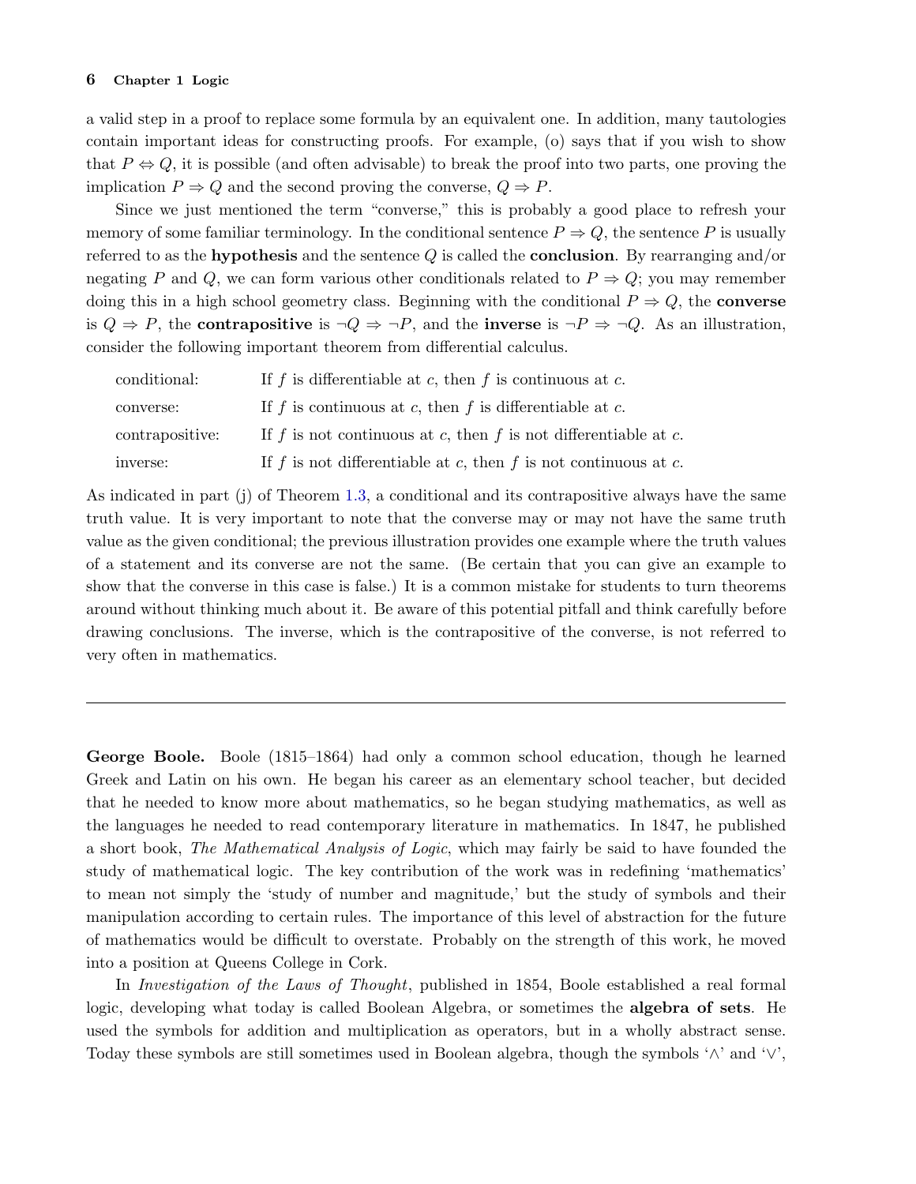a valid step in a proof to replace some formula by an equivalent one. In addition, many tautologies contain important ideas for constructing proofs. For example, (o) says that if you wish to show that $P \Leftrightarrow Q$, it is possible (and often advisable) to break the proof into two parts, one proving the implication $P \Rightarrow Q$ and the second proving the converse, $Q \Rightarrow P$.

Since we just mentioned the term "converse," this is probably a good place to refresh your memory of some familiar terminology. In the conditional sentence $P \Rightarrow Q$, the sentence $P$ is usually referred to as the **hypothesis** and the sentence $Q$ is called the **conclusion**. By rearranging and/or negating $P$ and $Q$, we can form various other conditionals related to $P \Rightarrow Q$; you may remember doing this in a high school geometry class. Beginning with the conditional $P \Rightarrow Q$, the **converse** is $Q \Rightarrow P$, the **contrapositive** is $\neg Q \Rightarrow \neg P$, and the **inverse** is $\neg P \Rightarrow \neg Q$. As an illustration, consider the following important theorem from differential calculus.

| | |
|---|---|
| conditional: | If $f$ is differentiable at $c$, then $f$ is continuous at $c$. |
| converse: | If $f$ is continuous at $c$, then $f$ is differentiable at $c$. |
| contrapositive: | If $f$ is not continuous at $c$, then $f$ is not differentiable at $c$. |
| inverse: | If $f$ is not differentiable at $c$, then $f$ is not continuous at $c$. |

As indicated in part (j) of Theorem 1.3, a conditional and its contrapositive always have the same truth value. It is very important to note that the converse may or may not have the same truth value as the given conditional; the previous illustration provides one example where the truth values of a statement and its converse are not the same. (Be certain that you can give an example to show that the converse in this case is false.) It is a common mistake for students to turn theorems around without thinking much about it. Be aware of this potential pitfall and think carefully before drawing conclusions. The inverse, which is the contrapositive of the converse, is not referred to very often in mathematics.

---

**George Boole.** Boole (1815–1864) had only a common school education, though he learned Greek and Latin on his own. He began his career as an elementary school teacher, but decided that he needed to know more about mathematics, so he began studying mathematics, as well as the languages he needed to read contemporary literature in mathematics. In 1847, he published a short book, *The Mathematical Analysis of Logic*, which may fairly be said to have founded the study of mathematical logic. The key contribution of the work was in redefining 'mathematics' to mean not simply the 'study of number and magnitude,' but the study of symbols and their manipulation according to certain rules. The importance of this level of abstraction for the future of mathematics would be difficult to overstate. Probably on the strength of this work, he moved into a position at Queens College in Cork.

In *Investigation of the Laws of Thought*, published in 1854, Boole established a real formal logic, developing what today is called Boolean Algebra, or sometimes the **algebra of sets**. He used the symbols for addition and multiplication as operators, but in a wholly abstract sense. Today these symbols are still sometimes used in Boolean algebra, though the symbols '$\wedge$' and '$\vee$',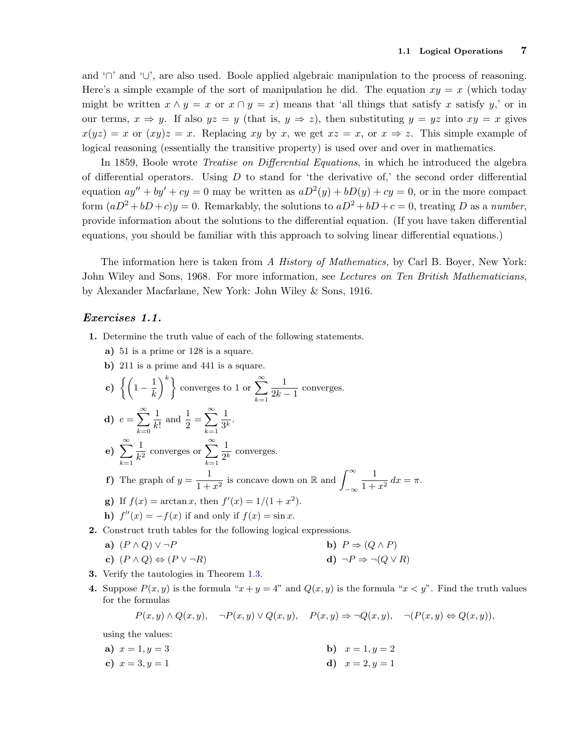and '$\cap$' and '$\cup$', are also used. Boole applied algebraic manipulation to the process of reasoning. Here's a simple example of the sort of manipulation he did. The equation $xy = x$ (which today might be written $x \wedge y = x$ or $x \cap y = x$) means that 'all things that satisfy $x$ satisfy $y$,' or in our terms, $x \Rightarrow y$. If also $yz = y$ (that is, $y \Rightarrow z$), then substituting $y = yz$ into $xy = x$ gives $x(yz) = x$ or $(xy)z = x$. Replacing $xy$ by $x$, we get $xz = x$, or $x \Rightarrow z$. This simple example of logical reasoning (essentially the transitive property) is used over and over in mathematics.

In 1859, Boole wrote *Treatise on Differential Equations*, in which he introduced the algebra of differential operators. Using $D$ to stand for 'the derivative of,' the second order differential equation $ay'' + by' + cy = 0$ may be written as $aD^2(y) + bD(y) + cy = 0$, or in the more compact form $(aD^2 + bD + c)y = 0$. Remarkably, the solutions to $aD^2 + bD + c = 0$, treating $D$ as a *number*, provide information about the solutions to the differential equation. (If you have taken differential equations, you should be familiar with this approach to solving linear differential equations.)

The information here is taken from *A History of Mathematics,* by Carl B. Boyer, New York: John Wiley and Sons, 1968. For more information, see *Lectures on Ten British Mathematicians*, by Alexander Macfarlane, New York: John Wiley & Sons, 1916.

### *Exercises 1.1.*

**1.** Determine the truth value of each of the following statements.

- **a)** 51 is a prime or 128 is a square.
- **b)** 211 is a prime and 441 is a square.
- **c)** $\left\{\left(1 - \frac{1}{k}\right)^k\right\}$ converges to 1 or $\displaystyle\sum_{k=1}^{\infty} \frac{1}{2k-1}$ converges.
- **d)** $e = \displaystyle\sum_{k=0}^{\infty} \frac{1}{k!}$ and $\frac{1}{2} = \displaystyle\sum_{k=1}^{\infty} \frac{1}{3^k}$.
- **e)** $\displaystyle\sum_{k=1}^{\infty} \frac{1}{k^2}$ converges or $\displaystyle\sum_{k=1}^{\infty} \frac{1}{2^k}$ converges.
- **f)** The graph of $y = \dfrac{1}{1+x^2}$ is concave down on $\mathbb{R}$ and $\displaystyle\int_{-\infty}^{\infty} \frac{1}{1+x^2}\,dx = \pi$.
- **g)** If $f(x) = \arctan x$, then $f'(x) = 1/(1+x^2)$.
- **h)** $f''(x) = -f(x)$ if and only if $f(x) = \sin x$.

**2.** Construct truth tables for the following logical expressions.

- **a)** $(P \wedge Q) \vee \neg P$
- **b)** $P \Rightarrow (Q \wedge P)$
- **c)** $(P \wedge Q) \Leftrightarrow (P \vee \neg R)$
- **d)** $\neg P \Rightarrow \neg(Q \vee R)$

**3.** Verify the tautologies in Theorem 1.3.

**4.** Suppose $P(x, y)$ is the formula "$x + y = 4$" and $Q(x, y)$ is the formula "$x < y$". Find the truth values for the formulas

$$P(x, y) \wedge Q(x, y), \quad \neg P(x, y) \vee Q(x, y), \quad P(x, y) \Rightarrow \neg Q(x, y), \quad \neg(P(x, y) \Leftrightarrow Q(x, y)),$$

using the values:

- **a)** $x = 1, y = 3$
- **b)** $x = 1, y = 2$
- **c)** $x = 3, y = 1$
- **d)** $x = 2, y = 1$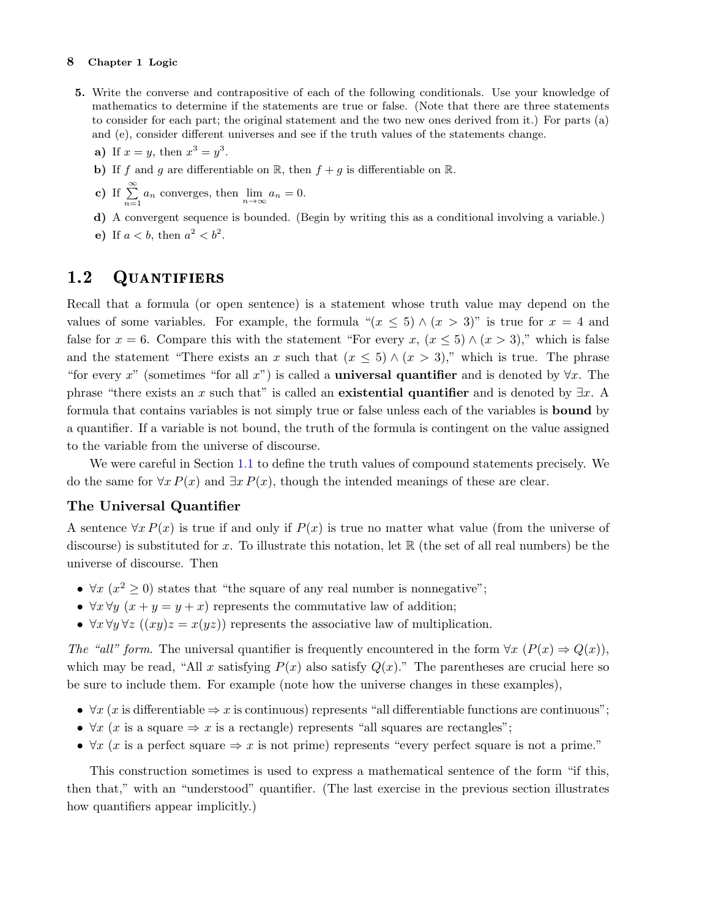5. Write the converse and contrapositive of each of the following conditionals. Use your knowledge of mathematics to determine if the statements are true or false. (Note that there are three statements to consider for each part; the original statement and the two new ones derived from it.) For parts (a) and (e), consider different universes and see if the truth values of the statements change.

   **a)** If $x = y$, then $x^3 = y^3$.

   **b)** If $f$ and $g$ are differentiable on $\mathbb{R}$, then $f + g$ is differentiable on $\mathbb{R}$.

   **c)** If $\sum_{n=1}^{\infty} a_n$ converges, then $\lim_{n\to\infty} a_n = 0$.

   **d)** A convergent sequence is bounded. (Begin by writing this as a conditional involving a variable.)

   **e)** If $a < b$, then $a^2 < b^2$.

## 1.2 Quantifiers

Recall that a formula (or open sentence) is a statement whose truth value may depend on the values of some variables. For example, the formula "$(x \leq 5) \wedge (x > 3)$" is true for $x = 4$ and false for $x = 6$. Compare this with the statement "For every $x$, $(x \leq 5) \wedge (x > 3)$," which is false and the statement "There exists an $x$ such that $(x \leq 5) \wedge (x > 3)$," which is true. The phrase "for every $x$" (sometimes "for all $x$") is called a **universal quantifier** and is denoted by $\forall x$. The phrase "there exists an $x$ such that" is called an **existential quantifier** and is denoted by $\exists x$. A formula that contains variables is not simply true or false unless each of the variables is **bound** by a quantifier. If a variable is not bound, the truth of the formula is contingent on the value assigned to the variable from the universe of discourse.

We were careful in Section 1.1 to define the truth values of compound statements precisely. We do the same for $\forall x\, P(x)$ and $\exists x\, P(x)$, though the intended meanings of these are clear.

### The Universal Quantifier

A sentence $\forall x\, P(x)$ is true if and only if $P(x)$ is true no matter what value (from the universe of discourse) is substituted for $x$. To illustrate this notation, let $\mathbb{R}$ (the set of all real numbers) be the universe of discourse. Then

- $\forall x\ (x^2 \geq 0)$ states that "the square of any real number is nonnegative";
- $\forall x\, \forall y\ (x + y = y + x)$ represents the commutative law of addition;
- $\forall x\, \forall y\, \forall z\ ((xy)z = x(yz))$ represents the associative law of multiplication.

*The "all" form.* The universal quantifier is frequently encountered in the form $\forall x\ (P(x) \Rightarrow Q(x))$, which may be read, "All $x$ satisfying $P(x)$ also satisfy $Q(x)$." The parentheses are crucial here so be sure to include them. For example (note how the universe changes in these examples),

- $\forall x$ ($x$ is differentiable $\Rightarrow$ $x$ is continuous) represents "all differentiable functions are continuous";
- $\forall x$ ($x$ is a square $\Rightarrow$ $x$ is a rectangle) represents "all squares are rectangles";
- $\forall x$ ($x$ is a perfect square $\Rightarrow$ $x$ is not prime) represents "every perfect square is not a prime."

This construction sometimes is used to express a mathematical sentence of the form "if this, then that," with an "understood" quantifier. (The last exercise in the previous section illustrates how quantifiers appear implicitly.)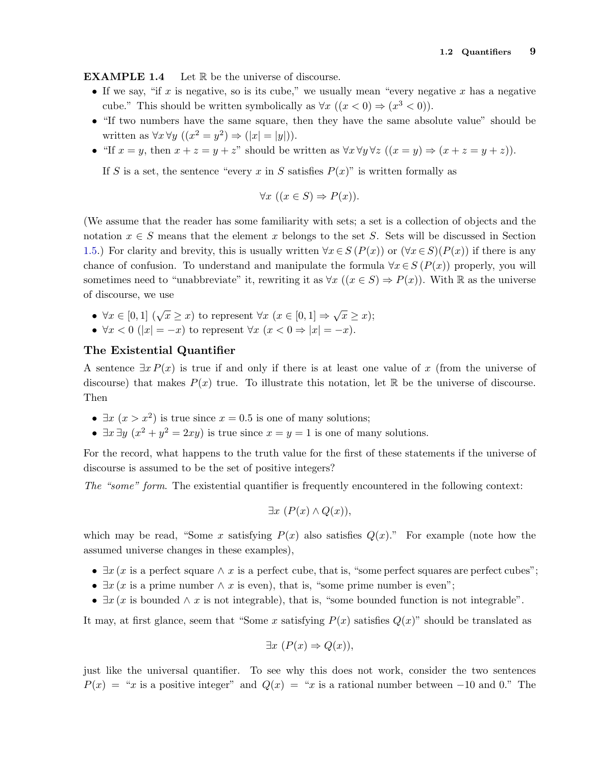**EXAMPLE 1.4** Let $\mathbb{R}$ be the universe of discourse.

- If we say, "if $x$ is negative, so is its cube," we usually mean "every negative $x$ has a negative cube." This should be written symbolically as $\forall x\ ((x < 0) \Rightarrow (x^3 < 0))$.
- "If two numbers have the same square, then they have the same absolute value" should be written as $\forall x\, \forall y\ ((x^2 = y^2) \Rightarrow (|x| = |y|))$.
- "If $x = y$, then $x + z = y + z$" should be written as $\forall x\, \forall y\, \forall z\ ((x = y) \Rightarrow (x + z = y + z))$.

If $S$ is a set, the sentence "every $x$ in $S$ satisfies $P(x)$" is written formally as

$$\forall x\ ((x \in S) \Rightarrow P(x)).$$

(We assume that the reader has some familiarity with sets; a set is a collection of objects and the notation $x \in S$ means that the element $x$ belongs to the set $S$. Sets will be discussed in Section 1.5.) For clarity and brevity, this is usually written $\forall x \in S\, (P(x))$ or $(\forall x \in S)(P(x))$ if there is any chance of confusion. To understand and manipulate the formula $\forall x \in S\, (P(x))$ properly, you will sometimes need to "unabbreviate" it, rewriting it as $\forall x\ ((x \in S) \Rightarrow P(x))$. With $\mathbb{R}$ as the universe of discourse, we use

- $\forall x \in [0, 1]\ (\sqrt{x} \geq x)$ to represent $\forall x\ (x \in [0, 1] \Rightarrow \sqrt{x} \geq x)$;
- $\forall x < 0\ (|x| = -x)$ to represent $\forall x\ (x < 0 \Rightarrow |x| = -x)$.

### The Existential Quantifier

A sentence $\exists x\, P(x)$ is true if and only if there is at least one value of $x$ (from the universe of discourse) that makes $P(x)$ true. To illustrate this notation, let $\mathbb{R}$ be the universe of discourse. Then

- $\exists x\ (x > x^2)$ is true since $x = 0.5$ is one of many solutions;
- $\exists x\, \exists y\ (x^2 + y^2 = 2xy)$ is true since $x = y = 1$ is one of many solutions.

For the record, what happens to the truth value for the first of these statements if the universe of discourse is assumed to be the set of positive integers?

*The "some" form.* The existential quantifier is frequently encountered in the following context:

$$\exists x\ (P(x) \wedge Q(x)),$$

which may be read, "Some $x$ satisfying $P(x)$ also satisfies $Q(x)$." For example (note how the assumed universe changes in these examples),

- $\exists x\, (x$ is a perfect square $\wedge$ $x$ is a perfect cube, that is, "some perfect squares are perfect cubes";
- $\exists x\, (x$ is a prime number $\wedge$ $x$ is even), that is, "some prime number is even";
- $\exists x\, (x$ is bounded $\wedge$ $x$ is not integrable), that is, "some bounded function is not integrable".

It may, at first glance, seem that "Some $x$ satisfying $P(x)$ satisfies $Q(x)$" should be translated as

$$\exists x\ (P(x) \Rightarrow Q(x)),$$

just like the universal quantifier. To see why this does not work, consider the two sentences $P(x)$ = "$x$ is a positive integer" and $Q(x)$ = "$x$ is a rational number between $-10$ and 0." The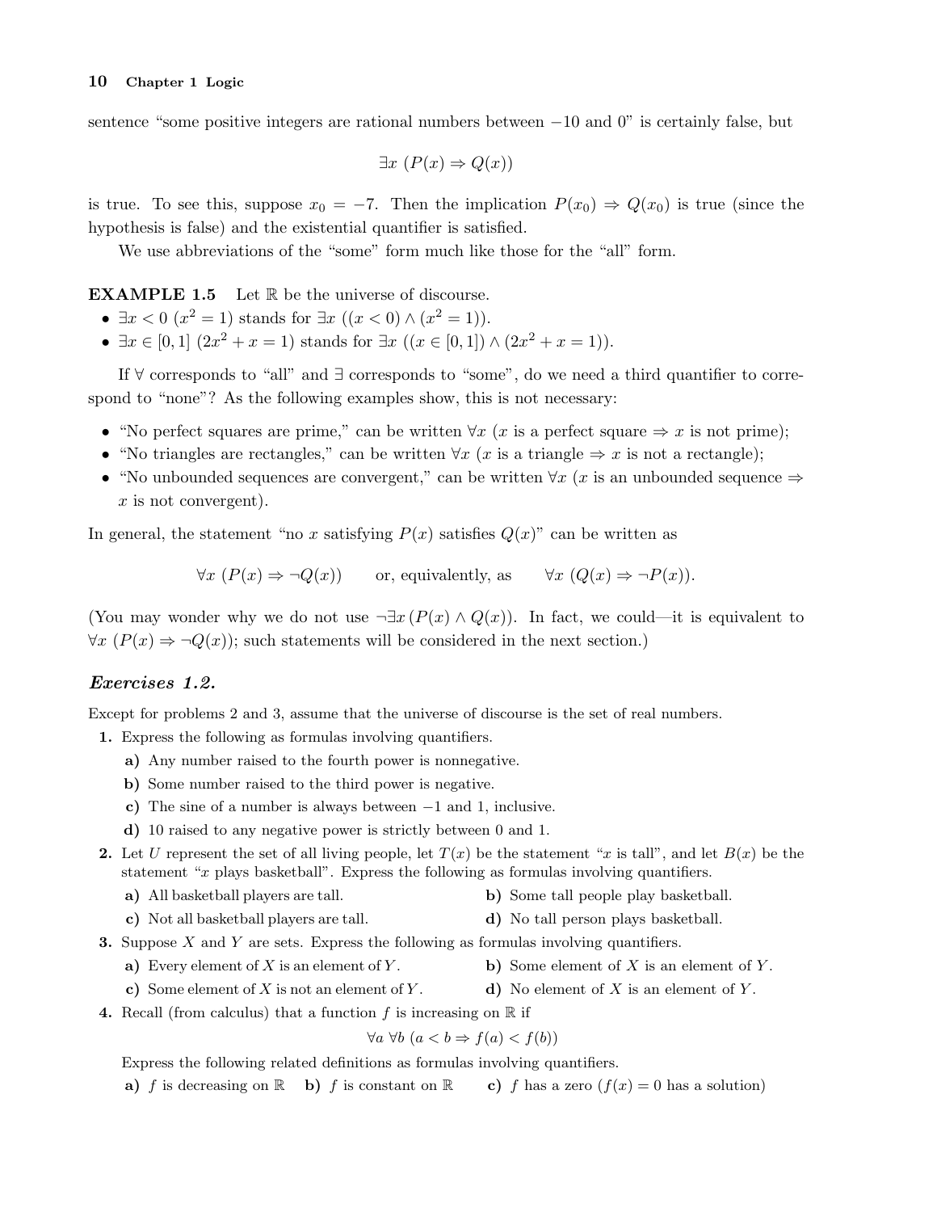sentence "some positive integers are rational numbers between $-10$ and 0" is certainly false, but

$$\exists x \ (P(x) \Rightarrow Q(x))$$

is true. To see this, suppose $x_0 = -7$. Then the implication $P(x_0) \Rightarrow Q(x_0)$ is true (since the hypothesis is false) and the existential quantifier is satisfied.

We use abbreviations of the "some" form much like those for the "all" form.

**EXAMPLE 1.5** Let $\mathbb{R}$ be the universe of discourse.

- $\exists x < 0 \ (x^2 = 1)$ stands for $\exists x \ ((x < 0) \wedge (x^2 = 1))$.
- $\exists x \in [0, 1] \ (2x^2 + x = 1)$ stands for $\exists x \ ((x \in [0, 1]) \wedge (2x^2 + x = 1))$.

If $\forall$ corresponds to "all" and $\exists$ corresponds to "some", do we need a third quantifier to correspond to "none"? As the following examples show, this is not necessary:

- "No perfect squares are prime," can be written $\forall x$ ($x$ is a perfect square $\Rightarrow$ $x$ is not prime);
- "No triangles are rectangles," can be written $\forall x$ ($x$ is a triangle $\Rightarrow$ $x$ is not a rectangle);
- "No unbounded sequences are convergent," can be written $\forall x$ ($x$ is an unbounded sequence $\Rightarrow$ $x$ is not convergent).

In general, the statement "no $x$ satisfying $P(x)$ satisfies $Q(x)$" can be written as

$$\forall x \ (P(x) \Rightarrow \neg Q(x)) \qquad \text{or, equivalently, as} \qquad \forall x \ (Q(x) \Rightarrow \neg P(x)).$$

(You may wonder why we do not use $\neg\exists x \, (P(x) \wedge Q(x))$. In fact, we could—it is equivalent to $\forall x \ (P(x) \Rightarrow \neg Q(x))$; such statements will be considered in the next section.)

### *Exercises 1.2.*

Except for problems 2 and 3, assume that the universe of discourse is the set of real numbers.

**1.** Express the following as formulas involving quantifiers.

**a)** Any number raised to the fourth power is nonnegative.

**b)** Some number raised to the third power is negative.

**c)** The sine of a number is always between $-1$ and 1, inclusive.

**d)** 10 raised to any negative power is strictly between 0 and 1.

**2.** Let $U$ represent the set of all living people, let $T(x)$ be the statement "$x$ is tall", and let $B(x)$ be the statement "$x$ plays basketball". Express the following as formulas involving quantifiers.

**a)** All basketball players are tall.

**b)** Some tall people play basketball.

**c)** Not all basketball players are tall.

**d)** No tall person plays basketball.

**3.** Suppose $X$ and $Y$ are sets. Express the following as formulas involving quantifiers.

**a)** Every element of $X$ is an element of $Y$.

**b)** Some element of $X$ is an element of $Y$.

**c)** Some element of $X$ is not an element of $Y$.

**d)** No element of $X$ is an element of $Y$.

**4.** Recall (from calculus) that a function $f$ is increasing on $\mathbb{R}$ if

$$\forall a \ \forall b \ (a < b \Rightarrow f(a) < f(b))$$

Express the following related definitions as formulas involving quantifiers.

**a)** $f$ is decreasing on $\mathbb{R}$ **b)** $f$ is constant on $\mathbb{R}$ **c)** $f$ has a zero ($f(x) = 0$ has a solution)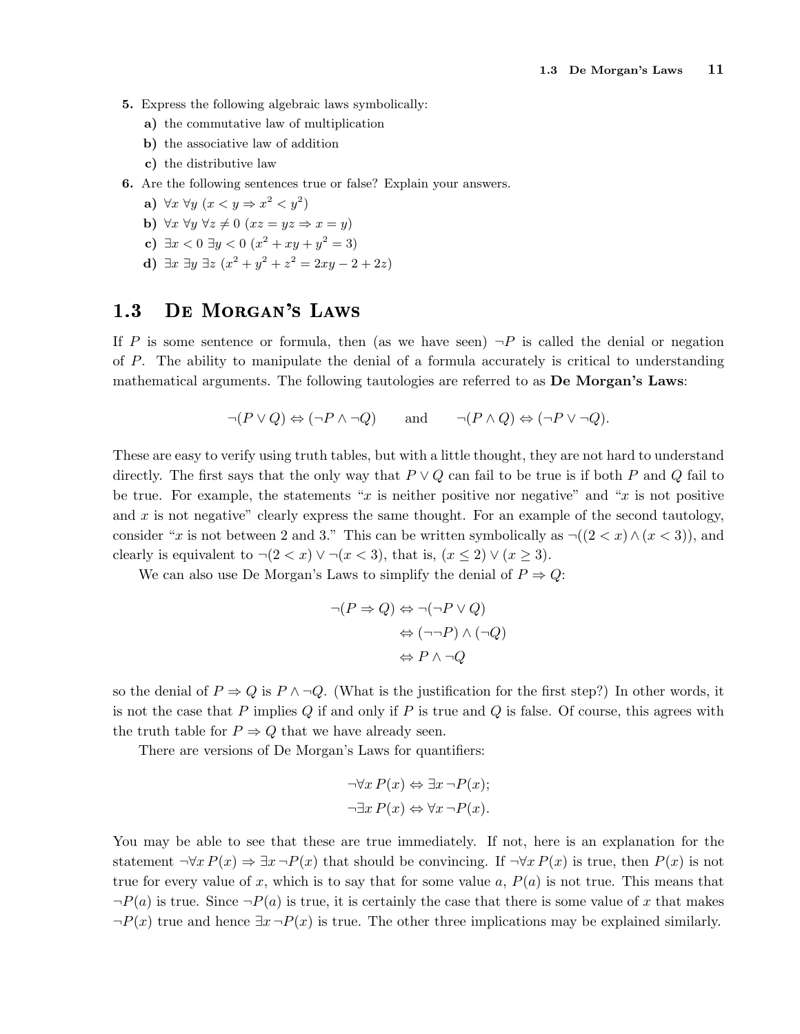**5.** Express the following algebraic laws symbolically:

**a)** the commutative law of multiplication

**b)** the associative law of addition

**c)** the distributive law

**6.** Are the following sentences true or false? Explain your answers.

**a)** $\forall x\ \forall y\ (x < y \Rightarrow x^2 < y^2)$

**b)** $\forall x\ \forall y\ \forall z \neq 0\ (xz = yz \Rightarrow x = y)$

**c)** $\exists x < 0\ \exists y < 0\ (x^2 + xy + y^2 = 3)$

**d)** $\exists x\ \exists y\ \exists z\ (x^2 + y^2 + z^2 = 2xy - 2 + 2z)$

## 1.3 De Morgan's Laws

If $P$ is some sentence or formula, then (as we have seen) $\neg P$ is called the denial or negation of $P$. The ability to manipulate the denial of a formula accurately is critical to understanding mathematical arguments. The following tautologies are referred to as **De Morgan's Laws**:

$$\neg(P \vee Q) \Leftrightarrow (\neg P \wedge \neg Q) \qquad \text{and} \qquad \neg(P \wedge Q) \Leftrightarrow (\neg P \vee \neg Q).$$

These are easy to verify using truth tables, but with a little thought, they are not hard to understand directly. The first says that the only way that $P \vee Q$ can fail to be true is if both $P$ and $Q$ fail to be true. For example, the statements "$x$ is neither positive nor negative" and "$x$ is not positive and $x$ is not negative" clearly express the same thought. For an example of the second tautology, consider "$x$ is not between 2 and 3." This can be written symbolically as $\neg((2 < x) \wedge (x < 3))$, and clearly is equivalent to $\neg(2 < x) \vee \neg(x < 3)$, that is, $(x \leq 2) \vee (x \geq 3)$.

We can also use De Morgan's Laws to simplify the denial of $P \Rightarrow Q$:

$$\begin{aligned} \neg(P \Rightarrow Q) &\Leftrightarrow \neg(\neg P \vee Q) \\ &\Leftrightarrow (\neg\neg P) \wedge (\neg Q) \\ &\Leftrightarrow P \wedge \neg Q \end{aligned}$$

so the denial of $P \Rightarrow Q$ is $P \wedge \neg Q$. (What is the justification for the first step?) In other words, it is not the case that $P$ implies $Q$ if and only if $P$ is true and $Q$ is false. Of course, this agrees with the truth table for $P \Rightarrow Q$ that we have already seen.

There are versions of De Morgan's Laws for quantifiers:

$$\begin{aligned} \neg\forall x\, P(x) &\Leftrightarrow \exists x\, \neg P(x); \\ \neg\exists x\, P(x) &\Leftrightarrow \forall x\, \neg P(x). \end{aligned}$$

You may be able to see that these are true immediately. If not, here is an explanation for the statement $\neg\forall x\, P(x) \Rightarrow \exists x\, \neg P(x)$ that should be convincing. If $\neg\forall x\, P(x)$ is true, then $P(x)$ is not true for every value of $x$, which is to say that for some value $a$, $P(a)$ is not true. This means that $\neg P(a)$ is true. Since $\neg P(a)$ is true, it is certainly the case that there is some value of $x$ that makes $\neg P(x)$ true and hence $\exists x\, \neg P(x)$ is true. The other three implications may be explained similarly.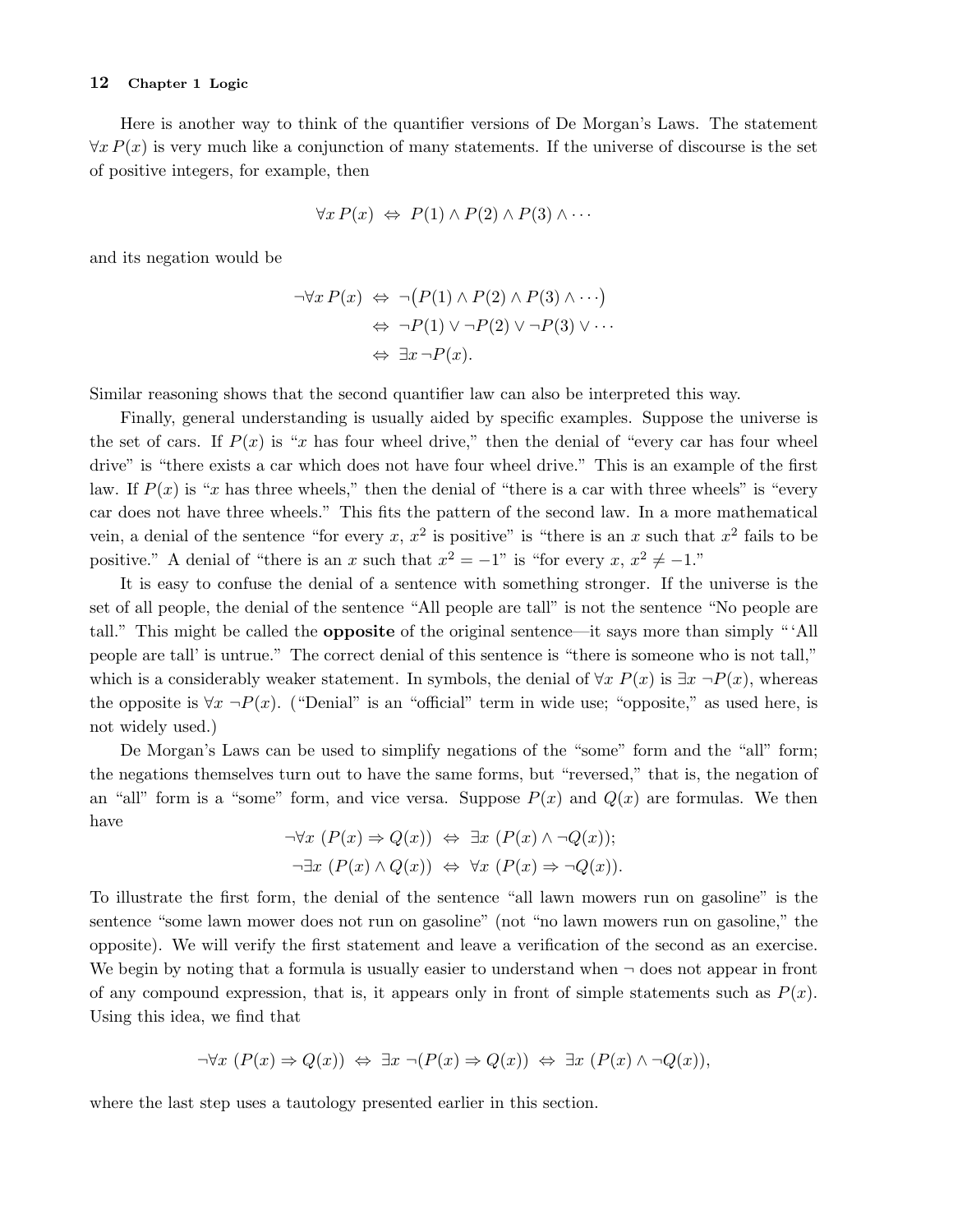Here is another way to think of the quantifier versions of De Morgan's Laws. The statement $\forall x\, P(x)$ is very much like a conjunction of many statements. If the universe of discourse is the set of positive integers, for example, then

$$\forall x\, P(x) \;\Leftrightarrow\; P(1) \wedge P(2) \wedge P(3) \wedge \cdots$$

and its negation would be

$$\begin{aligned} \neg\forall x\, P(x) \;&\Leftrightarrow\; \neg\big(P(1) \wedge P(2) \wedge P(3) \wedge \cdots\big) \\ &\Leftrightarrow\; \neg P(1) \vee \neg P(2) \vee \neg P(3) \vee \cdots \\ &\Leftrightarrow\; \exists x\, \neg P(x). \end{aligned}$$

Similar reasoning shows that the second quantifier law can also be interpreted this way.

Finally, general understanding is usually aided by specific examples. Suppose the universe is the set of cars. If $P(x)$ is "$x$ has four wheel drive," then the denial of "every car has four wheel drive" is "there exists a car which does not have four wheel drive." This is an example of the first law. If $P(x)$ is "$x$ has three wheels," then the denial of "there is a car with three wheels" is "every car does not have three wheels." This fits the pattern of the second law. In a more mathematical vein, a denial of the sentence "for every $x$, $x^2$ is positive" is "there is an $x$ such that $x^2$ fails to be positive." A denial of "there is an $x$ such that $x^2 = -1$" is "for every $x$, $x^2 \neq -1$."

It is easy to confuse the denial of a sentence with something stronger. If the universe is the set of all people, the denial of the sentence "All people are tall" is not the sentence "No people are tall." This might be called the **opposite** of the original sentence—it says more than simply "'All people are tall' is untrue." The correct denial of this sentence is "there is someone who is not tall," which is a considerably weaker statement. In symbols, the denial of $\forall x\ P(x)$ is $\exists x\ \neg P(x)$, whereas the opposite is $\forall x\ \neg P(x)$. ("Denial" is an "official" term in wide use; "opposite," as used here, is not widely used.)

De Morgan's Laws can be used to simplify negations of the "some" form and the "all" form; the negations themselves turn out to have the same forms, but "reversed," that is, the negation of an "all" form is a "some" form, and vice versa. Suppose $P(x)$ and $Q(x)$ are formulas. We then have

$$\begin{aligned} \neg\forall x\ (P(x) \Rightarrow Q(x)) \;&\Leftrightarrow\; \exists x\ (P(x) \wedge \neg Q(x)); \\ \neg\exists x\ (P(x) \wedge Q(x)) \;&\Leftrightarrow\; \forall x\ (P(x) \Rightarrow \neg Q(x)). \end{aligned}$$

To illustrate the first form, the denial of the sentence "all lawn mowers run on gasoline" is the sentence "some lawn mower does not run on gasoline" (not "no lawn mowers run on gasoline," the opposite). We will verify the first statement and leave a verification of the second as an exercise. We begin by noting that a formula is usually easier to understand when $\neg$ does not appear in front of any compound expression, that is, it appears only in front of simple statements such as $P(x)$. Using this idea, we find that

$$\neg\forall x\ (P(x) \Rightarrow Q(x)) \;\Leftrightarrow\; \exists x\ \neg(P(x) \Rightarrow Q(x)) \;\Leftrightarrow\; \exists x\ (P(x) \wedge \neg Q(x)),$$

where the last step uses a tautology presented earlier in this section.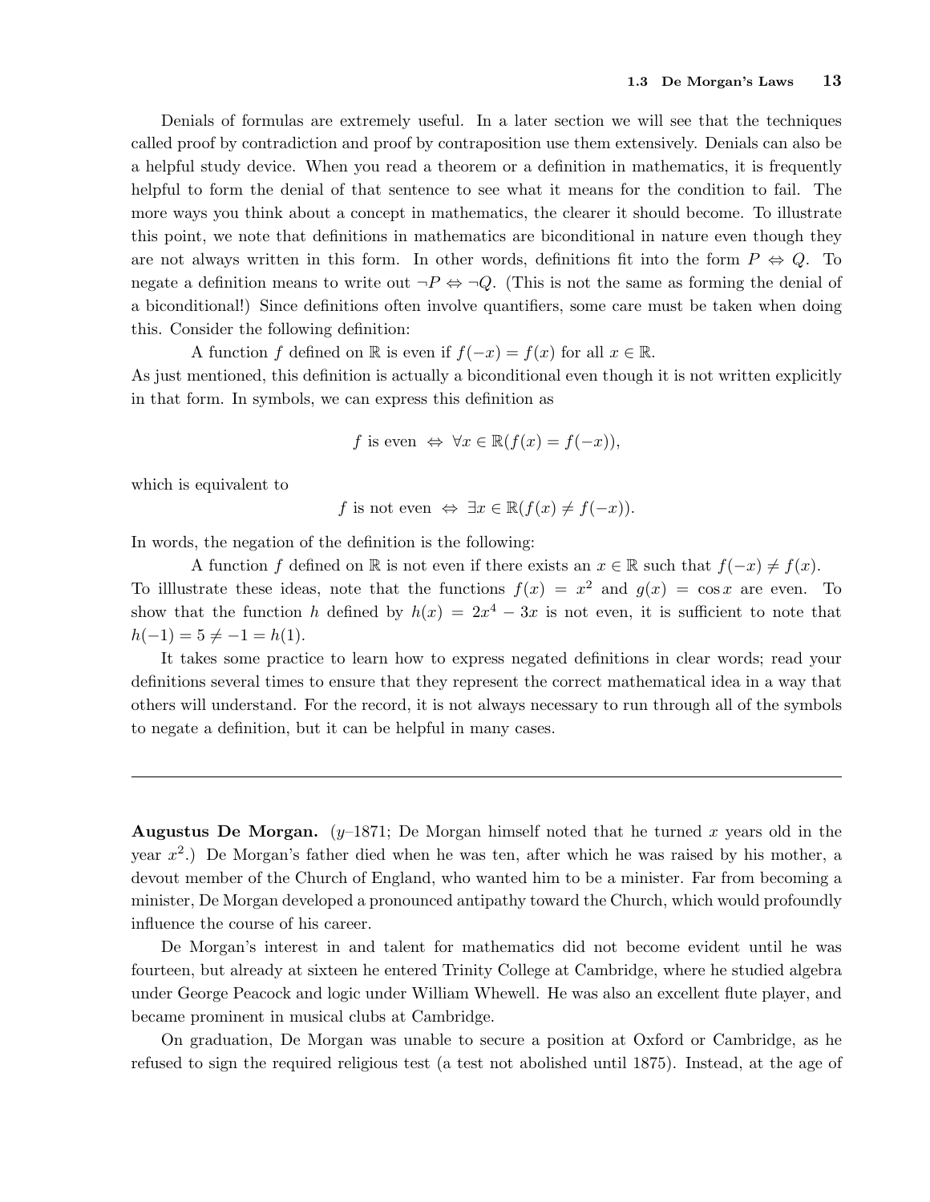Denials of formulas are extremely useful. In a later section we will see that the techniques called proof by contradiction and proof by contraposition use them extensively. Denials can also be a helpful study device. When you read a theorem or a definition in mathematics, it is frequently helpful to form the denial of that sentence to see what it means for the condition to fail. The more ways you think about a concept in mathematics, the clearer it should become. To illustrate this point, we note that definitions in mathematics are biconditional in nature even though they are not always written in this form. In other words, definitions fit into the form $P \Leftrightarrow Q$. To negate a definition means to write out $\neg P \Leftrightarrow \neg Q$. (This is not the same as forming the denial of a biconditional!) Since definitions often involve quantifiers, some care must be taken when doing this. Consider the following definition:

A function $f$ defined on $\mathbb{R}$ is even if $f(-x) = f(x)$ for all $x \in \mathbb{R}$.

As just mentioned, this definition is actually a biconditional even though it is not written explicitly in that form. In symbols, we can express this definition as

$$f \text{ is even } \Leftrightarrow \forall x \in \mathbb{R}(f(x) = f(-x)),$$

which is equivalent to

$$f \text{ is not even } \Leftrightarrow \exists x \in \mathbb{R}(f(x) \neq f(-x)).$$

In words, the negation of the definition is the following:

A function $f$ defined on $\mathbb{R}$ is not even if there exists an $x \in \mathbb{R}$ such that $f(-x) \neq f(x)$.

To illlustrate these ideas, note that the functions $f(x) = x^2$ and $g(x) = \cos x$ are even. To show that the function $h$ defined by $h(x) = 2x^4 - 3x$ is not even, it is sufficient to note that $h(-1) = 5 \neq -1 = h(1)$.

It takes some practice to learn how to express negated definitions in clear words; read your definitions several times to ensure that they represent the correct mathematical idea in a way that others will understand. For the record, it is not always necessary to run through all of the symbols to negate a definition, but it can be helpful in many cases.

---

**Augustus De Morgan.** ($y$–1871; De Morgan himself noted that he turned $x$ years old in the year $x^2$.) De Morgan's father died when he was ten, after which he was raised by his mother, a devout member of the Church of England, who wanted him to be a minister. Far from becoming a minister, De Morgan developed a pronounced antipathy toward the Church, which would profoundly influence the course of his career.

De Morgan's interest in and talent for mathematics did not become evident until he was fourteen, but already at sixteen he entered Trinity College at Cambridge, where he studied algebra under George Peacock and logic under William Whewell. He was also an excellent flute player, and became prominent in musical clubs at Cambridge.

On graduation, De Morgan was unable to secure a position at Oxford or Cambridge, as he refused to sign the required religious test (a test not abolished until 1875). Instead, at the age of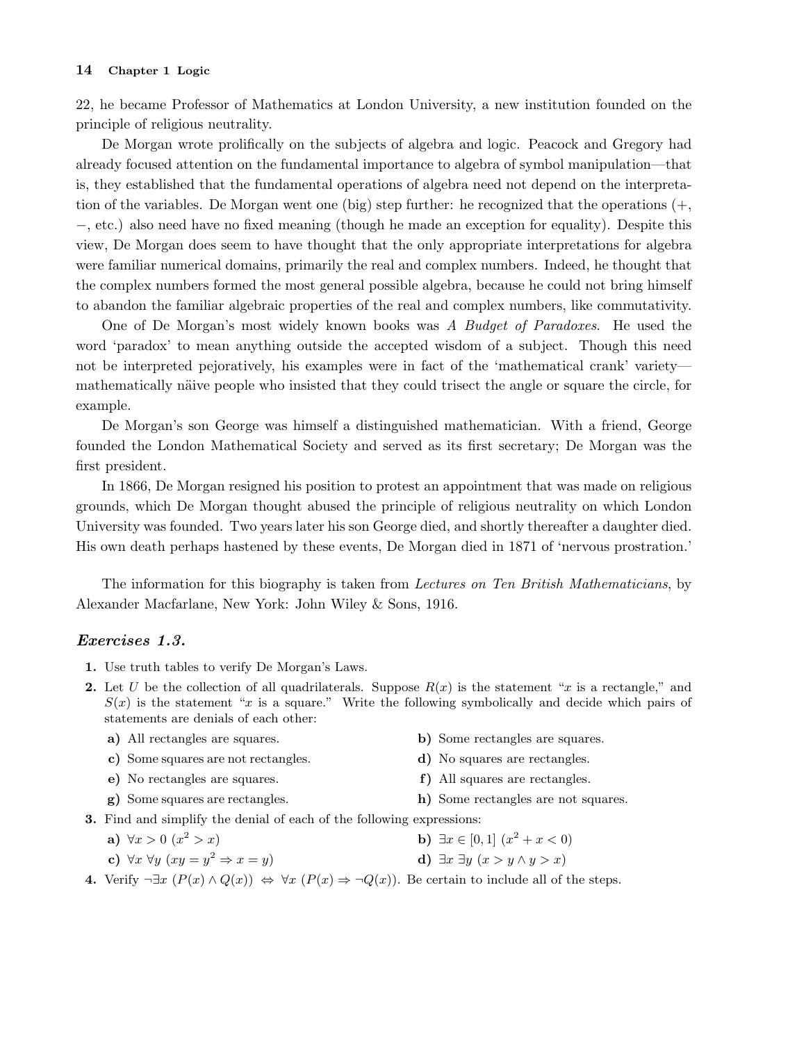22, he became Professor of Mathematics at London University, a new institution founded on the principle of religious neutrality.

De Morgan wrote prolifically on the subjects of algebra and logic. Peacock and Gregory had already focused attention on the fundamental importance to algebra of symbol manipulation—that is, they established that the fundamental operations of algebra need not depend on the interpretation of the variables. De Morgan went one (big) step further: he recognized that the operations (+, −, etc.) also need have no fixed meaning (though he made an exception for equality). Despite this view, De Morgan does seem to have thought that the only appropriate interpretations for algebra were familiar numerical domains, primarily the real and complex numbers. Indeed, he thought that the complex numbers formed the most general possible algebra, because he could not bring himself to abandon the familiar algebraic properties of the real and complex numbers, like commutativity.

One of De Morgan's most widely known books was *A Budget of Paradoxes*. He used the word 'paradox' to mean anything outside the accepted wisdom of a subject. Though this need not be interpreted pejoratively, his examples were in fact of the 'mathematical crank' variety—mathematically näive people who insisted that they could trisect the angle or square the circle, for example.

De Morgan's son George was himself a distinguished mathematician. With a friend, George founded the London Mathematical Society and served as its first secretary; De Morgan was the first president.

In 1866, De Morgan resigned his position to protest an appointment that was made on religious grounds, which De Morgan thought abused the principle of religious neutrality on which London University was founded. Two years later his son George died, and shortly thereafter a daughter died. His own death perhaps hastened by these events, De Morgan died in 1871 of 'nervous prostration.'

The information for this biography is taken from *Lectures on Ten British Mathematicians*, by Alexander Macfarlane, New York: John Wiley & Sons, 1916.

### *Exercises 1.3.*

**1.** Use truth tables to verify De Morgan's Laws.

**2.** Let $U$ be the collection of all quadrilaterals. Suppose $R(x)$ is the statement "$x$ is a rectangle," and $S(x)$ is the statement "$x$ is a square." Write the following symbolically and decide which pairs of statements are denials of each other:

- **a)** All rectangles are squares.
- **b)** Some rectangles are squares.
- **c)** Some squares are not rectangles.
- **d)** No squares are rectangles.
- **e)** No rectangles are squares.
- **f)** All squares are rectangles.
- **g)** Some squares are rectangles.
- **h)** Some rectangles are not squares.

**3.** Find and simplify the denial of each of the following expressions:

- **a)** $\forall x > 0 \; (x^2 > x)$
- **b)** $\exists x \in [0,1] \; (x^2 + x < 0)$
- **c)** $\forall x \; \forall y \; (xy = y^2 \Rightarrow x = y)$
- **d)** $\exists x \; \exists y \; (x > y \wedge y > x)$

**4.** Verify $\neg \exists x \; (P(x) \wedge Q(x)) \Leftrightarrow \forall x \; (P(x) \Rightarrow \neg Q(x))$. Be certain to include all of the steps.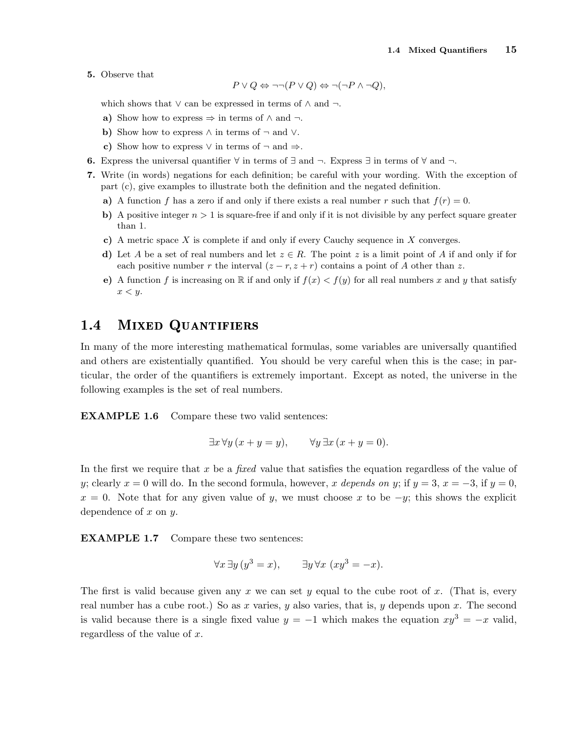5. Observe that

$$P \vee Q \Leftrightarrow \neg\neg(P \vee Q) \Leftrightarrow \neg(\neg P \wedge \neg Q),$$

which shows that $\vee$ can be expressed in terms of $\wedge$ and $\neg$.

**a)** Show how to express $\Rightarrow$ in terms of $\wedge$ and $\neg$.

**b)** Show how to express $\wedge$ in terms of $\neg$ and $\vee$.

**c)** Show how to express $\vee$ in terms of $\neg$ and $\Rightarrow$.

6. Express the universal quantifier $\forall$ in terms of $\exists$ and $\neg$. Express $\exists$ in terms of $\forall$ and $\neg$.

7. Write (in words) negations for each definition; be careful with your wording. With the exception of part (c), give examples to illustrate both the definition and the negated definition.

**a)** A function $f$ has a zero if and only if there exists a real number $r$ such that $f(r) = 0$.

**b)** A positive integer $n > 1$ is square-free if and only if it is not divisible by any perfect square greater than 1.

**c)** A metric space $X$ is complete if and only if every Cauchy sequence in $X$ converges.

**d)** Let $A$ be a set of real numbers and let $z \in R$. The point $z$ is a limit point of $A$ if and only if for each positive number $r$ the interval $(z - r, z + r)$ contains a point of $A$ other than $z$.

**e)** A function $f$ is increasing on $\mathbb{R}$ if and only if $f(x) < f(y)$ for all real numbers $x$ and $y$ that satisfy $x < y$.

## 1.4 Mixed Quantifiers

In many of the more interesting mathematical formulas, some variables are universally quantified and others are existentially quantified. You should be very careful when this is the case; in particular, the order of the quantifiers is extremely important. Except as noted, the universe in the following examples is the set of real numbers.

**EXAMPLE 1.6** Compare these two valid sentences:

$$\exists x\, \forall y\, (x + y = y), \qquad \forall y\, \exists x\, (x + y = 0).$$

In the first we require that $x$ be a *fixed* value that satisfies the equation regardless of the value of $y$; clearly $x = 0$ will do. In the second formula, however, $x$ *depends on* $y$; if $y = 3$, $x = -3$, if $y = 0$, $x = 0$. Note that for any given value of $y$, we must choose $x$ to be $-y$; this shows the explicit dependence of $x$ on $y$.

**EXAMPLE 1.7** Compare these two sentences:

$$\forall x\, \exists y\, (y^3 = x), \qquad \exists y\, \forall x\, (xy^3 = -x).$$

The first is valid because given any $x$ we can set $y$ equal to the cube root of $x$. (That is, every real number has a cube root.) So as $x$ varies, $y$ also varies, that is, $y$ depends upon $x$. The second is valid because there is a single fixed value $y = -1$ which makes the equation $xy^3 = -x$ valid, regardless of the value of $x$.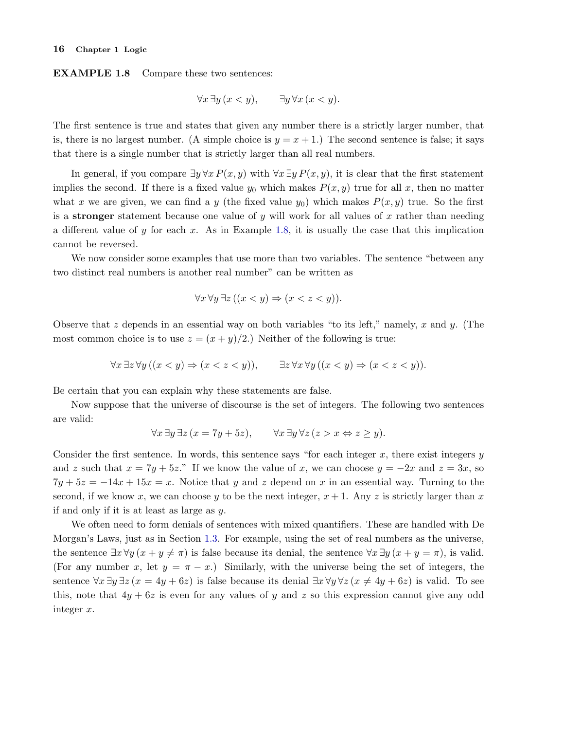**EXAMPLE 1.8** Compare these two sentences:

$$\forall x\, \exists y\, (x < y), \qquad \exists y\, \forall x\, (x < y).$$

The first sentence is true and states that given any number there is a strictly larger number, that is, there is no largest number. (A simple choice is $y = x + 1$.) The second sentence is false; it says that there is a single number that is strictly larger than all real numbers.

In general, if you compare $\exists y\, \forall x\, P(x, y)$ with $\forall x\, \exists y\, P(x, y)$, it is clear that the first statement implies the second. If there is a fixed value $y_0$ which makes $P(x, y)$ true for all $x$, then no matter what $x$ we are given, we can find a $y$ (the fixed value $y_0$) which makes $P(x, y)$ true. So the first is a **stronger** statement because one value of $y$ will work for all values of $x$ rather than needing a different value of $y$ for each $x$. As in Example 1.8, it is usually the case that this implication cannot be reversed.

We now consider some examples that use more than two variables. The sentence "between any two distinct real numbers is another real number" can be written as

$$\forall x\, \forall y\, \exists z\, ((x < y) \Rightarrow (x < z < y)).$$

Observe that $z$ depends in an essential way on both variables "to its left," namely, $x$ and $y$. (The most common choice is to use $z = (x + y)/2$.) Neither of the following is true:

$$\forall x\, \exists z\, \forall y\, ((x < y) \Rightarrow (x < z < y)), \qquad \exists z\, \forall x\, \forall y\, ((x < y) \Rightarrow (x < z < y)).$$

Be certain that you can explain why these statements are false.

Now suppose that the universe of discourse is the set of integers. The following two sentences are valid:

$$\forall x\, \exists y\, \exists z\, (x = 7y + 5z), \qquad \forall x\, \exists y\, \forall z\, (z > x \Leftrightarrow z \geq y).$$

Consider the first sentence. In words, this sentence says "for each integer $x$, there exist integers $y$ and $z$ such that $x = 7y + 5z$." If we know the value of $x$, we can choose $y = -2x$ and $z = 3x$, so $7y + 5z = -14x + 15x = x$. Notice that $y$ and $z$ depend on $x$ in an essential way. Turning to the second, if we know $x$, we can choose $y$ to be the next integer, $x + 1$. Any $z$ is strictly larger than $x$ if and only if it is at least as large as $y$.

We often need to form denials of sentences with mixed quantifiers. These are handled with De Morgan's Laws, just as in Section 1.3. For example, using the set of real numbers as the universe, the sentence $\exists x\, \forall y\, (x + y \neq \pi)$ is false because its denial, the sentence $\forall x\, \exists y\, (x + y = \pi)$, is valid. (For any number $x$, let $y = \pi - x$.) Similarly, with the universe being the set of integers, the sentence $\forall x\, \exists y\, \exists z\, (x = 4y + 6z)$ is false because its denial $\exists x\, \forall y\, \forall z\, (x \neq 4y + 6z)$ is valid. To see this, note that $4y + 6z$ is even for any values of $y$ and $z$ so this expression cannot give any odd integer $x$.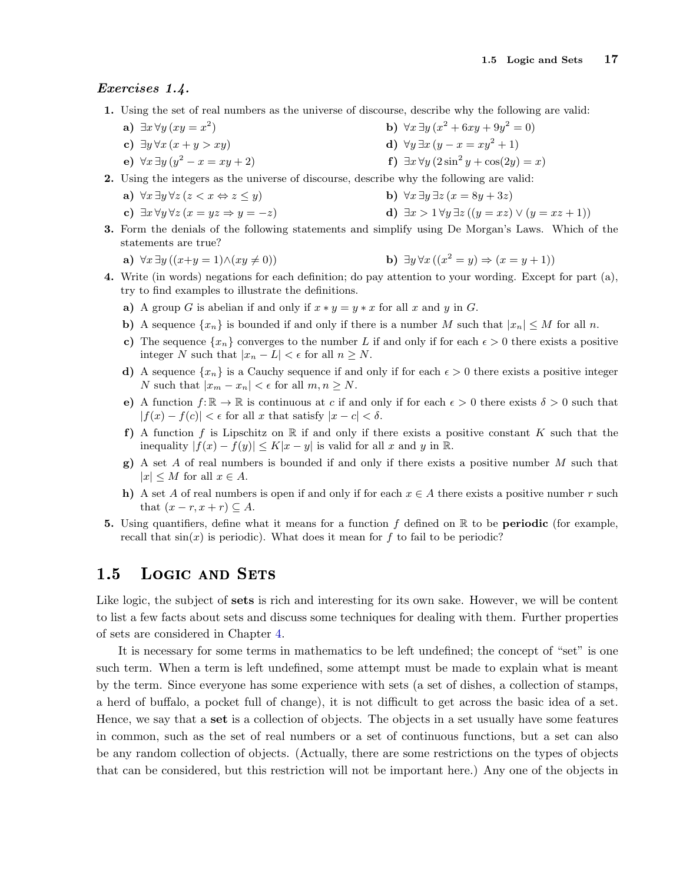### *Exercises 1.4.*

**1.** Using the set of real numbers as the universe of discourse, describe why the following are valid:

**a)** $\exists x\, \forall y\, (xy = x^2)$

**b)** $\forall x\, \exists y\, (x^2 + 6xy + 9y^2 = 0)$

**c)** $\exists y\, \forall x\, (x + y > xy)$

**d)** $\forall y\, \exists x\, (y - x = xy^2 + 1)$

**e)** $\forall x\, \exists y\, (y^2 - x = xy + 2)$

**f)** $\exists x\, \forall y\, (2\sin^2 y + \cos(2y) = x)$

**2.** Using the integers as the universe of discourse, describe why the following are valid:

**a)** $\forall x\, \exists y\, \forall z\, (z < x \Leftrightarrow z \leq y)$

**b)** $\forall x\, \exists y\, \exists z\, (x = 8y + 3z)$

**c)** $\exists x\, \forall y\, \forall z\, (x = yz \Rightarrow y = -z)$

**d)** $\exists x > 1\, \forall y\, \exists z\, ((y = xz) \vee (y = xz + 1))$

**3.** Form the denials of the following statements and simplify using De Morgan's Laws. Which of the statements are true?

**a)** $\forall x\, \exists y\, ((x+y = 1) \wedge (xy \neq 0))$

**b)** $\exists y\, \forall x\, ((x^2 = y) \Rightarrow (x = y + 1))$

**4.** Write (in words) negations for each definition; do pay attention to your wording. Except for part (a), try to find examples to illustrate the definitions.

**a)** A group $G$ is abelian if and only if $x * y = y * x$ for all $x$ and $y$ in $G$.

**b)** A sequence $\{x_n\}$ is bounded if and only if there is a number $M$ such that $|x_n| \leq M$ for all $n$.

**c)** The sequence $\{x_n\}$ converges to the number $L$ if and only if for each $\epsilon > 0$ there exists a positive integer $N$ such that $|x_n - L| < \epsilon$ for all $n \geq N$.

**d)** A sequence $\{x_n\}$ is a Cauchy sequence if and only if for each $\epsilon > 0$ there exists a positive integer $N$ such that $|x_m - x_n| < \epsilon$ for all $m, n \geq N$.

**e)** A function $f\colon \mathbb{R} \to \mathbb{R}$ is continuous at $c$ if and only if for each $\epsilon > 0$ there exists $\delta > 0$ such that $|f(x) - f(c)| < \epsilon$ for all $x$ that satisfy $|x - c| < \delta$.

**f)** A function $f$ is Lipschitz on $\mathbb{R}$ if and only if there exists a positive constant $K$ such that the inequality $|f(x) - f(y)| \leq K|x - y|$ is valid for all $x$ and $y$ in $\mathbb{R}$.

**g)** A set $A$ of real numbers is bounded if and only if there exists a positive number $M$ such that $|x| \leq M$ for all $x \in A$.

**h)** A set $A$ of real numbers is open if and only if for each $x \in A$ there exists a positive number $r$ such that $(x - r, x + r) \subseteq A$.

**5.** Using quantifiers, define what it means for a function $f$ defined on $\mathbb{R}$ to be **periodic** (for example, recall that $\sin(x)$ is periodic). What does it mean for $f$ to fail to be periodic?

## 1.5 Logic and Sets

Like logic, the subject of **sets** is rich and interesting for its own sake. However, we will be content to list a few facts about sets and discuss some techniques for dealing with them. Further properties of sets are considered in Chapter 4.

It is necessary for some terms in mathematics to be left undefined; the concept of "set" is one such term. When a term is left undefined, some attempt must be made to explain what is meant by the term. Since everyone has some experience with sets (a set of dishes, a collection of stamps, a herd of buffalo, a pocket full of change), it is not difficult to get across the basic idea of a set. Hence, we say that a **set** is a collection of objects. The objects in a set usually have some features in common, such as the set of real numbers or a set of continuous functions, but a set can also be any random collection of objects. (Actually, there are some restrictions on the types of objects that can be considered, but this restriction will not be important here.) Any one of the objects in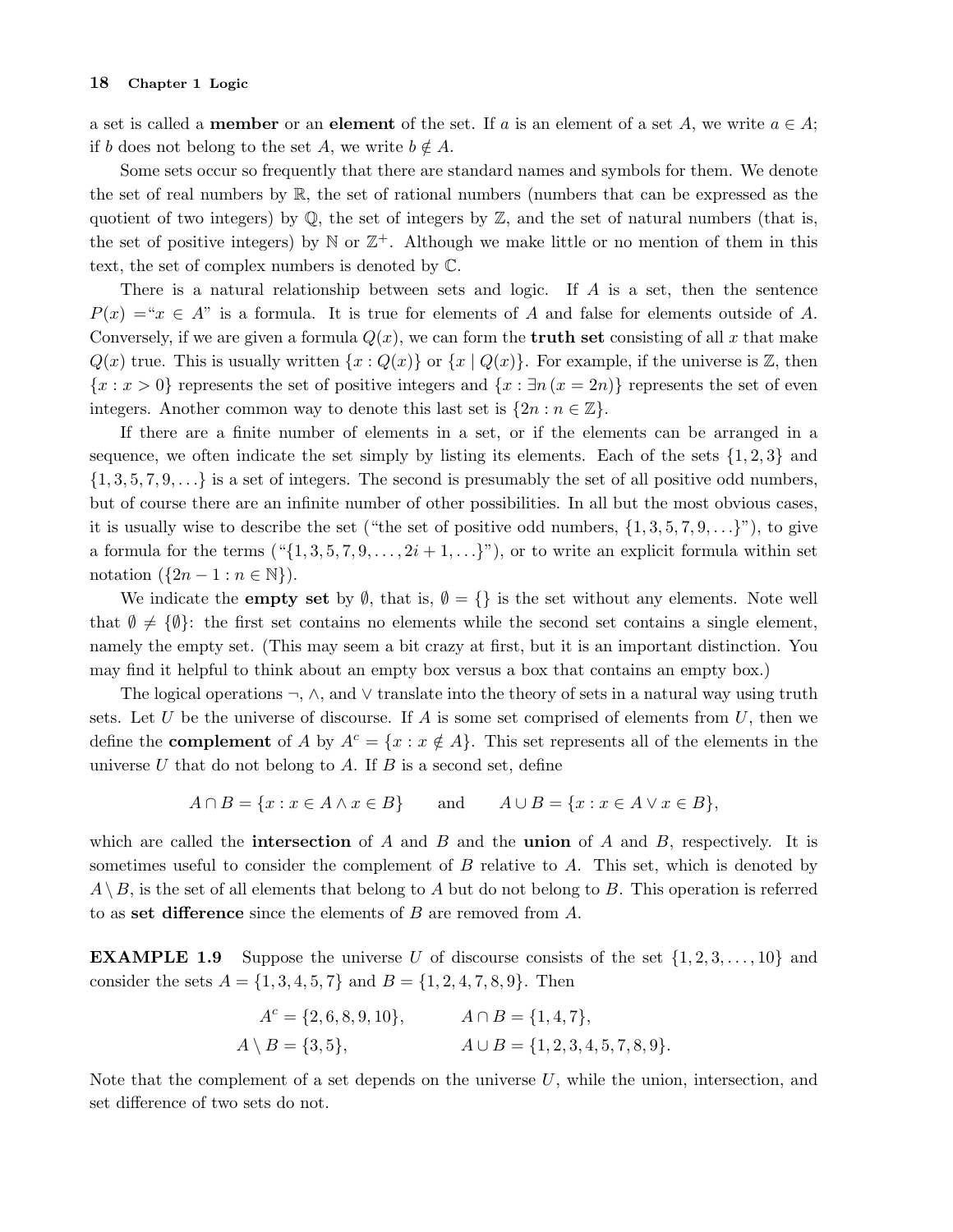a set is called a **member** or an **element** of the set. If $a$ is an element of a set $A$, we write $a \in A$; if $b$ does not belong to the set $A$, we write $b \notin A$.

Some sets occur so frequently that there are standard names and symbols for them. We denote the set of real numbers by $\mathbb{R}$, the set of rational numbers (numbers that can be expressed as the quotient of two integers) by $\mathbb{Q}$, the set of integers by $\mathbb{Z}$, and the set of natural numbers (that is, the set of positive integers) by $\mathbb{N}$ or $\mathbb{Z}^+$. Although we make little or no mention of them in this text, the set of complex numbers is denoted by $\mathbb{C}$.

There is a natural relationship between sets and logic. If $A$ is a set, then the sentence $P(x) =$ "$x \in A$" is a formula. It is true for elements of $A$ and false for elements outside of $A$. Conversely, if we are given a formula $Q(x)$, we can form the **truth set** consisting of all $x$ that make $Q(x)$ true. This is usually written $\{x : Q(x)\}$ or $\{x \mid Q(x)\}$. For example, if the universe is $\mathbb{Z}$, then $\{x : x > 0\}$ represents the set of positive integers and $\{x : \exists n\, (x = 2n)\}$ represents the set of even integers. Another common way to denote this last set is $\{2n : n \in \mathbb{Z}\}$.

If there are a finite number of elements in a set, or if the elements can be arranged in a sequence, we often indicate the set simply by listing its elements. Each of the sets $\{1, 2, 3\}$ and $\{1, 3, 5, 7, 9, \ldots\}$ is a set of integers. The second is presumably the set of all positive odd numbers, but of course there are an infinite number of other possibilities. In all but the most obvious cases, it is usually wise to describe the set ("the set of positive odd numbers, $\{1, 3, 5, 7, 9, \ldots\}$"), to give a formula for the terms ("$\{1, 3, 5, 7, 9, \ldots, 2i + 1, \ldots\}$"), or to write an explicit formula within set notation ($\{2n - 1 : n \in \mathbb{N}\}$).

We indicate the **empty set** by $\emptyset$, that is, $\emptyset = \{\}$ is the set without any elements. Note well that $\emptyset \neq \{\emptyset\}$: the first set contains no elements while the second set contains a single element, namely the empty set. (This may seem a bit crazy at first, but it is an important distinction. You may find it helpful to think about an empty box versus a box that contains an empty box.)

The logical operations $\neg$, $\wedge$, and $\vee$ translate into the theory of sets in a natural way using truth sets. Let $U$ be the universe of discourse. If $A$ is some set comprised of elements from $U$, then we define the **complement** of $A$ by $A^c = \{x : x \notin A\}$. This set represents all of the elements in the universe $U$ that do not belong to $A$. If $B$ is a second set, define

$$A \cap B = \{x : x \in A \wedge x \in B\} \qquad \text{and} \qquad A \cup B = \{x : x \in A \vee x \in B\},$$

which are called the **intersection** of $A$ and $B$ and the **union** of $A$ and $B$, respectively. It is sometimes useful to consider the complement of $B$ relative to $A$. This set, which is denoted by $A \setminus B$, is the set of all elements that belong to $A$ but do not belong to $B$. This operation is referred to as **set difference** since the elements of $B$ are removed from $A$.

**EXAMPLE 1.9** Suppose the universe $U$ of discourse consists of the set $\{1, 2, 3, \ldots, 10\}$ and consider the sets $A = \{1, 3, 4, 5, 7\}$ and $B = \{1, 2, 4, 7, 8, 9\}$. Then

$$A^c = \{2, 6, 8, 9, 10\}, \qquad A \cap B = \{1, 4, 7\},$$
$$A \setminus B = \{3, 5\}, \qquad A \cup B = \{1, 2, 3, 4, 5, 7, 8, 9\}.$$

Note that the complement of a set depends on the universe $U$, while the union, intersection, and set difference of two sets do not.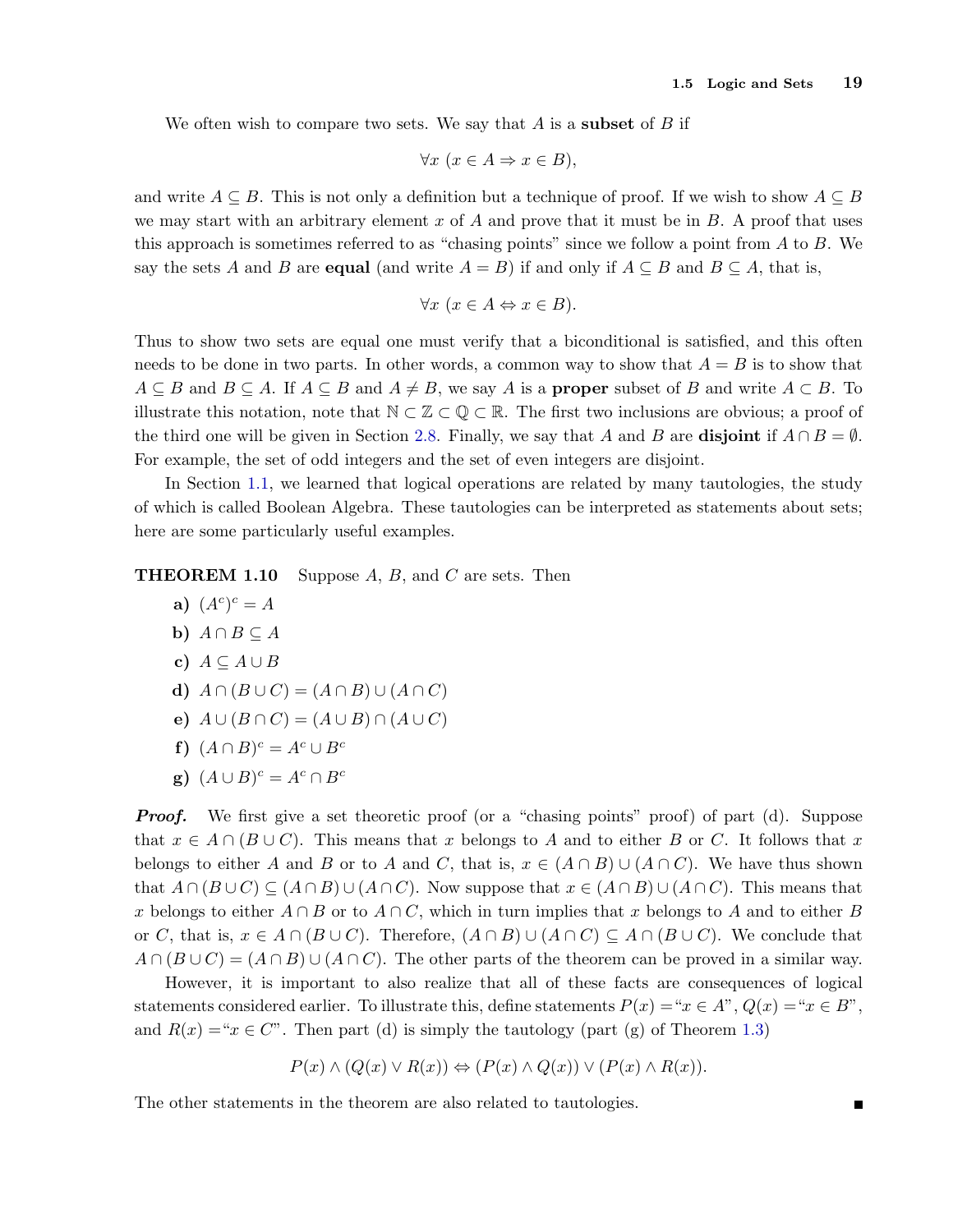We often wish to compare two sets. We say that $A$ is a **subset** of $B$ if

$$\forall x \ (x \in A \Rightarrow x \in B),$$

and write $A \subseteq B$. This is not only a definition but a technique of proof. If we wish to show $A \subseteq B$ we may start with an arbitrary element $x$ of $A$ and prove that it must be in $B$. A proof that uses this approach is sometimes referred to as "chasing points" since we follow a point from $A$ to $B$. We say the sets $A$ and $B$ are **equal** (and write $A = B$) if and only if $A \subseteq B$ and $B \subseteq A$, that is,

$$\forall x \ (x \in A \Leftrightarrow x \in B).$$

Thus to show two sets are equal one must verify that a biconditional is satisfied, and this often needs to be done in two parts. In other words, a common way to show that $A = B$ is to show that $A \subseteq B$ and $B \subseteq A$. If $A \subseteq B$ and $A \neq B$, we say $A$ is a **proper** subset of $B$ and write $A \subset B$. To illustrate this notation, note that $\mathbb{N} \subset \mathbb{Z} \subset \mathbb{Q} \subset \mathbb{R}$. The first two inclusions are obvious; a proof of the third one will be given in Section 2.8. Finally, we say that $A$ and $B$ are **disjoint** if $A \cap B = \emptyset$. For example, the set of odd integers and the set of even integers are disjoint.

In Section 1.1, we learned that logical operations are related by many tautologies, the study of which is called Boolean Algebra. These tautologies can be interpreted as statements about sets; here are some particularly useful examples.

**THEOREM 1.10** Suppose $A$, $B$, and $C$ are sets. Then

**a)** $(A^c)^c = A$

**b)** $A \cap B \subseteq A$

**c)** $A \subseteq A \cup B$

**d)** $A \cap (B \cup C) = (A \cap B) \cup (A \cap C)$

**e)** $A \cup (B \cap C) = (A \cup B) \cap (A \cup C)$

**f)** $(A \cap B)^c = A^c \cup B^c$

**g)** $(A \cup B)^c = A^c \cap B^c$

***Proof.*** We first give a set theoretic proof (or a "chasing points" proof) of part (d). Suppose that $x \in A \cap (B \cup C)$. This means that $x$ belongs to $A$ and to either $B$ or $C$. It follows that $x$ belongs to either $A$ and $B$ or to $A$ and $C$, that is, $x \in (A \cap B) \cup (A \cap C)$. We have thus shown that $A \cap (B \cup C) \subseteq (A \cap B) \cup (A \cap C)$. Now suppose that $x \in (A \cap B) \cup (A \cap C)$. This means that $x$ belongs to either $A \cap B$ or to $A \cap C$, which in turn implies that $x$ belongs to $A$ and to either $B$ or $C$, that is, $x \in A \cap (B \cup C)$. Therefore, $(A \cap B) \cup (A \cap C) \subseteq A \cap (B \cup C)$. We conclude that $A \cap (B \cup C) = (A \cap B) \cup (A \cap C)$. The other parts of the theorem can be proved in a similar way.

However, it is important to also realize that all of these facts are consequences of logical statements considered earlier. To illustrate this, define statements $P(x) =$"$x \in A$", $Q(x) =$"$x \in B$", and $R(x) =$"$x \in C$". Then part (d) is simply the tautology (part (g) of Theorem 1.3)

$$P(x) \wedge (Q(x) \vee R(x)) \Leftrightarrow (P(x) \wedge Q(x)) \vee (P(x) \wedge R(x)).$$

The other statements in the theorem are also related to tautologies. ∎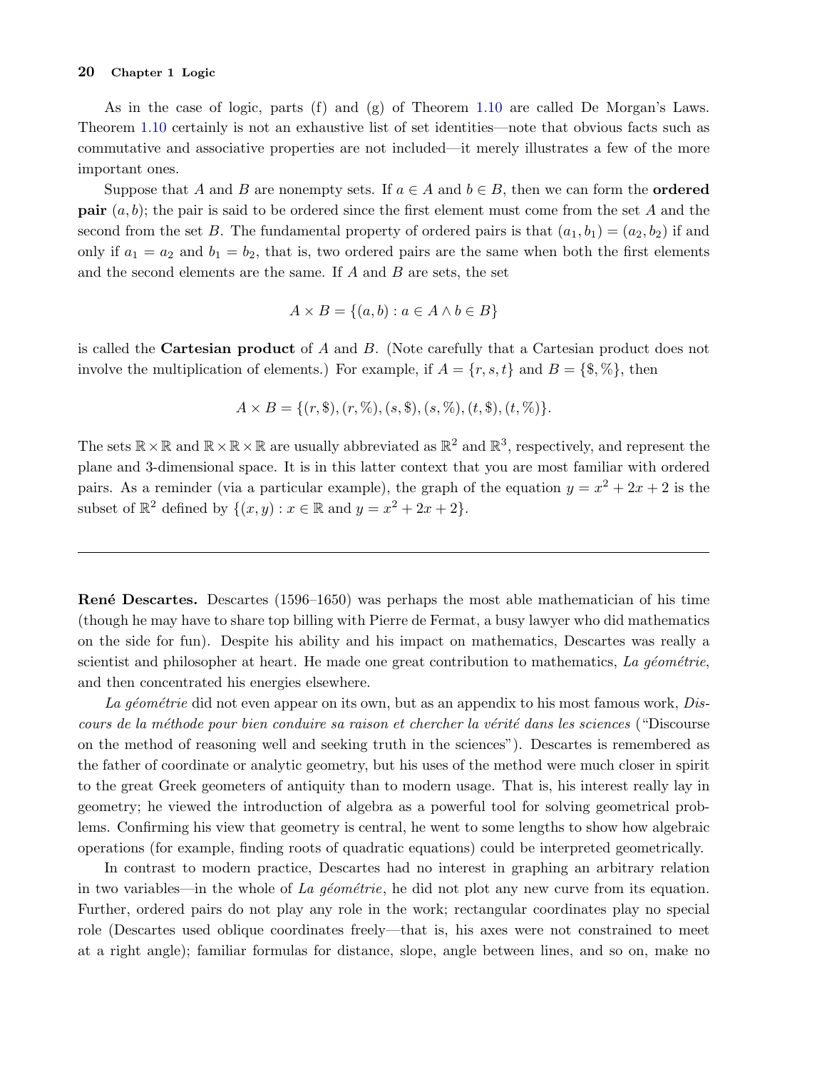As in the case of logic, parts (f) and (g) of Theorem 1.10 are called De Morgan's Laws. Theorem 1.10 certainly is not an exhaustive list of set identities—note that obvious facts such as commutative and associative properties are not included—it merely illustrates a few of the more important ones.

Suppose that $A$ and $B$ are nonempty sets. If $a \in A$ and $b \in B$, then we can form the **ordered pair** $(a, b)$; the pair is said to be ordered since the first element must come from the set $A$ and the second from the set $B$. The fundamental property of ordered pairs is that $(a_1, b_1) = (a_2, b_2)$ if and only if $a_1 = a_2$ and $b_1 = b_2$, that is, two ordered pairs are the same when both the first elements and the second elements are the same. If $A$ and $B$ are sets, the set

$$A \times B = \{(a, b) : a \in A \wedge b \in B\}$$

is called the **Cartesian product** of $A$ and $B$. (Note carefully that a Cartesian product does not involve the multiplication of elements.) For example, if $A = \{r, s, t\}$ and $B = \{\$, \%\}$, then

$$A \times B = \{(r, \$), (r, \%), (s, \$), (s, \%), (t, \$), (t, \%)\}.$$

The sets $\mathbb{R} \times \mathbb{R}$ and $\mathbb{R} \times \mathbb{R} \times \mathbb{R}$ are usually abbreviated as $\mathbb{R}^2$ and $\mathbb{R}^3$, respectively, and represent the plane and 3-dimensional space. It is in this latter context that you are most familiar with ordered pairs. As a reminder (via a particular example), the graph of the equation $y = x^2 + 2x + 2$ is the subset of $\mathbb{R}^2$ defined by $\{(x, y) : x \in \mathbb{R} \text{ and } y = x^2 + 2x + 2\}$.

---

**René Descartes.** Descartes (1596–1650) was perhaps the most able mathematician of his time (though he may have to share top billing with Pierre de Fermat, a busy lawyer who did mathematics on the side for fun). Despite his ability and his impact on mathematics, Descartes was really a scientist and philosopher at heart. He made one great contribution to mathematics, *La géométrie*, and then concentrated his energies elsewhere.

*La géométrie* did not even appear on its own, but as an appendix to his most famous work, *Discours de la méthode pour bien conduire sa raison et chercher la vérité dans les sciences* ("Discourse on the method of reasoning well and seeking truth in the sciences"). Descartes is remembered as the father of coordinate or analytic geometry, but his uses of the method were much closer in spirit to the great Greek geometers of antiquity than to modern usage. That is, his interest really lay in geometry; he viewed the introduction of algebra as a powerful tool for solving geometrical problems. Confirming his view that geometry is central, he went to some lengths to show how algebraic operations (for example, finding roots of quadratic equations) could be interpreted geometrically.

In contrast to modern practice, Descartes had no interest in graphing an arbitrary relation in two variables—in the whole of *La géométrie*, he did not plot any new curve from its equation. Further, ordered pairs do not play any role in the work; rectangular coordinates play no special role (Descartes used oblique coordinates freely—that is, his axes were not constrained to meet at a right angle); familiar formulas for distance, slope, angle between lines, and so on, make no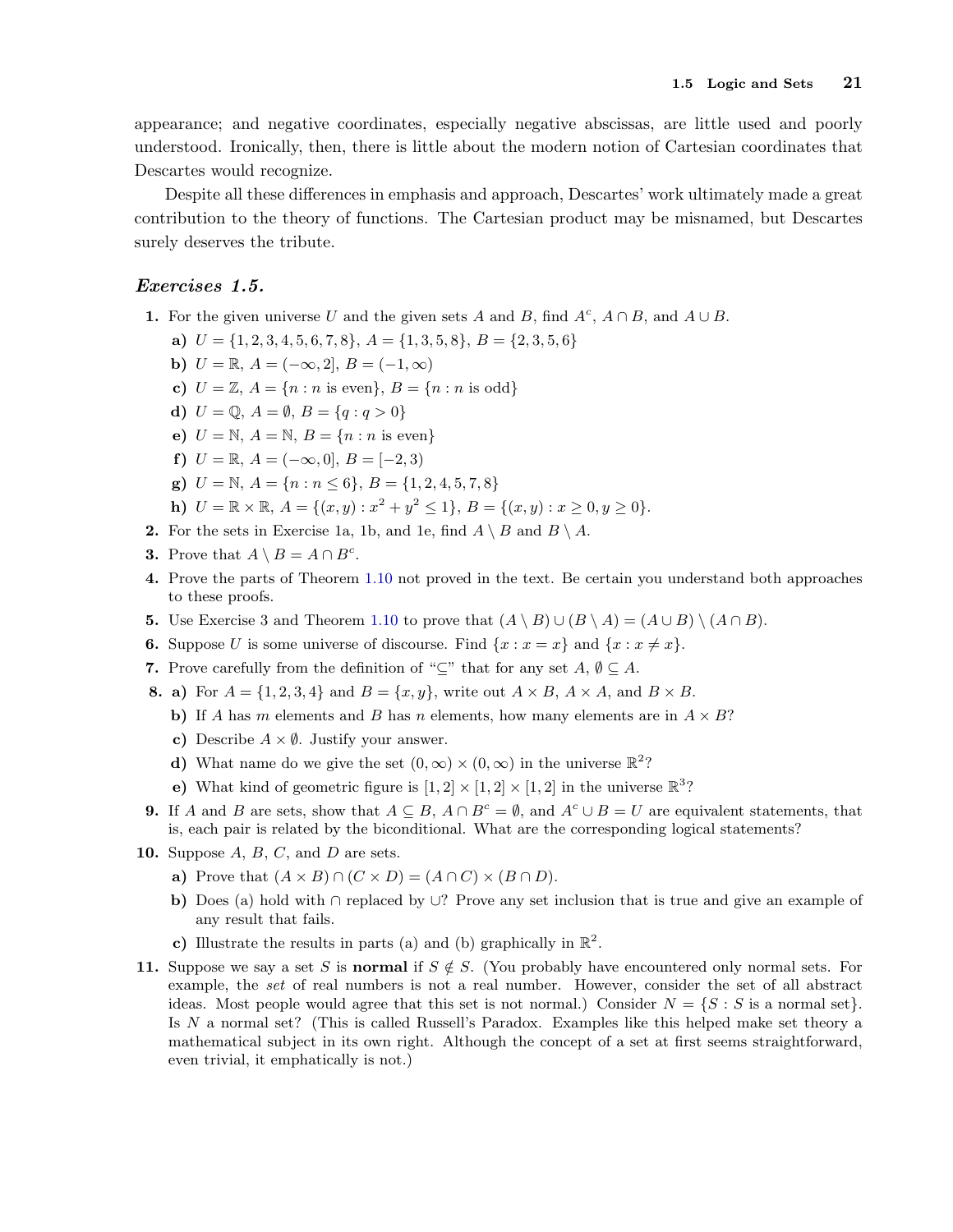appearance; and negative coordinates, especially negative abscissas, are little used and poorly understood. Ironically, then, there is little about the modern notion of Cartesian coordinates that Descartes would recognize.

Despite all these differences in emphasis and approach, Descartes' work ultimately made a great contribution to the theory of functions. The Cartesian product may be misnamed, but Descartes surely deserves the tribute.

### *Exercises 1.5.*

**1.** For the given universe $U$ and the given sets $A$ and $B$, find $A^c$, $A \cap B$, and $A \cup B$.

- **a)** $U = \{1, 2, 3, 4, 5, 6, 7, 8\}$, $A = \{1, 3, 5, 8\}$, $B = \{2, 3, 5, 6\}$
- **b)** $U = \mathbb{R}$, $A = (-\infty, 2]$, $B = (-1, \infty)$
- **c)** $U = \mathbb{Z}$, $A = \{n : n \text{ is even}\}$, $B = \{n : n \text{ is odd}\}$
- **d)** $U = \mathbb{Q}$, $A = \emptyset$, $B = \{q : q > 0\}$
- **e)** $U = \mathbb{N}$, $A = \mathbb{N}$, $B = \{n : n \text{ is even}\}$
- **f)** $U = \mathbb{R}$, $A = (-\infty, 0]$, $B = [-2, 3)$
- **g)** $U = \mathbb{N}$, $A = \{n : n \leq 6\}$, $B = \{1, 2, 4, 5, 7, 8\}$
- **h)** $U = \mathbb{R} \times \mathbb{R}$, $A = \{(x, y) : x^2 + y^2 \leq 1\}$, $B = \{(x, y) : x \geq 0, y \geq 0\}$.

**2.** For the sets in Exercise 1a, 1b, and 1e, find $A \setminus B$ and $B \setminus A$.

**3.** Prove that $A \setminus B = A \cap B^c$.

**4.** Prove the parts of Theorem 1.10 not proved in the text. Be certain you understand both approaches to these proofs.

**5.** Use Exercise 3 and Theorem 1.10 to prove that $(A \setminus B) \cup (B \setminus A) = (A \cup B) \setminus (A \cap B)$.

**6.** Suppose $U$ is some universe of discourse. Find $\{x : x = x\}$ and $\{x : x \neq x\}$.

**7.** Prove carefully from the definition of "$\subseteq$" that for any set $A$, $\emptyset \subseteq A$.

**8.**
- **a)** For $A = \{1, 2, 3, 4\}$ and $B = \{x, y\}$, write out $A \times B$, $A \times A$, and $B \times B$.
- **b)** If $A$ has $m$ elements and $B$ has $n$ elements, how many elements are in $A \times B$?
- **c)** Describe $A \times \emptyset$. Justify your answer.
- **d)** What name do we give the set $(0, \infty) \times (0, \infty)$ in the universe $\mathbb{R}^2$?
- **e)** What kind of geometric figure is $[1, 2] \times [1, 2] \times [1, 2]$ in the universe $\mathbb{R}^3$?

**9.** If $A$ and $B$ are sets, show that $A \subseteq B$, $A \cap B^c = \emptyset$, and $A^c \cup B = U$ are equivalent statements, that is, each pair is related by the biconditional. What are the corresponding logical statements?

**10.** Suppose $A$, $B$, $C$, and $D$ are sets.

- **a)** Prove that $(A \times B) \cap (C \times D) = (A \cap C) \times (B \cap D)$.
- **b)** Does (a) hold with $\cap$ replaced by $\cup$? Prove any set inclusion that is true and give an example of any result that fails.
- **c)** Illustrate the results in parts (a) and (b) graphically in $\mathbb{R}^2$.

**11.** Suppose we say a set $S$ is **normal** if $S \notin S$. (You probably have encountered only normal sets. For example, the *set* of real numbers is not a real number. However, consider the set of all abstract ideas. Most people would agree that this set is not normal.) Consider $N = \{S : S \text{ is a normal set}\}$. Is $N$ a normal set? (This is called Russell's Paradox. Examples like this helped make set theory a mathematical subject in its own right. Although the concept of a set at first seems straightforward, even trivial, it emphatically is not.)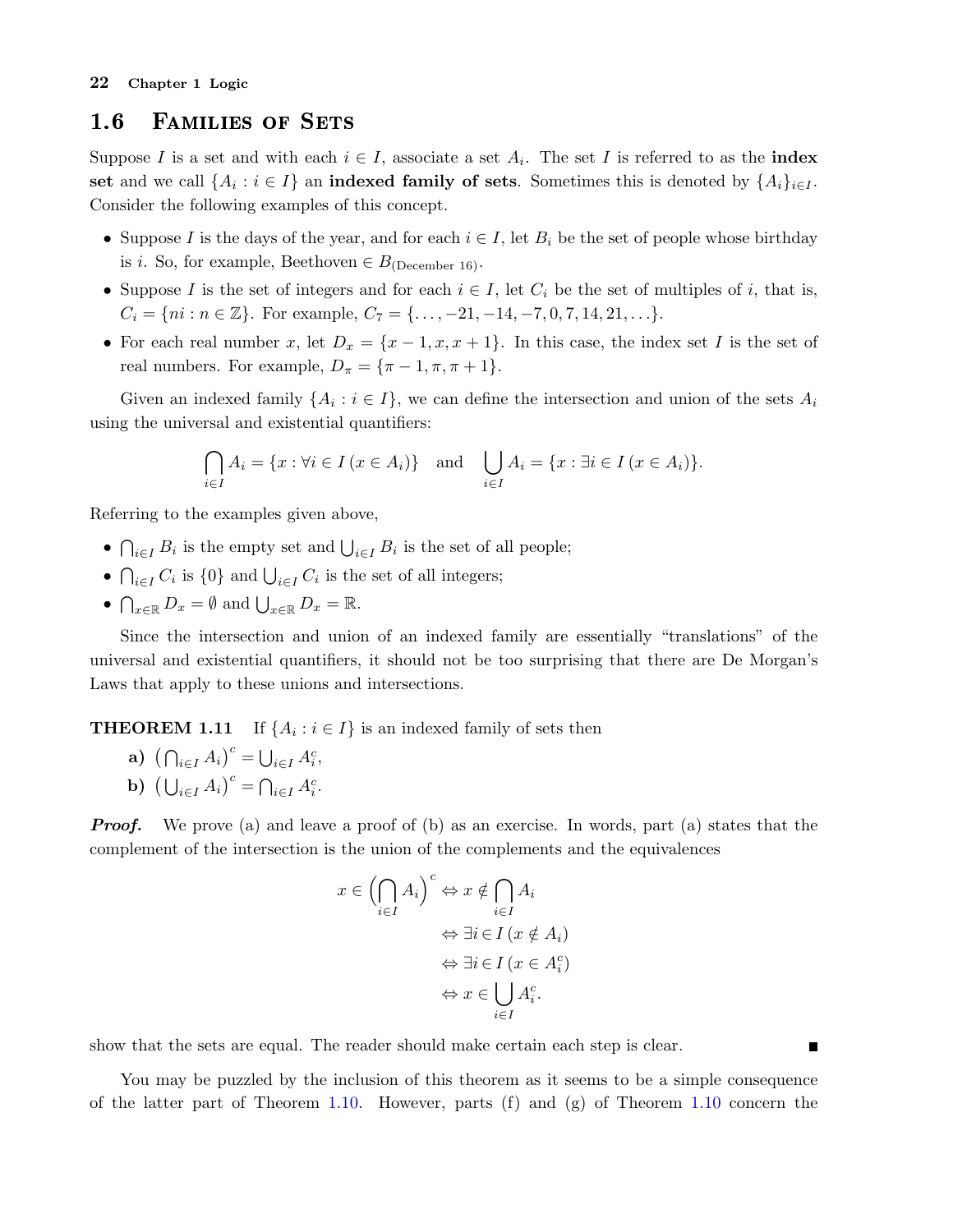## 1.6 Families of Sets

Suppose $I$ is a set and with each $i \in I$, associate a set $A_i$. The set $I$ is referred to as the **index set** and we call $\{A_i : i \in I\}$ an **indexed family of sets**. Sometimes this is denoted by $\{A_i\}_{i \in I}$. Consider the following examples of this concept.

- Suppose $I$ is the days of the year, and for each $i \in I$, let $B_i$ be the set of people whose birthday is $i$. So, for example, Beethoven $\in B_{(\text{December } 16)}$.
- Suppose $I$ is the set of integers and for each $i \in I$, let $C_i$ be the set of multiples of $i$, that is, $C_i = \{ni : n \in \mathbb{Z}\}$. For example, $C_7 = \{\ldots, -21, -14, -7, 0, 7, 14, 21, \ldots\}$.
- For each real number $x$, let $D_x = \{x-1, x, x+1\}$. In this case, the index set $I$ is the set of real numbers. For example, $D_\pi = \{\pi - 1, \pi, \pi + 1\}$.

Given an indexed family $\{A_i : i \in I\}$, we can define the intersection and union of the sets $A_i$ using the universal and existential quantifiers:

$$\bigcap_{i \in I} A_i = \{x : \forall i \in I\,(x \in A_i)\} \quad \text{and} \quad \bigcup_{i \in I} A_i = \{x : \exists i \in I\,(x \in A_i)\}.$$

Referring to the examples given above,

- $\bigcap_{i \in I} B_i$ is the empty set and $\bigcup_{i \in I} B_i$ is the set of all people;
- $\bigcap_{i \in I} C_i$ is $\{0\}$ and $\bigcup_{i \in I} C_i$ is the set of all integers;
- $\bigcap_{x \in \mathbb{R}} D_x = \emptyset$ and $\bigcup_{x \in \mathbb{R}} D_x = \mathbb{R}$.

Since the intersection and union of an indexed family are essentially "translations" of the universal and existential quantifiers, it should not be too surprising that there are De Morgan's Laws that apply to these unions and intersections.

**THEOREM 1.11** If $\{A_i : i \in I\}$ is an indexed family of sets then

**a)** $\left(\bigcap_{i \in I} A_i\right)^c = \bigcup_{i \in I} A_i^c$,

**b)** $\left(\bigcup_{i \in I} A_i\right)^c = \bigcap_{i \in I} A_i^c$.

***Proof.*** We prove (a) and leave a proof of (b) as an exercise. In words, part (a) states that the complement of the intersection is the union of the complements and the equivalences

$$\begin{aligned} x \in \Big(\bigcap_{i \in I} A_i\Big)^c &\Leftrightarrow x \notin \bigcap_{i \in I} A_i \\ &\Leftrightarrow \exists i \in I\,(x \notin A_i) \\ &\Leftrightarrow \exists i \in I\,(x \in A_i^c) \\ &\Leftrightarrow x \in \bigcup_{i \in I} A_i^c. \end{aligned}$$

show that the sets are equal. The reader should make certain each step is clear. ∎

You may be puzzled by the inclusion of this theorem as it seems to be a simple consequence of the latter part of Theorem 1.10. However, parts (f) and (g) of Theorem 1.10 concern the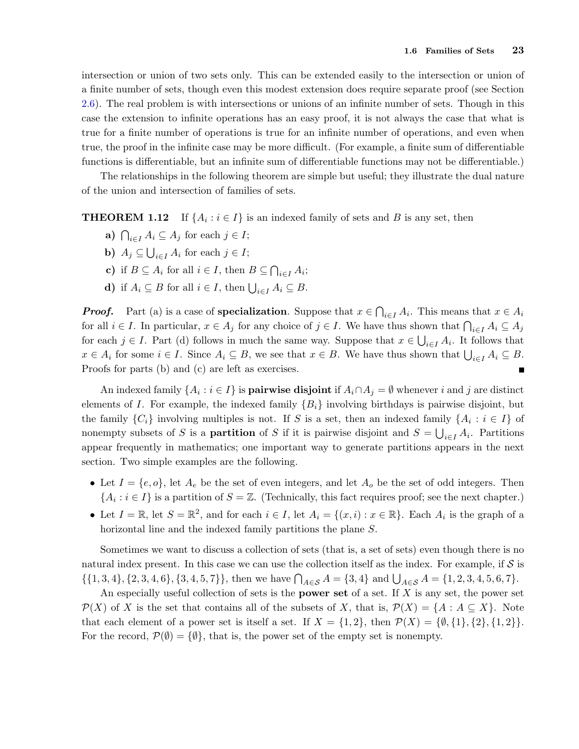intersection or union of two sets only. This can be extended easily to the intersection or union of a finite number of sets, though even this modest extension does require separate proof (see Section 2.6). The real problem is with intersections or unions of an infinite number of sets. Though in this case the extension to infinite operations has an easy proof, it is not always the case that what is true for a finite number of operations is true for an infinite number of operations, and even when true, the proof in the infinite case may be more difficult. (For example, a finite sum of differentiable functions is differentiable, but an infinite sum of differentiable functions may not be differentiable.)

The relationships in the following theorem are simple but useful; they illustrate the dual nature of the union and intersection of families of sets.

**THEOREM 1.12** If $\{A_i : i \in I\}$ is an indexed family of sets and $B$ is any set, then

- **a)** $\bigcap_{i\in I} A_i \subseteq A_j$ for each $j \in I$;
- **b)** $A_j \subseteq \bigcup_{i\in I} A_i$ for each $j \in I$;
- **c)** if $B \subseteq A_i$ for all $i \in I$, then $B \subseteq \bigcap_{i\in I} A_i$;
- **d)** if $A_i \subseteq B$ for all $i \in I$, then $\bigcup_{i\in I} A_i \subseteq B$.

***Proof.*** Part (a) is a case of **specialization**. Suppose that $x \in \bigcap_{i\in I} A_i$. This means that $x \in A_i$ for all $i \in I$. In particular, $x \in A_j$ for any choice of $j \in I$. We have thus shown that $\bigcap_{i\in I} A_i \subseteq A_j$ for each $j \in I$. Part (d) follows in much the same way. Suppose that $x \in \bigcup_{i\in I} A_i$. It follows that $x \in A_i$ for some $i \in I$. Since $A_i \subseteq B$, we see that $x \in B$. We have thus shown that $\bigcup_{i\in I} A_i \subseteq B$. Proofs for parts (b) and (c) are left as exercises. ∎

An indexed family $\{A_i : i \in I\}$ is **pairwise disjoint** if $A_i \cap A_j = \emptyset$ whenever $i$ and $j$ are distinct elements of $I$. For example, the indexed family $\{B_i\}$ involving birthdays is pairwise disjoint, but the family $\{C_i\}$ involving multiples is not. If $S$ is a set, then an indexed family $\{A_i : i \in I\}$ of nonempty subsets of $S$ is a **partition** of $S$ if it is pairwise disjoint and $S = \bigcup_{i\in I} A_i$. Partitions appear frequently in mathematics; one important way to generate partitions appears in the next section. Two simple examples are the following.

- Let $I = \{e, o\}$, let $A_e$ be the set of even integers, and let $A_o$ be the set of odd integers. Then $\{A_i : i \in I\}$ is a partition of $S = \mathbb{Z}$. (Technically, this fact requires proof; see the next chapter.)
- Let $I = \mathbb{R}$, let $S = \mathbb{R}^2$, and for each $i \in I$, let $A_i = \{(x, i) : x \in \mathbb{R}\}$. Each $A_i$ is the graph of a horizontal line and the indexed family partitions the plane $S$.

Sometimes we want to discuss a collection of sets (that is, a set of sets) even though there is no natural index present. In this case we can use the collection itself as the index. For example, if $\mathcal{S}$ is $\{\{1, 3, 4\}, \{2, 3, 4, 6\}, \{3, 4, 5, 7\}\}$, then we have $\bigcap_{A\in\mathcal{S}} A = \{3, 4\}$ and $\bigcup_{A\in\mathcal{S}} A = \{1, 2, 3, 4, 5, 6, 7\}$.

An especially useful collection of sets is the **power set** of a set. If $X$ is any set, the power set $\mathcal{P}(X)$ of $X$ is the set that contains all of the subsets of $X$, that is, $\mathcal{P}(X) = \{A : A \subseteq X\}$. Note that each element of a power set is itself a set. If $X = \{1, 2\}$, then $\mathcal{P}(X) = \{\emptyset, \{1\}, \{2\}, \{1, 2\}\}$. For the record, $\mathcal{P}(\emptyset) = \{\emptyset\}$, that is, the power set of the empty set is nonempty.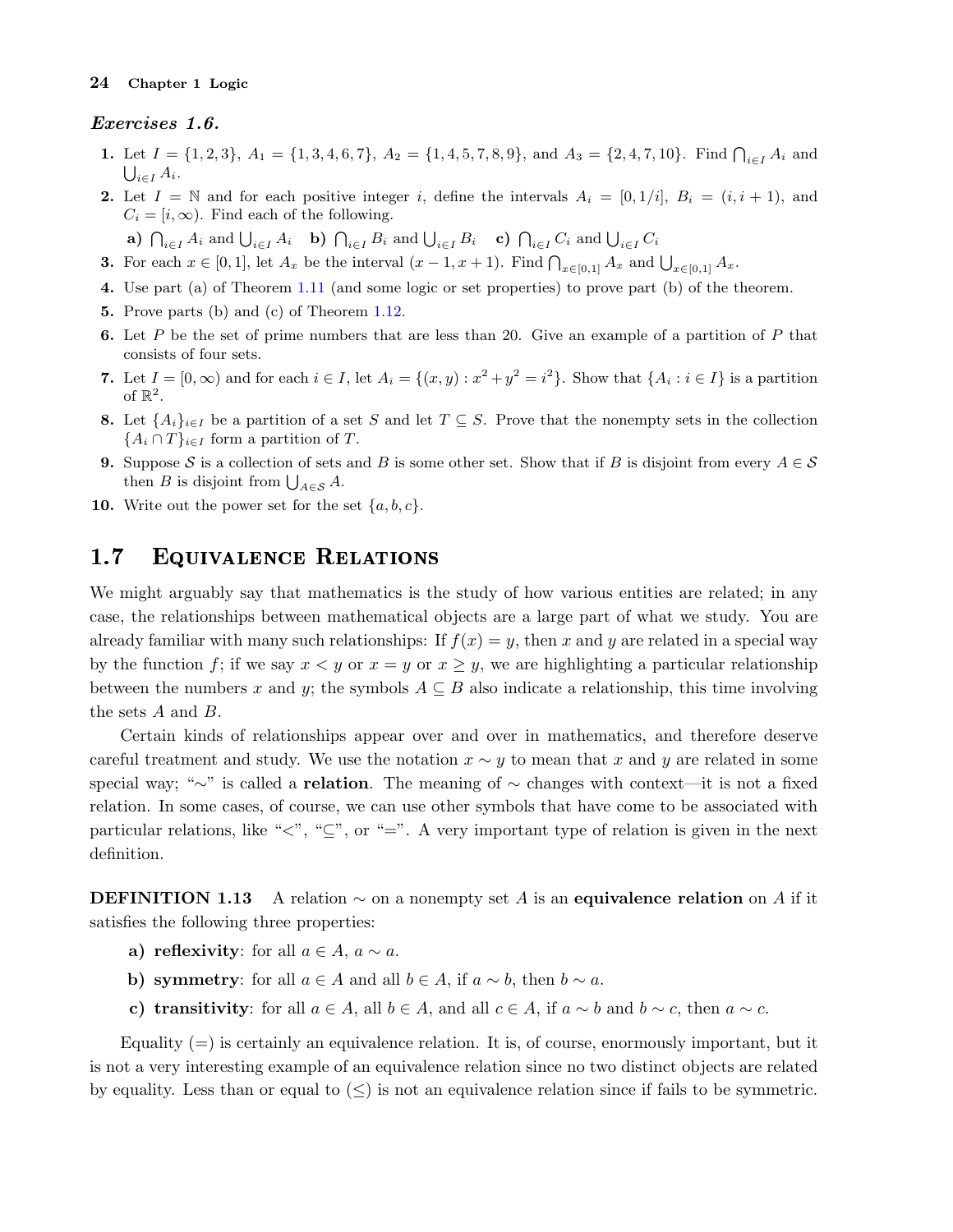### *Exercises 1.6.*

1. Let $I = \{1, 2, 3\}$, $A_1 = \{1, 3, 4, 6, 7\}$, $A_2 = \{1, 4, 5, 7, 8, 9\}$, and $A_3 = \{2, 4, 7, 10\}$. Find $\bigcap_{i \in I} A_i$ and $\bigcup_{i \in I} A_i$.
2. Let $I = \mathbb{N}$ and for each positive integer $i$, define the intervals $A_i = [0, 1/i]$, $B_i = (i, i + 1)$, and $C_i = [i, \infty)$. Find each of the following.

   **a)** $\bigcap_{i \in I} A_i$ and $\bigcup_{i \in I} A_i$ **b)** $\bigcap_{i \in I} B_i$ and $\bigcup_{i \in I} B_i$ **c)** $\bigcap_{i \in I} C_i$ and $\bigcup_{i \in I} C_i$
3. For each $x \in [0, 1]$, let $A_x$ be the interval $(x - 1, x + 1)$. Find $\bigcap_{x \in [0,1]} A_x$ and $\bigcup_{x \in [0,1]} A_x$.
4. Use part (a) of Theorem 1.11 (and some logic or set properties) to prove part (b) of the theorem.
5. Prove parts (b) and (c) of Theorem 1.12.
6. Let $P$ be the set of prime numbers that are less than 20. Give an example of a partition of $P$ that consists of four sets.
7. Let $I = [0, \infty)$ and for each $i \in I$, let $A_i = \{(x, y) : x^2 + y^2 = i^2\}$. Show that $\{A_i : i \in I\}$ is a partition of $\mathbb{R}^2$.
8. Let $\{A_i\}_{i \in I}$ be a partition of a set $S$ and let $T \subseteq S$. Prove that the nonempty sets in the collection $\{A_i \cap T\}_{i \in I}$ form a partition of $T$.
9. Suppose $\mathcal{S}$ is a collection of sets and $B$ is some other set. Show that if $B$ is disjoint from every $A \in \mathcal{S}$ then $B$ is disjoint from $\bigcup_{A \in \mathcal{S}} A$.
10. Write out the power set for the set $\{a, b, c\}$.

## 1.7 Equivalence Relations

We might arguably say that mathematics is the study of how various entities are related; in any case, the relationships between mathematical objects are a large part of what we study. You are already familiar with many such relationships: If $f(x) = y$, then $x$ and $y$ are related in a special way by the function $f$; if we say $x < y$ or $x = y$ or $x \geq y$, we are highlighting a particular relationship between the numbers $x$ and $y$; the symbols $A \subseteq B$ also indicate a relationship, this time involving the sets $A$ and $B$.

Certain kinds of relationships appear over and over in mathematics, and therefore deserve careful treatment and study. We use the notation $x \sim y$ to mean that $x$ and $y$ are related in some special way; "$\sim$" is called a **relation**. The meaning of $\sim$ changes with context—it is not a fixed relation. In some cases, of course, we can use other symbols that have come to be associated with particular relations, like "$<$", "$\subseteq$", or "$=$". A very important type of relation is given in the next definition.

**DEFINITION 1.13** A relation $\sim$ on a nonempty set $A$ is an **equivalence relation** on $A$ if it satisfies the following three properties:

**a) reflexivity**: for all $a \in A$, $a \sim a$.

**b) symmetry**: for all $a \in A$ and all $b \in A$, if $a \sim b$, then $b \sim a$.

**c) transitivity**: for all $a \in A$, all $b \in A$, and all $c \in A$, if $a \sim b$ and $b \sim c$, then $a \sim c$.

Equality ($=$) is certainly an equivalence relation. It is, of course, enormously important, but it is not a very interesting example of an equivalence relation since no two distinct objects are related by equality. Less than or equal to ($\leq$) is not an equivalence relation since if fails to be symmetric.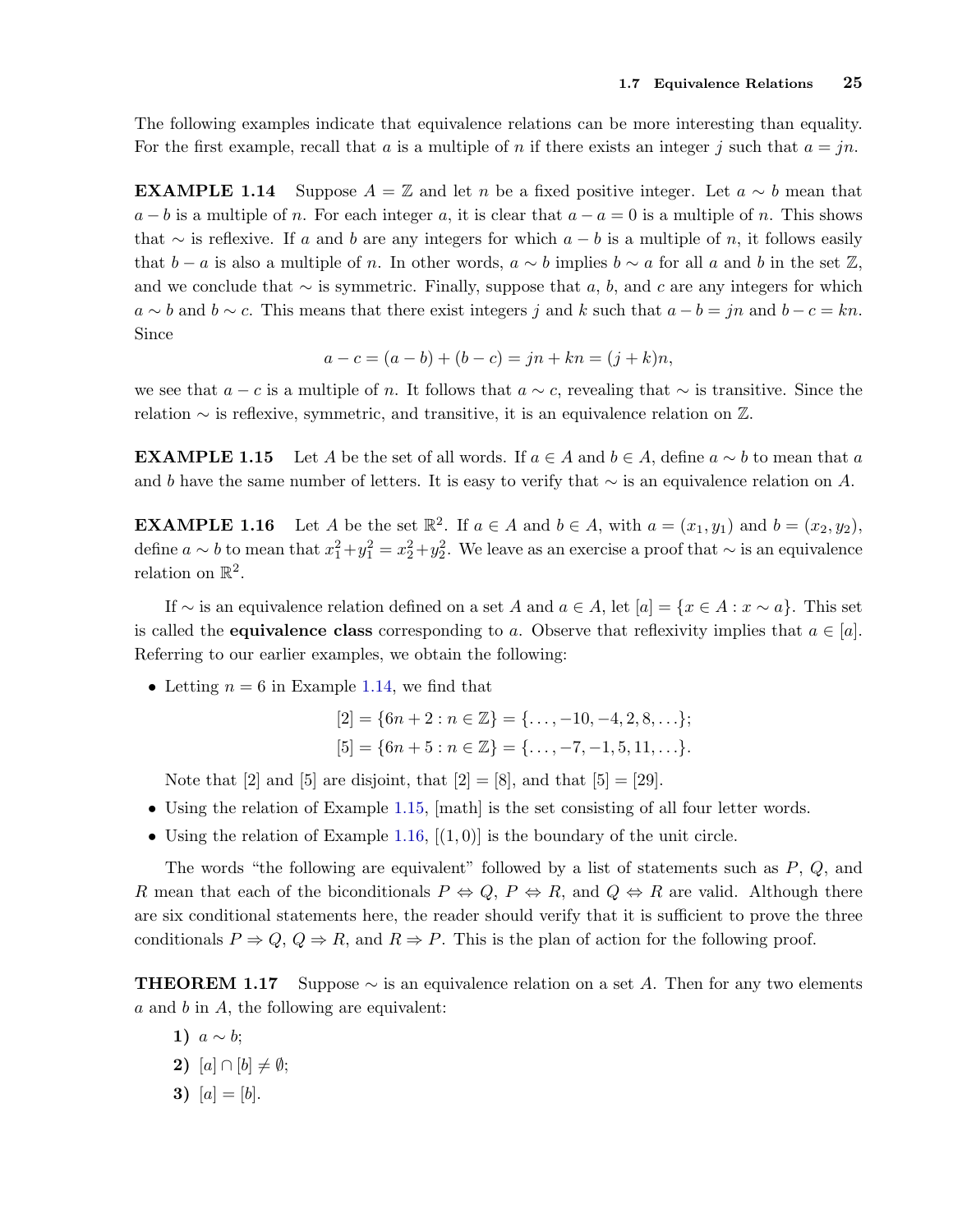The following examples indicate that equivalence relations can be more interesting than equality. For the first example, recall that $a$ is a multiple of $n$ if there exists an integer $j$ such that $a = jn$.

**EXAMPLE 1.14** Suppose $A = \mathbb{Z}$ and let $n$ be a fixed positive integer. Let $a \sim b$ mean that $a - b$ is a multiple of $n$. For each integer $a$, it is clear that $a - a = 0$ is a multiple of $n$. This shows that $\sim$ is reflexive. If $a$ and $b$ are any integers for which $a - b$ is a multiple of $n$, it follows easily that $b - a$ is also a multiple of $n$. In other words, $a \sim b$ implies $b \sim a$ for all $a$ and $b$ in the set $\mathbb{Z}$, and we conclude that $\sim$ is symmetric. Finally, suppose that $a$, $b$, and $c$ are any integers for which $a \sim b$ and $b \sim c$. This means that there exist integers $j$ and $k$ such that $a - b = jn$ and $b - c = kn$. Since

$$a - c = (a - b) + (b - c) = jn + kn = (j + k)n,$$

we see that $a - c$ is a multiple of $n$. It follows that $a \sim c$, revealing that $\sim$ is transitive. Since the relation $\sim$ is reflexive, symmetric, and transitive, it is an equivalence relation on $\mathbb{Z}$.

**EXAMPLE 1.15** Let $A$ be the set of all words. If $a \in A$ and $b \in A$, define $a \sim b$ to mean that $a$ and $b$ have the same number of letters. It is easy to verify that $\sim$ is an equivalence relation on $A$.

**EXAMPLE 1.16** Let $A$ be the set $\mathbb{R}^2$. If $a \in A$ and $b \in A$, with $a = (x_1, y_1)$ and $b = (x_2, y_2)$, define $a \sim b$ to mean that $x_1^2 + y_1^2 = x_2^2 + y_2^2$. We leave as an exercise a proof that $\sim$ is an equivalence relation on $\mathbb{R}^2$.

If $\sim$ is an equivalence relation defined on a set $A$ and $a \in A$, let $[a] = \{x \in A : x \sim a\}$. This set is called the **equivalence class** corresponding to $a$. Observe that reflexivity implies that $a \in [a]$. Referring to our earlier examples, we obtain the following:

- Letting $n = 6$ in Example 1.14, we find that

$$[2] = \{6n + 2 : n \in \mathbb{Z}\} = \{\ldots, -10, -4, 2, 8, \ldots\};$$
$$[5] = \{6n + 5 : n \in \mathbb{Z}\} = \{\ldots, -7, -1, 5, 11, \ldots\}.$$

  Note that $[2]$ and $[5]$ are disjoint, that $[2] = [8]$, and that $[5] = [29]$.

- Using the relation of Example 1.15, [math] is the set consisting of all four letter words.
- Using the relation of Example 1.16, $[(1, 0)]$ is the boundary of the unit circle.

The words "the following are equivalent" followed by a list of statements such as $P$, $Q$, and $R$ mean that each of the biconditionals $P \Leftrightarrow Q$, $P \Leftrightarrow R$, and $Q \Leftrightarrow R$ are valid. Although there are six conditional statements here, the reader should verify that it is sufficient to prove the three conditionals $P \Rightarrow Q$, $Q \Rightarrow R$, and $R \Rightarrow P$. This is the plan of action for the following proof.

**THEOREM 1.17** Suppose $\sim$ is an equivalence relation on a set $A$. Then for any two elements $a$ and $b$ in $A$, the following are equivalent:

**1)** $a \sim b$;

**2)** $[a] \cap [b] \neq \emptyset$;

**3)** $[a] = [b]$.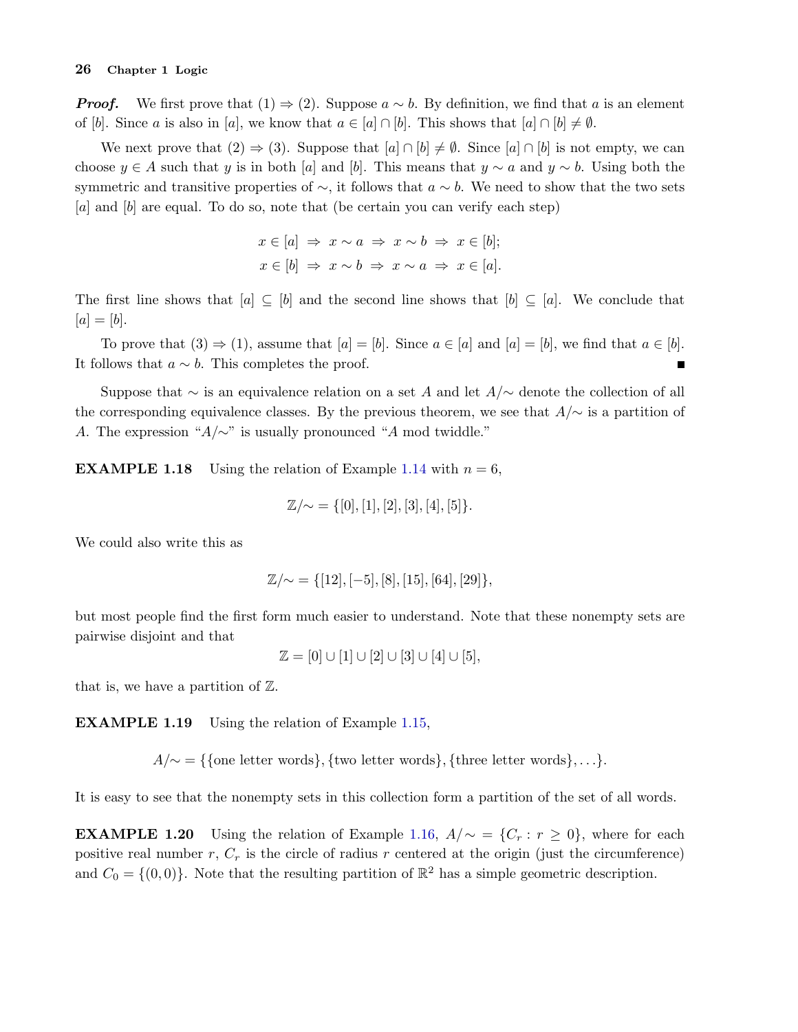***Proof.*** We first prove that (1) $\Rightarrow$ (2). Suppose $a \sim b$. By definition, we find that $a$ is an element of $[b]$. Since $a$ is also in $[a]$, we know that $a \in [a] \cap [b]$. This shows that $[a] \cap [b] \neq \emptyset$.

We next prove that (2) $\Rightarrow$ (3). Suppose that $[a] \cap [b] \neq \emptyset$. Since $[a] \cap [b]$ is not empty, we can choose $y \in A$ such that $y$ is in both $[a]$ and $[b]$. This means that $y \sim a$ and $y \sim b$. Using both the symmetric and transitive properties of $\sim$, it follows that $a \sim b$. We need to show that the two sets $[a]$ and $[b]$ are equal. To do so, note that (be certain you can verify each step)

$$x \in [a] \;\Rightarrow\; x \sim a \;\Rightarrow\; x \sim b \;\Rightarrow\; x \in [b];$$
$$x \in [b] \;\Rightarrow\; x \sim b \;\Rightarrow\; x \sim a \;\Rightarrow\; x \in [a].$$

The first line shows that $[a] \subseteq [b]$ and the second line shows that $[b] \subseteq [a]$. We conclude that $[a] = [b]$.

To prove that (3) $\Rightarrow$ (1), assume that $[a] = [b]$. Since $a \in [a]$ and $[a] = [b]$, we find that $a \in [b]$. It follows that $a \sim b$. This completes the proof. ∎

Suppose that $\sim$ is an equivalence relation on a set $A$ and let $A/{\sim}$ denote the collection of all the corresponding equivalence classes. By the previous theorem, we see that $A/{\sim}$ is a partition of $A$. The expression "$A/{\sim}$" is usually pronounced "$A$ mod twiddle."

**EXAMPLE 1.18** Using the relation of Example 1.14 with $n = 6$,

$$\mathbb{Z}/{\sim} = \{[0], [1], [2], [3], [4], [5]\}.$$

We could also write this as

$$\mathbb{Z}/{\sim} = \{[12], [-5], [8], [15], [64], [29]\},$$

but most people find the first form much easier to understand. Note that these nonempty sets are pairwise disjoint and that

$$\mathbb{Z} = [0] \cup [1] \cup [2] \cup [3] \cup [4] \cup [5],$$

that is, we have a partition of $\mathbb{Z}$.

**EXAMPLE 1.19** Using the relation of Example 1.15,

$$A/{\sim} = \{\{\text{one letter words}\}, \{\text{two letter words}\}, \{\text{three letter words}\}, \ldots\}.$$

It is easy to see that the nonempty sets in this collection form a partition of the set of all words.

**EXAMPLE 1.20** Using the relation of Example 1.16, $A/{\sim} = \{C_r : r \geq 0\}$, where for each positive real number $r$, $C_r$ is the circle of radius $r$ centered at the origin (just the circumference) and $C_0 = \{(0, 0)\}$. Note that the resulting partition of $\mathbb{R}^2$ has a simple geometric description.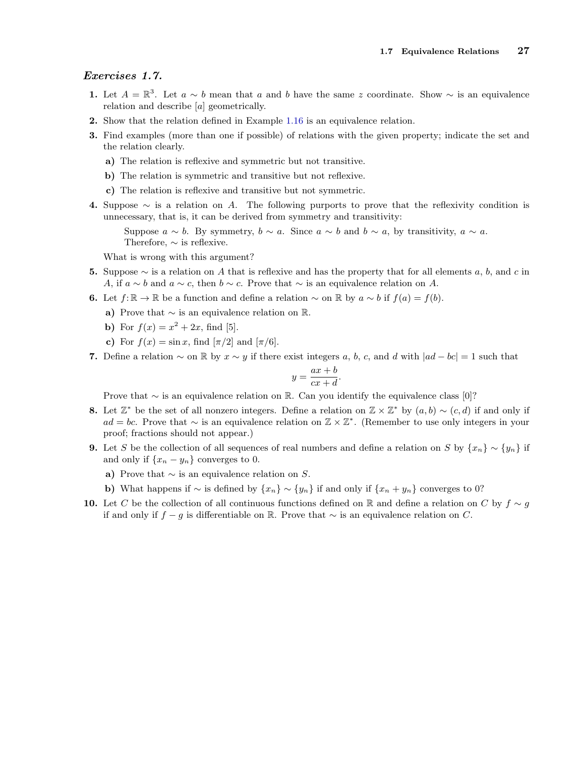### *Exercises 1.7.*

**1.** Let $A = \mathbb{R}^3$. Let $a \sim b$ mean that $a$ and $b$ have the same $z$ coordinate. Show $\sim$ is an equivalence relation and describe $[a]$ geometrically.

**2.** Show that the relation defined in Example 1.16 is an equivalence relation.

**3.** Find examples (more than one if possible) of relations with the given property; indicate the set and the relation clearly.

- **a)** The relation is reflexive and symmetric but not transitive.
- **b)** The relation is symmetric and transitive but not reflexive.
- **c)** The relation is reflexive and transitive but not symmetric.

**4.** Suppose $\sim$ is a relation on $A$. The following purports to prove that the reflexivity condition is unnecessary, that is, it can be derived from symmetry and transitivity:

> Suppose $a \sim b$. By symmetry, $b \sim a$. Since $a \sim b$ and $b \sim a$, by transitivity, $a \sim a$. Therefore, $\sim$ is reflexive.

What is wrong with this argument?

**5.** Suppose $\sim$ is a relation on $A$ that is reflexive and has the property that for all elements $a$, $b$, and $c$ in $A$, if $a \sim b$ and $a \sim c$, then $b \sim c$. Prove that $\sim$ is an equivalence relation on $A$.

**6.** Let $f\colon \mathbb{R} \to \mathbb{R}$ be a function and define a relation $\sim$ on $\mathbb{R}$ by $a \sim b$ if $f(a) = f(b)$.

- **a)** Prove that $\sim$ is an equivalence relation on $\mathbb{R}$.
- **b)** For $f(x) = x^2 + 2x$, find $[5]$.
- **c)** For $f(x) = \sin x$, find $[\pi/2]$ and $[\pi/6]$.

**7.** Define a relation $\sim$ on $\mathbb{R}$ by $x \sim y$ if there exist integers $a$, $b$, $c$, and $d$ with $|ad - bc| = 1$ such that

$$y = \frac{ax + b}{cx + d}.$$

Prove that $\sim$ is an equivalence relation on $\mathbb{R}$. Can you identify the equivalence class $[0]$?

**8.** Let $\mathbb{Z}^*$ be the set of all nonzero integers. Define a relation on $\mathbb{Z} \times \mathbb{Z}^*$ by $(a, b) \sim (c, d)$ if and only if $ad = bc$. Prove that $\sim$ is an equivalence relation on $\mathbb{Z} \times \mathbb{Z}^*$. (Remember to use only integers in your proof; fractions should not appear.)

**9.** Let $S$ be the collection of all sequences of real numbers and define a relation on $S$ by $\{x_n\} \sim \{y_n\}$ if and only if $\{x_n - y_n\}$ converges to 0.

- **a)** Prove that $\sim$ is an equivalence relation on $S$.
- **b)** What happens if $\sim$ is defined by $\{x_n\} \sim \{y_n\}$ if and only if $\{x_n + y_n\}$ converges to 0?

**10.** Let $C$ be the collection of all continuous functions defined on $\mathbb{R}$ and define a relation on $C$ by $f \sim g$ if and only if $f - g$ is differentiable on $\mathbb{R}$. Prove that $\sim$ is an equivalence relation on $C$.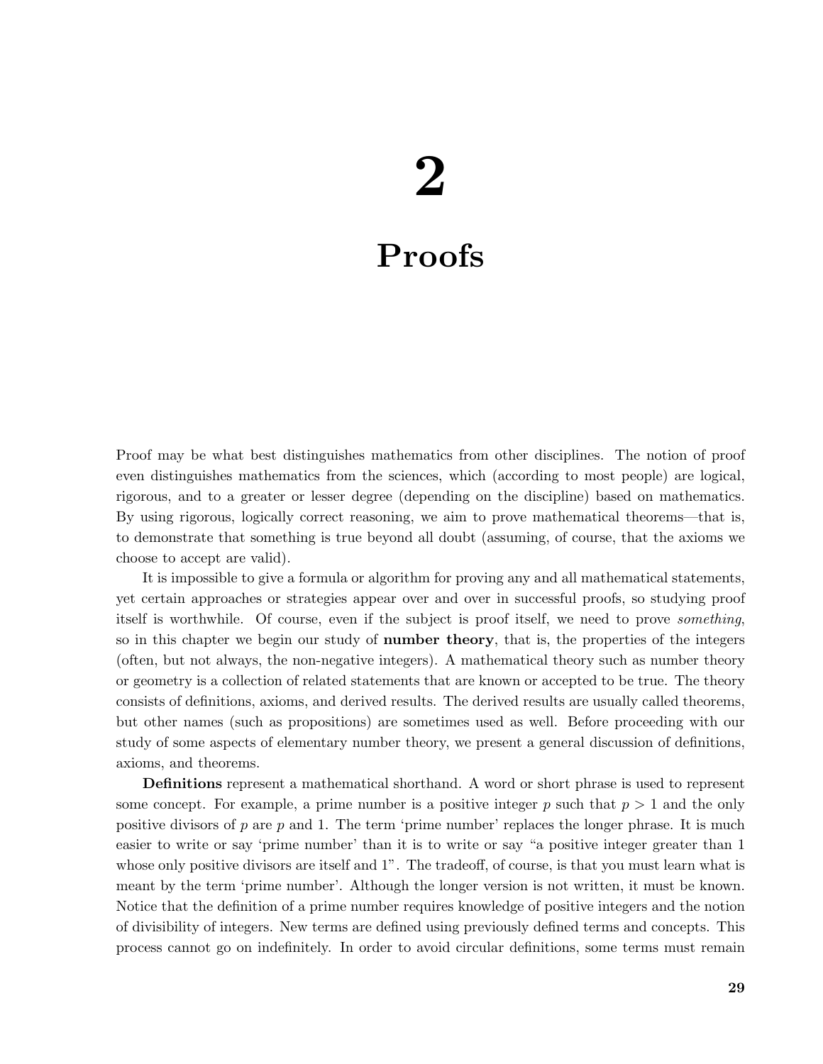# 2

# Proofs

Proof may be what best distinguishes mathematics from other disciplines. The notion of proof even distinguishes mathematics from the sciences, which (according to most people) are logical, rigorous, and to a greater or lesser degree (depending on the discipline) based on mathematics. By using rigorous, logically correct reasoning, we aim to prove mathematical theorems—that is, to demonstrate that something is true beyond all doubt (assuming, of course, that the axioms we choose to accept are valid).

It is impossible to give a formula or algorithm for proving any and all mathematical statements, yet certain approaches or strategies appear over and over in successful proofs, so studying proof itself is worthwhile. Of course, even if the subject is proof itself, we need to prove *something*, so in this chapter we begin our study of **number theory**, that is, the properties of the integers (often, but not always, the non-negative integers). A mathematical theory such as number theory or geometry is a collection of related statements that are known or accepted to be true. The theory consists of definitions, axioms, and derived results. The derived results are usually called theorems, but other names (such as propositions) are sometimes used as well. Before proceeding with our study of some aspects of elementary number theory, we present a general discussion of definitions, axioms, and theorems.

**Definitions** represent a mathematical shorthand. A word or short phrase is used to represent some concept. For example, a prime number is a positive integer $p$ such that $p > 1$ and the only positive divisors of $p$ are $p$ and 1. The term 'prime number' replaces the longer phrase. It is much easier to write or say 'prime number' than it is to write or say "a positive integer greater than 1 whose only positive divisors are itself and 1". The tradeoff, of course, is that you must learn what is meant by the term 'prime number'. Although the longer version is not written, it must be known. Notice that the definition of a prime number requires knowledge of positive integers and the notion of divisibility of integers. New terms are defined using previously defined terms and concepts. This process cannot go on indefinitely. In order to avoid circular definitions, some terms must remain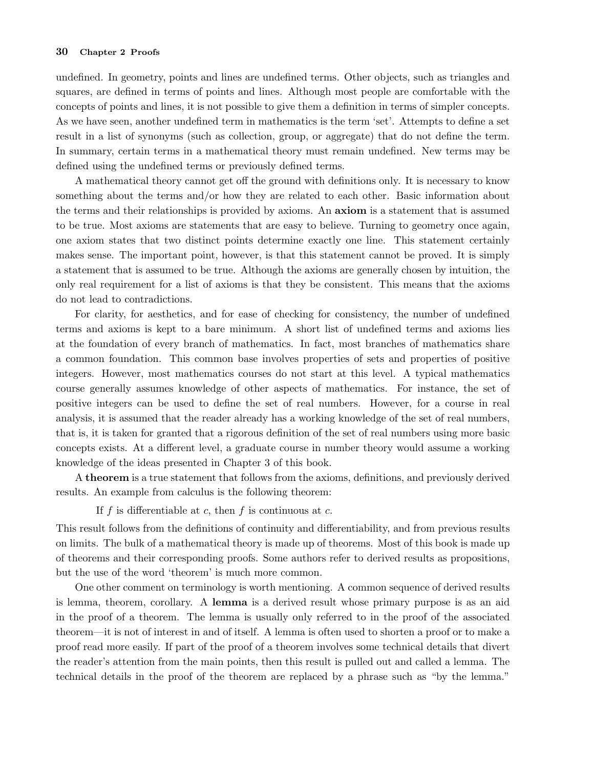undefined. In geometry, points and lines are undefined terms. Other objects, such as triangles and squares, are defined in terms of points and lines. Although most people are comfortable with the concepts of points and lines, it is not possible to give them a definition in terms of simpler concepts. As we have seen, another undefined term in mathematics is the term 'set'. Attempts to define a set result in a list of synonyms (such as collection, group, or aggregate) that do not define the term. In summary, certain terms in a mathematical theory must remain undefined. New terms may be defined using the undefined terms or previously defined terms.

A mathematical theory cannot get off the ground with definitions only. It is necessary to know something about the terms and/or how they are related to each other. Basic information about the terms and their relationships is provided by axioms. An **axiom** is a statement that is assumed to be true. Most axioms are statements that are easy to believe. Turning to geometry once again, one axiom states that two distinct points determine exactly one line. This statement certainly makes sense. The important point, however, is that this statement cannot be proved. It is simply a statement that is assumed to be true. Although the axioms are generally chosen by intuition, the only real requirement for a list of axioms is that they be consistent. This means that the axioms do not lead to contradictions.

For clarity, for aesthetics, and for ease of checking for consistency, the number of undefined terms and axioms is kept to a bare minimum. A short list of undefined terms and axioms lies at the foundation of every branch of mathematics. In fact, most branches of mathematics share a common foundation. This common base involves properties of sets and properties of positive integers. However, most mathematics courses do not start at this level. A typical mathematics course generally assumes knowledge of other aspects of mathematics. For instance, the set of positive integers can be used to define the set of real numbers. However, for a course in real analysis, it is assumed that the reader already has a working knowledge of the set of real numbers, that is, it is taken for granted that a rigorous definition of the set of real numbers using more basic concepts exists. At a different level, a graduate course in number theory would assume a working knowledge of the ideas presented in Chapter 3 of this book.

A **theorem** is a true statement that follows from the axioms, definitions, and previously derived results. An example from calculus is the following theorem:

If $f$ is differentiable at $c$, then $f$ is continuous at $c$.

This result follows from the definitions of continuity and differentiability, and from previous results on limits. The bulk of a mathematical theory is made up of theorems. Most of this book is made up of theorems and their corresponding proofs. Some authors refer to derived results as propositions, but the use of the word 'theorem' is much more common.

One other comment on terminology is worth mentioning. A common sequence of derived results is lemma, theorem, corollary. A **lemma** is a derived result whose primary purpose is as an aid in the proof of a theorem. The lemma is usually only referred to in the proof of the associated theorem—it is not of interest in and of itself. A lemma is often used to shorten a proof or to make a proof read more easily. If part of the proof of a theorem involves some technical details that divert the reader's attention from the main points, then this result is pulled out and called a lemma. The technical details in the proof of the theorem are replaced by a phrase such as "by the lemma."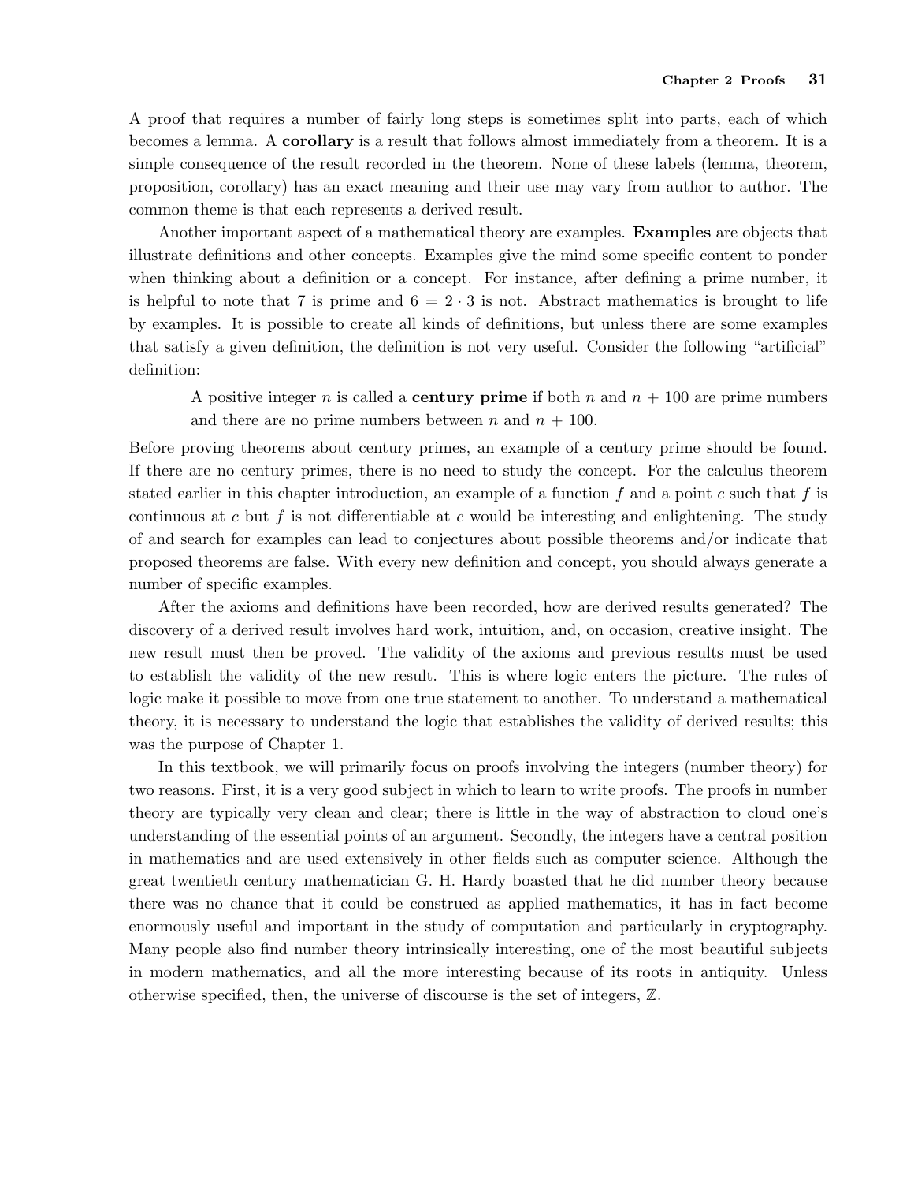A proof that requires a number of fairly long steps is sometimes split into parts, each of which becomes a lemma. A **corollary** is a result that follows almost immediately from a theorem. It is a simple consequence of the result recorded in the theorem. None of these labels (lemma, theorem, proposition, corollary) has an exact meaning and their use may vary from author to author. The common theme is that each represents a derived result.

Another important aspect of a mathematical theory are examples. **Examples** are objects that illustrate definitions and other concepts. Examples give the mind some specific content to ponder when thinking about a definition or a concept. For instance, after defining a prime number, it is helpful to note that 7 is prime and $6 = 2 \cdot 3$ is not. Abstract mathematics is brought to life by examples. It is possible to create all kinds of definitions, but unless there are some examples that satisfy a given definition, the definition is not very useful. Consider the following "artificial" definition:

> A positive integer $n$ is called a **century prime** if both $n$ and $n + 100$ are prime numbers and there are no prime numbers between $n$ and $n + 100$.

Before proving theorems about century primes, an example of a century prime should be found. If there are no century primes, there is no need to study the concept. For the calculus theorem stated earlier in this chapter introduction, an example of a function $f$ and a point $c$ such that $f$ is continuous at $c$ but $f$ is not differentiable at $c$ would be interesting and enlightening. The study of and search for examples can lead to conjectures about possible theorems and/or indicate that proposed theorems are false. With every new definition and concept, you should always generate a number of specific examples.

After the axioms and definitions have been recorded, how are derived results generated? The discovery of a derived result involves hard work, intuition, and, on occasion, creative insight. The new result must then be proved. The validity of the axioms and previous results must be used to establish the validity of the new result. This is where logic enters the picture. The rules of logic make it possible to move from one true statement to another. To understand a mathematical theory, it is necessary to understand the logic that establishes the validity of derived results; this was the purpose of Chapter 1.

In this textbook, we will primarily focus on proofs involving the integers (number theory) for two reasons. First, it is a very good subject in which to learn to write proofs. The proofs in number theory are typically very clean and clear; there is little in the way of abstraction to cloud one's understanding of the essential points of an argument. Secondly, the integers have a central position in mathematics and are used extensively in other fields such as computer science. Although the great twentieth century mathematician G. H. Hardy boasted that he did number theory because there was no chance that it could be construed as applied mathematics, it has in fact become enormously useful and important in the study of computation and particularly in cryptography. Many people also find number theory intrinsically interesting, one of the most beautiful subjects in modern mathematics, and all the more interesting because of its roots in antiquity. Unless otherwise specified, then, the universe of discourse is the set of integers, $\mathbb{Z}$.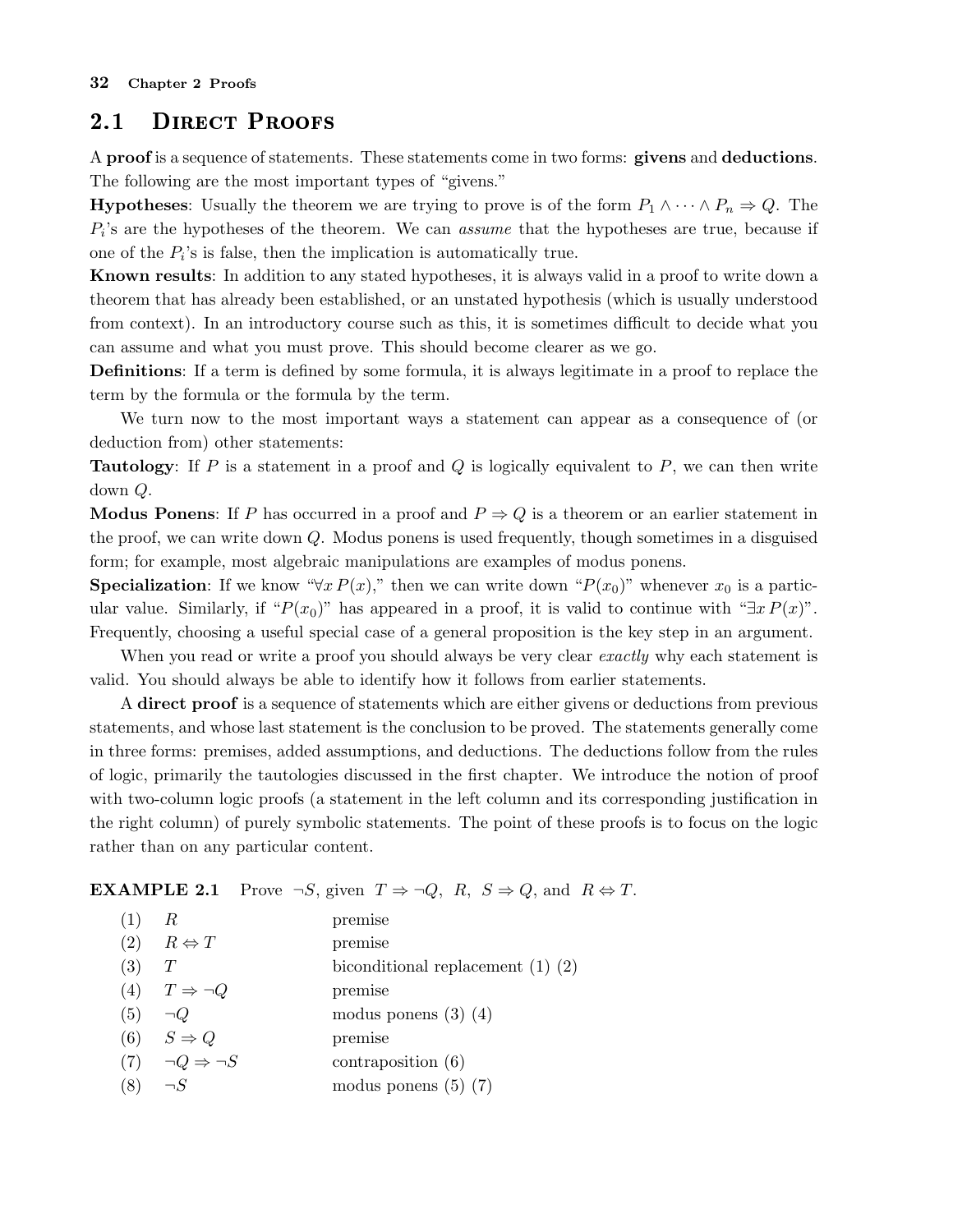## 2.1 Direct Proofs

A **proof** is a sequence of statements. These statements come in two forms: **givens** and **deductions**. The following are the most important types of "givens."

**Hypotheses**: Usually the theorem we are trying to prove is of the form $P_1 \wedge \cdots \wedge P_n \Rightarrow Q$. The $P_i$'s are the hypotheses of the theorem. We can *assume* that the hypotheses are true, because if one of the $P_i$'s is false, then the implication is automatically true.

**Known results**: In addition to any stated hypotheses, it is always valid in a proof to write down a theorem that has already been established, or an unstated hypothesis (which is usually understood from context). In an introductory course such as this, it is sometimes difficult to decide what you can assume and what you must prove. This should become clearer as we go.

**Definitions**: If a term is defined by some formula, it is always legitimate in a proof to replace the term by the formula or the formula by the term.

We turn now to the most important ways a statement can appear as a consequence of (or deduction from) other statements:

**Tautology**: If $P$ is a statement in a proof and $Q$ is logically equivalent to $P$, we can then write down $Q$.

**Modus Ponens**: If $P$ has occurred in a proof and $P \Rightarrow Q$ is a theorem or an earlier statement in the proof, we can write down $Q$. Modus ponens is used frequently, though sometimes in a disguised form; for example, most algebraic manipulations are examples of modus ponens.

**Specialization**: If we know "$\forall x\, P(x)$," then we can write down "$P(x_0)$" whenever $x_0$ is a particular value. Similarly, if "$P(x_0)$" has appeared in a proof, it is valid to continue with "$\exists x\, P(x)$". Frequently, choosing a useful special case of a general proposition is the key step in an argument.

When you read or write a proof you should always be very clear *exactly* why each statement is valid. You should always be able to identify how it follows from earlier statements.

A **direct proof** is a sequence of statements which are either givens or deductions from previous statements, and whose last statement is the conclusion to be proved. The statements generally come in three forms: premises, added assumptions, and deductions. The deductions follow from the rules of logic, primarily the tautologies discussed in the first chapter. We introduce the notion of proof with two-column logic proofs (a statement in the left column and its corresponding justification in the right column) of purely symbolic statements. The point of these proofs is to focus on the logic rather than on any particular content.

**EXAMPLE 2.1** Prove $\neg S$, given $T \Rightarrow \neg Q$, $R$, $S \Rightarrow Q$, and $R \Leftrightarrow T$.

| | | |
|---|---|---|
| (1) | $R$ | premise |
| (2) | $R \Leftrightarrow T$ | premise |
| (3) | $T$ | biconditional replacement (1) (2) |
| (4) | $T \Rightarrow \neg Q$ | premise |
| (5) | $\neg Q$ | modus ponens (3) (4) |
| (6) | $S \Rightarrow Q$ | premise |
| (7) | $\neg Q \Rightarrow \neg S$ | contraposition (6) |
| (8) | $\neg S$ | modus ponens (5) (7) |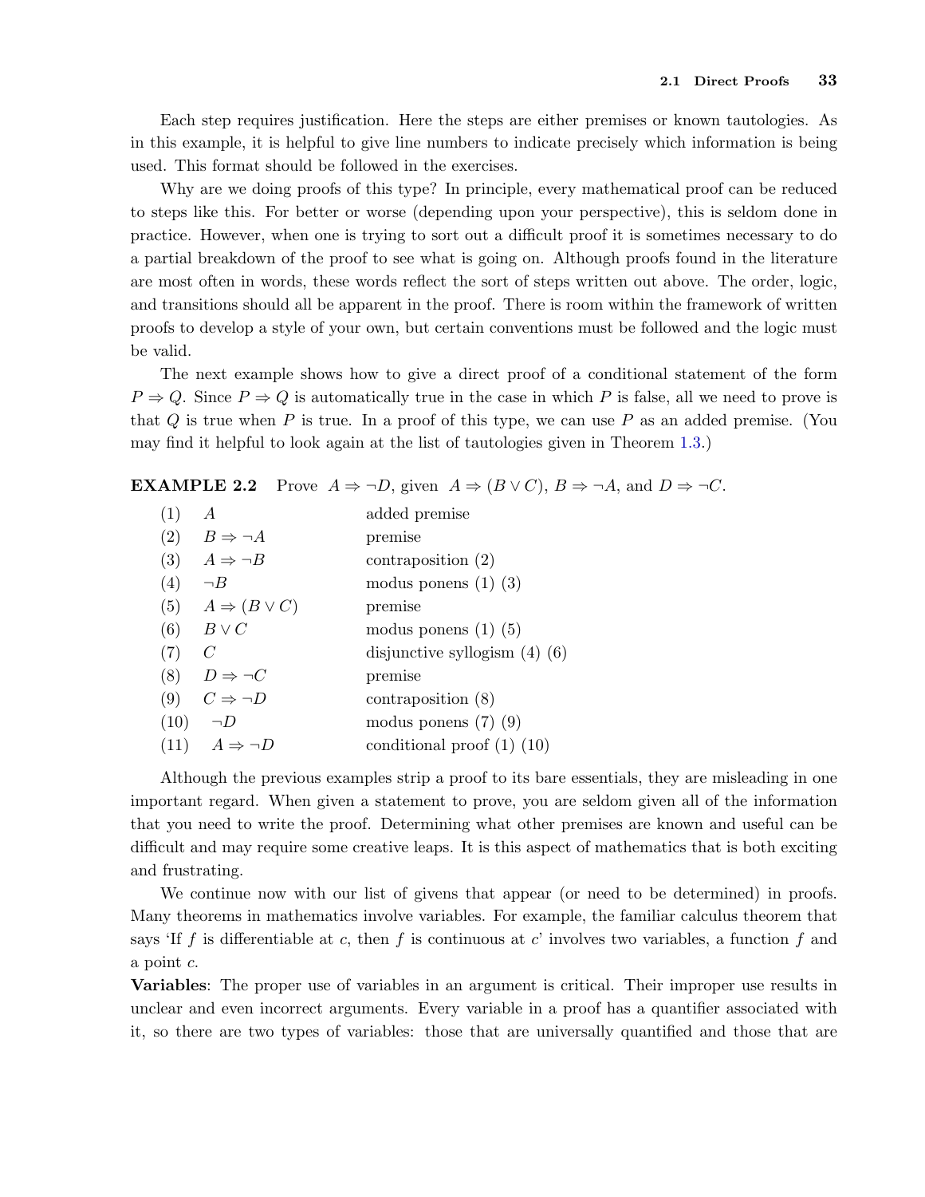Each step requires justification. Here the steps are either premises or known tautologies. As in this example, it is helpful to give line numbers to indicate precisely which information is being used. This format should be followed in the exercises.

Why are we doing proofs of this type? In principle, every mathematical proof can be reduced to steps like this. For better or worse (depending upon your perspective), this is seldom done in practice. However, when one is trying to sort out a difficult proof it is sometimes necessary to do a partial breakdown of the proof to see what is going on. Although proofs found in the literature are most often in words, these words reflect the sort of steps written out above. The order, logic, and transitions should all be apparent in the proof. There is room within the framework of written proofs to develop a style of your own, but certain conventions must be followed and the logic must be valid.

The next example shows how to give a direct proof of a conditional statement of the form $P \Rightarrow Q$. Since $P \Rightarrow Q$ is automatically true in the case in which $P$ is false, all we need to prove is that $Q$ is true when $P$ is true. In a proof of this type, we can use $P$ as an added premise. (You may find it helpful to look again at the list of tautologies given in Theorem 1.3.)

**EXAMPLE 2.2** Prove $A \Rightarrow \neg D$, given $A \Rightarrow (B \vee C)$, $B \Rightarrow \neg A$, and $D \Rightarrow \neg C$.

| | | |
|---|---|---|
| (1) | $A$ | added premise |
| (2) | $B \Rightarrow \neg A$ | premise |
| (3) | $A \Rightarrow \neg B$ | contraposition (2) |
| (4) | $\neg B$ | modus ponens (1) (3) |
| (5) | $A \Rightarrow (B \vee C)$ | premise |
| (6) | $B \vee C$ | modus ponens (1) (5) |
| (7) | $C$ | disjunctive syllogism (4) (6) |
| (8) | $D \Rightarrow \neg C$ | premise |
| (9) | $C \Rightarrow \neg D$ | contraposition (8) |
| (10) | $\neg D$ | modus ponens (7) (9) |
| (11) | $A \Rightarrow \neg D$ | conditional proof (1) (10) |

Although the previous examples strip a proof to its bare essentials, they are misleading in one important regard. When given a statement to prove, you are seldom given all of the information that you need to write the proof. Determining what other premises are known and useful can be difficult and may require some creative leaps. It is this aspect of mathematics that is both exciting and frustrating.

We continue now with our list of givens that appear (or need to be determined) in proofs. Many theorems in mathematics involve variables. For example, the familiar calculus theorem that says 'If $f$ is differentiable at $c$, then $f$ is continuous at $c$' involves two variables, a function $f$ and a point $c$.

**Variables**: The proper use of variables in an argument is critical. Their improper use results in unclear and even incorrect arguments. Every variable in a proof has a quantifier associated with it, so there are two types of variables: those that are universally quantified and those that are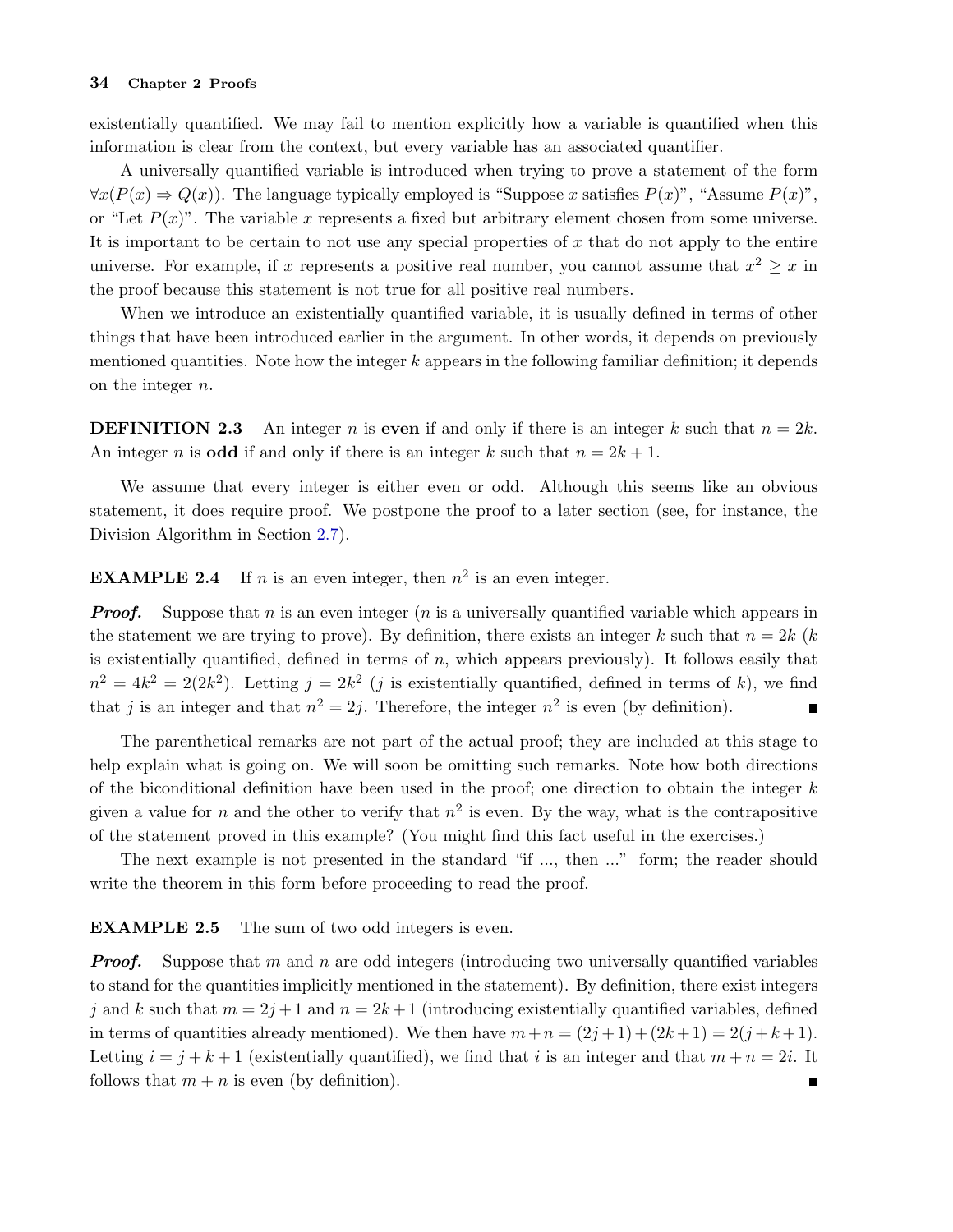existentially quantified. We may fail to mention explicitly how a variable is quantified when this information is clear from the context, but every variable has an associated quantifier.

A universally quantified variable is introduced when trying to prove a statement of the form $\forall x(P(x) \Rightarrow Q(x))$. The language typically employed is "Suppose $x$ satisfies $P(x)$", "Assume $P(x)$", or "Let $P(x)$". The variable $x$ represents a fixed but arbitrary element chosen from some universe. It is important to be certain to not use any special properties of $x$ that do not apply to the entire universe. For example, if $x$ represents a positive real number, you cannot assume that $x^2 \geq x$ in the proof because this statement is not true for all positive real numbers.

When we introduce an existentially quantified variable, it is usually defined in terms of other things that have been introduced earlier in the argument. In other words, it depends on previously mentioned quantities. Note how the integer $k$ appears in the following familiar definition; it depends on the integer $n$.

**DEFINITION 2.3** An integer $n$ is **even** if and only if there is an integer $k$ such that $n = 2k$. An integer $n$ is **odd** if and only if there is an integer $k$ such that $n = 2k + 1$.

We assume that every integer is either even or odd. Although this seems like an obvious statement, it does require proof. We postpone the proof to a later section (see, for instance, the Division Algorithm in Section 2.7).

**EXAMPLE 2.4** If $n$ is an even integer, then $n^2$ is an even integer.

***Proof.*** Suppose that $n$ is an even integer ($n$ is a universally quantified variable which appears in the statement we are trying to prove). By definition, there exists an integer $k$ such that $n = 2k$ ($k$ is existentially quantified, defined in terms of $n$, which appears previously). It follows easily that $n^2 = 4k^2 = 2(2k^2)$. Letting $j = 2k^2$ ($j$ is existentially quantified, defined in terms of $k$), we find that $j$ is an integer and that $n^2 = 2j$. Therefore, the integer $n^2$ is even (by definition). ■

The parenthetical remarks are not part of the actual proof; they are included at this stage to help explain what is going on. We will soon be omitting such remarks. Note how both directions of the biconditional definition have been used in the proof; one direction to obtain the integer $k$ given a value for $n$ and the other to verify that $n^2$ is even. By the way, what is the contrapositive of the statement proved in this example? (You might find this fact useful in the exercises.)

The next example is not presented in the standard "if ..., then ..." form; the reader should write the theorem in this form before proceeding to read the proof.

**EXAMPLE 2.5** The sum of two odd integers is even.

***Proof.*** Suppose that $m$ and $n$ are odd integers (introducing two universally quantified variables to stand for the quantities implicitly mentioned in the statement). By definition, there exist integers $j$ and $k$ such that $m = 2j+1$ and $n = 2k+1$ (introducing existentially quantified variables, defined in terms of quantities already mentioned). We then have $m+n = (2j+1)+(2k+1) = 2(j+k+1)$. Letting $i = j+k+1$ (existentially quantified), we find that $i$ is an integer and that $m+n = 2i$. It follows that $m+n$ is even (by definition). ■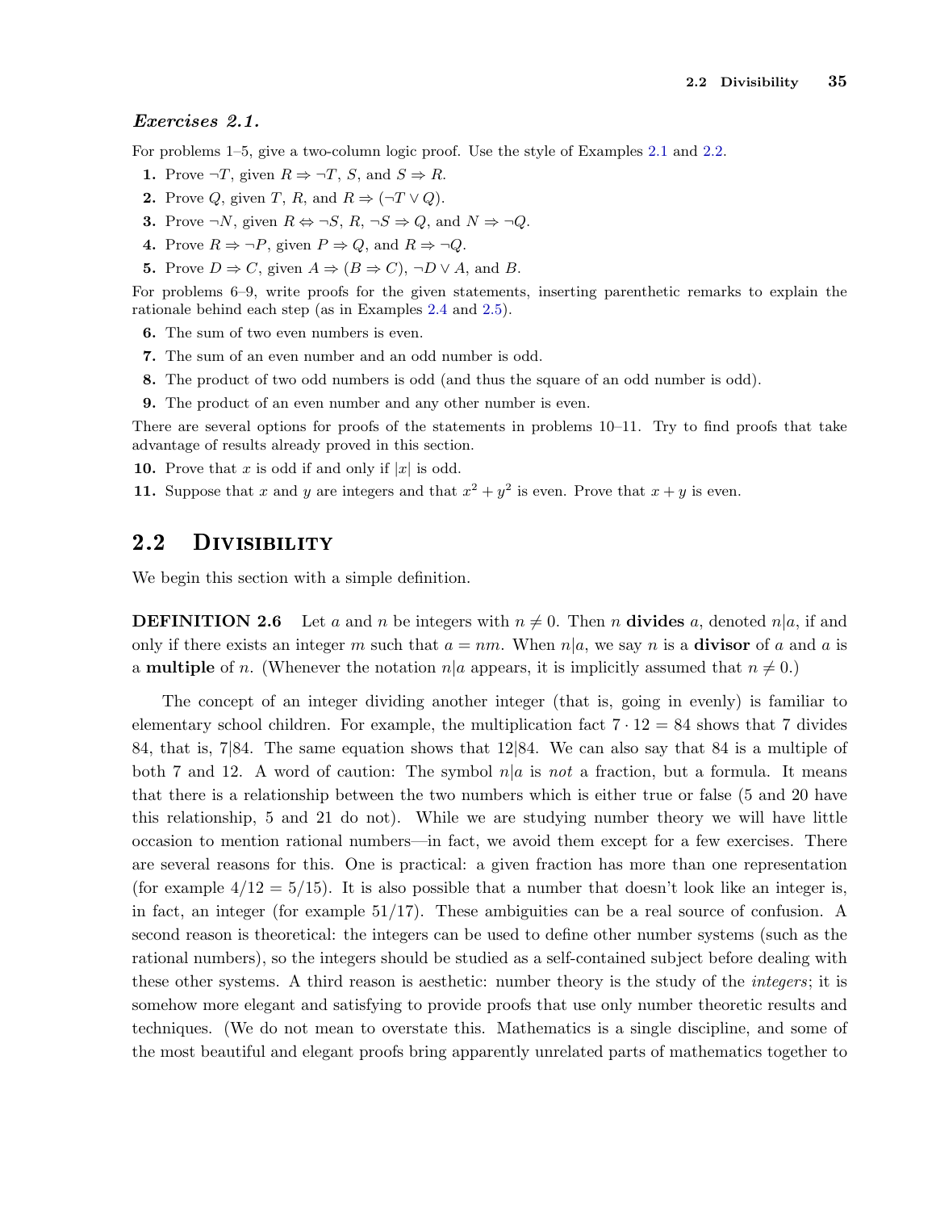### *Exercises 2.1.*

For problems 1–5, give a two-column logic proof. Use the style of Examples 2.1 and 2.2.

1. Prove $\neg T$, given $R \Rightarrow \neg T$, $S$, and $S \Rightarrow R$.
2. Prove $Q$, given $T$, $R$, and $R \Rightarrow (\neg T \vee Q)$.
3. Prove $\neg N$, given $R \Leftrightarrow \neg S$, $R$, $\neg S \Rightarrow Q$, and $N \Rightarrow \neg Q$.
4. Prove $R \Rightarrow \neg P$, given $P \Rightarrow Q$, and $R \Rightarrow \neg Q$.
5. Prove $D \Rightarrow C$, given $A \Rightarrow (B \Rightarrow C)$, $\neg D \vee A$, and $B$.

For problems 6–9, write proofs for the given statements, inserting parenthetic remarks to explain the rationale behind each step (as in Examples 2.4 and 2.5).

6. The sum of two even numbers is even.
7. The sum of an even number and an odd number is odd.
8. The product of two odd numbers is odd (and thus the square of an odd number is odd).
9. The product of an even number and any other number is even.

There are several options for proofs of the statements in problems 10–11. Try to find proofs that take advantage of results already proved in this section.

10. Prove that $x$ is odd if and only if $|x|$ is odd.
11. Suppose that $x$ and $y$ are integers and that $x^2 + y^2$ is even. Prove that $x + y$ is even.

## 2.2 Divisibility

We begin this section with a simple definition.

**DEFINITION 2.6** Let $a$ and $n$ be integers with $n \neq 0$. Then $n$ **divides** $a$, denoted $n|a$, if and only if there exists an integer $m$ such that $a = nm$. When $n|a$, we say $n$ is a **divisor** of $a$ and $a$ is a **multiple** of $n$. (Whenever the notation $n|a$ appears, it is implicitly assumed that $n \neq 0$.)

The concept of an integer dividing another integer (that is, going in evenly) is familiar to elementary school children. For example, the multiplication fact $7 \cdot 12 = 84$ shows that 7 divides 84, that is, $7|84$. The same equation shows that $12|84$. We can also say that 84 is a multiple of both 7 and 12. A word of caution: The symbol $n|a$ is *not* a fraction, but a formula. It means that there is a relationship between the two numbers which is either true or false (5 and 20 have this relationship, 5 and 21 do not). While we are studying number theory we will have little occasion to mention rational numbers—in fact, we avoid them except for a few exercises. There are several reasons for this. One is practical: a given fraction has more than one representation (for example $4/12 = 5/15$). It is also possible that a number that doesn't look like an integer is, in fact, an integer (for example $51/17$). These ambiguities can be a real source of confusion. A second reason is theoretical: the integers can be used to define other number systems (such as the rational numbers), so the integers should be studied as a self-contained subject before dealing with these other systems. A third reason is aesthetic: number theory is the study of the *integers*; it is somehow more elegant and satisfying to provide proofs that use only number theoretic results and techniques. (We do not mean to overstate this. Mathematics is a single discipline, and some of the most beautiful and elegant proofs bring apparently unrelated parts of mathematics together to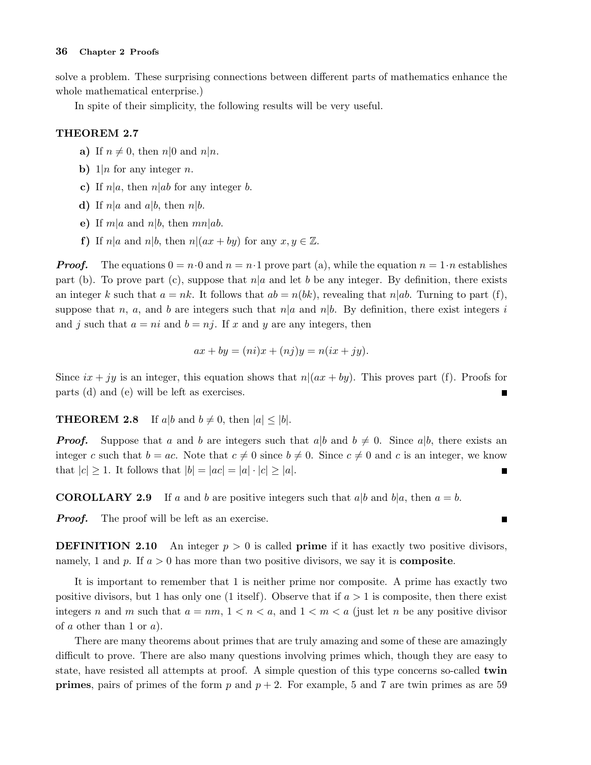solve a problem. These surprising connections between different parts of mathematics enhance the whole mathematical enterprise.)

In spite of their simplicity, the following results will be very useful.

**THEOREM 2.7**

- **a)** If $n \neq 0$, then $n|0$ and $n|n$.
- **b)** $1|n$ for any integer $n$.
- **c)** If $n|a$, then $n|ab$ for any integer $b$.
- **d)** If $n|a$ and $a|b$, then $n|b$.
- **e)** If $m|a$ and $n|b$, then $mn|ab$.
- **f)** If $n|a$ and $n|b$, then $n|(ax+by)$ for any $x, y \in \mathbb{Z}$.

***Proof.*** The equations $0 = n \cdot 0$ and $n = n \cdot 1$ prove part (a), while the equation $n = 1 \cdot n$ establishes part (b). To prove part (c), suppose that $n|a$ and let $b$ be any integer. By definition, there exists an integer $k$ such that $a = nk$. It follows that $ab = n(bk)$, revealing that $n|ab$. Turning to part (f), suppose that $n$, $a$, and $b$ are integers such that $n|a$ and $n|b$. By definition, there exist integers $i$ and $j$ such that $a = ni$ and $b = nj$. If $x$ and $y$ are any integers, then

$$ax + by = (ni)x + (nj)y = n(ix + jy).$$

Since $ix + jy$ is an integer, this equation shows that $n|(ax + by)$. This proves part (f). Proofs for parts (d) and (e) will be left as exercises. ∎

**THEOREM 2.8** If $a|b$ and $b \neq 0$, then $|a| \leq |b|$.

***Proof.*** Suppose that $a$ and $b$ are integers such that $a|b$ and $b \neq 0$. Since $a|b$, there exists an integer $c$ such that $b = ac$. Note that $c \neq 0$ since $b \neq 0$. Since $c \neq 0$ and $c$ is an integer, we know that $|c| \geq 1$. It follows that $|b| = |ac| = |a| \cdot |c| \geq |a|$. ∎

**COROLLARY 2.9** If $a$ and $b$ are positive integers such that $a|b$ and $b|a$, then $a = b$.

***Proof.*** The proof will be left as an exercise. ∎

**DEFINITION 2.10** An integer $p > 0$ is called **prime** if it has exactly two positive divisors, namely, 1 and $p$. If $a > 0$ has more than two positive divisors, we say it is **composite**.

It is important to remember that 1 is neither prime nor composite. A prime has exactly two positive divisors, but 1 has only one (1 itself). Observe that if $a > 1$ is composite, then there exist integers $n$ and $m$ such that $a = nm$, $1 < n < a$, and $1 < m < a$ (just let $n$ be any positive divisor of $a$ other than 1 or $a$).

There are many theorems about primes that are truly amazing and some of these are amazingly difficult to prove. There are also many questions involving primes which, though they are easy to state, have resisted all attempts at proof. A simple question of this type concerns so-called **twin primes**, pairs of primes of the form $p$ and $p + 2$. For example, 5 and 7 are twin primes as are 59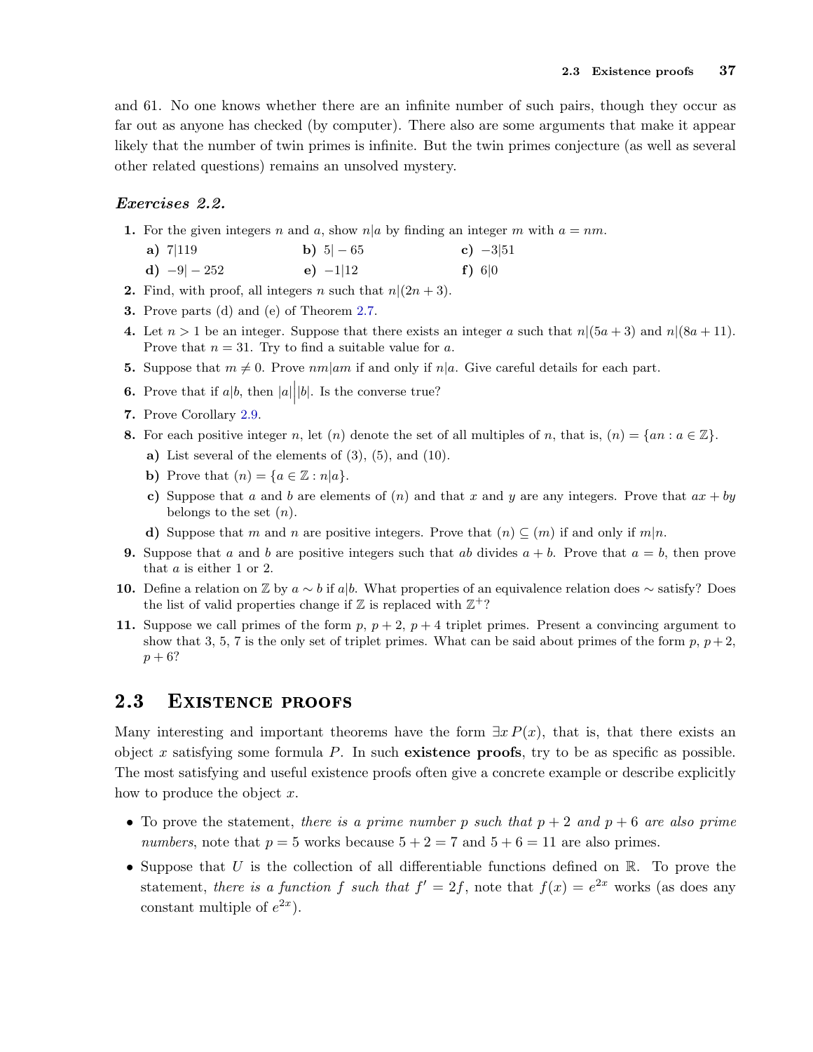and 61. No one knows whether there are an infinite number of such pairs, though they occur as far out as anyone has checked (by computer). There also are some arguments that make it appear likely that the number of twin primes is infinite. But the twin primes conjecture (as well as several other related questions) remains an unsolved mystery.

### *Exercises 2.2.*

1. For the given integers $n$ and $a$, show $n|a$ by finding an integer $m$ with $a = nm$.
   - **a)** $7|119$
   - **b)** $5|-65$
   - **c)** $-3|51$
   - **d)** $-9|-252$
   - **e)** $-1|12$
   - **f)** $6|0$
2. Find, with proof, all integers $n$ such that $n|(2n+3)$.
3. Prove parts (d) and (e) of Theorem 2.7.
4. Let $n > 1$ be an integer. Suppose that there exists an integer $a$ such that $n|(5a+3)$ and $n|(8a+11)$. Prove that $n = 31$. Try to find a suitable value for $a$.
5. Suppose that $m \neq 0$. Prove $nm|am$ if and only if $n|a$. Give careful details for each part.
6. Prove that if $a|b$, then $|a|\Big||b|$. Is the converse true?
7. Prove Corollary 2.9.
8. For each positive integer $n$, let $(n)$ denote the set of all multiples of $n$, that is, $(n) = \{an : a \in \mathbb{Z}\}$.
   - **a)** List several of the elements of $(3)$, $(5)$, and $(10)$.
   - **b)** Prove that $(n) = \{a \in \mathbb{Z} : n|a\}$.
   - **c)** Suppose that $a$ and $b$ are elements of $(n)$ and that $x$ and $y$ are any integers. Prove that $ax + by$ belongs to the set $(n)$.
   - **d)** Suppose that $m$ and $n$ are positive integers. Prove that $(n) \subseteq (m)$ if and only if $m|n$.
9. Suppose that $a$ and $b$ are positive integers such that $ab$ divides $a + b$. Prove that $a = b$, then prove that $a$ is either 1 or 2.
10. Define a relation on $\mathbb{Z}$ by $a \sim b$ if $a|b$. What properties of an equivalence relation does $\sim$ satisfy? Does the list of valid properties change if $\mathbb{Z}$ is replaced with $\mathbb{Z}^+$?
11. Suppose we call primes of the form $p$, $p+2$, $p+4$ triplet primes. Present a convincing argument to show that 3, 5, 7 is the only set of triplet primes. What can be said about primes of the form $p$, $p+2$, $p+6$?

## 2.3 Existence proofs

Many interesting and important theorems have the form $\exists x\, P(x)$, that is, that there exists an object $x$ satisfying some formula $P$. In such **existence proofs**, try to be as specific as possible. The most satisfying and useful existence proofs often give a concrete example or describe explicitly how to produce the object $x$.

- To prove the statement, *there is a prime number $p$ such that $p+2$ and $p+6$ are also prime numbers*, note that $p = 5$ works because $5+2 = 7$ and $5+6 = 11$ are also primes.
- Suppose that $U$ is the collection of all differentiable functions defined on $\mathbb{R}$. To prove the statement, *there is a function $f$ such that $f' = 2f$*, note that $f(x) = e^{2x}$ works (as does any constant multiple of $e^{2x}$).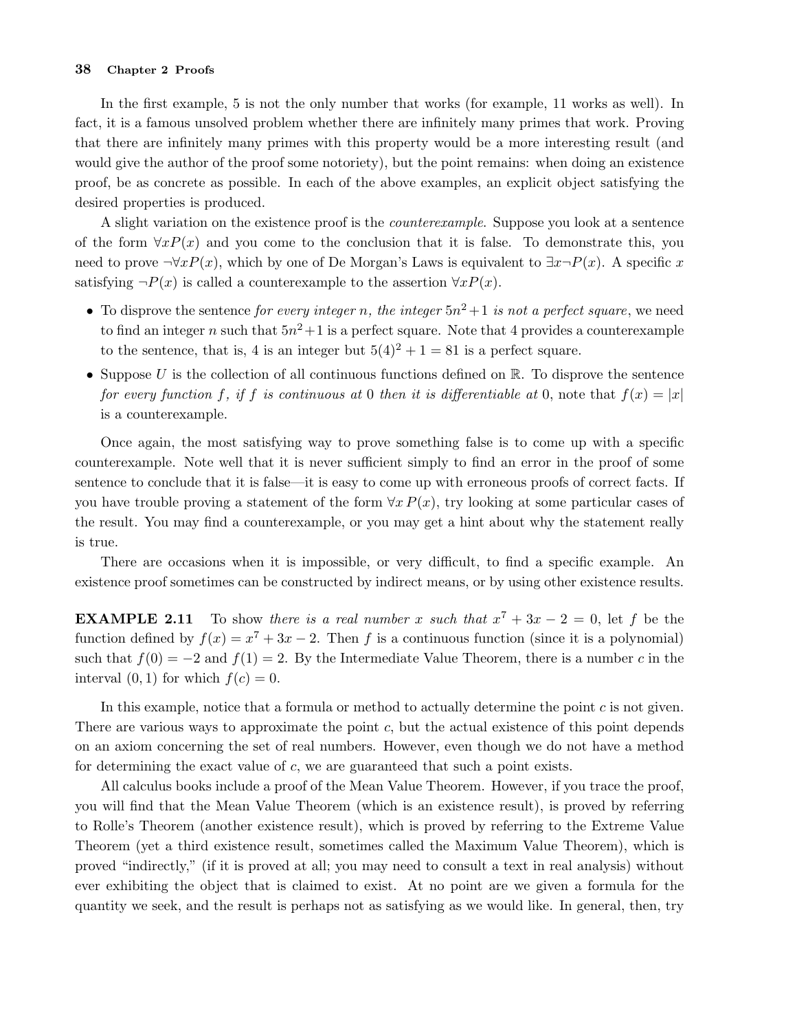In the first example, 5 is not the only number that works (for example, 11 works as well). In fact, it is a famous unsolved problem whether there are infinitely many primes that work. Proving that there are infinitely many primes with this property would be a more interesting result (and would give the author of the proof some notoriety), but the point remains: when doing an existence proof, be as concrete as possible. In each of the above examples, an explicit object satisfying the desired properties is produced.

A slight variation on the existence proof is the *counterexample*. Suppose you look at a sentence of the form $\forall x P(x)$ and you come to the conclusion that it is false. To demonstrate this, you need to prove $\neg\forall x P(x)$, which by one of De Morgan's Laws is equivalent to $\exists x \neg P(x)$. A specific $x$ satisfying $\neg P(x)$ is called a counterexample to the assertion $\forall x P(x)$.

- To disprove the sentence *for every integer $n$, the integer $5n^2+1$ is not a perfect square*, we need to find an integer $n$ such that $5n^2+1$ is a perfect square. Note that 4 provides a counterexample to the sentence, that is, 4 is an integer but $5(4)^2 + 1 = 81$ is a perfect square.
- Suppose $U$ is the collection of all continuous functions defined on $\mathbb{R}$. To disprove the sentence *for every function $f$, if $f$ is continuous at 0 then it is differentiable at 0*, note that $f(x) = |x|$ is a counterexample.

Once again, the most satisfying way to prove something false is to come up with a specific counterexample. Note well that it is never sufficient simply to find an error in the proof of some sentence to conclude that it is false—it is easy to come up with erroneous proofs of correct facts. If you have trouble proving a statement of the form $\forall x\, P(x)$, try looking at some particular cases of the result. You may find a counterexample, or you may get a hint about why the statement really is true.

There are occasions when it is impossible, or very difficult, to find a specific example. An existence proof sometimes can be constructed by indirect means, or by using other existence results.

**EXAMPLE 2.11** To show *there is a real number $x$ such that $x^7 + 3x - 2 = 0$*, let $f$ be the function defined by $f(x) = x^7 + 3x - 2$. Then $f$ is a continuous function (since it is a polynomial) such that $f(0) = -2$ and $f(1) = 2$. By the Intermediate Value Theorem, there is a number $c$ in the interval $(0, 1)$ for which $f(c) = 0$.

In this example, notice that a formula or method to actually determine the point $c$ is not given. There are various ways to approximate the point $c$, but the actual existence of this point depends on an axiom concerning the set of real numbers. However, even though we do not have a method for determining the exact value of $c$, we are guaranteed that such a point exists.

All calculus books include a proof of the Mean Value Theorem. However, if you trace the proof, you will find that the Mean Value Theorem (which is an existence result), is proved by referring to Rolle's Theorem (another existence result), which is proved by referring to the Extreme Value Theorem (yet a third existence result, sometimes called the Maximum Value Theorem), which is proved "indirectly," (if it is proved at all; you may need to consult a text in real analysis) without ever exhibiting the object that is claimed to exist. At no point are we given a formula for the quantity we seek, and the result is perhaps not as satisfying as we would like. In general, then, try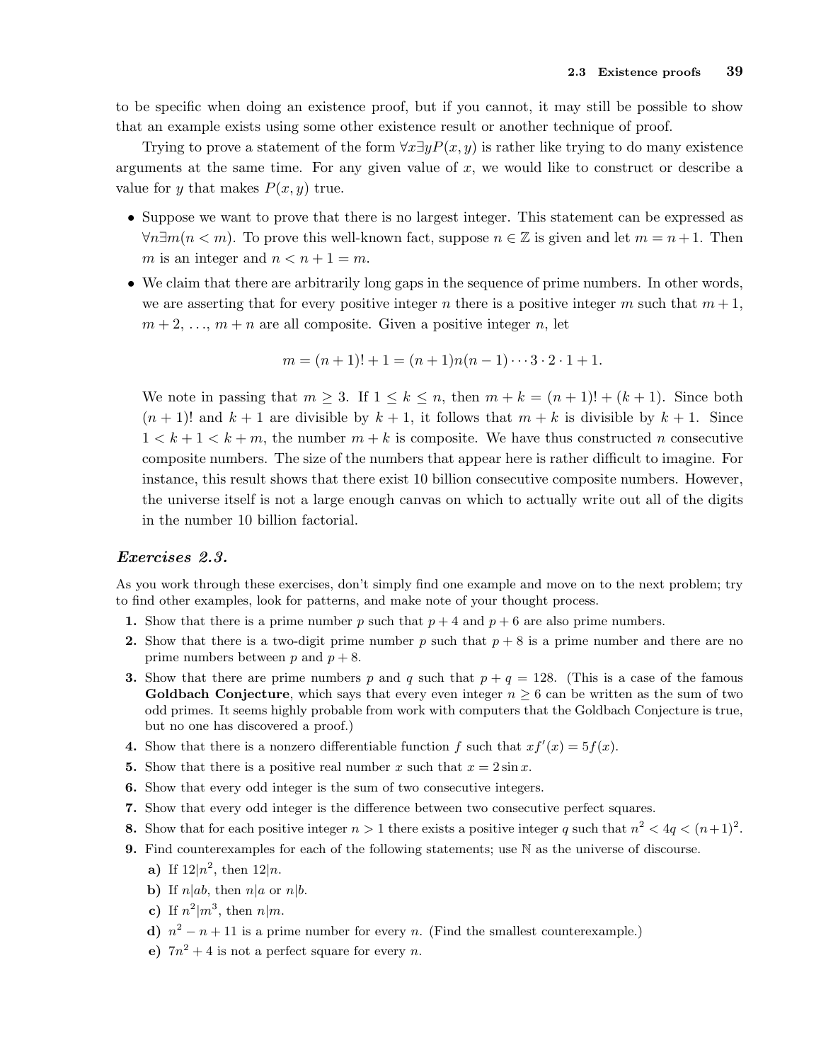to be specific when doing an existence proof, but if you cannot, it may still be possible to show that an example exists using some other existence result or another technique of proof.

Trying to prove a statement of the form $\forall x \exists y P(x, y)$ is rather like trying to do many existence arguments at the same time. For any given value of $x$, we would like to construct or describe a value for $y$ that makes $P(x, y)$ true.

- Suppose we want to prove that there is no largest integer. This statement can be expressed as $\forall n \exists m (n < m)$. To prove this well-known fact, suppose $n \in \mathbb{Z}$ is given and let $m = n+1$. Then $m$ is an integer and $n < n + 1 = m$.
- We claim that there are arbitrarily long gaps in the sequence of prime numbers. In other words, we are asserting that for every positive integer $n$ there is a positive integer $m$ such that $m + 1$, $m + 2$, ..., $m + n$ are all composite. Given a positive integer $n$, let

$$m = (n + 1)! + 1 = (n + 1)n(n - 1) \cdots 3 \cdot 2 \cdot 1 + 1.$$

We note in passing that $m \geq 3$. If $1 \leq k \leq n$, then $m + k = (n + 1)! + (k + 1)$. Since both $(n + 1)!$ and $k + 1$ are divisible by $k + 1$, it follows that $m + k$ is divisible by $k + 1$. Since $1 < k + 1 < k + m$, the number $m + k$ is composite. We have thus constructed $n$ consecutive composite numbers. The size of the numbers that appear here is rather difficult to imagine. For instance, this result shows that there exist 10 billion consecutive composite numbers. However, the universe itself is not a large enough canvas on which to actually write out all of the digits in the number 10 billion factorial.

### *Exercises 2.3.*

As you work through these exercises, don't simply find one example and move on to the next problem; try to find other examples, look for patterns, and make note of your thought process.

**1.** Show that there is a prime number $p$ such that $p + 4$ and $p + 6$ are also prime numbers.

**2.** Show that there is a two-digit prime number $p$ such that $p + 8$ is a prime number and there are no prime numbers between $p$ and $p + 8$.

**3.** Show that there are prime numbers $p$ and $q$ such that $p + q = 128$. (This is a case of the famous **Goldbach Conjecture**, which says that every even integer $n \geq 6$ can be written as the sum of two odd primes. It seems highly probable from work with computers that the Goldbach Conjecture is true, but no one has discovered a proof.)

**4.** Show that there is a nonzero differentiable function $f$ such that $xf'(x) = 5f(x)$.

**5.** Show that there is a positive real number $x$ such that $x = 2 \sin x$.

**6.** Show that every odd integer is the sum of two consecutive integers.

**7.** Show that every odd integer is the difference between two consecutive perfect squares.

**8.** Show that for each positive integer $n > 1$ there exists a positive integer $q$ such that $n^2 < 4q < (n+1)^2$.

**9.** Find counterexamples for each of the following statements; use $\mathbb{N}$ as the universe of discourse.

**a)** If $12|n^2$, then $12|n$.

**b)** If $n|ab$, then $n|a$ or $n|b$.

**c)** If $n^2|m^3$, then $n|m$.

**d)** $n^2 - n + 11$ is a prime number for every $n$. (Find the smallest counterexample.)

**e)** $7n^2 + 4$ is not a perfect square for every $n$.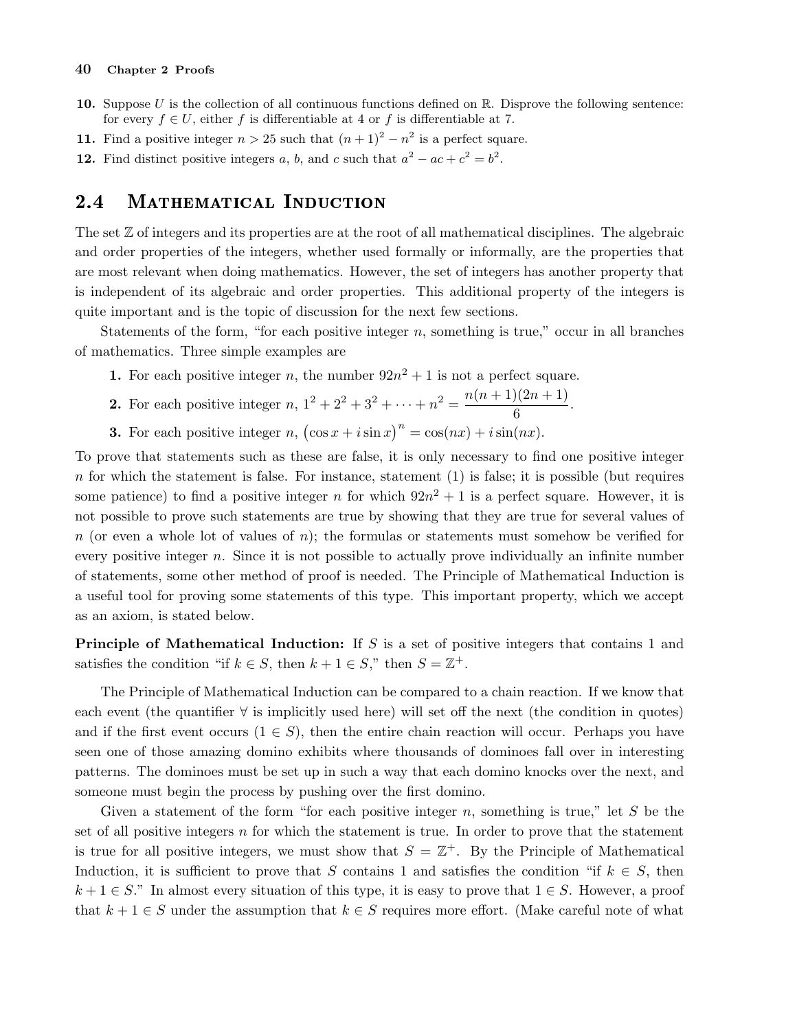10. Suppose $U$ is the collection of all continuous functions defined on $\mathbb{R}$. Disprove the following sentence: for every $f \in U$, either $f$ is differentiable at 4 or $f$ is differentiable at 7.
11. Find a positive integer $n > 25$ such that $(n+1)^2 - n^2$ is a perfect square.
12. Find distinct positive integers $a$, $b$, and $c$ such that $a^2 - ac + c^2 = b^2$.

## 2.4 Mathematical Induction

The set $\mathbb{Z}$ of integers and its properties are at the root of all mathematical disciplines. The algebraic and order properties of the integers, whether used formally or informally, are the properties that are most relevant when doing mathematics. However, the set of integers has another property that is independent of its algebraic and order properties. This additional property of the integers is quite important and is the topic of discussion for the next few sections.

Statements of the form, "for each positive integer $n$, something is true," occur in all branches of mathematics. Three simple examples are

1. For each positive integer $n$, the number $92n^2 + 1$ is not a perfect square.
2. For each positive integer $n$, $1^2 + 2^2 + 3^2 + \cdots + n^2 = \dfrac{n(n+1)(2n+1)}{6}$.
3. For each positive integer $n$, $\big(\cos x + i \sin x\big)^n = \cos(nx) + i \sin(nx)$.

To prove that statements such as these are false, it is only necessary to find one positive integer $n$ for which the statement is false. For instance, statement (1) is false; it is possible (but requires some patience) to find a positive integer $n$ for which $92n^2 + 1$ is a perfect square. However, it is not possible to prove such statements are true by showing that they are true for several values of $n$ (or even a whole lot of values of $n$); the formulas or statements must somehow be verified for every positive integer $n$. Since it is not possible to actually prove individually an infinite number of statements, some other method of proof is needed. The Principle of Mathematical Induction is a useful tool for proving some statements of this type. This important property, which we accept as an axiom, is stated below.

**Principle of Mathematical Induction:** If $S$ is a set of positive integers that contains 1 and satisfies the condition "if $k \in S$, then $k+1 \in S$," then $S = \mathbb{Z}^+$.

The Principle of Mathematical Induction can be compared to a chain reaction. If we know that each event (the quantifier $\forall$ is implicitly used here) will set off the next (the condition in quotes) and if the first event occurs ($1 \in S$), then the entire chain reaction will occur. Perhaps you have seen one of those amazing domino exhibits where thousands of dominoes fall over in interesting patterns. The dominoes must be set up in such a way that each domino knocks over the next, and someone must begin the process by pushing over the first domino.

Given a statement of the form "for each positive integer $n$, something is true," let $S$ be the set of all positive integers $n$ for which the statement is true. In order to prove that the statement is true for all positive integers, we must show that $S = \mathbb{Z}^+$. By the Principle of Mathematical Induction, it is sufficient to prove that $S$ contains 1 and satisfies the condition "if $k \in S$, then $k+1 \in S$." In almost every situation of this type, it is easy to prove that $1 \in S$. However, a proof that $k+1 \in S$ under the assumption that $k \in S$ requires more effort. (Make careful note of what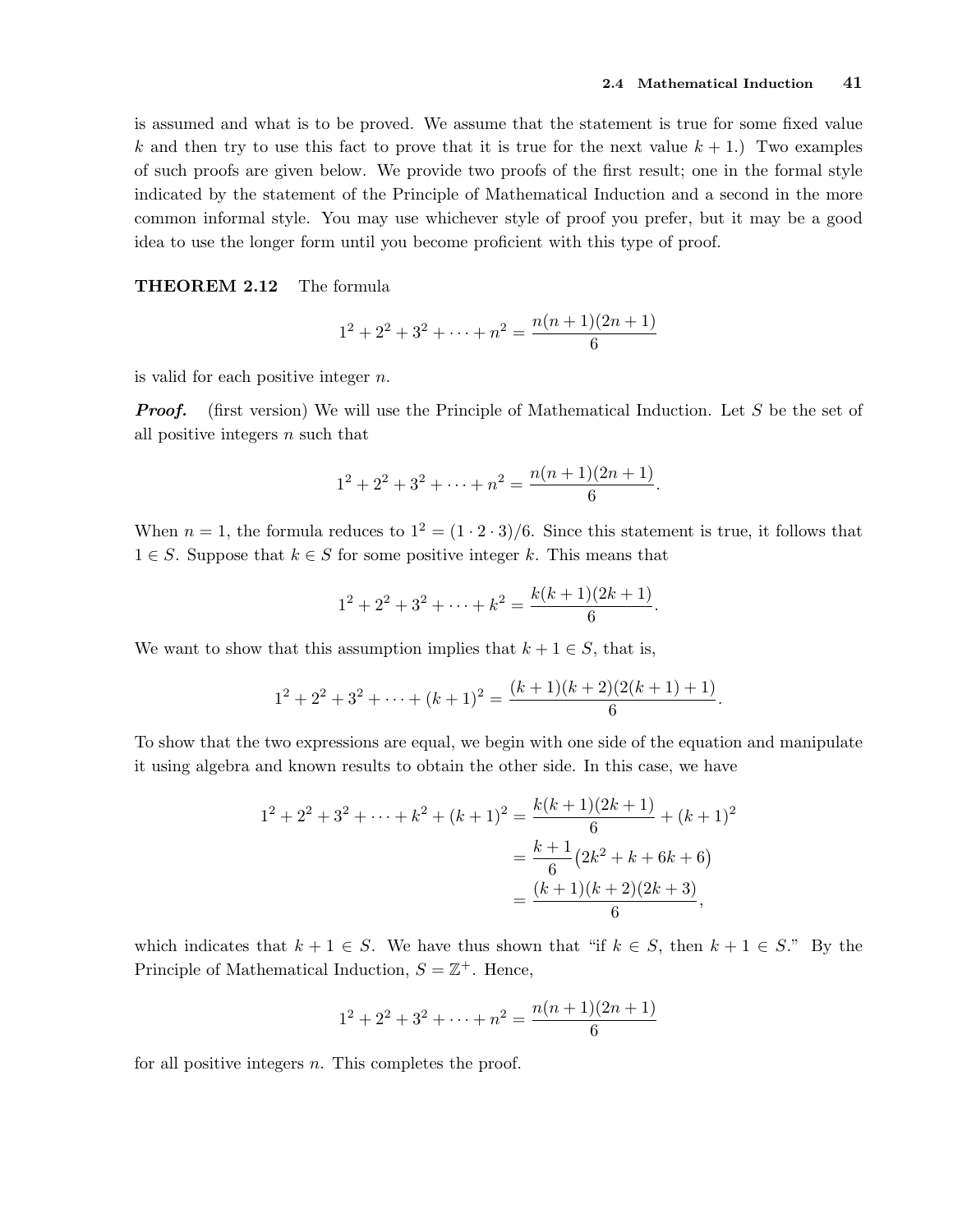is assumed and what is to be proved. We assume that the statement is true for some fixed value $k$ and then try to use this fact to prove that it is true for the next value $k + 1$.) Two examples of such proofs are given below. We provide two proofs of the first result; one in the formal style indicated by the statement of the Principle of Mathematical Induction and a second in the more common informal style. You may use whichever style of proof you prefer, but it may be a good idea to use the longer form until you become proficient with this type of proof.

**THEOREM 2.12** The formula

$$1^2 + 2^2 + 3^2 + \cdots + n^2 = \frac{n(n+1)(2n+1)}{6}$$

is valid for each positive integer $n$.

***Proof.*** (first version) We will use the Principle of Mathematical Induction. Let $S$ be the set of all positive integers $n$ such that

$$1^2 + 2^2 + 3^2 + \cdots + n^2 = \frac{n(n+1)(2n+1)}{6}.$$

When $n = 1$, the formula reduces to $1^2 = (1 \cdot 2 \cdot 3)/6$. Since this statement is true, it follows that $1 \in S$. Suppose that $k \in S$ for some positive integer $k$. This means that

$$1^2 + 2^2 + 3^2 + \cdots + k^2 = \frac{k(k+1)(2k+1)}{6}.$$

We want to show that this assumption implies that $k + 1 \in S$, that is,

$$1^2 + 2^2 + 3^2 + \cdots + (k+1)^2 = \frac{(k+1)(k+2)(2(k+1)+1)}{6}.$$

To show that the two expressions are equal, we begin with one side of the equation and manipulate it using algebra and known results to obtain the other side. In this case, we have

$$\begin{aligned}
1^2 + 2^2 + 3^2 + \cdots + k^2 + (k+1)^2 &= \frac{k(k+1)(2k+1)}{6} + (k+1)^2 \\
&= \frac{k+1}{6}\big(2k^2 + k + 6k + 6\big) \\
&= \frac{(k+1)(k+2)(2k+3)}{6},
\end{aligned}$$

which indicates that $k + 1 \in S$. We have thus shown that "if $k \in S$, then $k + 1 \in S$." By the Principle of Mathematical Induction, $S = \mathbb{Z}^+$. Hence,

$$1^2 + 2^2 + 3^2 + \cdots + n^2 = \frac{n(n+1)(2n+1)}{6}$$

for all positive integers $n$. This completes the proof.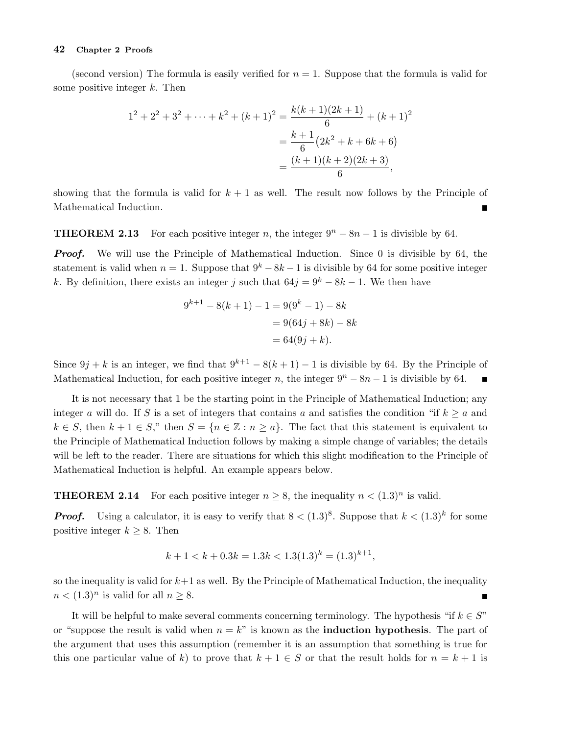(second version) The formula is easily verified for $n = 1$. Suppose that the formula is valid for some positive integer $k$. Then

$$
\begin{aligned}
1^2 + 2^2 + 3^2 + \cdots + k^2 + (k+1)^2 &= \frac{k(k+1)(2k+1)}{6} + (k+1)^2 \\
&= \frac{k+1}{6}\big(2k^2 + k + 6k + 6\big) \\
&= \frac{(k+1)(k+2)(2k+3)}{6},
\end{aligned}
$$

showing that the formula is valid for $k + 1$ as well. The result now follows by the Principle of Mathematical Induction. ∎

**THEOREM 2.13** For each positive integer $n$, the integer $9^n - 8n - 1$ is divisible by 64.

***Proof.*** We will use the Principle of Mathematical Induction. Since 0 is divisible by 64, the statement is valid when $n = 1$. Suppose that $9^k - 8k - 1$ is divisible by 64 for some positive integer $k$. By definition, there exists an integer $j$ such that $64j = 9^k - 8k - 1$. We then have

$$
\begin{aligned}
9^{k+1} - 8(k+1) - 1 &= 9(9^k - 1) - 8k \\
&= 9(64j + 8k) - 8k \\
&= 64(9j + k).
\end{aligned}
$$

Since $9j + k$ is an integer, we find that $9^{k+1} - 8(k+1) - 1$ is divisible by 64. By the Principle of Mathematical Induction, for each positive integer $n$, the integer $9^n - 8n - 1$ is divisible by 64. ∎

It is not necessary that 1 be the starting point in the Principle of Mathematical Induction; any integer $a$ will do. If $S$ is a set of integers that contains $a$ and satisfies the condition "if $k \geq a$ and $k \in S$, then $k + 1 \in S$," then $S = \{n \in \mathbb{Z} : n \geq a\}$. The fact that this statement is equivalent to the Principle of Mathematical Induction follows by making a simple change of variables; the details will be left to the reader. There are situations for which this slight modification to the Principle of Mathematical Induction is helpful. An example appears below.

**THEOREM 2.14** For each positive integer $n \geq 8$, the inequality $n < (1.3)^n$ is valid.

***Proof.*** Using a calculator, it is easy to verify that $8 < (1.3)^8$. Suppose that $k < (1.3)^k$ for some positive integer $k \geq 8$. Then

$$
k + 1 < k + 0.3k = 1.3k < 1.3(1.3)^k = (1.3)^{k+1},
$$

so the inequality is valid for $k+1$ as well. By the Principle of Mathematical Induction, the inequality $n < (1.3)^n$ is valid for all $n \geq 8$. ∎

It will be helpful to make several comments concerning terminology. The hypothesis "if $k \in S$" or "suppose the result is valid when $n = k$" is known as the **induction hypothesis**. The part of the argument that uses this assumption (remember it is an assumption that something is true for this one particular value of $k$) to prove that $k + 1 \in S$ or that the result holds for $n = k + 1$ is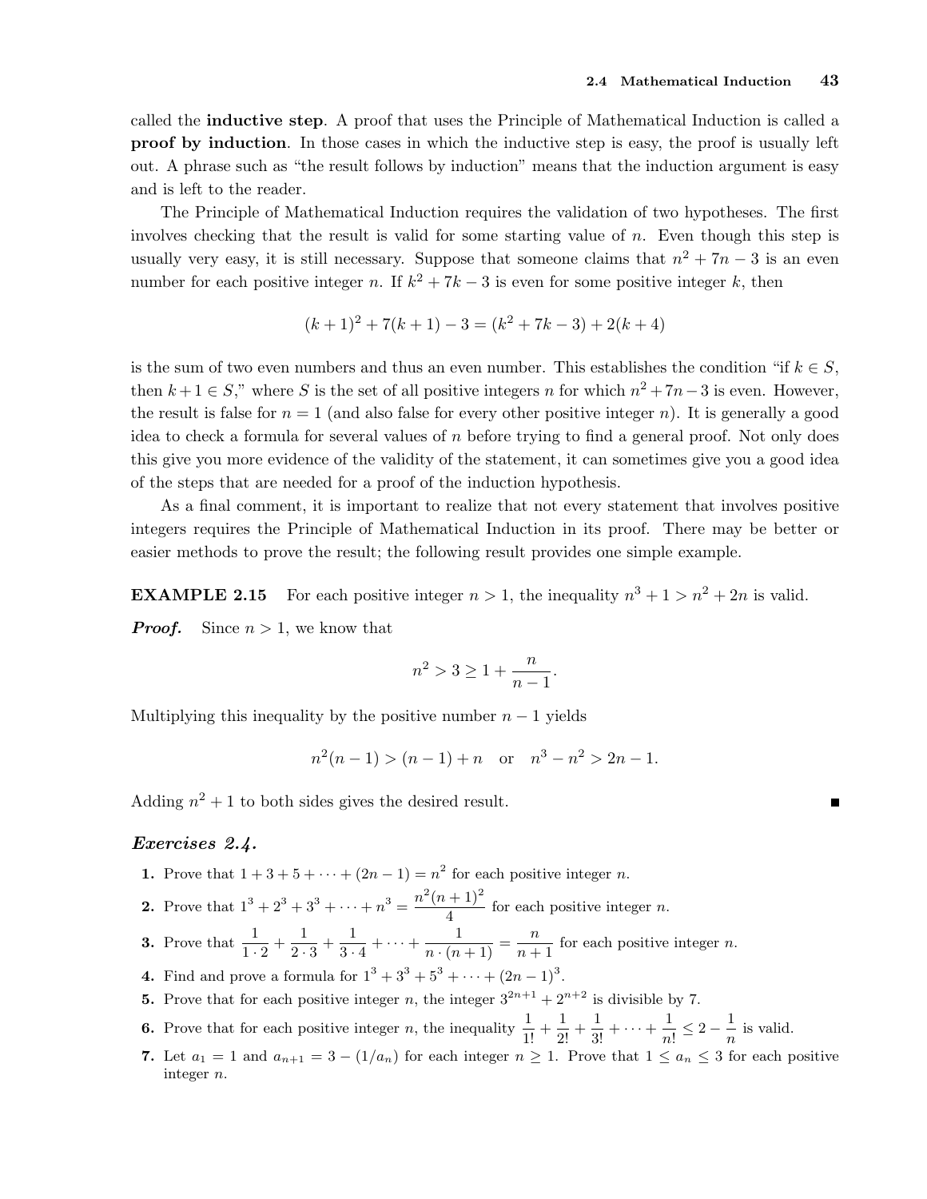called the **inductive step**. A proof that uses the Principle of Mathematical Induction is called a **proof by induction**. In those cases in which the inductive step is easy, the proof is usually left out. A phrase such as "the result follows by induction" means that the induction argument is easy and is left to the reader.

The Principle of Mathematical Induction requires the validation of two hypotheses. The first involves checking that the result is valid for some starting value of $n$. Even though this step is usually very easy, it is still necessary. Suppose that someone claims that $n^2 + 7n - 3$ is an even number for each positive integer $n$. If $k^2 + 7k - 3$ is even for some positive integer $k$, then

$$(k+1)^2 + 7(k+1) - 3 = (k^2 + 7k - 3) + 2(k+4)$$

is the sum of two even numbers and thus an even number. This establishes the condition "if $k \in S$, then $k+1 \in S$," where $S$ is the set of all positive integers $n$ for which $n^2 + 7n - 3$ is even. However, the result is false for $n = 1$ (and also false for every other positive integer $n$). It is generally a good idea to check a formula for several values of $n$ before trying to find a general proof. Not only does this give you more evidence of the validity of the statement, it can sometimes give you a good idea of the steps that are needed for a proof of the induction hypothesis.

As a final comment, it is important to realize that not every statement that involves positive integers requires the Principle of Mathematical Induction in its proof. There may be better or easier methods to prove the result; the following result provides one simple example.

**EXAMPLE 2.15** For each positive integer $n > 1$, the inequality $n^3 + 1 > n^2 + 2n$ is valid.

***Proof.*** Since $n > 1$, we know that

$$n^2 > 3 \geq 1 + \frac{n}{n-1}.$$

Multiplying this inequality by the positive number $n - 1$ yields

$$n^2(n-1) > (n-1) + n \quad \text{or} \quad n^3 - n^2 > 2n - 1.$$

Adding $n^2 + 1$ to both sides gives the desired result. ∎

### *Exercises 2.4.*

1. Prove that $1 + 3 + 5 + \cdots + (2n-1) = n^2$ for each positive integer $n$.
2. Prove that $1^3 + 2^3 + 3^3 + \cdots + n^3 = \dfrac{n^2(n+1)^2}{4}$ for each positive integer $n$.
3. Prove that $\dfrac{1}{1 \cdot 2} + \dfrac{1}{2 \cdot 3} + \dfrac{1}{3 \cdot 4} + \cdots + \dfrac{1}{n \cdot (n+1)} = \dfrac{n}{n+1}$ for each positive integer $n$.
4. Find and prove a formula for $1^3 + 3^3 + 5^3 + \cdots + (2n-1)^3$.
5. Prove that for each positive integer $n$, the integer $3^{2n+1} + 2^{n+2}$ is divisible by 7.
6. Prove that for each positive integer $n$, the inequality $\dfrac{1}{1!} + \dfrac{1}{2!} + \dfrac{1}{3!} + \cdots + \dfrac{1}{n!} \leq 2 - \dfrac{1}{n}$ is valid.
7. Let $a_1 = 1$ and $a_{n+1} = 3 - (1/a_n)$ for each integer $n \geq 1$. Prove that $1 \leq a_n \leq 3$ for each positive integer $n$.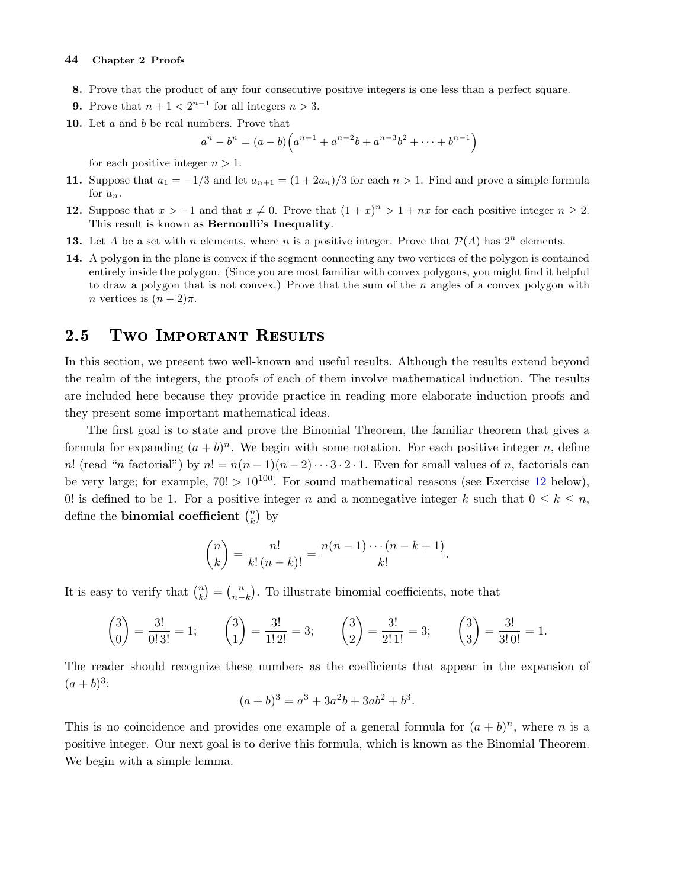8. Prove that the product of any four consecutive positive integers is one less than a perfect square.
9. Prove that $n+1 < 2^{n-1}$ for all integers $n > 3$.
10. Let $a$ and $b$ be real numbers. Prove that

$$a^n - b^n = (a-b)\left(a^{n-1} + a^{n-2}b + a^{n-3}b^2 + \cdots + b^{n-1}\right)$$

for each positive integer $n > 1$.

11. Suppose that $a_1 = -1/3$ and let $a_{n+1} = (1 + 2a_n)/3$ for each $n > 1$. Find and prove a simple formula for $a_n$.
12. Suppose that $x > -1$ and that $x \neq 0$. Prove that $(1+x)^n > 1 + nx$ for each positive integer $n \geq 2$. This result is known as **Bernoulli's Inequality**.
13. Let $A$ be a set with $n$ elements, where $n$ is a positive integer. Prove that $\mathcal{P}(A)$ has $2^n$ elements.
14. A polygon in the plane is convex if the segment connecting any two vertices of the polygon is contained entirely inside the polygon. (Since you are most familiar with convex polygons, you might find it helpful to draw a polygon that is not convex.) Prove that the sum of the $n$ angles of a convex polygon with $n$ vertices is $(n-2)\pi$.

## 2.5 Two Important Results

In this section, we present two well-known and useful results. Although the results extend beyond the realm of the integers, the proofs of each of them involve mathematical induction. The results are included here because they provide practice in reading more elaborate induction proofs and they present some important mathematical ideas.

The first goal is to state and prove the Binomial Theorem, the familiar theorem that gives a formula for expanding $(a+b)^n$. We begin with some notation. For each positive integer $n$, define $n!$ (read "$n$ factorial") by $n! = n(n-1)(n-2)\cdots 3\cdot 2\cdot 1$. Even for small values of $n$, factorials can be very large; for example, $70! > 10^{100}$. For sound mathematical reasons (see Exercise 12 below), $0!$ is defined to be 1. For a positive integer $n$ and a nonnegative integer $k$ such that $0 \leq k \leq n$, define the **binomial coefficient** $\binom{n}{k}$ by

$$\binom{n}{k} = \frac{n!}{k!\,(n-k)!} = \frac{n(n-1)\cdots(n-k+1)}{k!}.$$

It is easy to verify that $\binom{n}{k} = \binom{n}{n-k}$. To illustrate binomial coefficients, note that

$$\binom{3}{0} = \frac{3!}{0!\,3!} = 1; \qquad \binom{3}{1} = \frac{3!}{1!\,2!} = 3; \qquad \binom{3}{2} = \frac{3!}{2!\,1!} = 3; \qquad \binom{3}{3} = \frac{3!}{3!\,0!} = 1.$$

The reader should recognize these numbers as the coefficients that appear in the expansion of $(a+b)^3$:

$$(a+b)^3 = a^3 + 3a^2b + 3ab^2 + b^3.$$

This is no coincidence and provides one example of a general formula for $(a+b)^n$, where $n$ is a positive integer. Our next goal is to derive this formula, which is known as the Binomial Theorem. We begin with a simple lemma.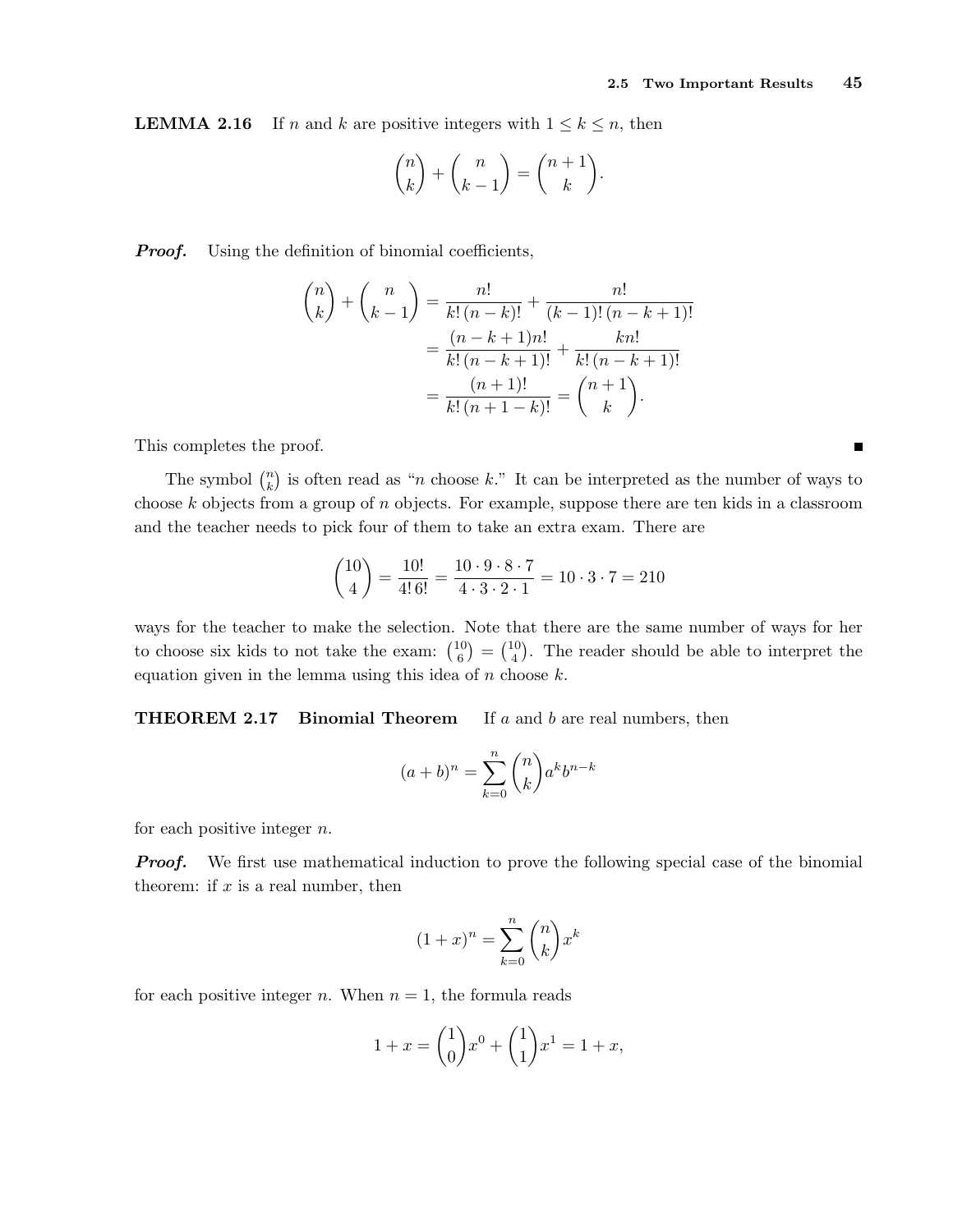**LEMMA 2.16** If $n$ and $k$ are positive integers with $1 \le k \le n$, then

$$\binom{n}{k} + \binom{n}{k-1} = \binom{n+1}{k}.$$

***Proof.*** Using the definition of binomial coefficients,

$$\begin{aligned}
\binom{n}{k} + \binom{n}{k-1} &= \frac{n!}{k!\,(n-k)!} + \frac{n!}{(k-1)!\,(n-k+1)!} \\
&= \frac{(n-k+1)n!}{k!\,(n-k+1)!} + \frac{kn!}{k!\,(n-k+1)!} \\
&= \frac{(n+1)!}{k!\,(n+1-k)!} = \binom{n+1}{k}.
\end{aligned}$$

This completes the proof. ∎

The symbol $\binom{n}{k}$ is often read as "$n$ choose $k$." It can be interpreted as the number of ways to choose $k$ objects from a group of $n$ objects. For example, suppose there are ten kids in a classroom and the teacher needs to pick four of them to take an extra exam. There are

$$\binom{10}{4} = \frac{10!}{4!\,6!} = \frac{10 \cdot 9 \cdot 8 \cdot 7}{4 \cdot 3 \cdot 2 \cdot 1} = 10 \cdot 3 \cdot 7 = 210$$

ways for the teacher to make the selection. Note that there are the same number of ways for her to choose six kids to not take the exam: $\binom{10}{6} = \binom{10}{4}$. The reader should be able to interpret the equation given in the lemma using this idea of $n$ choose $k$.

**THEOREM 2.17** **Binomial Theorem** If $a$ and $b$ are real numbers, then

$$(a+b)^n = \sum_{k=0}^{n} \binom{n}{k} a^k b^{n-k}$$

for each positive integer $n$.

***Proof.*** We first use mathematical induction to prove the following special case of the binomial theorem: if $x$ is a real number, then

$$(1+x)^n = \sum_{k=0}^{n} \binom{n}{k} x^k$$

for each positive integer $n$. When $n = 1$, the formula reads

$$1 + x = \binom{1}{0} x^0 + \binom{1}{1} x^1 = 1 + x,$$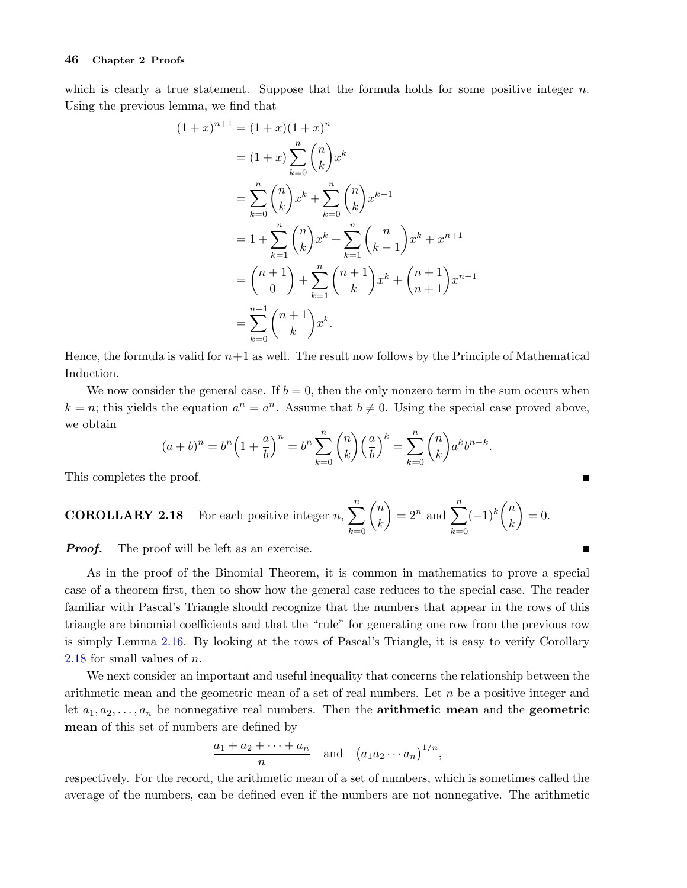which is clearly a true statement. Suppose that the formula holds for some positive integer $n$. Using the previous lemma, we find that

$$
\begin{aligned}
(1+x)^{n+1} &= (1+x)(1+x)^n \\
&= (1+x)\sum_{k=0}^{n}\binom{n}{k}x^k \\
&= \sum_{k=0}^{n}\binom{n}{k}x^k + \sum_{k=0}^{n}\binom{n}{k}x^{k+1} \\
&= 1 + \sum_{k=1}^{n}\binom{n}{k}x^k + \sum_{k=1}^{n}\binom{n}{k-1}x^k + x^{n+1} \\
&= \binom{n+1}{0} + \sum_{k=1}^{n}\binom{n+1}{k}x^k + \binom{n+1}{n+1}x^{n+1} \\
&= \sum_{k=0}^{n+1}\binom{n+1}{k}x^k.
\end{aligned}
$$

Hence, the formula is valid for $n+1$ as well. The result now follows by the Principle of Mathematical Induction.

We now consider the general case. If $b = 0$, then the only nonzero term in the sum occurs when $k = n$; this yields the equation $a^n = a^n$. Assume that $b \neq 0$. Using the special case proved above, we obtain

$$
(a+b)^n = b^n\Big(1+\frac{a}{b}\Big)^n = b^n\sum_{k=0}^{n}\binom{n}{k}\Big(\frac{a}{b}\Big)^k = \sum_{k=0}^{n}\binom{n}{k}a^k b^{n-k}.
$$

This completes the proof. ∎

**COROLLARY 2.18** For each positive integer $n$, $\displaystyle\sum_{k=0}^{n}\binom{n}{k} = 2^n$ and $\displaystyle\sum_{k=0}^{n}(-1)^k\binom{n}{k} = 0$.

***Proof.*** The proof will be left as an exercise. ∎

As in the proof of the Binomial Theorem, it is common in mathematics to prove a special case of a theorem first, then to show how the general case reduces to the special case. The reader familiar with Pascal's Triangle should recognize that the numbers that appear in the rows of this triangle are binomial coefficients and that the "rule" for generating one row from the previous row is simply Lemma 2.16. By looking at the rows of Pascal's Triangle, it is easy to verify Corollary 2.18 for small values of $n$.

We next consider an important and useful inequality that concerns the relationship between the arithmetic mean and the geometric mean of a set of real numbers. Let $n$ be a positive integer and let $a_1, a_2, \ldots, a_n$ be nonnegative real numbers. Then the **arithmetic mean** and the **geometric mean** of this set of numbers are defined by

$$
\frac{a_1 + a_2 + \cdots + a_n}{n} \quad \text{and} \quad \big(a_1 a_2 \cdots a_n\big)^{1/n},
$$

respectively. For the record, the arithmetic mean of a set of numbers, which is sometimes called the average of the numbers, can be defined even if the numbers are not nonnegative. The arithmetic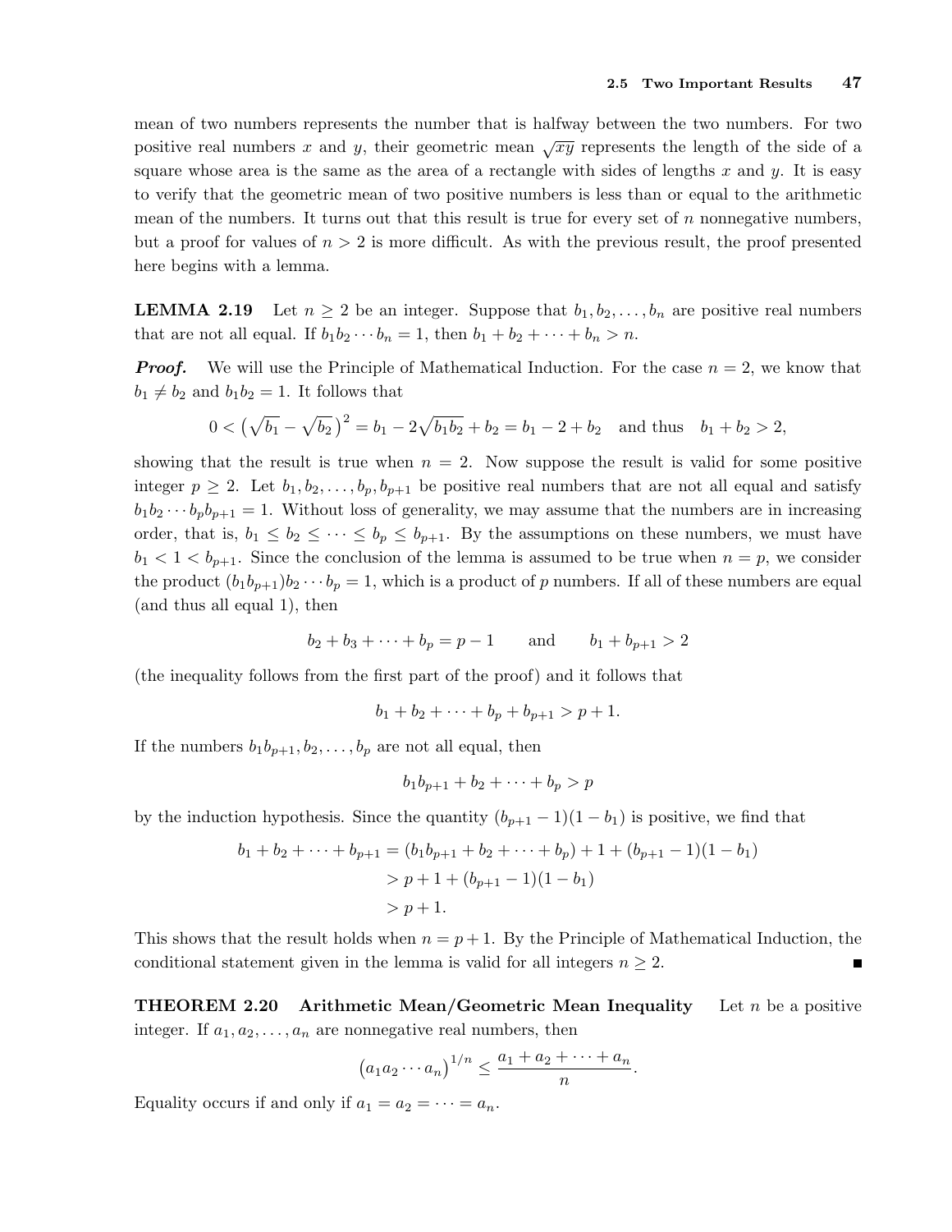mean of two numbers represents the number that is halfway between the two numbers. For two positive real numbers $x$ and $y$, their geometric mean $\sqrt{xy}$ represents the length of the side of a square whose area is the same as the area of a rectangle with sides of lengths $x$ and $y$. It is easy to verify that the geometric mean of two positive numbers is less than or equal to the arithmetic mean of the numbers. It turns out that this result is true for every set of $n$ nonnegative numbers, but a proof for values of $n > 2$ is more difficult. As with the previous result, the proof presented here begins with a lemma.

**LEMMA 2.19** Let $n \geq 2$ be an integer. Suppose that $b_1, b_2, \ldots, b_n$ are positive real numbers that are not all equal. If $b_1 b_2 \cdots b_n = 1$, then $b_1 + b_2 + \cdots + b_n > n$.

***Proof.*** We will use the Principle of Mathematical Induction. For the case $n = 2$, we know that $b_1 \neq b_2$ and $b_1 b_2 = 1$. It follows that

$$0 < \left(\sqrt{b_1} - \sqrt{b_2}\right)^2 = b_1 - 2\sqrt{b_1 b_2} + b_2 = b_1 - 2 + b_2 \quad \text{and thus} \quad b_1 + b_2 > 2,$$

showing that the result is true when $n = 2$. Now suppose the result is valid for some positive integer $p \geq 2$. Let $b_1, b_2, \ldots, b_p, b_{p+1}$ be positive real numbers that are not all equal and satisfy $b_1 b_2 \cdots b_p b_{p+1} = 1$. Without loss of generality, we may assume that the numbers are in increasing order, that is, $b_1 \leq b_2 \leq \cdots \leq b_p \leq b_{p+1}$. By the assumptions on these numbers, we must have $b_1 < 1 < b_{p+1}$. Since the conclusion of the lemma is assumed to be true when $n = p$, we consider the product $(b_1 b_{p+1}) b_2 \cdots b_p = 1$, which is a product of $p$ numbers. If all of these numbers are equal (and thus all equal 1), then

$$b_2 + b_3 + \cdots + b_p = p - 1 \qquad \text{and} \qquad b_1 + b_{p+1} > 2$$

(the inequality follows from the first part of the proof) and it follows that

$$b_1 + b_2 + \cdots + b_p + b_{p+1} > p + 1.$$

If the numbers $b_1 b_{p+1}, b_2, \ldots, b_p$ are not all equal, then

$$b_1 b_{p+1} + b_2 + \cdots + b_p > p$$

by the induction hypothesis. Since the quantity $(b_{p+1} - 1)(1 - b_1)$ is positive, we find that

$$\begin{aligned} b_1 + b_2 + \cdots + b_{p+1} &= (b_1 b_{p+1} + b_2 + \cdots + b_p) + 1 + (b_{p+1} - 1)(1 - b_1) \\ &> p + 1 + (b_{p+1} - 1)(1 - b_1) \\ &> p + 1. \end{aligned}$$

This shows that the result holds when $n = p + 1$. By the Principle of Mathematical Induction, the conditional statement given in the lemma is valid for all integers $n \geq 2$. ∎

**THEOREM 2.20 Arithmetic Mean/Geometric Mean Inequality** Let $n$ be a positive integer. If $a_1, a_2, \ldots, a_n$ are nonnegative real numbers, then

$$\left(a_1 a_2 \cdots a_n\right)^{1/n} \leq \frac{a_1 + a_2 + \cdots + a_n}{n}.$$

Equality occurs if and only if $a_1 = a_2 = \cdots = a_n$.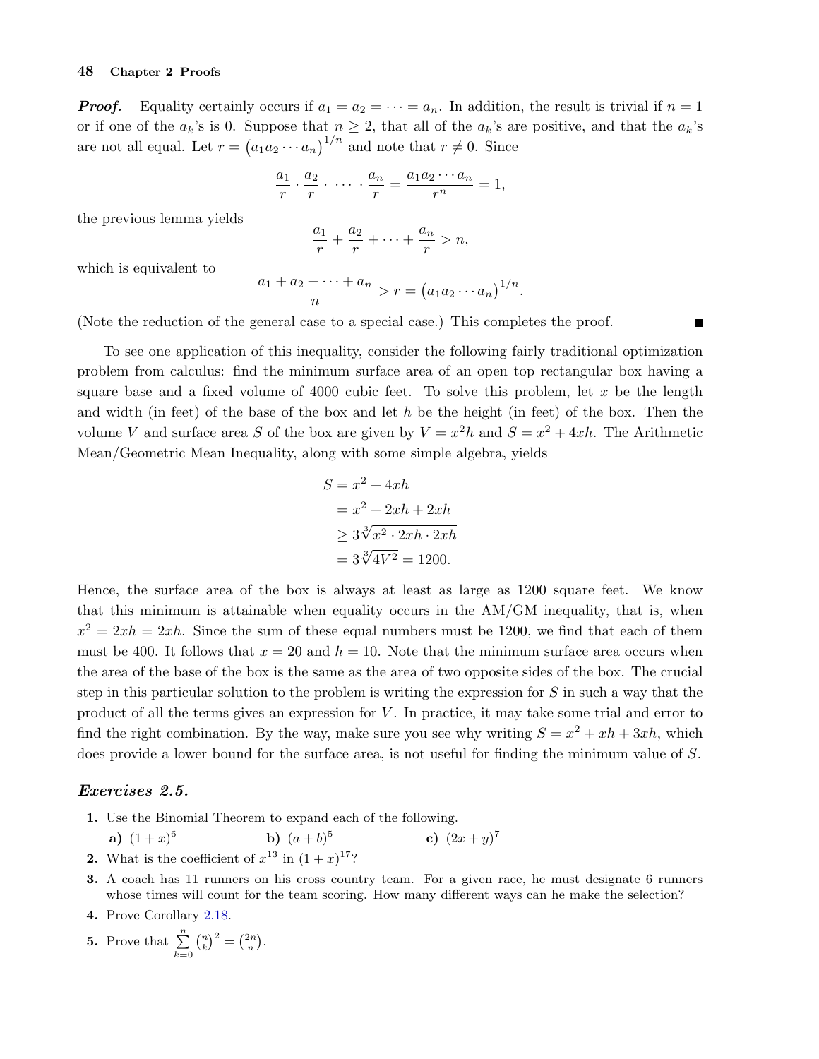***Proof.*** Equality certainly occurs if $a_1 = a_2 = \cdots = a_n$. In addition, the result is trivial if $n = 1$ or if one of the $a_k$'s is 0. Suppose that $n \geq 2$, that all of the $a_k$'s are positive, and that the $a_k$'s are not all equal. Let $r = \big(a_1 a_2 \cdots a_n\big)^{1/n}$ and note that $r \neq 0$. Since

$$\frac{a_1}{r} \cdot \frac{a_2}{r} \cdot \cdots \cdot \frac{a_n}{r} = \frac{a_1 a_2 \cdots a_n}{r^n} = 1,$$

the previous lemma yields

$$\frac{a_1}{r} + \frac{a_2}{r} + \cdots + \frac{a_n}{r} > n,$$

which is equivalent to

$$\frac{a_1 + a_2 + \cdots + a_n}{n} > r = \big(a_1 a_2 \cdots a_n\big)^{1/n}.$$

(Note the reduction of the general case to a special case.) This completes the proof. ∎

To see one application of this inequality, consider the following fairly traditional optimization problem from calculus: find the minimum surface area of an open top rectangular box having a square base and a fixed volume of 4000 cubic feet. To solve this problem, let $x$ be the length and width (in feet) of the base of the box and let $h$ be the height (in feet) of the box. Then the volume $V$ and surface area $S$ of the box are given by $V = x^2 h$ and $S = x^2 + 4xh$. The Arithmetic Mean/Geometric Mean Inequality, along with some simple algebra, yields

$$\begin{aligned} S &= x^2 + 4xh \\ &= x^2 + 2xh + 2xh \\ &\geq 3\sqrt[3]{x^2 \cdot 2xh \cdot 2xh} \\ &= 3\sqrt[3]{4V^2} = 1200. \end{aligned}$$

Hence, the surface area of the box is always at least as large as 1200 square feet. We know that this minimum is attainable when equality occurs in the AM/GM inequality, that is, when $x^2 = 2xh = 2xh$. Since the sum of these equal numbers must be 1200, we find that each of them must be 400. It follows that $x = 20$ and $h = 10$. Note that the minimum surface area occurs when the area of the base of the box is the same as the area of two opposite sides of the box. The crucial step in this particular solution to the problem is writing the expression for $S$ in such a way that the product of all the terms gives an expression for $V$. In practice, it may take some trial and error to find the right combination. By the way, make sure you see why writing $S = x^2 + xh + 3xh$, which does provide a lower bound for the surface area, is not useful for finding the minimum value of $S$.

### *Exercises 2.5.*

1. Use the Binomial Theorem to expand each of the following.

   **a)** $(1 + x)^6$ **b)** $(a + b)^5$ **c)** $(2x + y)^7$

2. What is the coefficient of $x^{13}$ in $(1 + x)^{17}$?

3. A coach has 11 runners on his cross country team. For a given race, he must designate 6 runners whose times will count for the team scoring. How many different ways can he make the selection?

4. Prove Corollary 2.18.

5. Prove that $\sum_{k=0}^{n} \binom{n}{k}^2 = \binom{2n}{n}$.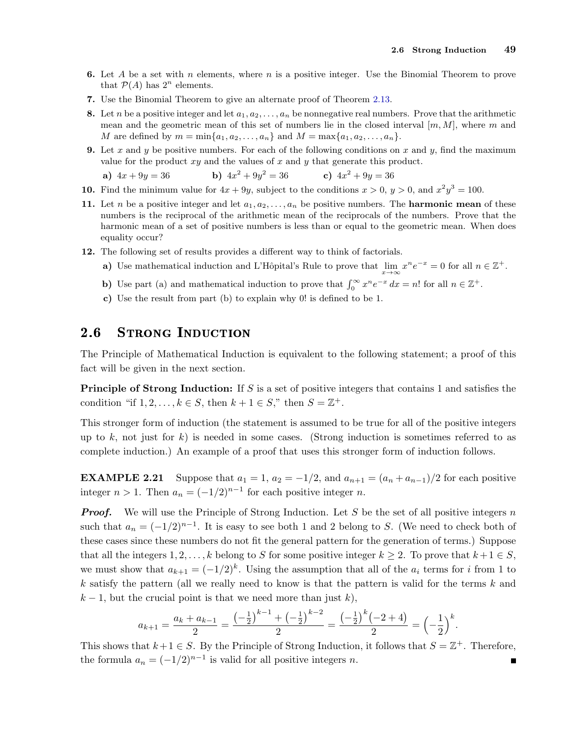**6.** Let $A$ be a set with $n$ elements, where $n$ is a positive integer. Use the Binomial Theorem to prove that $\mathcal{P}(A)$ has $2^n$ elements.

**7.** Use the Binomial Theorem to give an alternate proof of Theorem 2.13.

**8.** Let $n$ be a positive integer and let $a_1, a_2, \ldots, a_n$ be nonnegative real numbers. Prove that the arithmetic mean and the geometric mean of this set of numbers lie in the closed interval $[m, M]$, where $m$ and $M$ are defined by $m = \min\{a_1, a_2, \ldots, a_n\}$ and $M = \max\{a_1, a_2, \ldots, a_n\}$.

**9.** Let $x$ and $y$ be positive numbers. For each of the following conditions on $x$ and $y$, find the maximum value for the product $xy$ and the values of $x$ and $y$ that generate this product.

**a)** $4x + 9y = 36$ **b)** $4x^2 + 9y^2 = 36$ **c)** $4x^2 + 9y = 36$

**10.** Find the minimum value for $4x + 9y$, subject to the conditions $x > 0$, $y > 0$, and $x^2y^3 = 100$.

**11.** Let $n$ be a positive integer and let $a_1, a_2, \ldots, a_n$ be positive numbers. The **harmonic mean** of these numbers is the reciprocal of the arithmetic mean of the reciprocals of the numbers. Prove that the harmonic mean of a set of positive numbers is less than or equal to the geometric mean. When does equality occur?

**12.** The following set of results provides a different way to think of factorials.

**a)** Use mathematical induction and L'Hôpital's Rule to prove that $\lim_{x\to\infty} x^n e^{-x} = 0$ for all $n \in \mathbb{Z}^+$.

**b)** Use part (a) and mathematical induction to prove that $\int_0^\infty x^n e^{-x}\,dx = n!$ for all $n \in \mathbb{Z}^+$.

**c)** Use the result from part (b) to explain why $0!$ is defined to be 1.

## 2.6 Strong Induction

The Principle of Mathematical Induction is equivalent to the following statement; a proof of this fact will be given in the next section.

**Principle of Strong Induction:** If $S$ is a set of positive integers that contains 1 and satisfies the condition "if $1, 2, \ldots, k \in S$, then $k + 1 \in S$," then $S = \mathbb{Z}^+$.

This stronger form of induction (the statement is assumed to be true for all of the positive integers up to $k$, not just for $k$) is needed in some cases. (Strong induction is sometimes referred to as complete induction.) An example of a proof that uses this stronger form of induction follows.

**EXAMPLE 2.21** Suppose that $a_1 = 1$, $a_2 = -1/2$, and $a_{n+1} = (a_n + a_{n-1})/2$ for each positive integer $n > 1$. Then $a_n = (-1/2)^{n-1}$ for each positive integer $n$.

***Proof.*** We will use the Principle of Strong Induction. Let $S$ be the set of all positive integers $n$ such that $a_n = (-1/2)^{n-1}$. It is easy to see both 1 and 2 belong to $S$. (We need to check both of these cases since these numbers do not fit the general pattern for the generation of terms.) Suppose that all the integers $1, 2, \ldots, k$ belong to $S$ for some positive integer $k \geq 2$. To prove that $k+1 \in S$, we must show that $a_{k+1} = (-1/2)^k$. Using the assumption that all of the $a_i$ terms for $i$ from 1 to $k$ satisfy the pattern (all we really need to know is that the pattern is valid for the terms $k$ and $k - 1$, but the crucial point is that we need more than just $k$),

$$a_{k+1} = \frac{a_k + a_{k-1}}{2} = \frac{\left(-\frac{1}{2}\right)^{k-1} + \left(-\frac{1}{2}\right)^{k-2}}{2} = \frac{\left(-\frac{1}{2}\right)^k(-2+4)}{2} = \left(-\frac{1}{2}\right)^k.$$

This shows that $k+1 \in S$. By the Principle of Strong Induction, it follows that $S = \mathbb{Z}^+$. Therefore, the formula $a_n = (-1/2)^{n-1}$ is valid for all positive integers $n$. ∎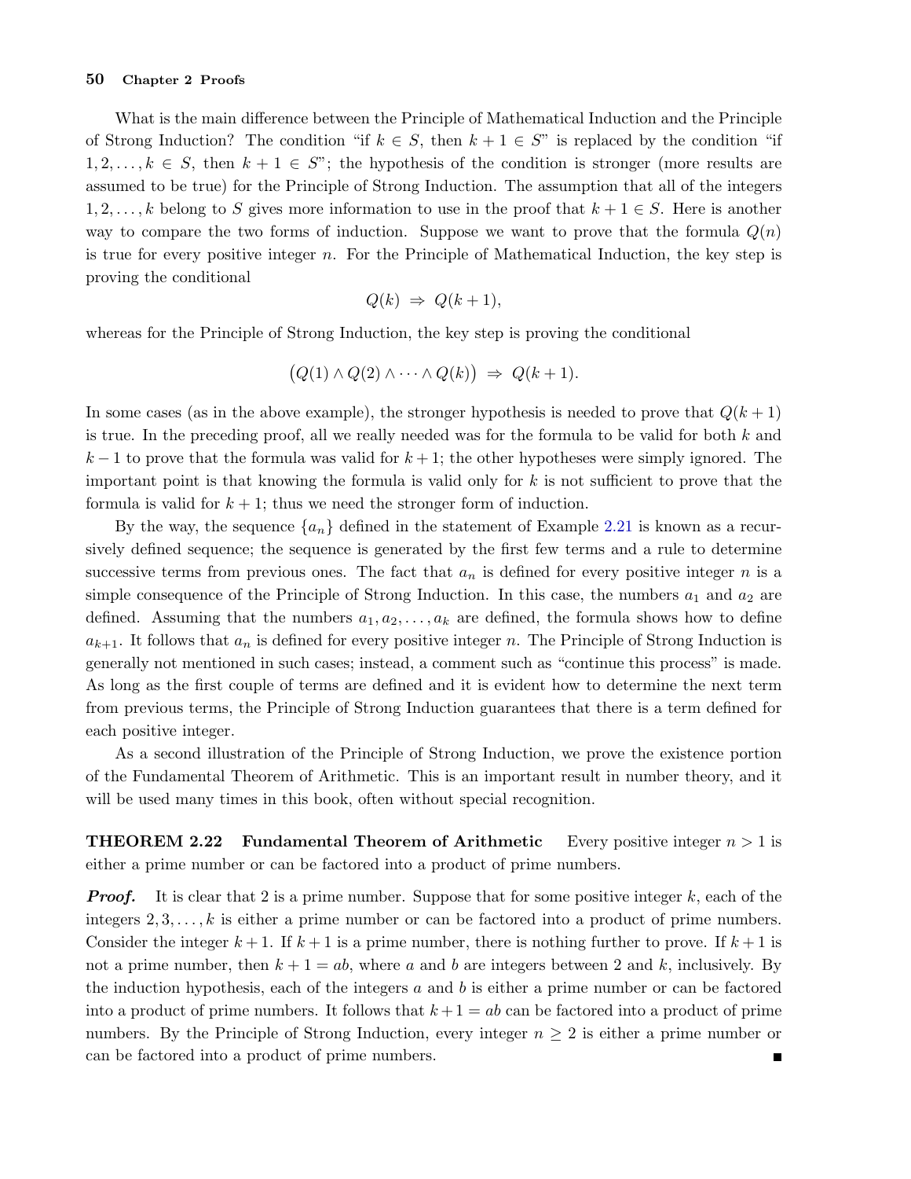What is the main difference between the Principle of Mathematical Induction and the Principle of Strong Induction? The condition "if $k \in S$, then $k+1 \in S$" is replaced by the condition "if $1, 2, \ldots, k \in S$, then $k+1 \in S$"; the hypothesis of the condition is stronger (more results are assumed to be true) for the Principle of Strong Induction. The assumption that all of the integers $1, 2, \ldots, k$ belong to $S$ gives more information to use in the proof that $k+1 \in S$. Here is another way to compare the two forms of induction. Suppose we want to prove that the formula $Q(n)$ is true for every positive integer $n$. For the Principle of Mathematical Induction, the key step is proving the conditional

$$Q(k) \Rightarrow Q(k+1),$$

whereas for the Principle of Strong Induction, the key step is proving the conditional

$$\big(Q(1) \wedge Q(2) \wedge \cdots \wedge Q(k)\big) \Rightarrow Q(k+1).$$

In some cases (as in the above example), the stronger hypothesis is needed to prove that $Q(k+1)$ is true. In the preceding proof, all we really needed was for the formula to be valid for both $k$ and $k-1$ to prove that the formula was valid for $k+1$; the other hypotheses were simply ignored. The important point is that knowing the formula is valid only for $k$ is not sufficient to prove that the formula is valid for $k+1$; thus we need the stronger form of induction.

By the way, the sequence $\{a_n\}$ defined in the statement of Example 2.21 is known as a recursively defined sequence; the sequence is generated by the first few terms and a rule to determine successive terms from previous ones. The fact that $a_n$ is defined for every positive integer $n$ is a simple consequence of the Principle of Strong Induction. In this case, the numbers $a_1$ and $a_2$ are defined. Assuming that the numbers $a_1, a_2, \ldots, a_k$ are defined, the formula shows how to define $a_{k+1}$. It follows that $a_n$ is defined for every positive integer $n$. The Principle of Strong Induction is generally not mentioned in such cases; instead, a comment such as "continue this process" is made. As long as the first couple of terms are defined and it is evident how to determine the next term from previous terms, the Principle of Strong Induction guarantees that there is a term defined for each positive integer.

As a second illustration of the Principle of Strong Induction, we prove the existence portion of the Fundamental Theorem of Arithmetic. This is an important result in number theory, and it will be used many times in this book, often without special recognition.

**THEOREM 2.22 Fundamental Theorem of Arithmetic** Every positive integer $n > 1$ is either a prime number or can be factored into a product of prime numbers.

***Proof.*** It is clear that 2 is a prime number. Suppose that for some positive integer $k$, each of the integers $2, 3, \ldots, k$ is either a prime number or can be factored into a product of prime numbers. Consider the integer $k+1$. If $k+1$ is a prime number, there is nothing further to prove. If $k+1$ is not a prime number, then $k+1 = ab$, where $a$ and $b$ are integers between 2 and $k$, inclusively. By the induction hypothesis, each of the integers $a$ and $b$ is either a prime number or can be factored into a product of prime numbers. It follows that $k+1 = ab$ can be factored into a product of prime numbers. By the Principle of Strong Induction, every integer $n \geq 2$ is either a prime number or can be factored into a product of prime numbers. ∎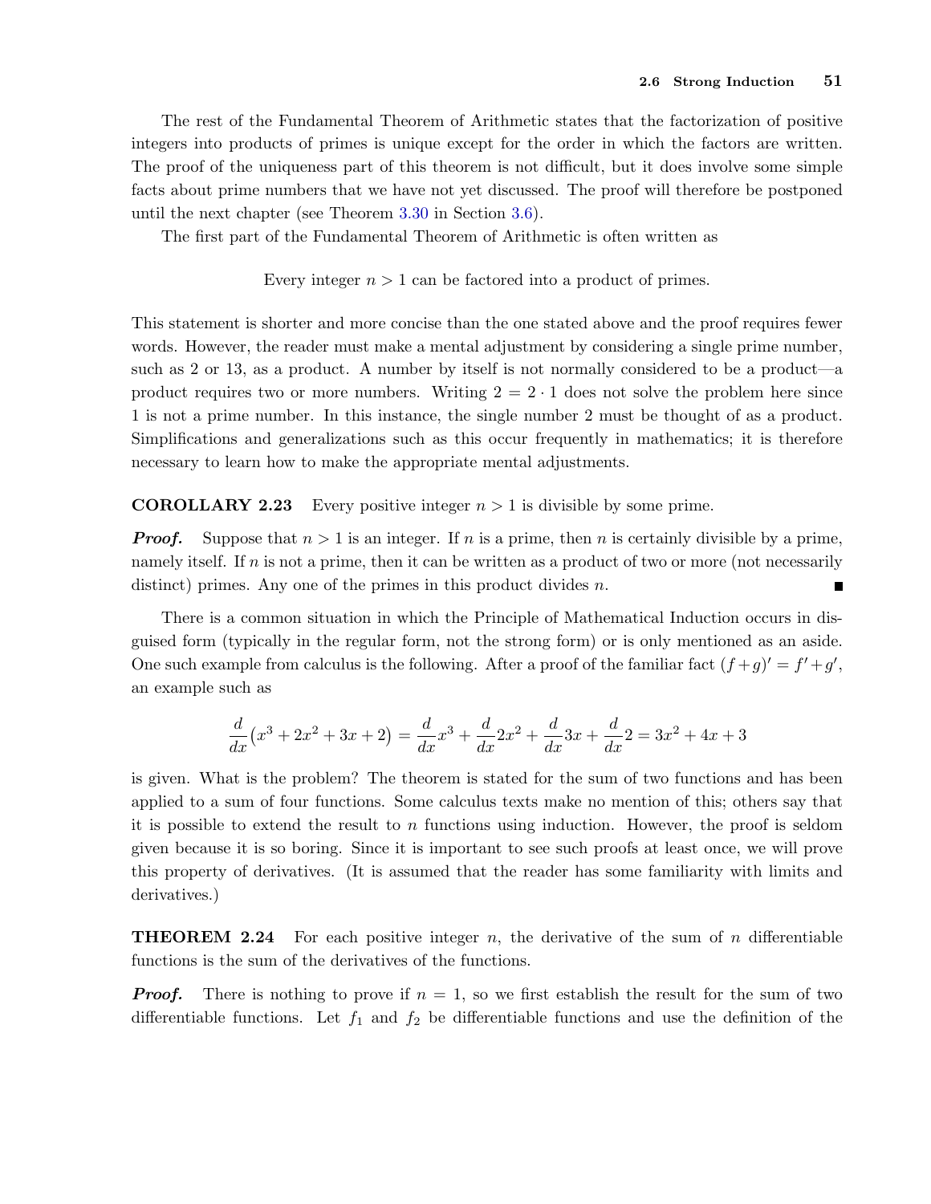The rest of the Fundamental Theorem of Arithmetic states that the factorization of positive integers into products of primes is unique except for the order in which the factors are written. The proof of the uniqueness part of this theorem is not difficult, but it does involve some simple facts about prime numbers that we have not yet discussed. The proof will therefore be postponed until the next chapter (see Theorem 3.30 in Section 3.6).

The first part of the Fundamental Theorem of Arithmetic is often written as

Every integer $n > 1$ can be factored into a product of primes.

This statement is shorter and more concise than the one stated above and the proof requires fewer words. However, the reader must make a mental adjustment by considering a single prime number, such as 2 or 13, as a product. A number by itself is not normally considered to be a product—a product requires two or more numbers. Writing $2 = 2 \cdot 1$ does not solve the problem here since 1 is not a prime number. In this instance, the single number 2 must be thought of as a product. Simplifications and generalizations such as this occur frequently in mathematics; it is therefore necessary to learn how to make the appropriate mental adjustments.

**COROLLARY 2.23** Every positive integer $n > 1$ is divisible by some prime.

***Proof.*** Suppose that $n > 1$ is an integer. If $n$ is a prime, then $n$ is certainly divisible by a prime, namely itself. If $n$ is not a prime, then it can be written as a product of two or more (not necessarily distinct) primes. Any one of the primes in this product divides $n$. ∎

There is a common situation in which the Principle of Mathematical Induction occurs in disguised form (typically in the regular form, not the strong form) or is only mentioned as an aside. One such example from calculus is the following. After a proof of the familiar fact $(f+g)' = f' + g'$, an example such as

$$\frac{d}{dx}\big(x^3 + 2x^2 + 3x + 2\big) = \frac{d}{dx}x^3 + \frac{d}{dx}2x^2 + \frac{d}{dx}3x + \frac{d}{dx}2 = 3x^2 + 4x + 3$$

is given. What is the problem? The theorem is stated for the sum of two functions and has been applied to a sum of four functions. Some calculus texts make no mention of this; others say that it is possible to extend the result to $n$ functions using induction. However, the proof is seldom given because it is so boring. Since it is important to see such proofs at least once, we will prove this property of derivatives. (It is assumed that the reader has some familiarity with limits and derivatives.)

**THEOREM 2.24** For each positive integer $n$, the derivative of the sum of $n$ differentiable functions is the sum of the derivatives of the functions.

***Proof.*** There is nothing to prove if $n = 1$, so we first establish the result for the sum of two differentiable functions. Let $f_1$ and $f_2$ be differentiable functions and use the definition of the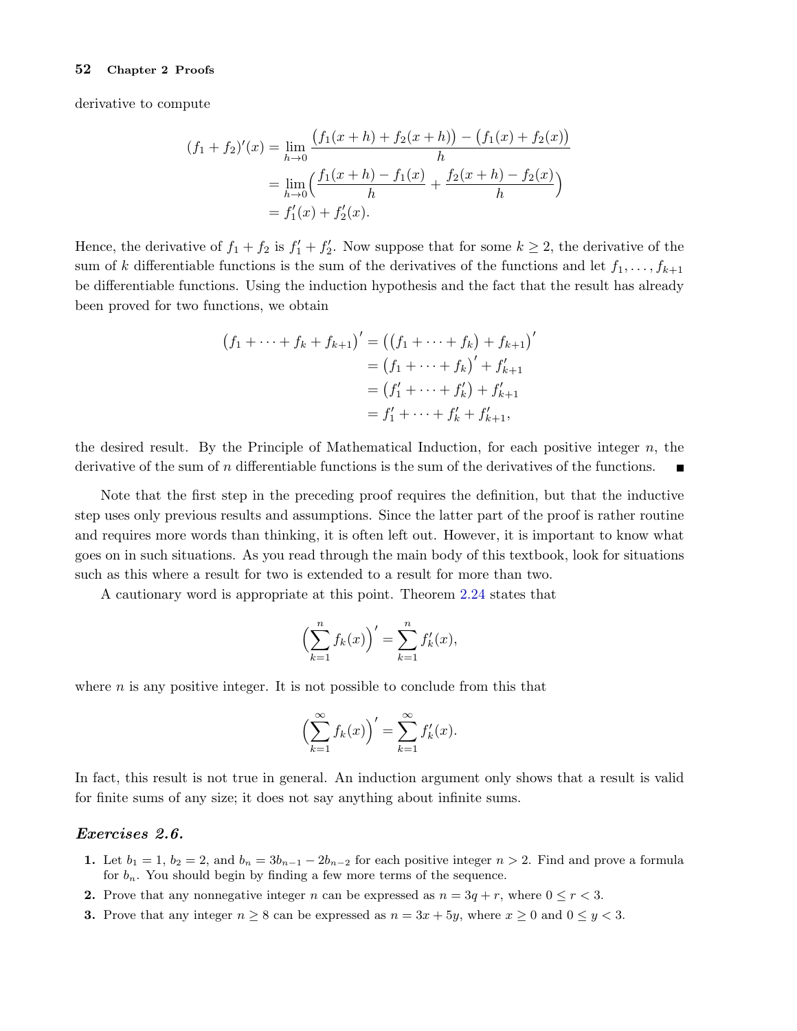derivative to compute

$$
\begin{aligned}
(f_1 + f_2)'(x) &= \lim_{h \to 0} \frac{\big(f_1(x+h) + f_2(x+h)\big) - \big(f_1(x) + f_2(x)\big)}{h} \\
&= \lim_{h \to 0} \Big( \frac{f_1(x+h) - f_1(x)}{h} + \frac{f_2(x+h) - f_2(x)}{h} \Big) \\
&= f_1'(x) + f_2'(x).
\end{aligned}
$$

Hence, the derivative of $f_1 + f_2$ is $f_1' + f_2'$. Now suppose that for some $k \geq 2$, the derivative of the sum of $k$ differentiable functions is the sum of the derivatives of the functions and let $f_1, \ldots, f_{k+1}$ be differentiable functions. Using the induction hypothesis and the fact that the result has already been proved for two functions, we obtain

$$
\begin{aligned}
\big(f_1 + \cdots + f_k + f_{k+1}\big)' &= \big(\big(f_1 + \cdots + f_k\big) + f_{k+1}\big)' \\
&= \big(f_1 + \cdots + f_k\big)' + f_{k+1}' \\
&= \big(f_1' + \cdots + f_k'\big) + f_{k+1}' \\
&= f_1' + \cdots + f_k' + f_{k+1}',
\end{aligned}
$$

the desired result. By the Principle of Mathematical Induction, for each positive integer $n$, the derivative of the sum of $n$ differentiable functions is the sum of the derivatives of the functions. ∎

Note that the first step in the preceding proof requires the definition, but that the inductive step uses only previous results and assumptions. Since the latter part of the proof is rather routine and requires more words than thinking, it is often left out. However, it is important to know what goes on in such situations. As you read through the main body of this textbook, look for situations such as this where a result for two is extended to a result for more than two.

A cautionary word is appropriate at this point. Theorem 2.24 states that

$$
\Big( \sum_{k=1}^{n} f_k(x) \Big)' = \sum_{k=1}^{n} f_k'(x),
$$

where $n$ is any positive integer. It is not possible to conclude from this that

$$
\Big( \sum_{k=1}^{\infty} f_k(x) \Big)' = \sum_{k=1}^{\infty} f_k'(x).
$$

In fact, this result is not true in general. An induction argument only shows that a result is valid for finite sums of any size; it does not say anything about infinite sums.

### *Exercises 2.6.*

1. Let $b_1 = 1$, $b_2 = 2$, and $b_n = 3b_{n-1} - 2b_{n-2}$ for each positive integer $n > 2$. Find and prove a formula for $b_n$. You should begin by finding a few more terms of the sequence.
2. Prove that any nonnegative integer $n$ can be expressed as $n = 3q + r$, where $0 \leq r < 3$.
3. Prove that any integer $n \geq 8$ can be expressed as $n = 3x + 5y$, where $x \geq 0$ and $0 \leq y < 3$.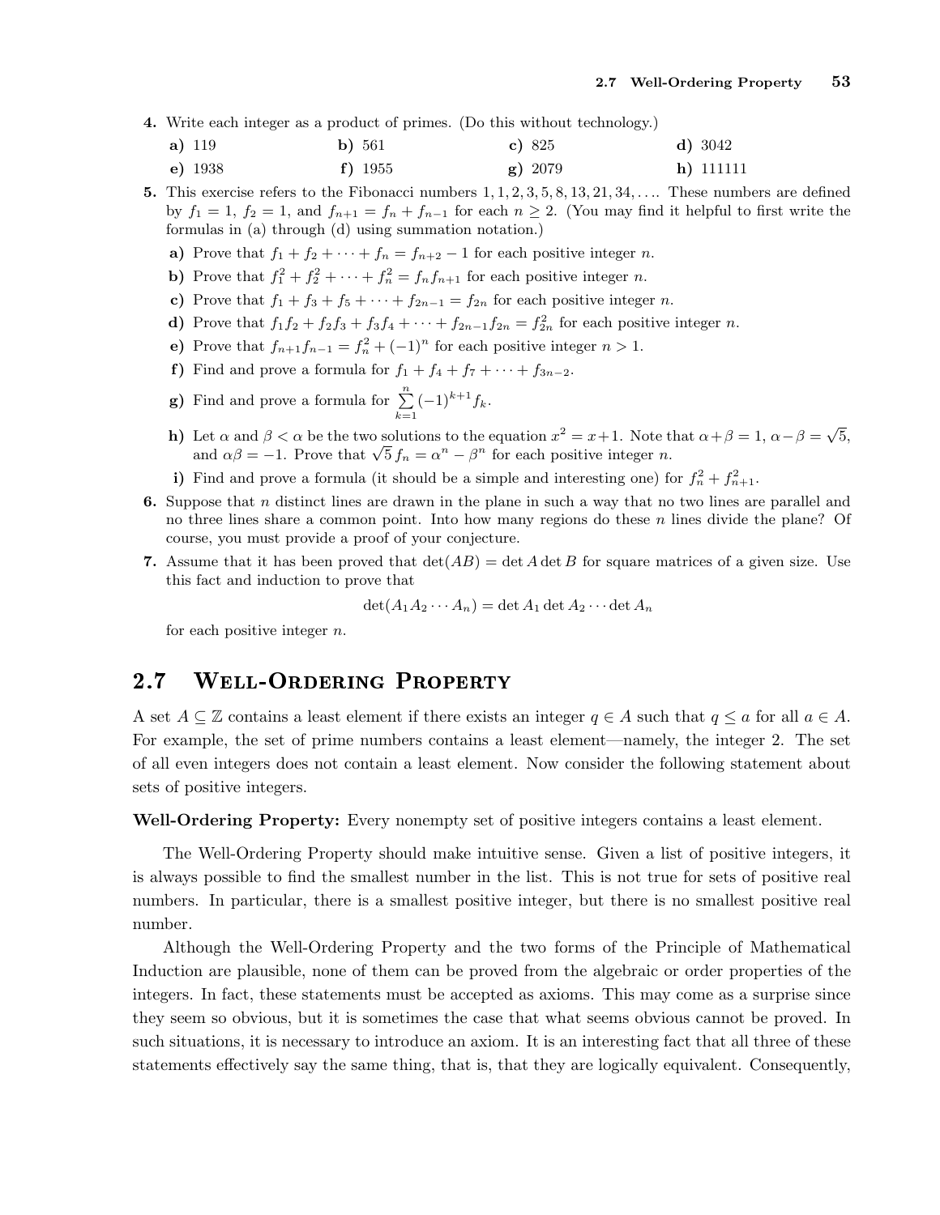**4.** Write each integer as a product of primes. (Do this without technology.)

**a)** 119 **b)** 561 **c)** 825 **d)** 3042

**e)** 1938 **f)** 1955 **g)** 2079 **h)** 111111

**5.** This exercise refers to the Fibonacci numbers $1, 1, 2, 3, 5, 8, 13, 21, 34, \ldots$. These numbers are defined by $f_1 = 1$, $f_2 = 1$, and $f_{n+1} = f_n + f_{n-1}$ for each $n \geq 2$. (You may find it helpful to first write the formulas in (a) through (d) using summation notation.)

**a)** Prove that $f_1 + f_2 + \cdots + f_n = f_{n+2} - 1$ for each positive integer $n$.

**b)** Prove that $f_1^2 + f_2^2 + \cdots + f_n^2 = f_n f_{n+1}$ for each positive integer $n$.

**c)** Prove that $f_1 + f_3 + f_5 + \cdots + f_{2n-1} = f_{2n}$ for each positive integer $n$.

**d)** Prove that $f_1 f_2 + f_2 f_3 + f_3 f_4 + \cdots + f_{2n-1} f_{2n} = f_{2n}^2$ for each positive integer $n$.

**e)** Prove that $f_{n+1} f_{n-1} = f_n^2 + (-1)^n$ for each positive integer $n > 1$.

**f)** Find and prove a formula for $f_1 + f_4 + f_7 + \cdots + f_{3n-2}$.

**g)** Find and prove a formula for $\sum_{k=1}^{n} (-1)^{k+1} f_k$.

**h)** Let $\alpha$ and $\beta < \alpha$ be the two solutions to the equation $x^2 = x + 1$. Note that $\alpha + \beta = 1$, $\alpha - \beta = \sqrt{5}$, and $\alpha\beta = -1$. Prove that $\sqrt{5}\, f_n = \alpha^n - \beta^n$ for each positive integer $n$.

**i)** Find and prove a formula (it should be a simple and interesting one) for $f_n^2 + f_{n+1}^2$.

**6.** Suppose that $n$ distinct lines are drawn in the plane in such a way that no two lines are parallel and no three lines share a common point. Into how many regions do these $n$ lines divide the plane? Of course, you must provide a proof of your conjecture.

**7.** Assume that it has been proved that $\det(AB) = \det A \det B$ for square matrices of a given size. Use this fact and induction to prove that

$$\det(A_1 A_2 \cdots A_n) = \det A_1 \det A_2 \cdots \det A_n$$

for each positive integer $n$.

## 2.7 Well-Ordering Property

A set $A \subseteq \mathbb{Z}$ contains a least element if there exists an integer $q \in A$ such that $q \leq a$ for all $a \in A$. For example, the set of prime numbers contains a least element—namely, the integer 2. The set of all even integers does not contain a least element. Now consider the following statement about sets of positive integers.

**Well-Ordering Property:** Every nonempty set of positive integers contains a least element.

The Well-Ordering Property should make intuitive sense. Given a list of positive integers, it is always possible to find the smallest number in the list. This is not true for sets of positive real numbers. In particular, there is a smallest positive integer, but there is no smallest positive real number.

Although the Well-Ordering Property and the two forms of the Principle of Mathematical Induction are plausible, none of them can be proved from the algebraic or order properties of the integers. In fact, these statements must be accepted as axioms. This may come as a surprise since they seem so obvious, but it is sometimes the case that what seems obvious cannot be proved. In such situations, it is necessary to introduce an axiom. It is an interesting fact that all three of these statements effectively say the same thing, that is, that they are logically equivalent. Consequently,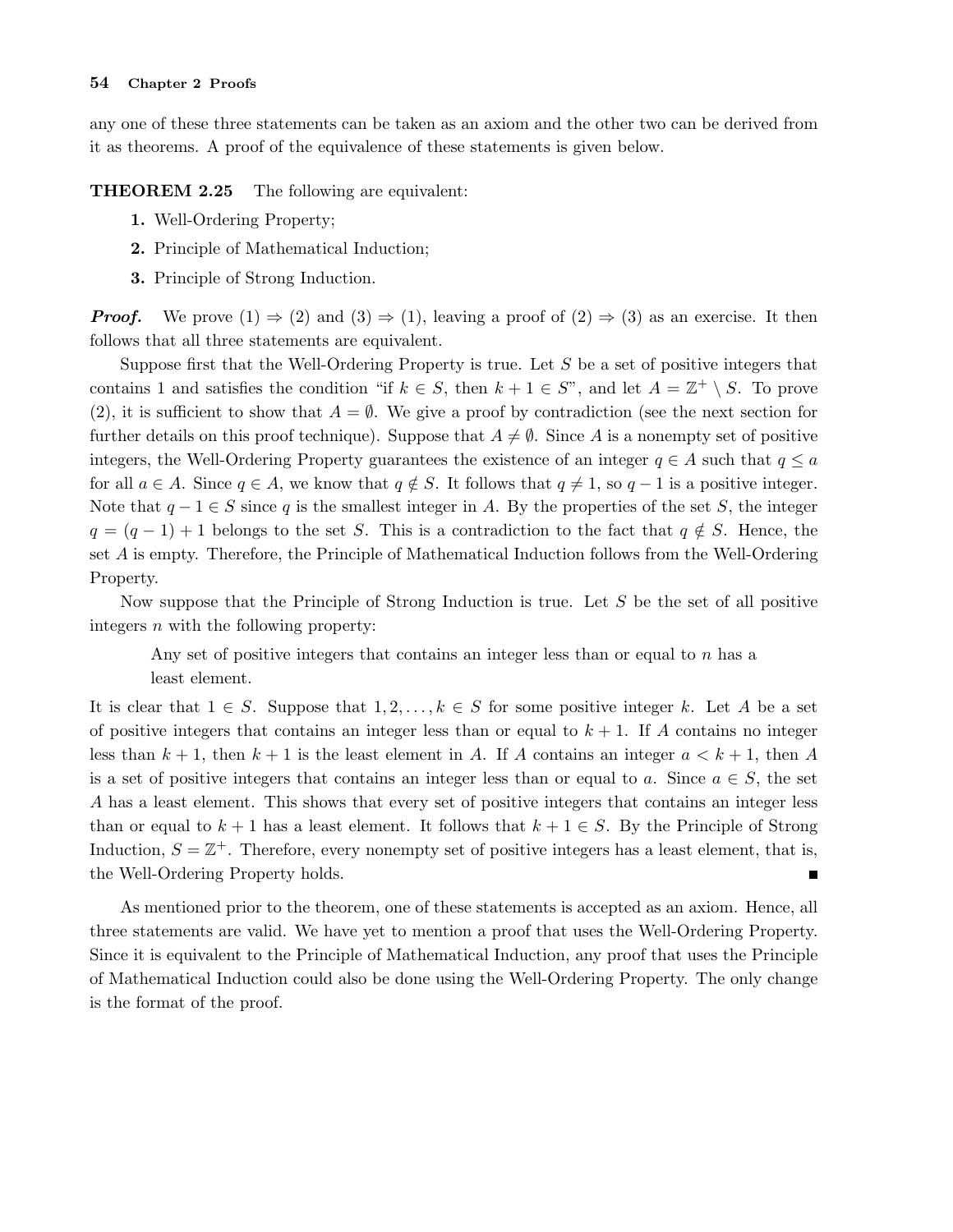any one of these three statements can be taken as an axiom and the other two can be derived from it as theorems. A proof of the equivalence of these statements is given below.

**THEOREM 2.25** The following are equivalent:

1. Well-Ordering Property;
2. Principle of Mathematical Induction;
3. Principle of Strong Induction.

***Proof.*** We prove (1) $\Rightarrow$ (2) and (3) $\Rightarrow$ (1), leaving a proof of (2) $\Rightarrow$ (3) as an exercise. It then follows that all three statements are equivalent.

Suppose first that the Well-Ordering Property is true. Let $S$ be a set of positive integers that contains 1 and satisfies the condition "if $k \in S$, then $k+1 \in S$", and let $A = \mathbb{Z}^+ \setminus S$. To prove (2), it is sufficient to show that $A = \emptyset$. We give a proof by contradiction (see the next section for further details on this proof technique). Suppose that $A \neq \emptyset$. Since $A$ is a nonempty set of positive integers, the Well-Ordering Property guarantees the existence of an integer $q \in A$ such that $q \leq a$ for all $a \in A$. Since $q \in A$, we know that $q \notin S$. It follows that $q \neq 1$, so $q-1$ is a positive integer. Note that $q-1 \in S$ since $q$ is the smallest integer in $A$. By the properties of the set $S$, the integer $q = (q-1)+1$ belongs to the set $S$. This is a contradiction to the fact that $q \notin S$. Hence, the set $A$ is empty. Therefore, the Principle of Mathematical Induction follows from the Well-Ordering Property.

Now suppose that the Principle of Strong Induction is true. Let $S$ be the set of all positive integers $n$ with the following property:

> Any set of positive integers that contains an integer less than or equal to $n$ has a least element.

It is clear that $1 \in S$. Suppose that $1, 2, \ldots, k \in S$ for some positive integer $k$. Let $A$ be a set of positive integers that contains an integer less than or equal to $k+1$. If $A$ contains no integer less than $k+1$, then $k+1$ is the least element in $A$. If $A$ contains an integer $a < k+1$, then $A$ is a set of positive integers that contains an integer less than or equal to $a$. Since $a \in S$, the set $A$ has a least element. This shows that every set of positive integers that contains an integer less than or equal to $k+1$ has a least element. It follows that $k+1 \in S$. By the Principle of Strong Induction, $S = \mathbb{Z}^+$. Therefore, every nonempty set of positive integers has a least element, that is, the Well-Ordering Property holds. ∎

As mentioned prior to the theorem, one of these statements is accepted as an axiom. Hence, all three statements are valid. We have yet to mention a proof that uses the Well-Ordering Property. Since it is equivalent to the Principle of Mathematical Induction, any proof that uses the Principle of Mathematical Induction could also be done using the Well-Ordering Property. The only change is the format of the proof.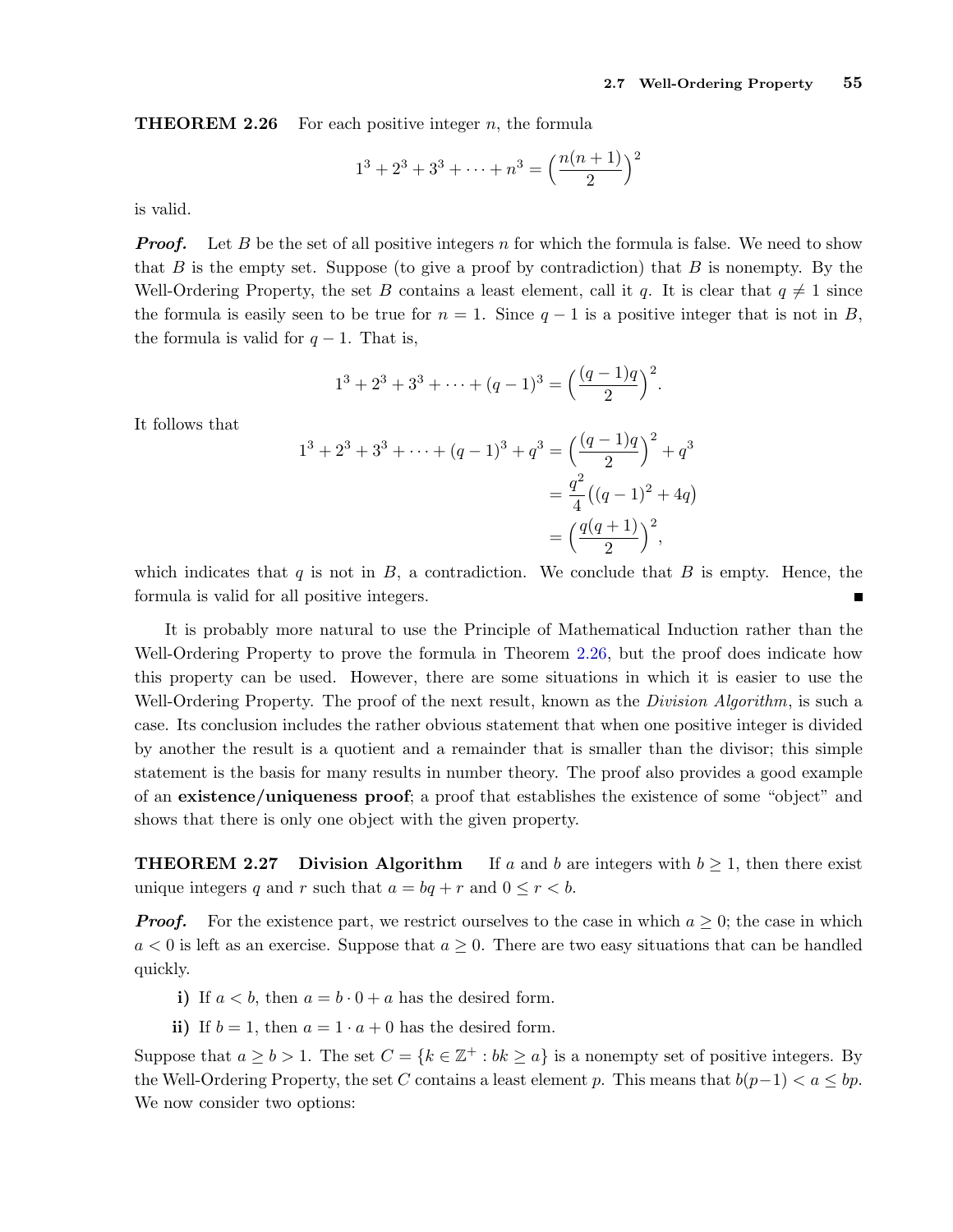**THEOREM 2.26** For each positive integer $n$, the formula

$$1^3 + 2^3 + 3^3 + \cdots + n^3 = \Big(\frac{n(n+1)}{2}\Big)^2$$

is valid.

***Proof.*** Let $B$ be the set of all positive integers $n$ for which the formula is false. We need to show that $B$ is the empty set. Suppose (to give a proof by contradiction) that $B$ is nonempty. By the Well-Ordering Property, the set $B$ contains a least element, call it $q$. It is clear that $q \neq 1$ since the formula is easily seen to be true for $n = 1$. Since $q - 1$ is a positive integer that is not in $B$, the formula is valid for $q - 1$. That is,

$$1^3 + 2^3 + 3^3 + \cdots + (q-1)^3 = \Big(\frac{(q-1)q}{2}\Big)^2.$$

It follows that

$$\begin{aligned} 1^3 + 2^3 + 3^3 + \cdots + (q-1)^3 + q^3 &= \Big(\frac{(q-1)q}{2}\Big)^2 + q^3 \\ &= \frac{q^2}{4}\big((q-1)^2 + 4q\big) \\ &= \Big(\frac{q(q+1)}{2}\Big)^2, \end{aligned}$$

which indicates that $q$ is not in $B$, a contradiction. We conclude that $B$ is empty. Hence, the formula is valid for all positive integers. ■

It is probably more natural to use the Principle of Mathematical Induction rather than the Well-Ordering Property to prove the formula in Theorem 2.26, but the proof does indicate how this property can be used. However, there are some situations in which it is easier to use the Well-Ordering Property. The proof of the next result, known as the *Division Algorithm*, is such a case. Its conclusion includes the rather obvious statement that when one positive integer is divided by another the result is a quotient and a remainder that is smaller than the divisor; this simple statement is the basis for many results in number theory. The proof also provides a good example of an **existence/uniqueness proof**; a proof that establishes the existence of some "object" and shows that there is only one object with the given property.

**THEOREM 2.27** **Division Algorithm** If $a$ and $b$ are integers with $b \geq 1$, then there exist unique integers $q$ and $r$ such that $a = bq + r$ and $0 \leq r < b$.

***Proof.*** For the existence part, we restrict ourselves to the case in which $a \geq 0$; the case in which $a < 0$ is left as an exercise. Suppose that $a \geq 0$. There are two easy situations that can be handled quickly.

- **i)** If $a < b$, then $a = b \cdot 0 + a$ has the desired form.
- **ii)** If $b = 1$, then $a = 1 \cdot a + 0$ has the desired form.

Suppose that $a \geq b > 1$. The set $C = \{k \in \mathbb{Z}^+ : bk \geq a\}$ is a nonempty set of positive integers. By the Well-Ordering Property, the set $C$ contains a least element $p$. This means that $b(p-1) < a \leq bp$. We now consider two options: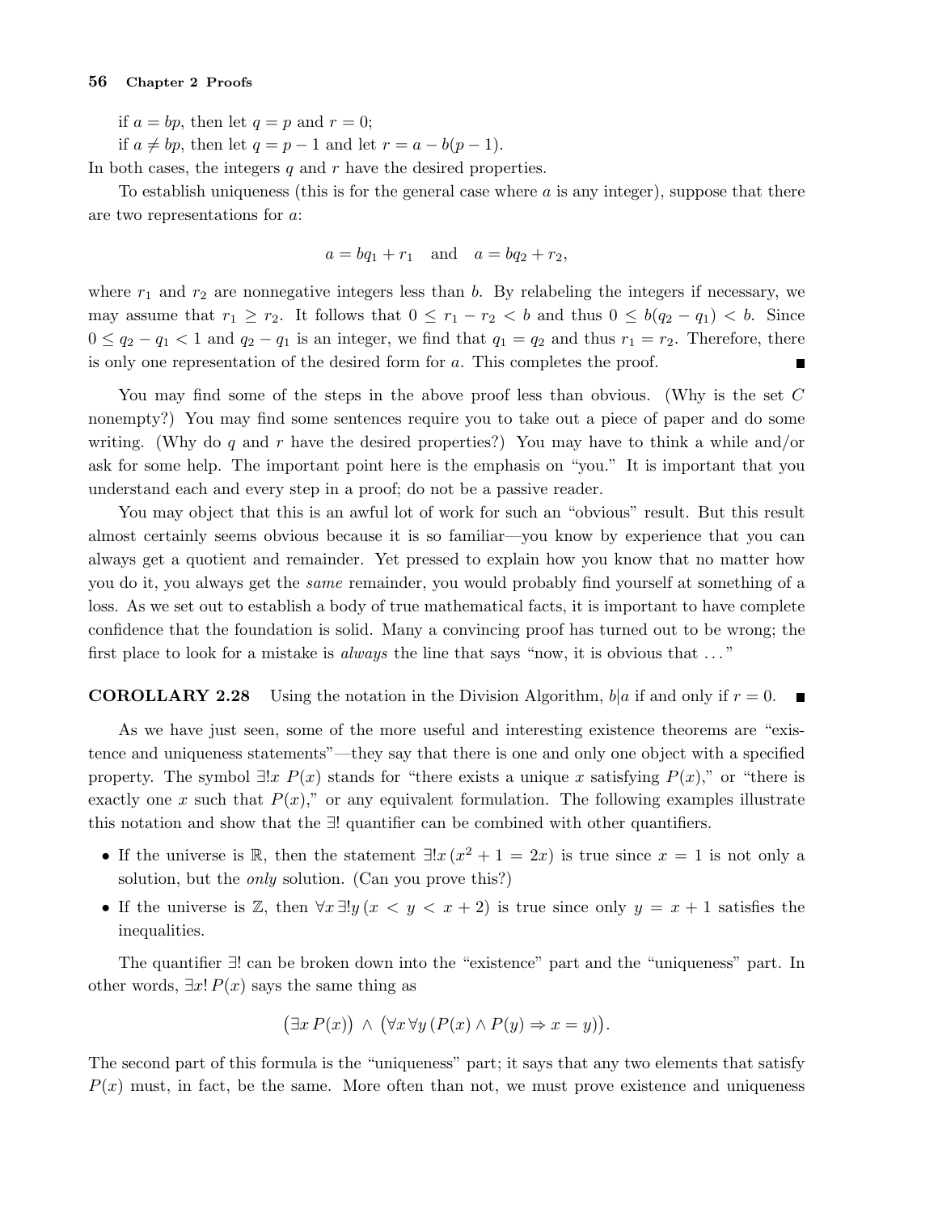if $a = bp$, then let $q = p$ and $r = 0$;

if $a \neq bp$, then let $q = p - 1$ and let $r = a - b(p-1)$.

In both cases, the integers $q$ and $r$ have the desired properties.

To establish uniqueness (this is for the general case where $a$ is any integer), suppose that there are two representations for $a$:

$$a = bq_1 + r_1 \quad \text{and} \quad a = bq_2 + r_2,$$

where $r_1$ and $r_2$ are nonnegative integers less than $b$. By relabeling the integers if necessary, we may assume that $r_1 \geq r_2$. It follows that $0 \leq r_1 - r_2 < b$ and thus $0 \leq b(q_2 - q_1) < b$. Since $0 \leq q_2 - q_1 < 1$ and $q_2 - q_1$ is an integer, we find that $q_1 = q_2$ and thus $r_1 = r_2$. Therefore, there is only one representation of the desired form for $a$. This completes the proof. ∎

You may find some of the steps in the above proof less than obvious. (Why is the set $C$ nonempty?) You may find some sentences require you to take out a piece of paper and do some writing. (Why do $q$ and $r$ have the desired properties?) You may have to think a while and/or ask for some help. The important point here is the emphasis on "you." It is important that you understand each and every step in a proof; do not be a passive reader.

You may object that this is an awful lot of work for such an "obvious" result. But this result almost certainly seems obvious because it is so familiar—you know by experience that you can always get a quotient and remainder. Yet pressed to explain how you know that no matter how you do it, you always get the *same* remainder, you would probably find yourself at something of a loss. As we set out to establish a body of true mathematical facts, it is important to have complete confidence that the foundation is solid. Many a convincing proof has turned out to be wrong; the first place to look for a mistake is *always* the line that says "now, it is obvious that ..."

**COROLLARY 2.28** Using the notation in the Division Algorithm, $b|a$ if and only if $r = 0$. ∎

As we have just seen, some of the more useful and interesting existence theorems are "existence and uniqueness statements"—they say that there is one and only one object with a specified property. The symbol $\exists! x\ P(x)$ stands for "there exists a unique $x$ satisfying $P(x)$," or "there is exactly one $x$ such that $P(x)$," or any equivalent formulation. The following examples illustrate this notation and show that the $\exists!$ quantifier can be combined with other quantifiers.

- If the universe is $\mathbb{R}$, then the statement $\exists! x\,(x^2 + 1 = 2x)$ is true since $x = 1$ is not only a solution, but the *only* solution. (Can you prove this?)
- If the universe is $\mathbb{Z}$, then $\forall x\, \exists! y\,(x < y < x + 2)$ is true since only $y = x + 1$ satisfies the inequalities.

The quantifier $\exists!$ can be broken down into the "existence" part and the "uniqueness" part. In other words, $\exists x!\, P(x)$ says the same thing as

$$\big(\exists x\, P(x)\big) \;\wedge\; \big(\forall x\, \forall y\, (P(x) \wedge P(y) \Rightarrow x = y)\big).$$

The second part of this formula is the "uniqueness" part; it says that any two elements that satisfy $P(x)$ must, in fact, be the same. More often than not, we must prove existence and uniqueness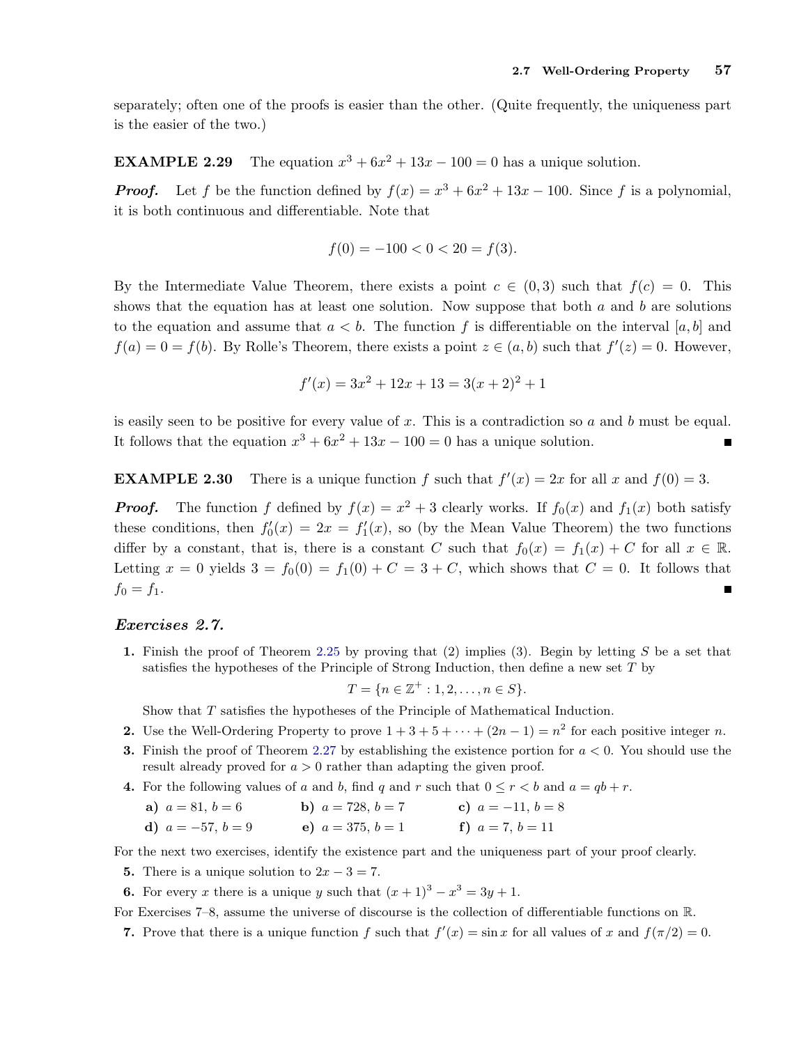separately; often one of the proofs is easier than the other. (Quite frequently, the uniqueness part is the easier of the two.)

**EXAMPLE 2.29** The equation $x^3 + 6x^2 + 13x - 100 = 0$ has a unique solution.

***Proof.*** Let $f$ be the function defined by $f(x) = x^3 + 6x^2 + 13x - 100$. Since $f$ is a polynomial, it is both continuous and differentiable. Note that

$$f(0) = -100 < 0 < 20 = f(3).$$

By the Intermediate Value Theorem, there exists a point $c \in (0, 3)$ such that $f(c) = 0$. This shows that the equation has at least one solution. Now suppose that both $a$ and $b$ are solutions to the equation and assume that $a < b$. The function $f$ is differentiable on the interval $[a, b]$ and $f(a) = 0 = f(b)$. By Rolle's Theorem, there exists a point $z \in (a, b)$ such that $f'(z) = 0$. However,

$$f'(x) = 3x^2 + 12x + 13 = 3(x + 2)^2 + 1$$

is easily seen to be positive for every value of $x$. This is a contradiction so $a$ and $b$ must be equal. It follows that the equation $x^3 + 6x^2 + 13x - 100 = 0$ has a unique solution. ■

**EXAMPLE 2.30** There is a unique function $f$ such that $f'(x) = 2x$ for all $x$ and $f(0) = 3$.

***Proof.*** The function $f$ defined by $f(x) = x^2 + 3$ clearly works. If $f_0(x)$ and $f_1(x)$ both satisfy these conditions, then $f_0'(x) = 2x = f_1'(x)$, so (by the Mean Value Theorem) the two functions differ by a constant, that is, there is a constant $C$ such that $f_0(x) = f_1(x) + C$ for all $x \in \mathbb{R}$. Letting $x = 0$ yields $3 = f_0(0) = f_1(0) + C = 3 + C$, which shows that $C = 0$. It follows that $f_0 = f_1$. ■

### *Exercises 2.7.*

1. Finish the proof of Theorem 2.25 by proving that (2) implies (3). Begin by letting $S$ be a set that satisfies the hypotheses of the Principle of Strong Induction, then define a new set $T$ by
$$T = \{n \in \mathbb{Z}^+ : 1, 2, \ldots, n \in S\}.$$
Show that $T$ satisfies the hypotheses of the Principle of Mathematical Induction.
2. Use the Well-Ordering Property to prove $1 + 3 + 5 + \cdots + (2n - 1) = n^2$ for each positive integer $n$.
3. Finish the proof of Theorem 2.27 by establishing the existence portion for $a < 0$. You should use the result already proved for $a > 0$ rather than adapting the given proof.
4. For the following values of $a$ and $b$, find $q$ and $r$ such that $0 \le r < b$ and $a = qb + r$.
   **a)** $a = 81$, $b = 6$ **b)** $a = 728$, $b = 7$ **c)** $a = -11$, $b = 8$
   **d)** $a = -57$, $b = 9$ **e)** $a = 375$, $b = 1$ **f)** $a = 7$, $b = 11$

For the next two exercises, identify the existence part and the uniqueness part of your proof clearly.

5. There is a unique solution to $2x - 3 = 7$.
6. For every $x$ there is a unique $y$ such that $(x + 1)^3 - x^3 = 3y + 1$.

For Exercises 7–8, assume the universe of discourse is the collection of differentiable functions on $\mathbb{R}$.

7. Prove that there is a unique function $f$ such that $f'(x) = \sin x$ for all values of $x$ and $f(\pi/2) = 0$.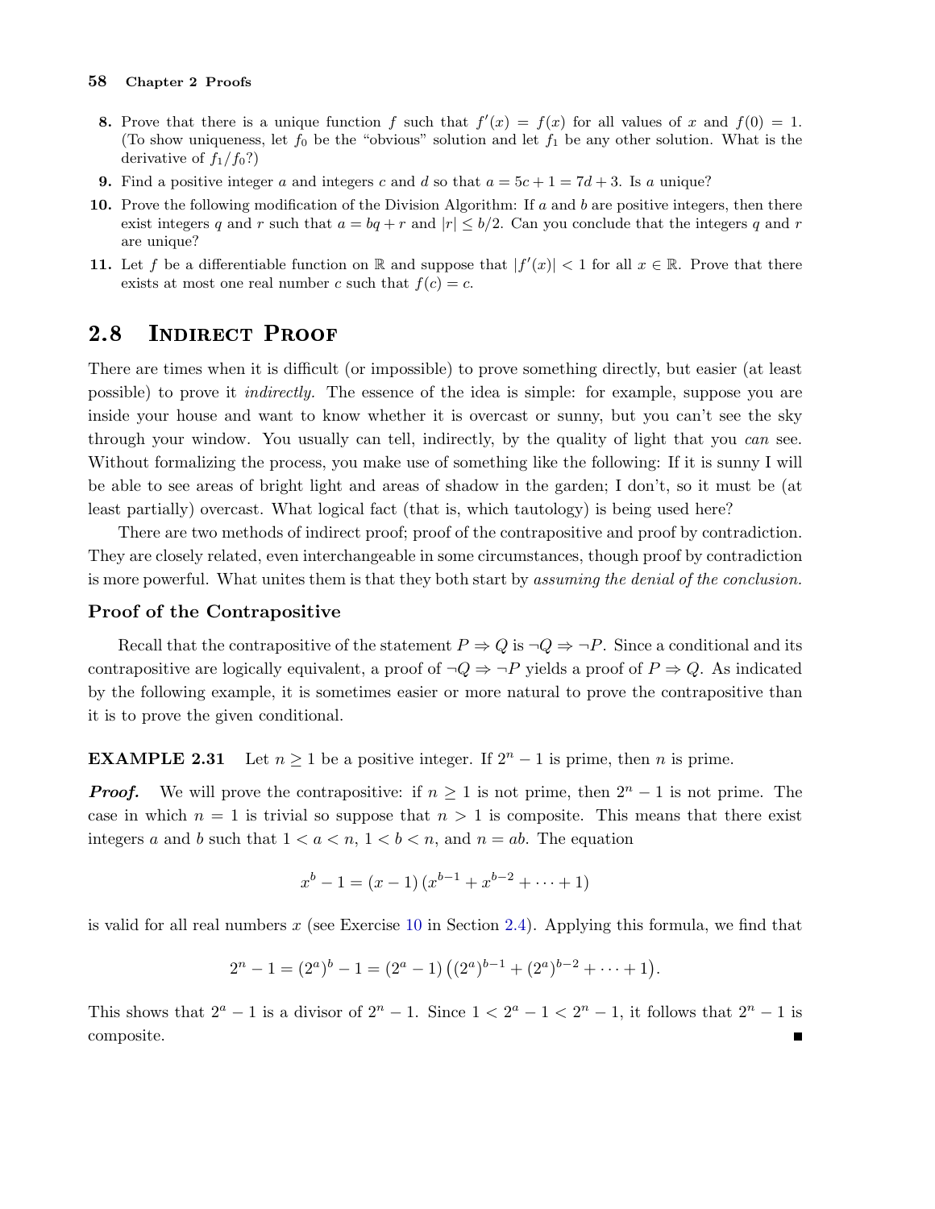**8.** Prove that there is a unique function $f$ such that $f'(x) = f(x)$ for all values of $x$ and $f(0) = 1$. (To show uniqueness, let $f_0$ be the "obvious" solution and let $f_1$ be any other solution. What is the derivative of $f_1/f_0$?)

**9.** Find a positive integer $a$ and integers $c$ and $d$ so that $a = 5c + 1 = 7d + 3$. Is $a$ unique?

**10.** Prove the following modification of the Division Algorithm: If $a$ and $b$ are positive integers, then there exist integers $q$ and $r$ such that $a = bq + r$ and $|r| \leq b/2$. Can you conclude that the integers $q$ and $r$ are unique?

**11.** Let $f$ be a differentiable function on $\mathbb{R}$ and suppose that $|f'(x)| < 1$ for all $x \in \mathbb{R}$. Prove that there exists at most one real number $c$ such that $f(c) = c$.

## 2.8 Indirect Proof

There are times when it is difficult (or impossible) to prove something directly, but easier (at least possible) to prove it *indirectly.* The essence of the idea is simple: for example, suppose you are inside your house and want to know whether it is overcast or sunny, but you can't see the sky through your window. You usually can tell, indirectly, by the quality of light that you *can* see. Without formalizing the process, you make use of something like the following: If it is sunny I will be able to see areas of bright light and areas of shadow in the garden; I don't, so it must be (at least partially) overcast. What logical fact (that is, which tautology) is being used here?

There are two methods of indirect proof; proof of the contrapositive and proof by contradiction. They are closely related, even interchangeable in some circumstances, though proof by contradiction is more powerful. What unites them is that they both start by *assuming the denial of the conclusion.*

### Proof of the Contrapositive

Recall that the contrapositive of the statement $P \Rightarrow Q$ is $\neg Q \Rightarrow \neg P$. Since a conditional and its contrapositive are logically equivalent, a proof of $\neg Q \Rightarrow \neg P$ yields a proof of $P \Rightarrow Q$. As indicated by the following example, it is sometimes easier or more natural to prove the contrapositive than it is to prove the given conditional.

**EXAMPLE 2.31** Let $n \geq 1$ be a positive integer. If $2^n - 1$ is prime, then $n$ is prime.

***Proof.*** We will prove the contrapositive: if $n \geq 1$ is not prime, then $2^n - 1$ is not prime. The case in which $n = 1$ is trivial so suppose that $n > 1$ is composite. This means that there exist integers $a$ and $b$ such that $1 < a < n$, $1 < b < n$, and $n = ab$. The equation

$$x^b - 1 = (x - 1)\left(x^{b-1} + x^{b-2} + \cdots + 1\right)$$

is valid for all real numbers $x$ (see Exercise 10 in Section 2.4). Applying this formula, we find that

$$2^n - 1 = (2^a)^b - 1 = (2^a - 1)\left((2^a)^{b-1} + (2^a)^{b-2} + \cdots + 1\right).$$

This shows that $2^a - 1$ is a divisor of $2^n - 1$. Since $1 < 2^a - 1 < 2^n - 1$, it follows that $2^n - 1$ is composite. ∎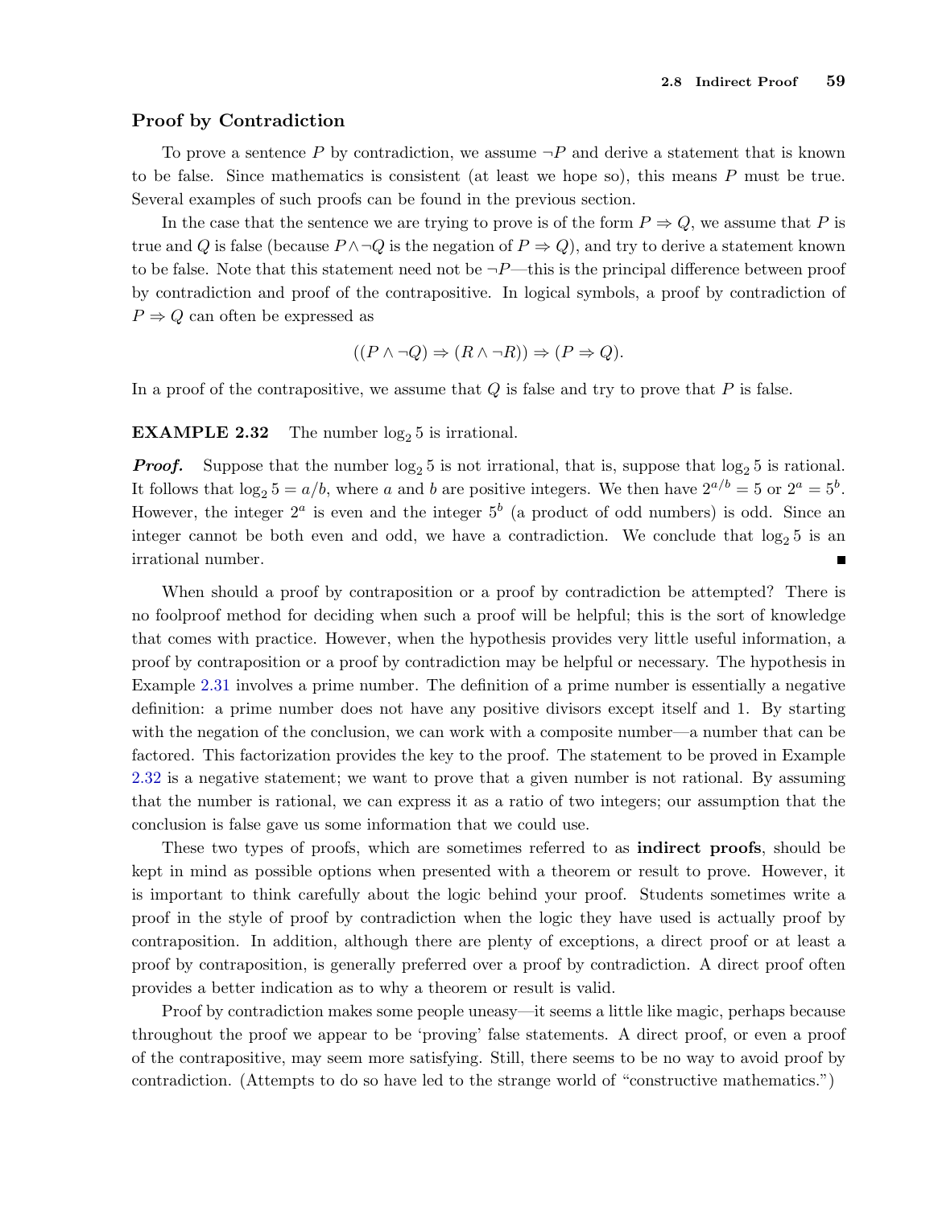### Proof by Contradiction

To prove a sentence $P$ by contradiction, we assume $\neg P$ and derive a statement that is known to be false. Since mathematics is consistent (at least we hope so), this means $P$ must be true. Several examples of such proofs can be found in the previous section.

In the case that the sentence we are trying to prove is of the form $P \Rightarrow Q$, we assume that $P$ is true and $Q$ is false (because $P \wedge \neg Q$ is the negation of $P \Rightarrow Q$), and try to derive a statement known to be false. Note that this statement need not be $\neg P$—this is the principal difference between proof by contradiction and proof of the contrapositive. In logical symbols, a proof by contradiction of $P \Rightarrow Q$ can often be expressed as

$$((P \wedge \neg Q) \Rightarrow (R \wedge \neg R)) \Rightarrow (P \Rightarrow Q).$$

In a proof of the contrapositive, we assume that $Q$ is false and try to prove that $P$ is false.

**EXAMPLE 2.32** The number $\log_2 5$ is irrational.

***Proof.*** Suppose that the number $\log_2 5$ is not irrational, that is, suppose that $\log_2 5$ is rational. It follows that $\log_2 5 = a/b$, where $a$ and $b$ are positive integers. We then have $2^{a/b} = 5$ or $2^a = 5^b$. However, the integer $2^a$ is even and the integer $5^b$ (a product of odd numbers) is odd. Since an integer cannot be both even and odd, we have a contradiction. We conclude that $\log_2 5$ is an irrational number. ∎

When should a proof by contraposition or a proof by contradiction be attempted? There is no foolproof method for deciding when such a proof will be helpful; this is the sort of knowledge that comes with practice. However, when the hypothesis provides very little useful information, a proof by contraposition or a proof by contradiction may be helpful or necessary. The hypothesis in Example 2.31 involves a prime number. The definition of a prime number is essentially a negative definition: a prime number does not have any positive divisors except itself and 1. By starting with the negation of the conclusion, we can work with a composite number—a number that can be factored. This factorization provides the key to the proof. The statement to be proved in Example 2.32 is a negative statement; we want to prove that a given number is not rational. By assuming that the number is rational, we can express it as a ratio of two integers; our assumption that the conclusion is false gave us some information that we could use.

These two types of proofs, which are sometimes referred to as **indirect proofs**, should be kept in mind as possible options when presented with a theorem or result to prove. However, it is important to think carefully about the logic behind your proof. Students sometimes write a proof in the style of proof by contradiction when the logic they have used is actually proof by contraposition. In addition, although there are plenty of exceptions, a direct proof or at least a proof by contraposition, is generally preferred over a proof by contradiction. A direct proof often provides a better indication as to why a theorem or result is valid.

Proof by contradiction makes some people uneasy—it seems a little like magic, perhaps because throughout the proof we appear to be 'proving' false statements. A direct proof, or even a proof of the contrapositive, may seem more satisfying. Still, there seems to be no way to avoid proof by contradiction. (Attempts to do so have led to the strange world of "constructive mathematics.")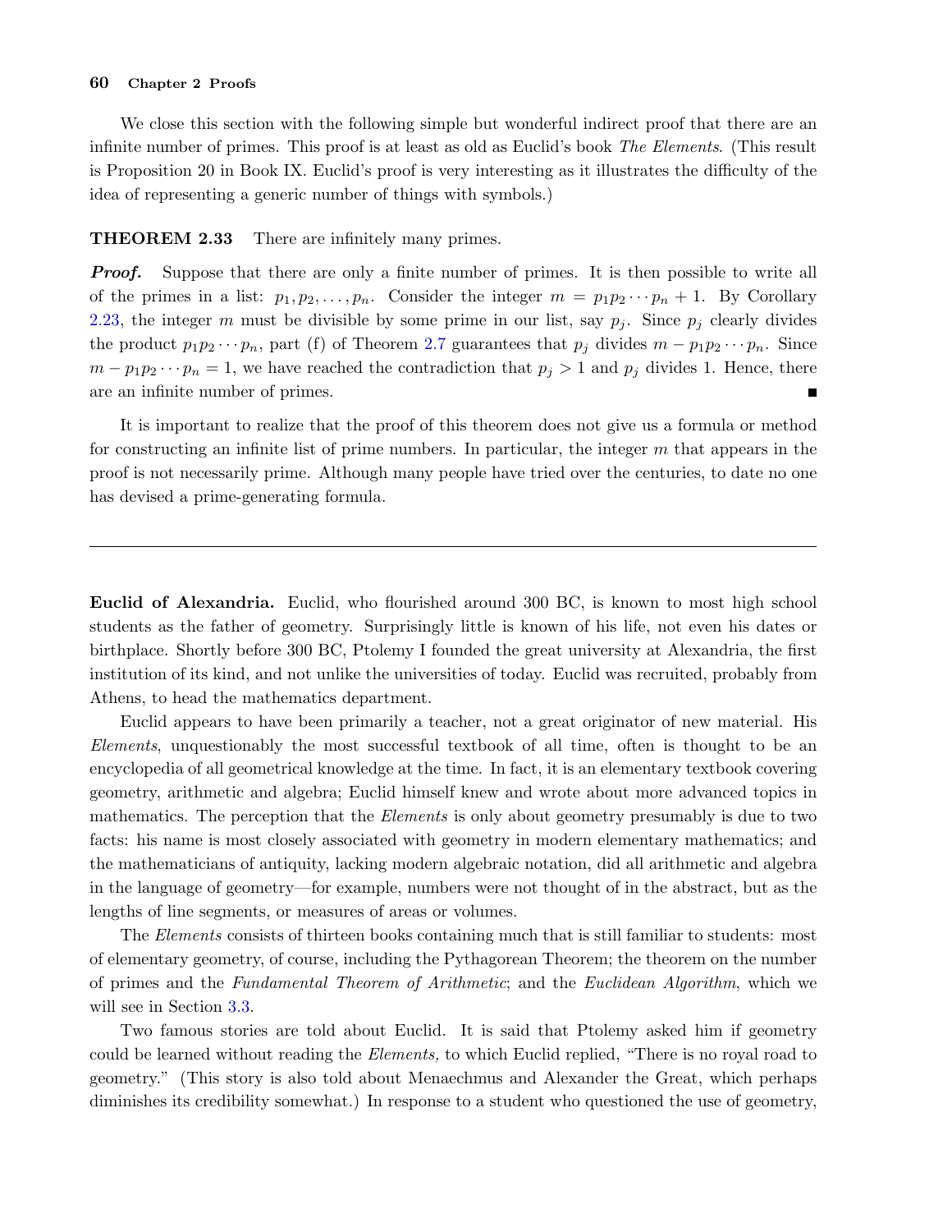We close this section with the following simple but wonderful indirect proof that there are an infinite number of primes. This proof is at least as old as Euclid's book *The Elements*. (This result is Proposition 20 in Book IX. Euclid's proof is very interesting as it illustrates the difficulty of the idea of representing a generic number of things with symbols.)

**THEOREM 2.33** There are infinitely many primes.

***Proof.*** Suppose that there are only a finite number of primes. It is then possible to write all of the primes in a list: $p_1, p_2, \ldots, p_n$. Consider the integer $m = p_1 p_2 \cdots p_n + 1$. By Corollary 2.23, the integer $m$ must be divisible by some prime in our list, say $p_j$. Since $p_j$ clearly divides the product $p_1 p_2 \cdots p_n$, part (f) of Theorem 2.7 guarantees that $p_j$ divides $m - p_1 p_2 \cdots p_n$. Since $m - p_1 p_2 \cdots p_n = 1$, we have reached the contradiction that $p_j > 1$ and $p_j$ divides 1. Hence, there are an infinite number of primes. ∎

It is important to realize that the proof of this theorem does not give us a formula or method for constructing an infinite list of prime numbers. In particular, the integer $m$ that appears in the proof is not necessarily prime. Although many people have tried over the centuries, to date no one has devised a prime-generating formula.

---

**Euclid of Alexandria.** Euclid, who flourished around 300 BC, is known to most high school students as the father of geometry. Surprisingly little is known of his life, not even his dates or birthplace. Shortly before 300 BC, Ptolemy I founded the great university at Alexandria, the first institution of its kind, and not unlike the universities of today. Euclid was recruited, probably from Athens, to head the mathematics department.

Euclid appears to have been primarily a teacher, not a great originator of new material. His *Elements*, unquestionably the most successful textbook of all time, often is thought to be an encyclopedia of all geometrical knowledge at the time. In fact, it is an elementary textbook covering geometry, arithmetic and algebra; Euclid himself knew and wrote about more advanced topics in mathematics. The perception that the *Elements* is only about geometry presumably is due to two facts: his name is most closely associated with geometry in modern elementary mathematics; and the mathematicians of antiquity, lacking modern algebraic notation, did all arithmetic and algebra in the language of geometry—for example, numbers were not thought of in the abstract, but as the lengths of line segments, or measures of areas or volumes.

The *Elements* consists of thirteen books containing much that is still familiar to students: most of elementary geometry, of course, including the Pythagorean Theorem; the theorem on the number of primes and the *Fundamental Theorem of Arithmetic*; and the *Euclidean Algorithm*, which we will see in Section 3.3.

Two famous stories are told about Euclid. It is said that Ptolemy asked him if geometry could be learned without reading the *Elements,* to which Euclid replied, "There is no royal road to geometry." (This story is also told about Menaechmus and Alexander the Great, which perhaps diminishes its credibility somewhat.) In response to a student who questioned the use of geometry,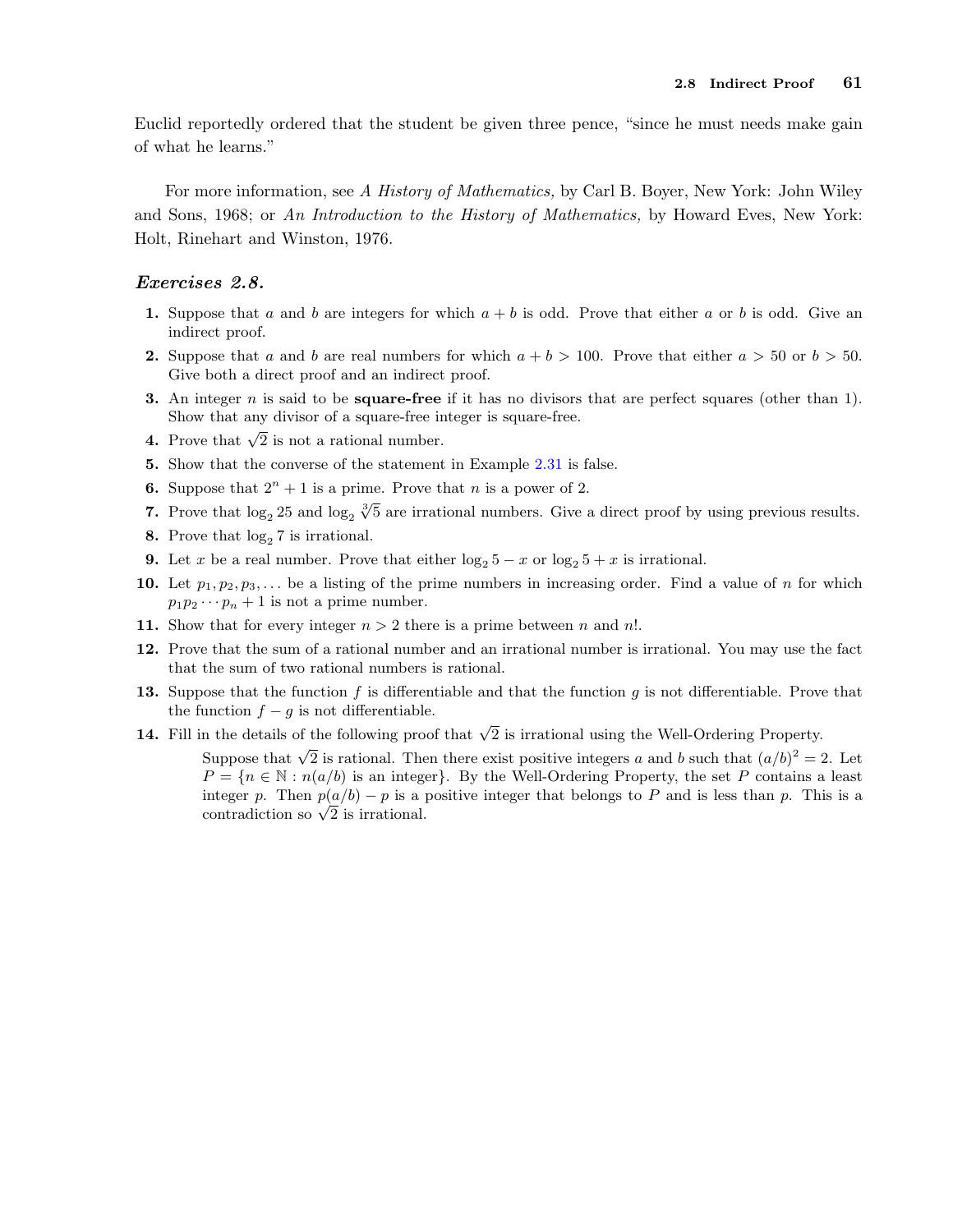Euclid reportedly ordered that the student be given three pence, "since he must needs make gain of what he learns."

For more information, see *A History of Mathematics,* by Carl B. Boyer, New York: John Wiley and Sons, 1968; or *An Introduction to the History of Mathematics,* by Howard Eves, New York: Holt, Rinehart and Winston, 1976.

### *Exercises 2.8.*

**1.** Suppose that $a$ and $b$ are integers for which $a+b$ is odd. Prove that either $a$ or $b$ is odd. Give an indirect proof.

**2.** Suppose that $a$ and $b$ are real numbers for which $a+b>100$. Prove that either $a>50$ or $b>50$. Give both a direct proof and an indirect proof.

**3.** An integer $n$ is said to be **square-free** if it has no divisors that are perfect squares (other than 1). Show that any divisor of a square-free integer is square-free.

**4.** Prove that $\sqrt{2}$ is not a rational number.

**5.** Show that the converse of the statement in Example 2.31 is false.

**6.** Suppose that $2^n+1$ is a prime. Prove that $n$ is a power of 2.

**7.** Prove that $\log_2 25$ and $\log_2 \sqrt[3]{5}$ are irrational numbers. Give a direct proof by using previous results.

**8.** Prove that $\log_2 7$ is irrational.

**9.** Let $x$ be a real number. Prove that either $\log_2 5 - x$ or $\log_2 5 + x$ is irrational.

**10.** Let $p_1, p_2, p_3, \ldots$ be a listing of the prime numbers in increasing order. Find a value of $n$ for which $p_1 p_2 \cdots p_n + 1$ is not a prime number.

**11.** Show that for every integer $n>2$ there is a prime between $n$ and $n!$.

**12.** Prove that the sum of a rational number and an irrational number is irrational. You may use the fact that the sum of two rational numbers is rational.

**13.** Suppose that the function $f$ is differentiable and that the function $g$ is not differentiable. Prove that the function $f-g$ is not differentiable.

**14.** Fill in the details of the following proof that $\sqrt{2}$ is irrational using the Well-Ordering Property.

> Suppose that $\sqrt{2}$ is rational. Then there exist positive integers $a$ and $b$ such that $(a/b)^2 = 2$. Let $P = \{n \in \mathbb{N} : n(a/b) \text{ is an integer}\}$. By the Well-Ordering Property, the set $P$ contains a least integer $p$. Then $p(a/b) - p$ is a positive integer that belongs to $P$ and is less than $p$. This is a contradiction so $\sqrt{2}$ is irrational.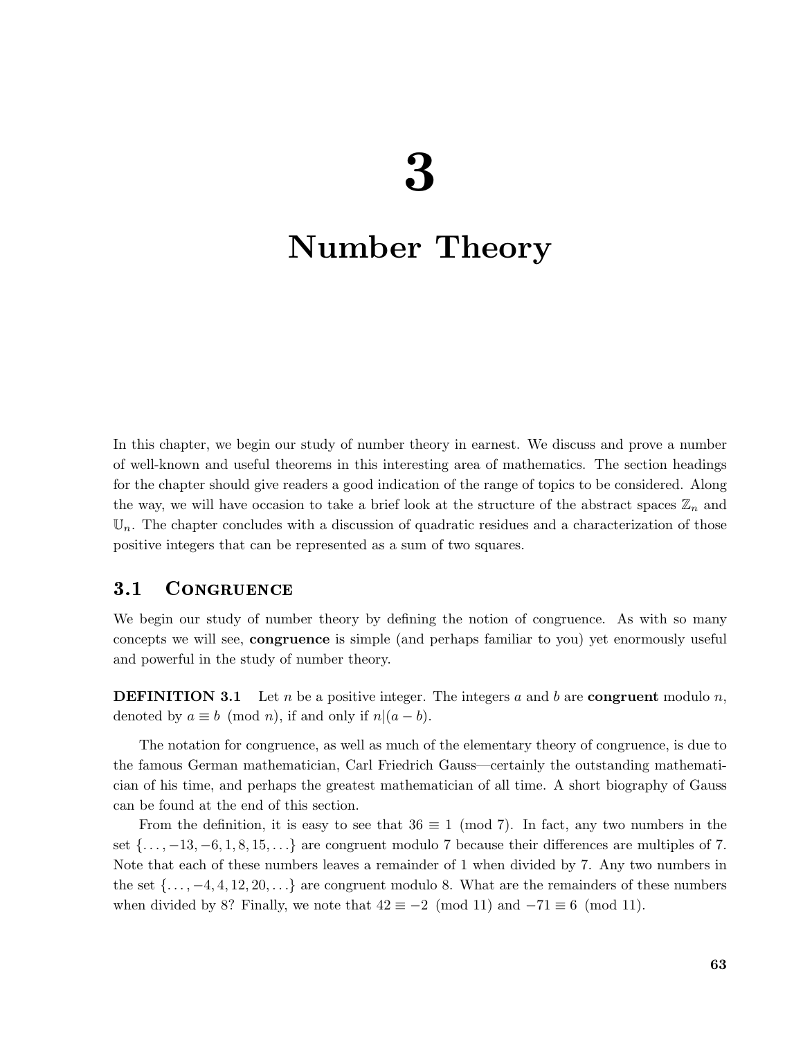# 3

# Number Theory

In this chapter, we begin our study of number theory in earnest. We discuss and prove a number of well-known and useful theorems in this interesting area of mathematics. The section headings for the chapter should give readers a good indication of the range of topics to be considered. Along the way, we will have occasion to take a brief look at the structure of the abstract spaces $\mathbb{Z}_n$ and $\mathbb{U}_n$. The chapter concludes with a discussion of quadratic residues and a characterization of those positive integers that can be represented as a sum of two squares.

## 3.1 Congruence

We begin our study of number theory by defining the notion of congruence. As with so many concepts we will see, **congruence** is simple (and perhaps familiar to you) yet enormously useful and powerful in the study of number theory.

**DEFINITION 3.1** Let $n$ be a positive integer. The integers $a$ and $b$ are **congruent** modulo $n$, denoted by $a \equiv b \pmod{n}$, if and only if $n|(a - b)$.

The notation for congruence, as well as much of the elementary theory of congruence, is due to the famous German mathematician, Carl Friedrich Gauss—certainly the outstanding mathematician of his time, and perhaps the greatest mathematician of all time. A short biography of Gauss can be found at the end of this section.

From the definition, it is easy to see that $36 \equiv 1 \pmod{7}$. In fact, any two numbers in the set $\{\ldots, -13, -6, 1, 8, 15, \ldots\}$ are congruent modulo 7 because their differences are multiples of 7. Note that each of these numbers leaves a remainder of 1 when divided by 7. Any two numbers in the set $\{\ldots, -4, 4, 12, 20, \ldots\}$ are congruent modulo 8. What are the remainders of these numbers when divided by 8? Finally, we note that $42 \equiv -2 \pmod{11}$ and $-71 \equiv 6 \pmod{11}$.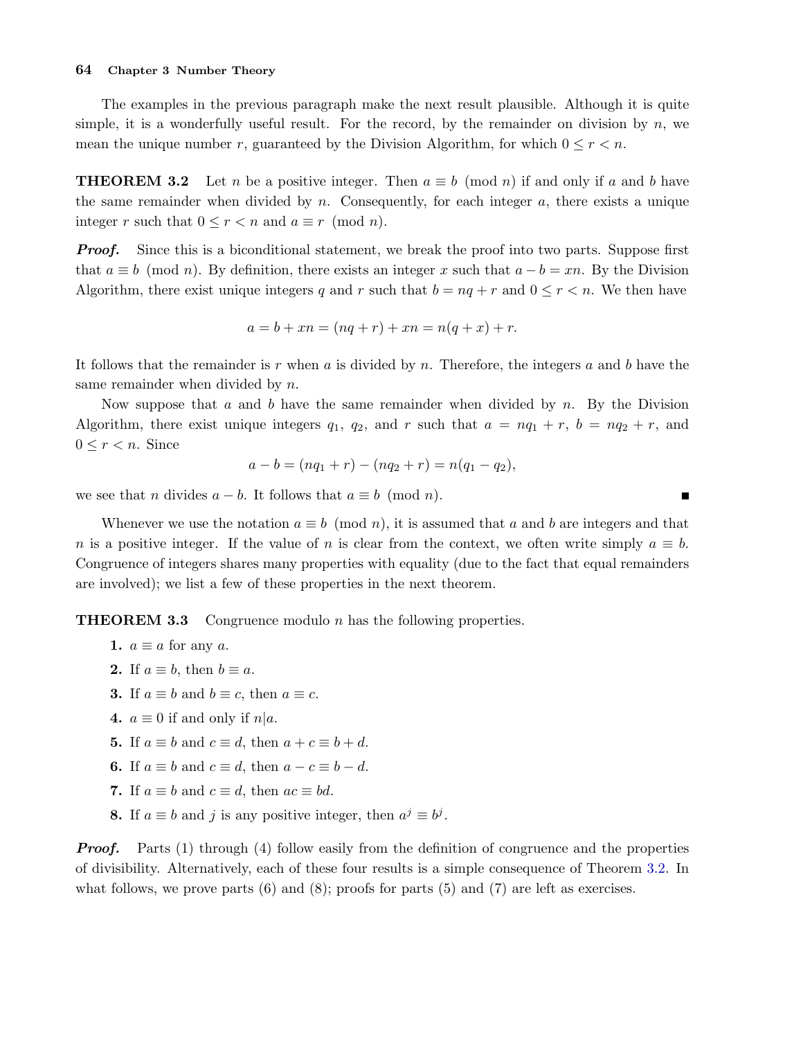The examples in the previous paragraph make the next result plausible. Although it is quite simple, it is a wonderfully useful result. For the record, by the remainder on division by $n$, we mean the unique number $r$, guaranteed by the Division Algorithm, for which $0 \le r < n$.

**THEOREM 3.2** Let $n$ be a positive integer. Then $a \equiv b \pmod{n}$ if and only if $a$ and $b$ have the same remainder when divided by $n$. Consequently, for each integer $a$, there exists a unique integer $r$ such that $0 \le r < n$ and $a \equiv r \pmod{n}$.

***Proof.*** Since this is a biconditional statement, we break the proof into two parts. Suppose first that $a \equiv b \pmod{n}$. By definition, there exists an integer $x$ such that $a - b = xn$. By the Division Algorithm, there exist unique integers $q$ and $r$ such that $b = nq + r$ and $0 \le r < n$. We then have

$$a = b + xn = (nq + r) + xn = n(q + x) + r.$$

It follows that the remainder is $r$ when $a$ is divided by $n$. Therefore, the integers $a$ and $b$ have the same remainder when divided by $n$.

Now suppose that $a$ and $b$ have the same remainder when divided by $n$. By the Division Algorithm, there exist unique integers $q_1$, $q_2$, and $r$ such that $a = nq_1 + r$, $b = nq_2 + r$, and $0 \le r < n$. Since

$$a - b = (nq_1 + r) - (nq_2 + r) = n(q_1 - q_2),$$

we see that $n$ divides $a - b$. It follows that $a \equiv b \pmod{n}$. ∎

Whenever we use the notation $a \equiv b \pmod{n}$, it is assumed that $a$ and $b$ are integers and that $n$ is a positive integer. If the value of $n$ is clear from the context, we often write simply $a \equiv b$. Congruence of integers shares many properties with equality (due to the fact that equal remainders are involved); we list a few of these properties in the next theorem.

**THEOREM 3.3** Congruence modulo $n$ has the following properties.

1. $a \equiv a$ for any $a$.
2. If $a \equiv b$, then $b \equiv a$.
3. If $a \equiv b$ and $b \equiv c$, then $a \equiv c$.
4. $a \equiv 0$ if and only if $n | a$.
5. If $a \equiv b$ and $c \equiv d$, then $a + c \equiv b + d$.
6. If $a \equiv b$ and $c \equiv d$, then $a - c \equiv b - d$.
7. If $a \equiv b$ and $c \equiv d$, then $ac \equiv bd$.
8. If $a \equiv b$ and $j$ is any positive integer, then $a^j \equiv b^j$.

***Proof.*** Parts (1) through (4) follow easily from the definition of congruence and the properties of divisibility. Alternatively, each of these four results is a simple consequence of Theorem 3.2. In what follows, we prove parts (6) and (8); proofs for parts (5) and (7) are left as exercises.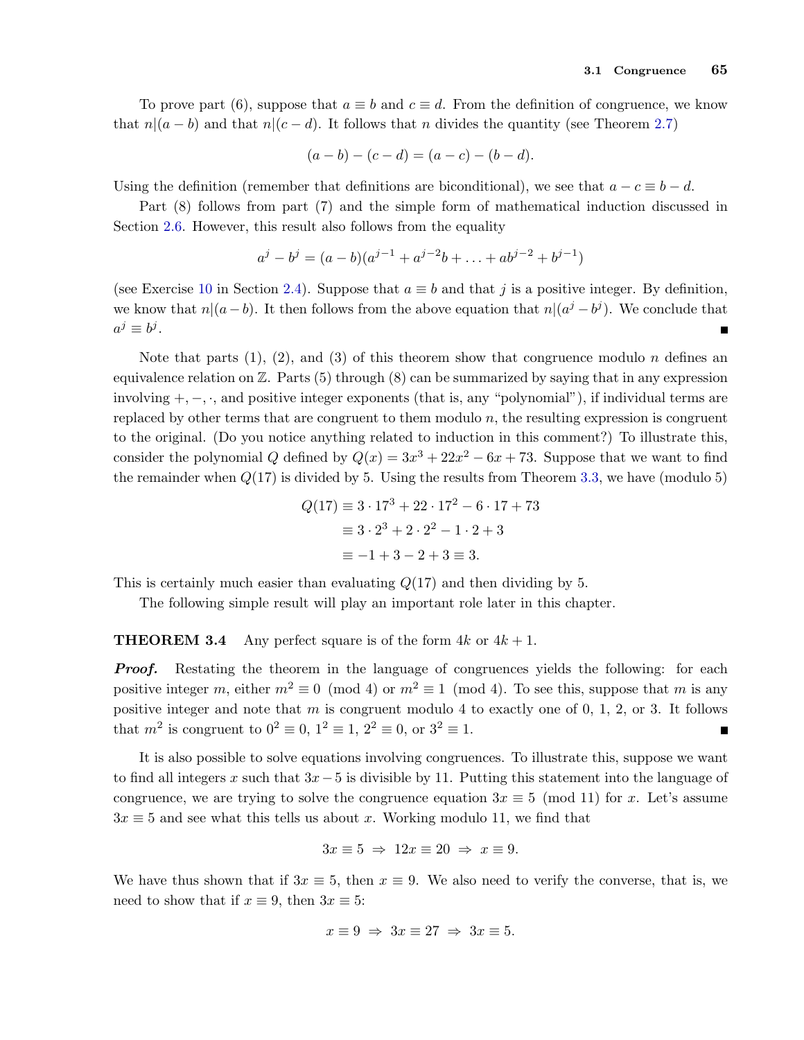To prove part (6), suppose that $a \equiv b$ and $c \equiv d$. From the definition of congruence, we know that $n|(a-b)$ and that $n|(c-d)$. It follows that $n$ divides the quantity (see Theorem 2.7)

$$(a-b)-(c-d)=(a-c)-(b-d).$$

Using the definition (remember that definitions are biconditional), we see that $a-c \equiv b-d$.

Part (8) follows from part (7) and the simple form of mathematical induction discussed in Section 2.6. However, this result also follows from the equality

$$a^j - b^j = (a-b)(a^{j-1} + a^{j-2}b + \ldots + ab^{j-2} + b^{j-1})$$

(see Exercise 10 in Section 2.4). Suppose that $a \equiv b$ and that $j$ is a positive integer. By definition, we know that $n|(a-b)$. It then follows from the above equation that $n|(a^j - b^j)$. We conclude that $a^j \equiv b^j$. ∎

Note that parts (1), (2), and (3) of this theorem show that congruence modulo $n$ defines an equivalence relation on $\mathbb{Z}$. Parts (5) through (8) can be summarized by saying that in any expression involving $+, -, \cdot$, and positive integer exponents (that is, any "polynomial"), if individual terms are replaced by other terms that are congruent to them modulo $n$, the resulting expression is congruent to the original. (Do you notice anything related to induction in this comment?) To illustrate this, consider the polynomial $Q$ defined by $Q(x) = 3x^3 + 22x^2 - 6x + 73$. Suppose that we want to find the remainder when $Q(17)$ is divided by 5. Using the results from Theorem 3.3, we have (modulo 5)

$$\begin{aligned}
Q(17) &\equiv 3 \cdot 17^3 + 22 \cdot 17^2 - 6 \cdot 17 + 73 \\
&\equiv 3 \cdot 2^3 + 2 \cdot 2^2 - 1 \cdot 2 + 3 \\
&\equiv -1 + 3 - 2 + 3 \equiv 3.
\end{aligned}$$

This is certainly much easier than evaluating $Q(17)$ and then dividing by 5.

The following simple result will play an important role later in this chapter.

**THEOREM 3.4** Any perfect square is of the form $4k$ or $4k+1$.

***Proof.*** Restating the theorem in the language of congruences yields the following: for each positive integer $m$, either $m^2 \equiv 0 \pmod 4$ or $m^2 \equiv 1 \pmod 4$. To see this, suppose that $m$ is any positive integer and note that $m$ is congruent modulo 4 to exactly one of 0, 1, 2, or 3. It follows that $m^2$ is congruent to $0^2 \equiv 0$, $1^2 \equiv 1$, $2^2 \equiv 0$, or $3^2 \equiv 1$. ∎

It is also possible to solve equations involving congruences. To illustrate this, suppose we want to find all integers $x$ such that $3x - 5$ is divisible by 11. Putting this statement into the language of congruence, we are trying to solve the congruence equation $3x \equiv 5 \pmod{11}$ for $x$. Let's assume $3x \equiv 5$ and see what this tells us about $x$. Working modulo 11, we find that

$$3x \equiv 5 \;\Rightarrow\; 12x \equiv 20 \;\Rightarrow\; x \equiv 9.$$

We have thus shown that if $3x \equiv 5$, then $x \equiv 9$. We also need to verify the converse, that is, we need to show that if $x \equiv 9$, then $3x \equiv 5$:

$$x \equiv 9 \;\Rightarrow\; 3x \equiv 27 \;\Rightarrow\; 3x \equiv 5.$$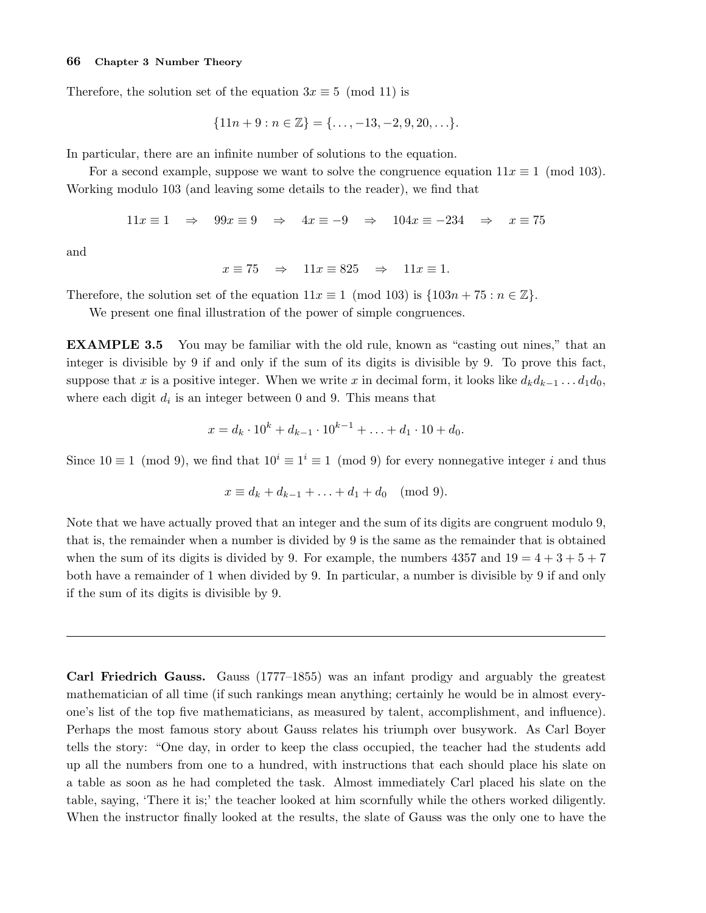Therefore, the solution set of the equation $3x \equiv 5 \pmod{11}$ is

$$\{11n + 9 : n \in \mathbb{Z}\} = \{\ldots, -13, -2, 9, 20, \ldots\}.$$

In particular, there are an infinite number of solutions to the equation.

For a second example, suppose we want to solve the congruence equation $11x \equiv 1 \pmod{103}$. Working modulo 103 (and leaving some details to the reader), we find that

$$11x \equiv 1 \quad \Rightarrow \quad 99x \equiv 9 \quad \Rightarrow \quad 4x \equiv -9 \quad \Rightarrow \quad 104x \equiv -234 \quad \Rightarrow \quad x \equiv 75$$

and

$$x \equiv 75 \quad \Rightarrow \quad 11x \equiv 825 \quad \Rightarrow \quad 11x \equiv 1.$$

Therefore, the solution set of the equation $11x \equiv 1 \pmod{103}$ is $\{103n + 75 : n \in \mathbb{Z}\}$.

We present one final illustration of the power of simple congruences.

**EXAMPLE 3.5** You may be familiar with the old rule, known as "casting out nines," that an integer is divisible by 9 if and only if the sum of its digits is divisible by 9. To prove this fact, suppose that $x$ is a positive integer. When we write $x$ in decimal form, it looks like $d_k d_{k-1} \ldots d_1 d_0$, where each digit $d_i$ is an integer between 0 and 9. This means that

$$x = d_k \cdot 10^k + d_{k-1} \cdot 10^{k-1} + \ldots + d_1 \cdot 10 + d_0.$$

Since $10 \equiv 1 \pmod{9}$, we find that $10^i \equiv 1^i \equiv 1 \pmod{9}$ for every nonnegative integer $i$ and thus

$$x \equiv d_k + d_{k-1} + \ldots + d_1 + d_0 \pmod{9}.$$

Note that we have actually proved that an integer and the sum of its digits are congruent modulo 9, that is, the remainder when a number is divided by 9 is the same as the remainder that is obtained when the sum of its digits is divided by 9. For example, the numbers 4357 and $19 = 4 + 3 + 5 + 7$ both have a remainder of 1 when divided by 9. In particular, a number is divisible by 9 if and only if the sum of its digits is divisible by 9.

---

**Carl Friedrich Gauss.** Gauss (1777–1855) was an infant prodigy and arguably the greatest mathematician of all time (if such rankings mean anything; certainly he would be in almost everyone's list of the top five mathematicians, as measured by talent, accomplishment, and influence). Perhaps the most famous story about Gauss relates his triumph over busywork. As Carl Boyer tells the story: "One day, in order to keep the class occupied, the teacher had the students add up all the numbers from one to a hundred, with instructions that each should place his slate on a table as soon as he had completed the task. Almost immediately Carl placed his slate on the table, saying, 'There it is;' the teacher looked at him scornfully while the others worked diligently. When the instructor finally looked at the results, the slate of Gauss was the only one to have the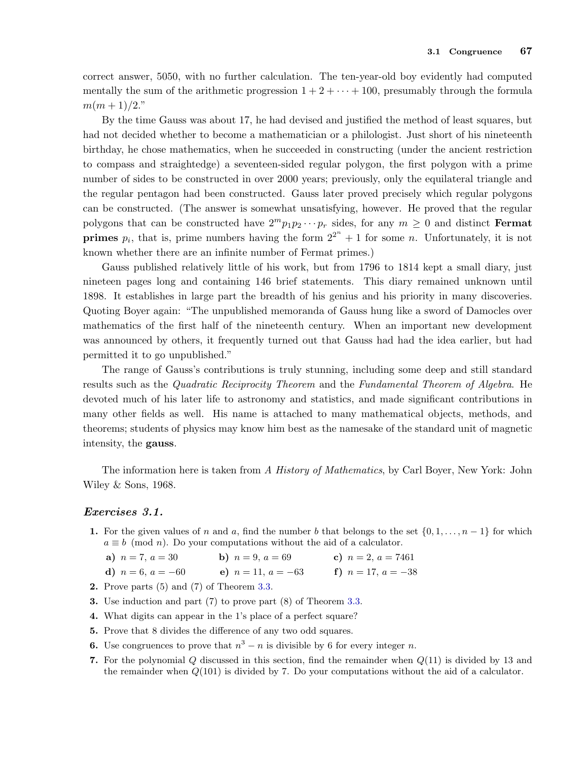correct answer, 5050, with no further calculation. The ten-year-old boy evidently had computed mentally the sum of the arithmetic progression $1 + 2 + \cdots + 100$, presumably through the formula $m(m+1)/2$."

By the time Gauss was about 17, he had devised and justified the method of least squares, but had not decided whether to become a mathematician or a philologist. Just short of his nineteenth birthday, he chose mathematics, when he succeeded in constructing (under the ancient restriction to compass and straightedge) a seventeen-sided regular polygon, the first polygon with a prime number of sides to be constructed in over 2000 years; previously, only the equilateral triangle and the regular pentagon had been constructed. Gauss later proved precisely which regular polygons can be constructed. (The answer is somewhat unsatisfying, however. He proved that the regular polygons that can be constructed have $2^m p_1 p_2 \cdots p_r$ sides, for any $m \geq 0$ and distinct **Fermat primes** $p_i$, that is, prime numbers having the form $2^{2^n} + 1$ for some $n$. Unfortunately, it is not known whether there are an infinite number of Fermat primes.)

Gauss published relatively little of his work, but from 1796 to 1814 kept a small diary, just nineteen pages long and containing 146 brief statements. This diary remained unknown until 1898. It establishes in large part the breadth of his genius and his priority in many discoveries. Quoting Boyer again: "The unpublished memoranda of Gauss hung like a sword of Damocles over mathematics of the first half of the nineteenth century. When an important new development was announced by others, it frequently turned out that Gauss had had the idea earlier, but had permitted it to go unpublished."

The range of Gauss's contributions is truly stunning, including some deep and still standard results such as the *Quadratic Reciprocity Theorem* and the *Fundamental Theorem of Algebra*. He devoted much of his later life to astronomy and statistics, and made significant contributions in many other fields as well. His name is attached to many mathematical objects, methods, and theorems; students of physics may know him best as the namesake of the standard unit of magnetic intensity, the **gauss**.

The information here is taken from *A History of Mathematics*, by Carl Boyer, New York: John Wiley & Sons, 1968.

### *Exercises 3.1.*

**1.** For the given values of $n$ and $a$, find the number $b$ that belongs to the set $\{0, 1, \ldots, n-1\}$ for which $a \equiv b \pmod{n}$. Do your computations without the aid of a calculator.

**a)** $n = 7$, $a = 30$  **b)** $n = 9$, $a = 69$  **c)** $n = 2$, $a = 7461$

**d)** $n = 6$, $a = -60$  **e)** $n = 11$, $a = -63$  **f)** $n = 17$, $a = -38$

**2.** Prove parts (5) and (7) of Theorem 3.3.

**3.** Use induction and part (7) to prove part (8) of Theorem 3.3.

**4.** What digits can appear in the 1's place of a perfect square?

**5.** Prove that 8 divides the difference of any two odd squares.

**6.** Use congruences to prove that $n^3 - n$ is divisible by 6 for every integer $n$.

**7.** For the polynomial $Q$ discussed in this section, find the remainder when $Q(11)$ is divided by 13 and the remainder when $Q(101)$ is divided by 7. Do your computations without the aid of a calculator.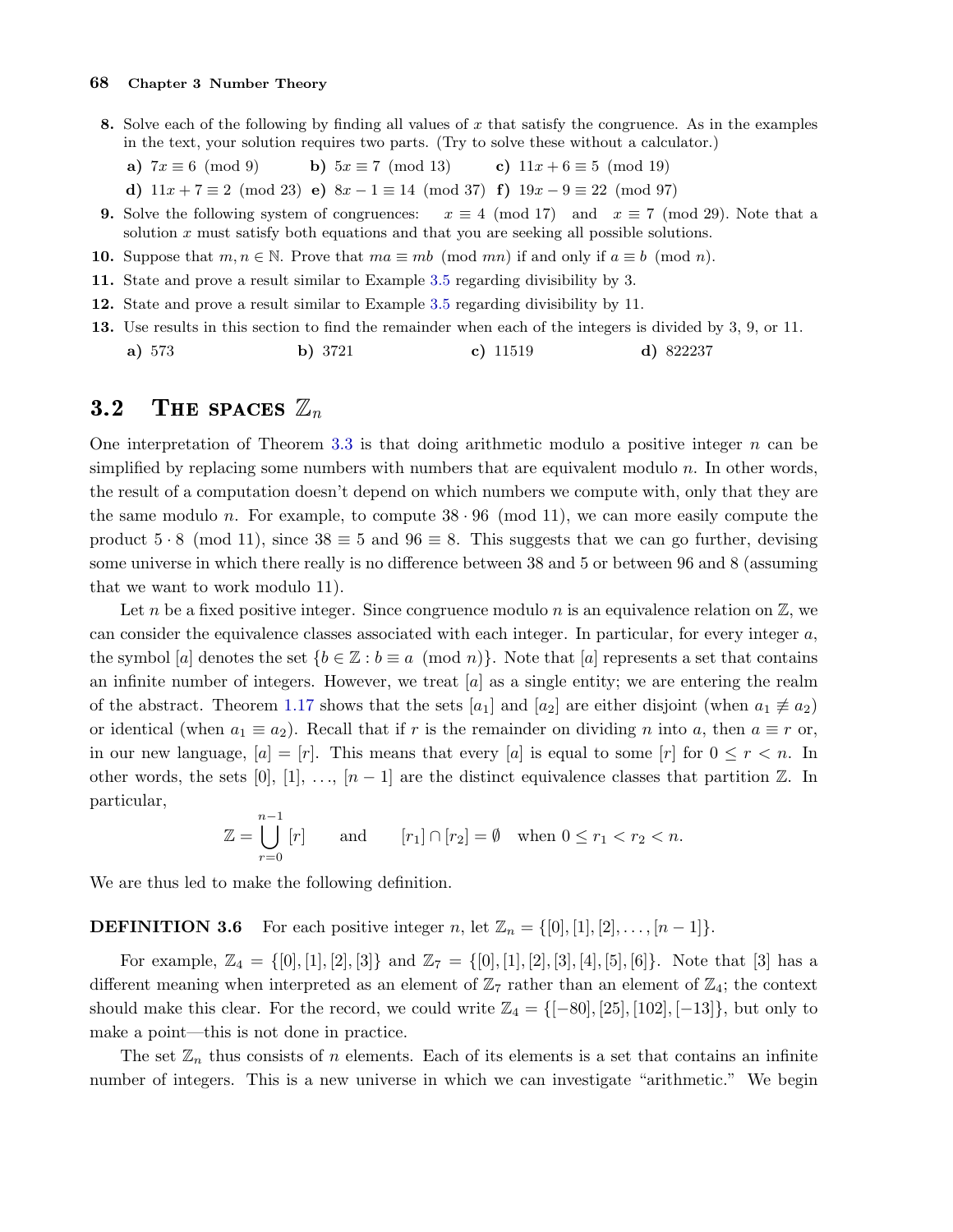**8.** Solve each of the following by finding all values of $x$ that satisfy the congruence. As in the examples in the text, your solution requires two parts. (Try to solve these without a calculator.)

**a)** $7x \equiv 6 \pmod 9$ **b)** $5x \equiv 7 \pmod{13}$ **c)** $11x + 6 \equiv 5 \pmod{19}$

**d)** $11x + 7 \equiv 2 \pmod{23}$ **e)** $8x - 1 \equiv 14 \pmod{37}$ **f)** $19x - 9 \equiv 22 \pmod{97}$

**9.** Solve the following system of congruences: $x \equiv 4 \pmod{17}$ and $x \equiv 7 \pmod{29}$. Note that a solution $x$ must satisfy both equations and that you are seeking all possible solutions.

**10.** Suppose that $m, n \in \mathbb{N}$. Prove that $ma \equiv mb \pmod{mn}$ if and only if $a \equiv b \pmod n$.

**11.** State and prove a result similar to Example 3.5 regarding divisibility by 3.

**12.** State and prove a result similar to Example 3.5 regarding divisibility by 11.

**13.** Use results in this section to find the remainder when each of the integers is divided by 3, 9, or 11.

**a)** 573 **b)** 3721 **c)** 11519 **d)** 822237

## 3.2 The spaces $\mathbb{Z}_n$

One interpretation of Theorem 3.3 is that doing arithmetic modulo a positive integer $n$ can be simplified by replacing some numbers with numbers that are equivalent modulo $n$. In other words, the result of a computation doesn't depend on which numbers we compute with, only that they are the same modulo $n$. For example, to compute $38 \cdot 96 \pmod{11}$, we can more easily compute the product $5 \cdot 8 \pmod{11}$, since $38 \equiv 5$ and $96 \equiv 8$. This suggests that we can go further, devising some universe in which there really is no difference between 38 and 5 or between 96 and 8 (assuming that we want to work modulo 11).

Let $n$ be a fixed positive integer. Since congruence modulo $n$ is an equivalence relation on $\mathbb{Z}$, we can consider the equivalence classes associated with each integer. In particular, for every integer $a$, the symbol $[a]$ denotes the set $\{b \in \mathbb{Z} : b \equiv a \pmod n\}$. Note that $[a]$ represents a set that contains an infinite number of integers. However, we treat $[a]$ as a single entity; we are entering the realm of the abstract. Theorem 1.17 shows that the sets $[a_1]$ and $[a_2]$ are either disjoint (when $a_1 \not\equiv a_2$) or identical (when $a_1 \equiv a_2$). Recall that if $r$ is the remainder on dividing $n$ into $a$, then $a \equiv r$ or, in our new language, $[a] = [r]$. This means that every $[a]$ is equal to some $[r]$ for $0 \le r < n$. In other words, the sets $[0]$, $[1]$, …, $[n-1]$ are the distinct equivalence classes that partition $\mathbb{Z}$. In particular,

$$\mathbb{Z} = \bigcup_{r=0}^{n-1} [r] \qquad \text{and} \qquad [r_1] \cap [r_2] = \emptyset \quad \text{when } 0 \le r_1 < r_2 < n.$$

We are thus led to make the following definition.

**DEFINITION 3.6** For each positive integer $n$, let $\mathbb{Z}_n = \{[0], [1], [2], \ldots, [n-1]\}$.

For example, $\mathbb{Z}_4 = \{[0], [1], [2], [3]\}$ and $\mathbb{Z}_7 = \{[0], [1], [2], [3], [4], [5], [6]\}$. Note that $[3]$ has a different meaning when interpreted as an element of $\mathbb{Z}_7$ rather than an element of $\mathbb{Z}_4$; the context should make this clear. For the record, we could write $\mathbb{Z}_4 = \{[-80], [25], [102], [-13]\}$, but only to make a point—this is not done in practice.

The set $\mathbb{Z}_n$ thus consists of $n$ elements. Each of its elements is a set that contains an infinite number of integers. This is a new universe in which we can investigate "arithmetic." We begin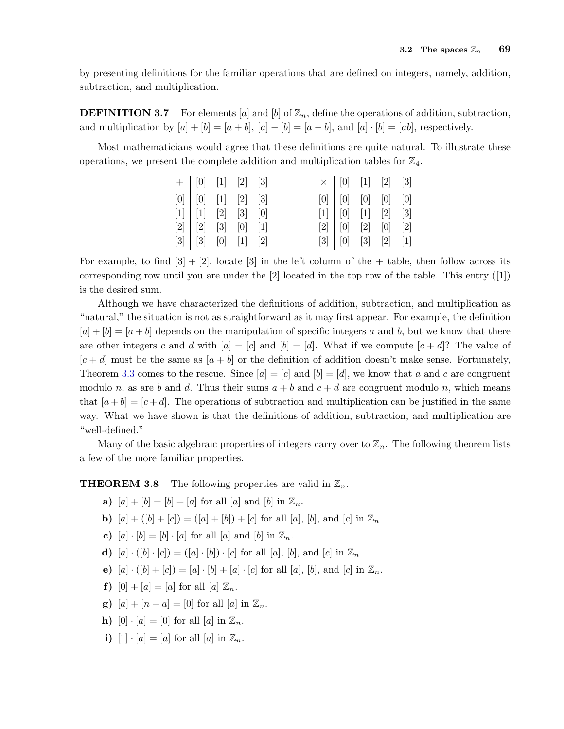by presenting definitions for the familiar operations that are defined on integers, namely, addition, subtraction, and multiplication.

**DEFINITION 3.7** For elements $[a]$ and $[b]$ of $\mathbb{Z}_n$, define the operations of addition, subtraction, and multiplication by $[a]+[b]=[a+b]$, $[a]-[b]=[a-b]$, and $[a]\cdot[b]=[ab]$, respectively.

Most mathematicians would agree that these definitions are quite natural. To illustrate these operations, we present the complete addition and multiplication tables for $\mathbb{Z}_4$.

| $+$ | $[0]$ | $[1]$ | $[2]$ | $[3]$ |
|---|---|---|---|---|
| $[0]$ | $[0]$ | $[1]$ | $[2]$ | $[3]$ |
| $[1]$ | $[1]$ | $[2]$ | $[3]$ | $[0]$ |
| $[2]$ | $[2]$ | $[3]$ | $[0]$ | $[1]$ |
| $[3]$ | $[3]$ | $[0]$ | $[1]$ | $[2]$ |

| $\times$ | $[0]$ | $[1]$ | $[2]$ | $[3]$ |
|---|---|---|---|---|
| $[0]$ | $[0]$ | $[0]$ | $[0]$ | $[0]$ |
| $[1]$ | $[0]$ | $[1]$ | $[2]$ | $[3]$ |
| $[2]$ | $[0]$ | $[2]$ | $[0]$ | $[2]$ |
| $[3]$ | $[0]$ | $[3]$ | $[2]$ | $[1]$ |

For example, to find $[3]+[2]$, locate $[3]$ in the left column of the $+$ table, then follow across its corresponding row until you are under the $[2]$ located in the top row of the table. This entry ($[1]$) is the desired sum.

Although we have characterized the definitions of addition, subtraction, and multiplication as "natural," the situation is not as straightforward as it may first appear. For example, the definition $[a]+[b]=[a+b]$ depends on the manipulation of specific integers $a$ and $b$, but we know that there are other integers $c$ and $d$ with $[a]=[c]$ and $[b]=[d]$. What if we compute $[c+d]$? The value of $[c+d]$ must be the same as $[a+b]$ or the definition of addition doesn't make sense. Fortunately, Theorem 3.3 comes to the rescue. Since $[a]=[c]$ and $[b]=[d]$, we know that $a$ and $c$ are congruent modulo $n$, as are $b$ and $d$. Thus their sums $a+b$ and $c+d$ are congruent modulo $n$, which means that $[a+b]=[c+d]$. The operations of subtraction and multiplication can be justified in the same way. What we have shown is that the definitions of addition, subtraction, and multiplication are "well-defined."

Many of the basic algebraic properties of integers carry over to $\mathbb{Z}_n$. The following theorem lists a few of the more familiar properties.

**THEOREM 3.8** The following properties are valid in $\mathbb{Z}_n$.

- **a)** $[a]+[b]=[b]+[a]$ for all $[a]$ and $[b]$ in $\mathbb{Z}_n$.
- **b)** $[a]+([b]+[c])=([a]+[b])+[c]$ for all $[a]$, $[b]$, and $[c]$ in $\mathbb{Z}_n$.
- **c)** $[a]\cdot[b]=[b]\cdot[a]$ for all $[a]$ and $[b]$ in $\mathbb{Z}_n$.
- **d)** $[a]\cdot([b]\cdot[c])=([a]\cdot[b])\cdot[c]$ for all $[a]$, $[b]$, and $[c]$ in $\mathbb{Z}_n$.
- **e)** $[a]\cdot([b]+[c])=[a]\cdot[b]+[a]\cdot[c]$ for all $[a]$, $[b]$, and $[c]$ in $\mathbb{Z}_n$.
- **f)** $[0]+[a]=[a]$ for all $[a]$ $\mathbb{Z}_n$.
- **g)** $[a]+[n-a]=[0]$ for all $[a]$ in $\mathbb{Z}_n$.
- **h)** $[0]\cdot[a]=[0]$ for all $[a]$ in $\mathbb{Z}_n$.
- **i)** $[1]\cdot[a]=[a]$ for all $[a]$ in $\mathbb{Z}_n$.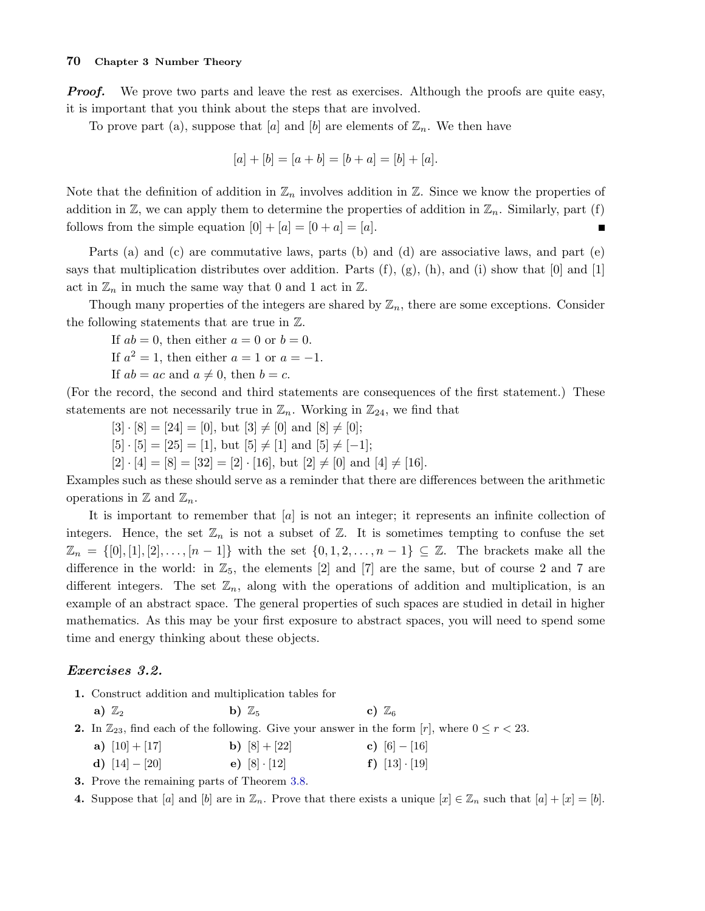***Proof.*** We prove two parts and leave the rest as exercises. Although the proofs are quite easy, it is important that you think about the steps that are involved.

To prove part (a), suppose that $[a]$ and $[b]$ are elements of $\mathbb{Z}_n$. We then have

$$[a] + [b] = [a + b] = [b + a] = [b] + [a].$$

Note that the definition of addition in $\mathbb{Z}_n$ involves addition in $\mathbb{Z}$. Since we know the properties of addition in $\mathbb{Z}$, we can apply them to determine the properties of addition in $\mathbb{Z}_n$. Similarly, part (f) follows from the simple equation $[0] + [a] = [0 + a] = [a]$. ■

Parts (a) and (c) are commutative laws, parts (b) and (d) are associative laws, and part (e) says that multiplication distributes over addition. Parts (f), (g), (h), and (i) show that $[0]$ and $[1]$ act in $\mathbb{Z}_n$ in much the same way that 0 and 1 act in $\mathbb{Z}$.

Though many properties of the integers are shared by $\mathbb{Z}_n$, there are some exceptions. Consider the following statements that are true in $\mathbb{Z}$.

If $ab = 0$, then either $a = 0$ or $b = 0$.
If $a^2 = 1$, then either $a = 1$ or $a = -1$.
If $ab = ac$ and $a \neq 0$, then $b = c$.

(For the record, the second and third statements are consequences of the first statement.) These statements are not necessarily true in $\mathbb{Z}_n$. Working in $\mathbb{Z}_{24}$, we find that

$[3] \cdot [8] = [24] = [0]$, but $[3] \neq [0]$ and $[8] \neq [0]$;
$[5] \cdot [5] = [25] = [1]$, but $[5] \neq [1]$ and $[5] \neq [-1]$;
$[2] \cdot [4] = [8] = [32] = [2] \cdot [16]$, but $[2] \neq [0]$ and $[4] \neq [16]$.

Examples such as these should serve as a reminder that there are differences between the arithmetic operations in $\mathbb{Z}$ and $\mathbb{Z}_n$.

It is important to remember that $[a]$ is not an integer; it represents an infinite collection of integers. Hence, the set $\mathbb{Z}_n$ is not a subset of $\mathbb{Z}$. It is sometimes tempting to confuse the set $\mathbb{Z}_n = \{[0], [1], [2], \ldots, [n-1]\}$ with the set $\{0, 1, 2, \ldots, n-1\} \subseteq \mathbb{Z}$. The brackets make all the difference in the world: in $\mathbb{Z}_5$, the elements $[2]$ and $[7]$ are the same, but of course 2 and 7 are different integers. The set $\mathbb{Z}_n$, along with the operations of addition and multiplication, is an example of an abstract space. The general properties of such spaces are studied in detail in higher mathematics. As this may be your first exposure to abstract spaces, you will need to spend some time and energy thinking about these objects.

### *Exercises 3.2.*

**1.** Construct addition and multiplication tables for
  **a)** $\mathbb{Z}_2$  **b)** $\mathbb{Z}_5$  **c)** $\mathbb{Z}_6$

**2.** In $\mathbb{Z}_{23}$, find each of the following. Give your answer in the form $[r]$, where $0 \leq r < 23$.
  **a)** $[10] + [17]$  **b)** $[8] + [22]$  **c)** $[6] - [16]$
  **d)** $[14] - [20]$  **e)** $[8] \cdot [12]$  **f)** $[13] \cdot [19]$

**3.** Prove the remaining parts of Theorem 3.8.

**4.** Suppose that $[a]$ and $[b]$ are in $\mathbb{Z}_n$. Prove that there exists a unique $[x] \in \mathbb{Z}_n$ such that $[a] + [x] = [b]$.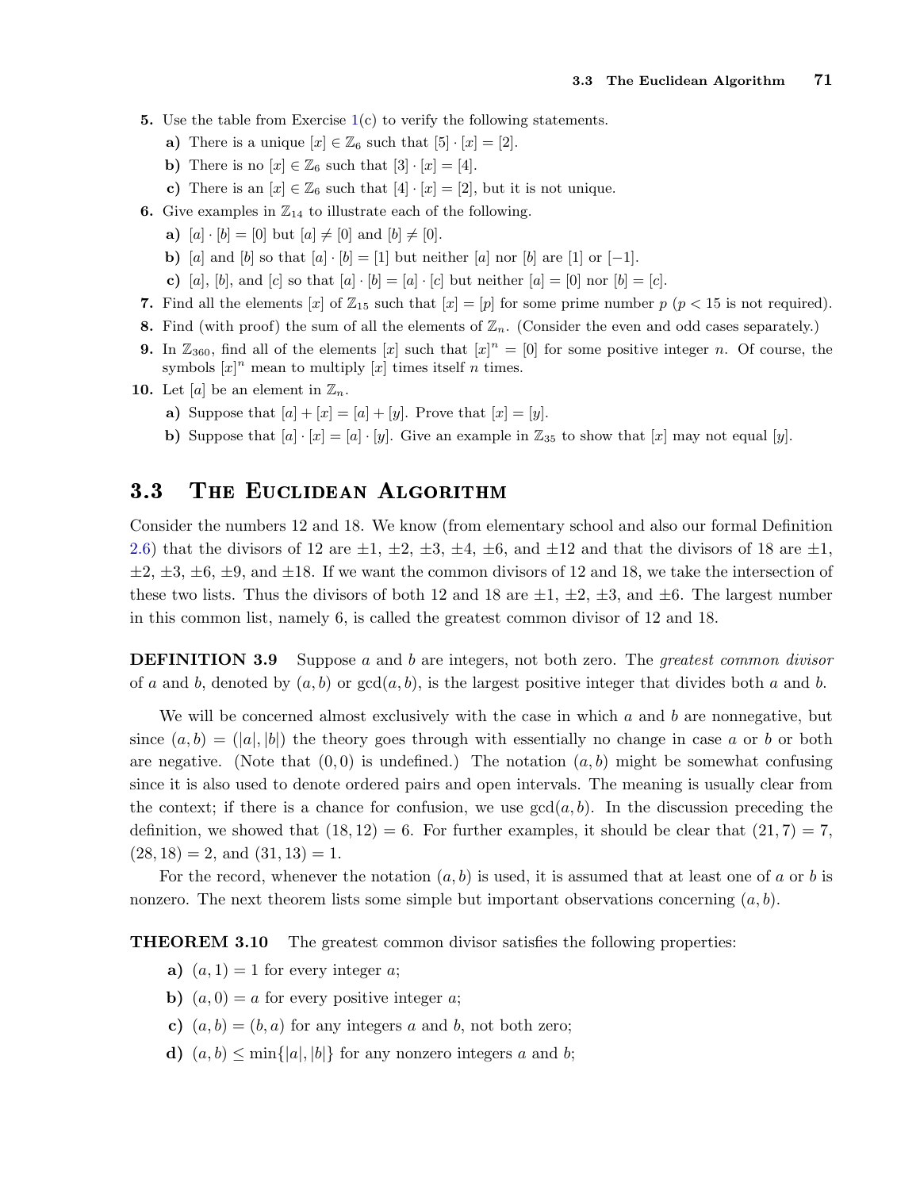5. Use the table from Exercise 1(c) to verify the following statements.

   **a)** There is a unique $[x] \in \mathbb{Z}_6$ such that $[5] \cdot [x] = [2]$.

   **b)** There is no $[x] \in \mathbb{Z}_6$ such that $[3] \cdot [x] = [4]$.

   **c)** There is an $[x] \in \mathbb{Z}_6$ such that $[4] \cdot [x] = [2]$, but it is not unique.

6. Give examples in $\mathbb{Z}_{14}$ to illustrate each of the following.

   **a)** $[a] \cdot [b] = [0]$ but $[a] \neq [0]$ and $[b] \neq [0]$.

   **b)** $[a]$ and $[b]$ so that $[a] \cdot [b] = [1]$ but neither $[a]$ nor $[b]$ are $[1]$ or $[-1]$.

   **c)** $[a]$, $[b]$, and $[c]$ so that $[a] \cdot [b] = [a] \cdot [c]$ but neither $[a] = [0]$ nor $[b] = [c]$.

7. Find all the elements $[x]$ of $\mathbb{Z}_{15}$ such that $[x] = [p]$ for some prime number $p$ ($p < 15$ is not required).

8. Find (with proof) the sum of all the elements of $\mathbb{Z}_n$. (Consider the even and odd cases separately.)

9. In $\mathbb{Z}_{360}$, find all of the elements $[x]$ such that $[x]^n = [0]$ for some positive integer $n$. Of course, the symbols $[x]^n$ mean to multiply $[x]$ times itself $n$ times.

10. Let $[a]$ be an element in $\mathbb{Z}_n$.

    **a)** Suppose that $[a] + [x] = [a] + [y]$. Prove that $[x] = [y]$.

    **b)** Suppose that $[a] \cdot [x] = [a] \cdot [y]$. Give an example in $\mathbb{Z}_{35}$ to show that $[x]$ may not equal $[y]$.

## 3.3 The Euclidean Algorithm

Consider the numbers 12 and 18. We know (from elementary school and also our formal Definition 2.6) that the divisors of 12 are $\pm 1$, $\pm 2$, $\pm 3$, $\pm 4$, $\pm 6$, and $\pm 12$ and that the divisors of 18 are $\pm 1$, $\pm 2$, $\pm 3$, $\pm 6$, $\pm 9$, and $\pm 18$. If we want the common divisors of 12 and 18, we take the intersection of these two lists. Thus the divisors of both 12 and 18 are $\pm 1$, $\pm 2$, $\pm 3$, and $\pm 6$. The largest number in this common list, namely 6, is called the greatest common divisor of 12 and 18.

**DEFINITION 3.9** Suppose $a$ and $b$ are integers, not both zero. The *greatest common divisor* of $a$ and $b$, denoted by $(a, b)$ or $\gcd(a, b)$, is the largest positive integer that divides both $a$ and $b$.

We will be concerned almost exclusively with the case in which $a$ and $b$ are nonnegative, but since $(a, b) = (|a|, |b|)$ the theory goes through with essentially no change in case $a$ or $b$ or both are negative. (Note that $(0, 0)$ is undefined.) The notation $(a, b)$ might be somewhat confusing since it is also used to denote ordered pairs and open intervals. The meaning is usually clear from the context; if there is a chance for confusion, we use $\gcd(a, b)$. In the discussion preceding the definition, we showed that $(18, 12) = 6$. For further examples, it should be clear that $(21, 7) = 7$, $(28, 18) = 2$, and $(31, 13) = 1$.

For the record, whenever the notation $(a, b)$ is used, it is assumed that at least one of $a$ or $b$ is nonzero. The next theorem lists some simple but important observations concerning $(a, b)$.

**THEOREM 3.10** The greatest common divisor satisfies the following properties:

**a)** $(a, 1) = 1$ for every integer $a$;

**b)** $(a, 0) = a$ for every positive integer $a$;

**c)** $(a, b) = (b, a)$ for any integers $a$ and $b$, not both zero;

**d)** $(a, b) \leq \min\{|a|, |b|\}$ for any nonzero integers $a$ and $b$;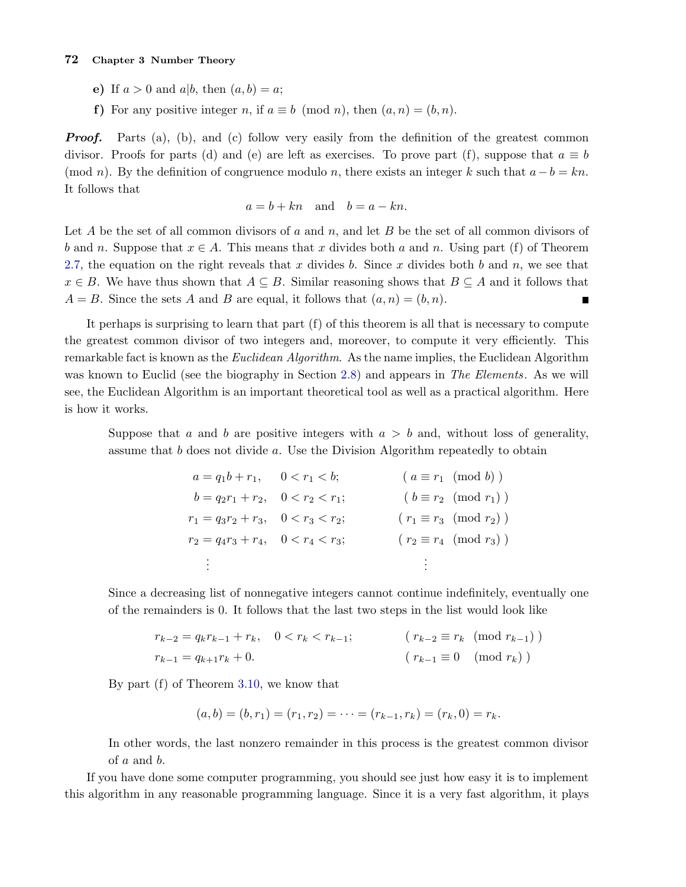**e)** If $a > 0$ and $a|b$, then $(a, b) = a$;

**f)** For any positive integer $n$, if $a \equiv b \pmod{n}$, then $(a, n) = (b, n)$.

***Proof.*** Parts (a), (b), and (c) follow very easily from the definition of the greatest common divisor. Proofs for parts (d) and (e) are left as exercises. To prove part (f), suppose that $a \equiv b \pmod{n}$. By the definition of congruence modulo $n$, there exists an integer $k$ such that $a - b = kn$. It follows that

$$a = b + kn \quad \text{and} \quad b = a - kn.$$

Let $A$ be the set of all common divisors of $a$ and $n$, and let $B$ be the set of all common divisors of $b$ and $n$. Suppose that $x \in A$. This means that $x$ divides both $a$ and $n$. Using part (f) of Theorem 2.7, the equation on the right reveals that $x$ divides $b$. Since $x$ divides both $b$ and $n$, we see that $x \in B$. We have thus shown that $A \subseteq B$. Similar reasoning shows that $B \subseteq A$ and it follows that $A = B$. Since the sets $A$ and $B$ are equal, it follows that $(a, n) = (b, n)$. ∎

It perhaps is surprising to learn that part (f) of this theorem is all that is necessary to compute the greatest common divisor of two integers and, moreover, to compute it very efficiently. This remarkable fact is known as the *Euclidean Algorithm*. As the name implies, the Euclidean Algorithm was known to Euclid (see the biography in Section 2.8) and appears in *The Elements*. As we will see, the Euclidean Algorithm is an important theoretical tool as well as a practical algorithm. Here is how it works.

> Suppose that $a$ and $b$ are positive integers with $a > b$ and, without loss of generality, assume that $b$ does not divide $a$. Use the Division Algorithm repeatedly to obtain
>
> $$\begin{aligned}
> a &= q_1 b + r_1, & 0 < r_1 < b; & \qquad ( a \equiv r_1 \pmod{b} ) \\
> b &= q_2 r_1 + r_2, & 0 < r_2 < r_1; & \qquad ( b \equiv r_2 \pmod{r_1} ) \\
> r_1 &= q_3 r_2 + r_3, & 0 < r_3 < r_2; & \qquad ( r_1 \equiv r_3 \pmod{r_2} ) \\
> r_2 &= q_4 r_3 + r_4, & 0 < r_4 < r_3; & \qquad ( r_2 \equiv r_4 \pmod{r_3} ) \\
> &\vdots & & \qquad \vdots
> \end{aligned}$$
>
> Since a decreasing list of nonnegative integers cannot continue indefinitely, eventually one of the remainders is 0. It follows that the last two steps in the list would look like
>
> $$\begin{aligned}
> r_{k-2} &= q_k r_{k-1} + r_k, \quad 0 < r_k < r_{k-1}; & \qquad ( r_{k-2} \equiv r_k \pmod{r_{k-1}} ) \\
> r_{k-1} &= q_{k+1} r_k + 0. & \qquad ( r_{k-1} \equiv 0 \pmod{r_k} )
> \end{aligned}$$
>
> By part (f) of Theorem 3.10, we know that
>
> $$(a, b) = (b, r_1) = (r_1, r_2) = \cdots = (r_{k-1}, r_k) = (r_k, 0) = r_k.$$
>
> In other words, the last nonzero remainder in this process is the greatest common divisor of $a$ and $b$.

If you have done some computer programming, you should see just how easy it is to implement this algorithm in any reasonable programming language. Since it is a very fast algorithm, it plays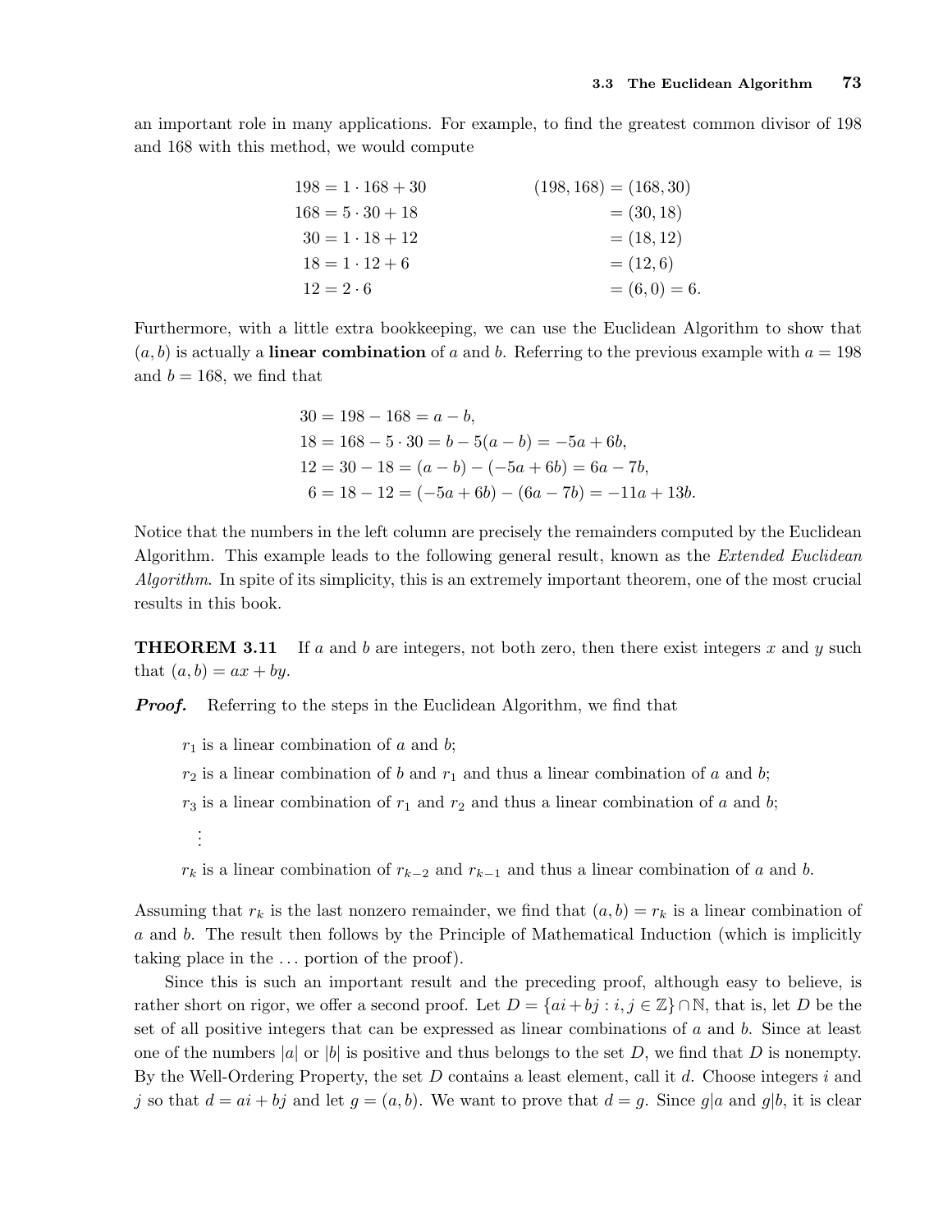an important role in many applications. For example, to find the greatest common divisor of 198 and 168 with this method, we would compute

$$
\begin{aligned}
198 &= 1 \cdot 168 + 30 & \qquad (198, 168) &= (168, 30) \\
168 &= 5 \cdot 30 + 18 & &= (30, 18) \\
30 &= 1 \cdot 18 + 12 & &= (18, 12) \\
18 &= 1 \cdot 12 + 6 & &= (12, 6) \\
12 &= 2 \cdot 6 & &= (6, 0) = 6.
\end{aligned}
$$

Furthermore, with a little extra bookkeeping, we can use the Euclidean Algorithm to show that $(a, b)$ is actually a **linear combination** of $a$ and $b$. Referring to the previous example with $a = 198$ and $b = 168$, we find that

$$
\begin{aligned}
30 &= 198 - 168 = a - b, \\
18 &= 168 - 5 \cdot 30 = b - 5(a - b) = -5a + 6b, \\
12 &= 30 - 18 = (a - b) - (-5a + 6b) = 6a - 7b, \\
6 &= 18 - 12 = (-5a + 6b) - (6a - 7b) = -11a + 13b.
\end{aligned}
$$

Notice that the numbers in the left column are precisely the remainders computed by the Euclidean Algorithm. This example leads to the following general result, known as the *Extended Euclidean Algorithm*. In spite of its simplicity, this is an extremely important theorem, one of the most crucial results in this book.

**THEOREM 3.11** If $a$ and $b$ are integers, not both zero, then there exist integers $x$ and $y$ such that $(a, b) = ax + by$.

***Proof.*** Referring to the steps in the Euclidean Algorithm, we find that

$r_1$ is a linear combination of $a$ and $b$;

$r_2$ is a linear combination of $b$ and $r_1$ and thus a linear combination of $a$ and $b$;

$r_3$ is a linear combination of $r_1$ and $r_2$ and thus a linear combination of $a$ and $b$;

$\vdots$

$r_k$ is a linear combination of $r_{k-2}$ and $r_{k-1}$ and thus a linear combination of $a$ and $b$.

Assuming that $r_k$ is the last nonzero remainder, we find that $(a, b) = r_k$ is a linear combination of $a$ and $b$. The result then follows by the Principle of Mathematical Induction (which is implicitly taking place in the ... portion of the proof).

Since this is such an important result and the preceding proof, although easy to believe, is rather short on rigor, we offer a second proof. Let $D = \{ai + bj : i, j \in \mathbb{Z}\} \cap \mathbb{N}$, that is, let $D$ be the set of all positive integers that can be expressed as linear combinations of $a$ and $b$. Since at least one of the numbers $|a|$ or $|b|$ is positive and thus belongs to the set $D$, we find that $D$ is nonempty. By the Well-Ordering Property, the set $D$ contains a least element, call it $d$. Choose integers $i$ and $j$ so that $d = ai + bj$ and let $g = (a, b)$. We want to prove that $d = g$. Since $g|a$ and $g|b$, it is clear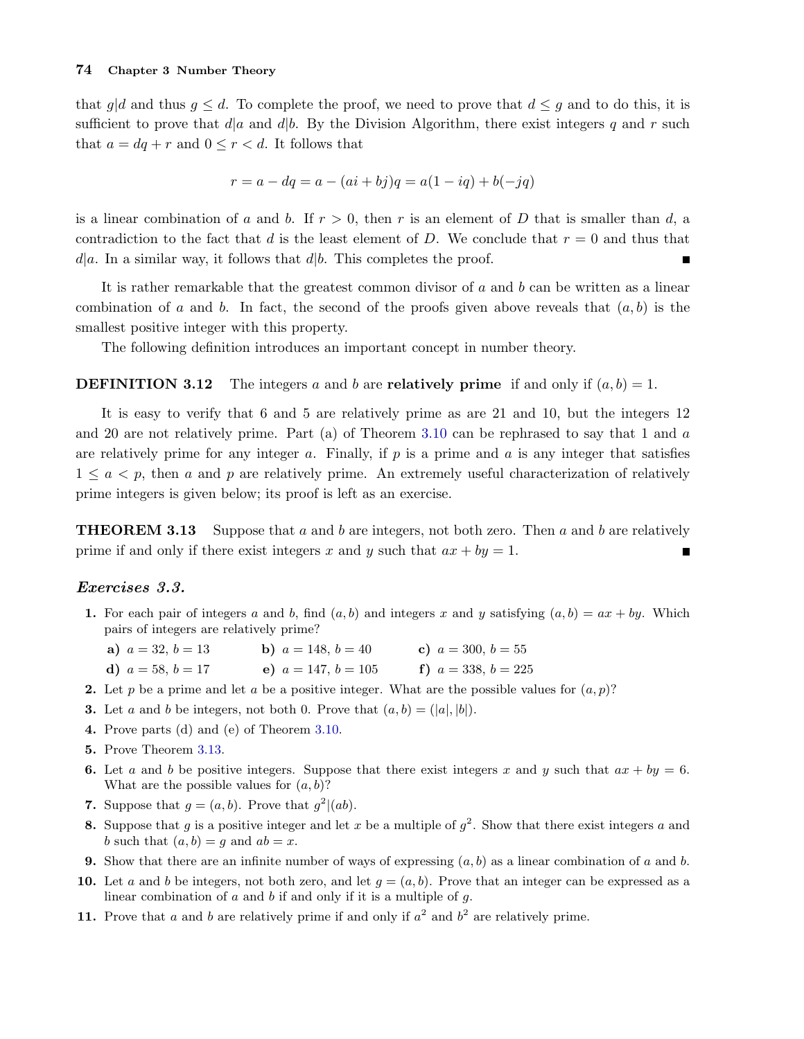that $g|d$ and thus $g \leq d$. To complete the proof, we need to prove that $d \leq g$ and to do this, it is sufficient to prove that $d|a$ and $d|b$. By the Division Algorithm, there exist integers $q$ and $r$ such that $a = dq + r$ and $0 \leq r < d$. It follows that

$$r = a - dq = a - (ai + bj)q = a(1 - iq) + b(-jq)$$

is a linear combination of $a$ and $b$. If $r > 0$, then $r$ is an element of $D$ that is smaller than $d$, a contradiction to the fact that $d$ is the least element of $D$. We conclude that $r = 0$ and thus that $d|a$. In a similar way, it follows that $d|b$. This completes the proof. ∎

It is rather remarkable that the greatest common divisor of $a$ and $b$ can be written as a linear combination of $a$ and $b$. In fact, the second of the proofs given above reveals that $(a, b)$ is the smallest positive integer with this property.

The following definition introduces an important concept in number theory.

**DEFINITION 3.12** The integers $a$ and $b$ are **relatively prime** if and only if $(a, b) = 1$.

It is easy to verify that 6 and 5 are relatively prime as are 21 and 10, but the integers 12 and 20 are not relatively prime. Part (a) of Theorem 3.10 can be rephrased to say that 1 and $a$ are relatively prime for any integer $a$. Finally, if $p$ is a prime and $a$ is any integer that satisfies $1 \leq a < p$, then $a$ and $p$ are relatively prime. An extremely useful characterization of relatively prime integers is given below; its proof is left as an exercise.

**THEOREM 3.13** Suppose that $a$ and $b$ are integers, not both zero. Then $a$ and $b$ are relatively prime if and only if there exist integers $x$ and $y$ such that $ax + by = 1$. ∎

### *Exercises 3.3.*

1. For each pair of integers $a$ and $b$, find $(a, b)$ and integers $x$ and $y$ satisfying $(a, b) = ax + by$. Which pairs of integers are relatively prime?
   - **a)** $a = 32$, $b = 13$
   - **b)** $a = 148$, $b = 40$
   - **c)** $a = 300$, $b = 55$
   - **d)** $a = 58$, $b = 17$
   - **e)** $a = 147$, $b = 105$
   - **f)** $a = 338$, $b = 225$
2. Let $p$ be a prime and let $a$ be a positive integer. What are the possible values for $(a, p)$?
3. Let $a$ and $b$ be integers, not both 0. Prove that $(a, b) = (|a|, |b|)$.
4. Prove parts (d) and (e) of Theorem 3.10.
5. Prove Theorem 3.13.
6. Let $a$ and $b$ be positive integers. Suppose that there exist integers $x$ and $y$ such that $ax + by = 6$. What are the possible values for $(a, b)$?
7. Suppose that $g = (a, b)$. Prove that $g^2|(ab)$.
8. Suppose that $g$ is a positive integer and let $x$ be a multiple of $g^2$. Show that there exist integers $a$ and $b$ such that $(a, b) = g$ and $ab = x$.
9. Show that there are an infinite number of ways of expressing $(a, b)$ as a linear combination of $a$ and $b$.
10. Let $a$ and $b$ be integers, not both zero, and let $g = (a, b)$. Prove that an integer can be expressed as a linear combination of $a$ and $b$ if and only if it is a multiple of $g$.
11. Prove that $a$ and $b$ are relatively prime if and only if $a^2$ and $b^2$ are relatively prime.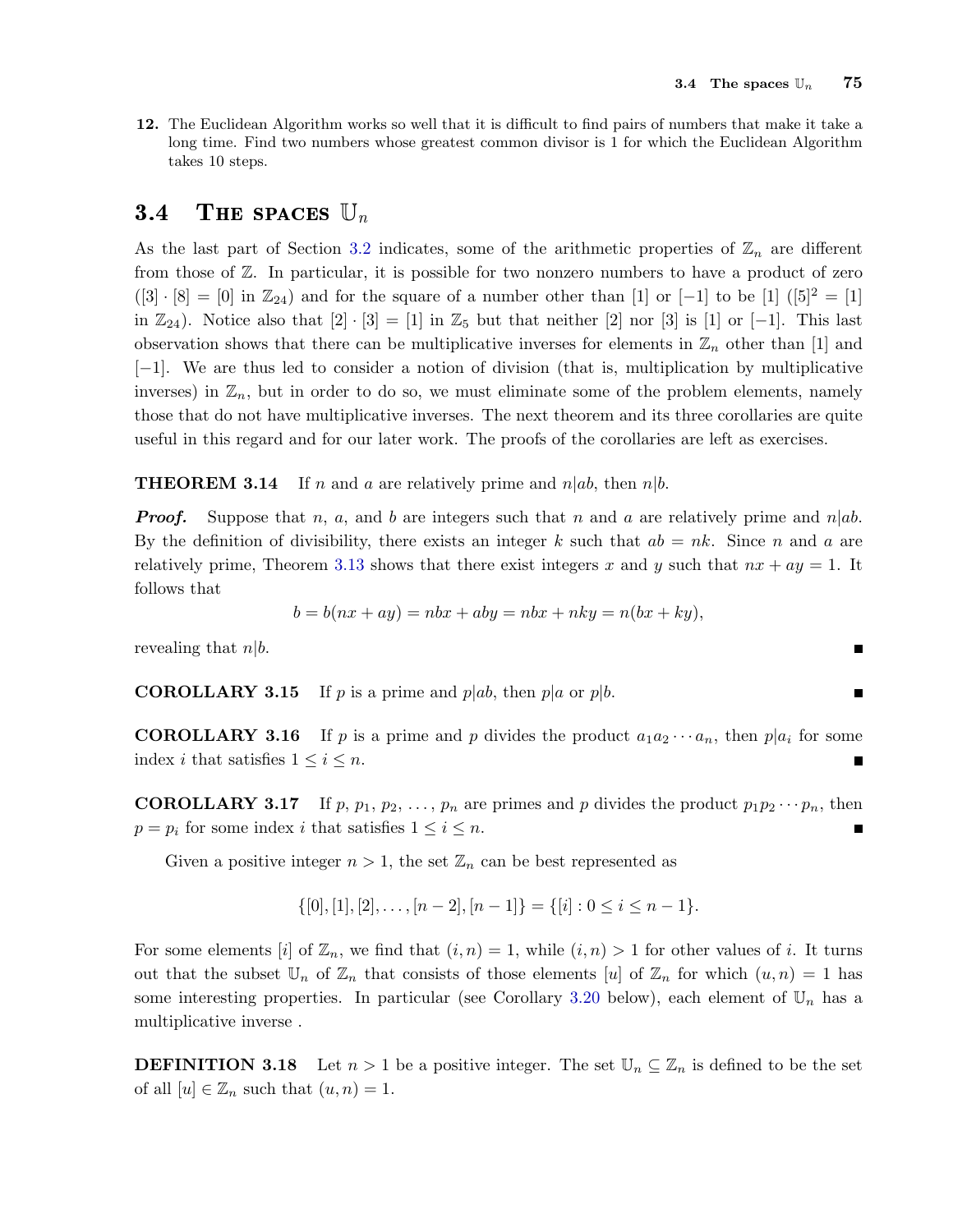12. The Euclidean Algorithm works so well that it is difficult to find pairs of numbers that make it take a long time. Find two numbers whose greatest common divisor is 1 for which the Euclidean Algorithm takes 10 steps.

## 3.4 The spaces $\mathbb{U}_n$

As the last part of Section 3.2 indicates, some of the arithmetic properties of $\mathbb{Z}_n$ are different from those of $\mathbb{Z}$. In particular, it is possible for two nonzero numbers to have a product of zero ($[3] \cdot [8] = [0]$ in $\mathbb{Z}_{24}$) and for the square of a number other than $[1]$ or $[-1]$ to be $[1]$ ($[5]^2 = [1]$ in $\mathbb{Z}_{24}$). Notice also that $[2] \cdot [3] = [1]$ in $\mathbb{Z}_5$ but that neither $[2]$ nor $[3]$ is $[1]$ or $[-1]$. This last observation shows that there can be multiplicative inverses for elements in $\mathbb{Z}_n$ other than $[1]$ and $[-1]$. We are thus led to consider a notion of division (that is, multiplication by multiplicative inverses) in $\mathbb{Z}_n$, but in order to do so, we must eliminate some of the problem elements, namely those that do not have multiplicative inverses. The next theorem and its three corollaries are quite useful in this regard and for our later work. The proofs of the corollaries are left as exercises.

**THEOREM 3.14** If $n$ and $a$ are relatively prime and $n|ab$, then $n|b$.

***Proof.*** Suppose that $n$, $a$, and $b$ are integers such that $n$ and $a$ are relatively prime and $n|ab$. By the definition of divisibility, there exists an integer $k$ such that $ab = nk$. Since $n$ and $a$ are relatively prime, Theorem 3.13 shows that there exist integers $x$ and $y$ such that $nx + ay = 1$. It follows that

$$b = b(nx + ay) = nbx + aby = nbx + nky = n(bx + ky),$$

revealing that $n|b$. ∎

**COROLLARY 3.15** If $p$ is a prime and $p|ab$, then $p|a$ or $p|b$. ∎

**COROLLARY 3.16** If $p$ is a prime and $p$ divides the product $a_1 a_2 \cdots a_n$, then $p|a_i$ for some index $i$ that satisfies $1 \leq i \leq n$. ∎

**COROLLARY 3.17** If $p$, $p_1$, $p_2$, $\ldots$, $p_n$ are primes and $p$ divides the product $p_1 p_2 \cdots p_n$, then $p = p_i$ for some index $i$ that satisfies $1 \leq i \leq n$. ∎

Given a positive integer $n > 1$, the set $\mathbb{Z}_n$ can be best represented as

$$\{[0], [1], [2], \ldots, [n-2], [n-1]\} = \{[i] : 0 \leq i \leq n-1\}.$$

For some elements $[i]$ of $\mathbb{Z}_n$, we find that $(i, n) = 1$, while $(i, n) > 1$ for other values of $i$. It turns out that the subset $\mathbb{U}_n$ of $\mathbb{Z}_n$ that consists of those elements $[u]$ of $\mathbb{Z}_n$ for which $(u, n) = 1$ has some interesting properties. In particular (see Corollary 3.20 below), each element of $\mathbb{U}_n$ has a multiplicative inverse .

**DEFINITION 3.18** Let $n > 1$ be a positive integer. The set $\mathbb{U}_n \subseteq \mathbb{Z}_n$ is defined to be the set of all $[u] \in \mathbb{Z}_n$ such that $(u, n) = 1$.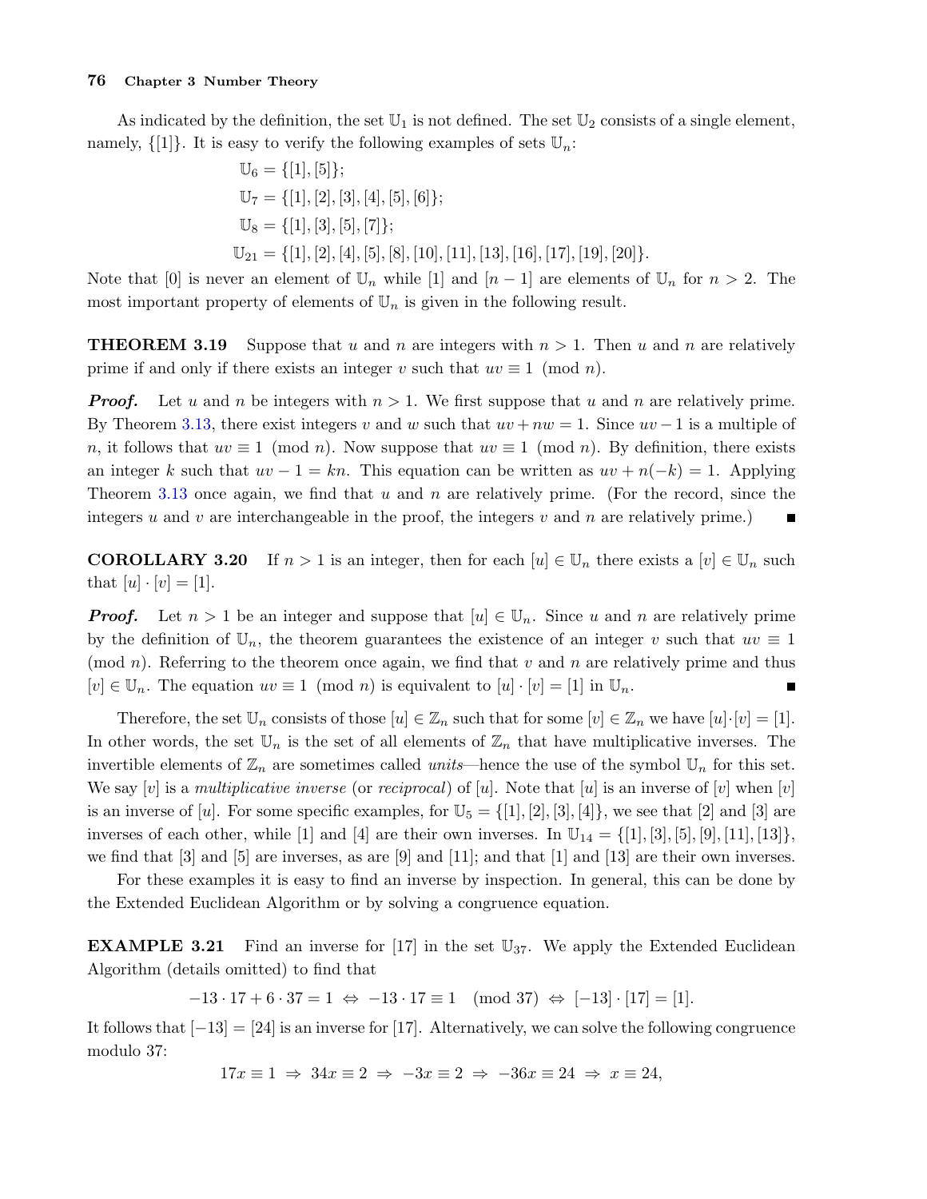As indicated by the definition, the set $\mathbb{U}_1$ is not defined. The set $\mathbb{U}_2$ consists of a single element, namely, $\{[1]\}$. It is easy to verify the following examples of sets $\mathbb{U}_n$:

$$\begin{aligned}
\mathbb{U}_6 &= \{[1],[5]\};\\
\mathbb{U}_7 &= \{[1],[2],[3],[4],[5],[6]\};\\
\mathbb{U}_8 &= \{[1],[3],[5],[7]\};\\
\mathbb{U}_{21} &= \{[1],[2],[4],[5],[8],[10],[11],[13],[16],[17],[19],[20]\}.
\end{aligned}$$

Note that $[0]$ is never an element of $\mathbb{U}_n$ while $[1]$ and $[n-1]$ are elements of $\mathbb{U}_n$ for $n > 2$. The most important property of elements of $\mathbb{U}_n$ is given in the following result.

**THEOREM 3.19** Suppose that $u$ and $n$ are integers with $n > 1$. Then $u$ and $n$ are relatively prime if and only if there exists an integer $v$ such that $uv \equiv 1 \pmod{n}$.

***Proof.*** Let $u$ and $n$ be integers with $n > 1$. We first suppose that $u$ and $n$ are relatively prime. By Theorem 3.13, there exist integers $v$ and $w$ such that $uv + nw = 1$. Since $uv - 1$ is a multiple of $n$, it follows that $uv \equiv 1 \pmod{n}$. Now suppose that $uv \equiv 1 \pmod{n}$. By definition, there exists an integer $k$ such that $uv - 1 = kn$. This equation can be written as $uv + n(-k) = 1$. Applying Theorem 3.13 once again, we find that $u$ and $n$ are relatively prime. (For the record, since the integers $u$ and $v$ are interchangeable in the proof, the integers $v$ and $n$ are relatively prime.) ∎

**COROLLARY 3.20** If $n > 1$ is an integer, then for each $[u] \in \mathbb{U}_n$ there exists a $[v] \in \mathbb{U}_n$ such that $[u] \cdot [v] = [1]$.

***Proof.*** Let $n > 1$ be an integer and suppose that $[u] \in \mathbb{U}_n$. Since $u$ and $n$ are relatively prime by the definition of $\mathbb{U}_n$, the theorem guarantees the existence of an integer $v$ such that $uv \equiv 1 \pmod{n}$. Referring to the theorem once again, we find that $v$ and $n$ are relatively prime and thus $[v] \in \mathbb{U}_n$. The equation $uv \equiv 1 \pmod{n}$ is equivalent to $[u] \cdot [v] = [1]$ in $\mathbb{U}_n$. ∎

Therefore, the set $\mathbb{U}_n$ consists of those $[u] \in \mathbb{Z}_n$ such that for some $[v] \in \mathbb{Z}_n$ we have $[u] \cdot [v] = [1]$. In other words, the set $\mathbb{U}_n$ is the set of all elements of $\mathbb{Z}_n$ that have multiplicative inverses. The invertible elements of $\mathbb{Z}_n$ are sometimes called *units*—hence the use of the symbol $\mathbb{U}_n$ for this set. We say $[v]$ is a *multiplicative inverse* (or *reciprocal*) of $[u]$. Note that $[u]$ is an inverse of $[v]$ when $[v]$ is an inverse of $[u]$. For some specific examples, for $\mathbb{U}_5 = \{[1],[2],[3],[4]\}$, we see that $[2]$ and $[3]$ are inverses of each other, while $[1]$ and $[4]$ are their own inverses. In $\mathbb{U}_{14} = \{[1],[3],[5],[9],[11],[13]\}$, we find that $[3]$ and $[5]$ are inverses, as are $[9]$ and $[11]$; and that $[1]$ and $[13]$ are their own inverses.

For these examples it is easy to find an inverse by inspection. In general, this can be done by the Extended Euclidean Algorithm or by solving a congruence equation.

**EXAMPLE 3.21** Find an inverse for $[17]$ in the set $\mathbb{U}_{37}$. We apply the Extended Euclidean Algorithm (details omitted) to find that

$$-13 \cdot 17 + 6 \cdot 37 = 1 \;\Leftrightarrow\; -13 \cdot 17 \equiv 1 \pmod{37} \;\Leftrightarrow\; [-13] \cdot [17] = [1].$$

It follows that $[-13] = [24]$ is an inverse for $[17]$. Alternatively, we can solve the following congruence modulo 37:

$$17x \equiv 1 \;\Rightarrow\; 34x \equiv 2 \;\Rightarrow\; -3x \equiv 2 \;\Rightarrow\; -36x \equiv 24 \;\Rightarrow\; x \equiv 24,$$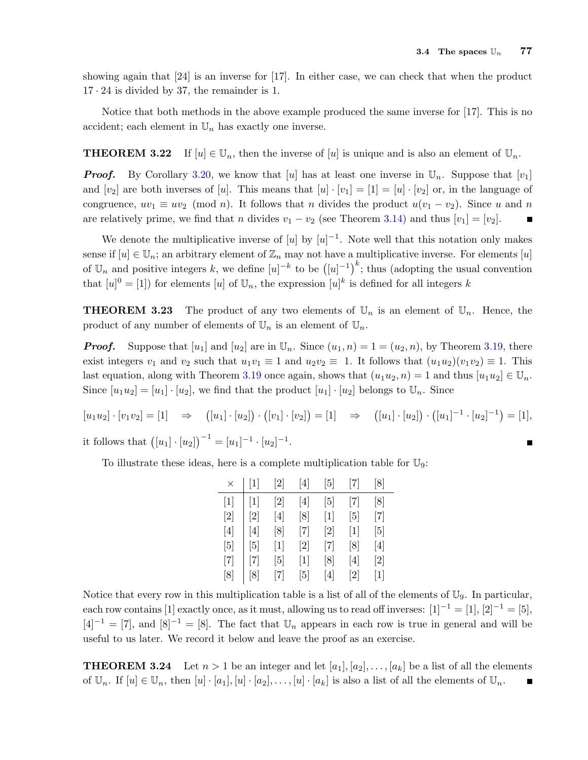showing again that [24] is an inverse for [17]. In either case, we can check that when the product $17 \cdot 24$ is divided by 37, the remainder is 1.

Notice that both methods in the above example produced the same inverse for [17]. This is no accident; each element in $\mathbb{U}_n$ has exactly one inverse.

**THEOREM 3.22** If $[u] \in \mathbb{U}_n$, then the inverse of $[u]$ is unique and is also an element of $\mathbb{U}_n$.

***Proof.*** By Corollary 3.20, we know that $[u]$ has at least one inverse in $\mathbb{U}_n$. Suppose that $[v_1]$ and $[v_2]$ are both inverses of $[u]$. This means that $[u] \cdot [v_1] = [1] = [u] \cdot [v_2]$ or, in the language of congruence, $uv_1 \equiv uv_2 \pmod{n}$. It follows that $n$ divides the product $u(v_1 - v_2)$. Since $u$ and $n$ are relatively prime, we find that $n$ divides $v_1 - v_2$ (see Theorem 3.14) and thus $[v_1] = [v_2]$. ∎

We denote the multiplicative inverse of $[u]$ by $[u]^{-1}$. Note well that this notation only makes sense if $[u] \in \mathbb{U}_n$; an arbitrary element of $\mathbb{Z}_n$ may not have a multiplicative inverse. For elements $[u]$ of $\mathbb{U}_n$ and positive integers $k$, we define $[u]^{-k}$ to be $\left([u]^{-1}\right)^k$; thus (adopting the usual convention that $[u]^0 = [1]$) for elements $[u]$ of $\mathbb{U}_n$, the expression $[u]^k$ is defined for all integers $k$

**THEOREM 3.23** The product of any two elements of $\mathbb{U}_n$ is an element of $\mathbb{U}_n$. Hence, the product of any number of elements of $\mathbb{U}_n$ is an element of $\mathbb{U}_n$.

***Proof.*** Suppose that $[u_1]$ and $[u_2]$ are in $\mathbb{U}_n$. Since $(u_1, n) = 1 = (u_2, n)$, by Theorem 3.19, there exist integers $v_1$ and $v_2$ such that $u_1 v_1 \equiv 1$ and $u_2 v_2 \equiv 1$. It follows that $(u_1 u_2)(v_1 v_2) \equiv 1$. This last equation, along with Theorem 3.19 once again, shows that $(u_1 u_2, n) = 1$ and thus $[u_1 u_2] \in \mathbb{U}_n$. Since $[u_1 u_2] = [u_1] \cdot [u_2]$, we find that the product $[u_1] \cdot [u_2]$ belongs to $\mathbb{U}_n$. Since

$$[u_1 u_2] \cdot [v_1 v_2] = [1] \quad \Rightarrow \quad \big([u_1] \cdot [u_2]\big) \cdot \big([v_1] \cdot [v_2]\big) = [1] \quad \Rightarrow \quad \big([u_1] \cdot [u_2]\big) \cdot \big([u_1]^{-1} \cdot [u_2]^{-1}\big) = [1],$$

it follows that $\big([u_1] \cdot [u_2]\big)^{-1} = [u_1]^{-1} \cdot [u_2]^{-1}$. ∎

To illustrate these ideas, here is a complete multiplication table for $\mathbb{U}_9$:

| × | [1] | [2] | [4] | [5] | [7] | [8] |
|---|---|---|---|---|---|---|
| [1] | [1] | [2] | [4] | [5] | [7] | [8] |
| [2] | [2] | [4] | [8] | [1] | [5] | [7] |
| [4] | [4] | [8] | [7] | [2] | [1] | [5] |
| [5] | [5] | [1] | [2] | [7] | [8] | [4] |
| [7] | [7] | [5] | [1] | [8] | [4] | [2] |
| [8] | [8] | [7] | [5] | [4] | [2] | [1] |

Notice that every row in this multiplication table is a list of all of the elements of $\mathbb{U}_9$. In particular, each row contains [1] exactly once, as it must, allowing us to read off inverses: $[1]^{-1} = [1]$, $[2]^{-1} = [5]$, $[4]^{-1} = [7]$, and $[8]^{-1} = [8]$. The fact that $\mathbb{U}_n$ appears in each row is true in general and will be useful to us later. We record it below and leave the proof as an exercise.

**THEOREM 3.24** Let $n > 1$ be an integer and let $[a_1], [a_2], \ldots, [a_k]$ be a list of all the elements of $\mathbb{U}_n$. If $[u] \in \mathbb{U}_n$, then $[u] \cdot [a_1], [u] \cdot [a_2], \ldots, [u] \cdot [a_k]$ is also a list of all the elements of $\mathbb{U}_n$. ∎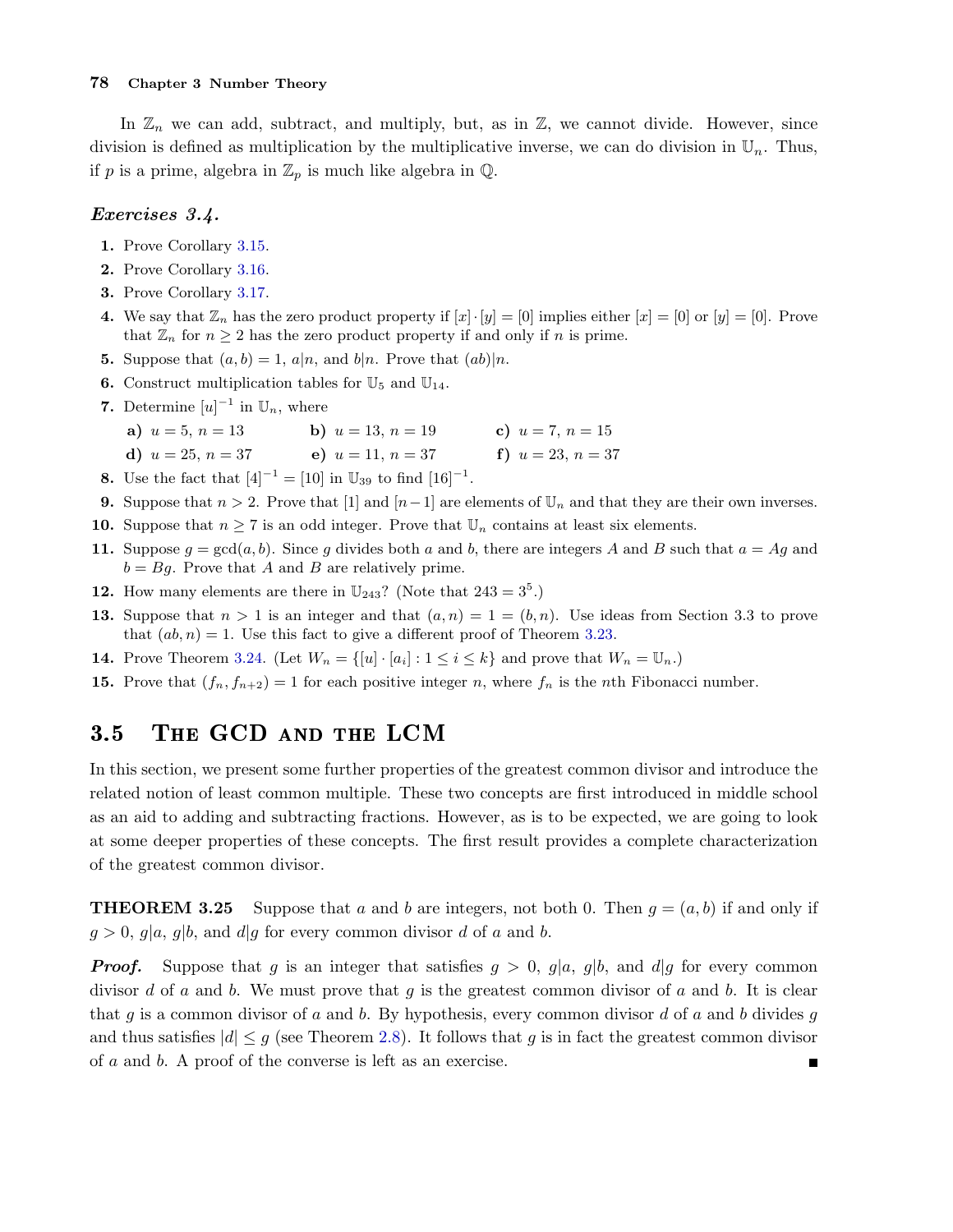In $\mathbb{Z}_n$ we can add, subtract, and multiply, but, as in $\mathbb{Z}$, we cannot divide. However, since division is defined as multiplication by the multiplicative inverse, we can do division in $\mathbb{U}_n$. Thus, if $p$ is a prime, algebra in $\mathbb{Z}_p$ is much like algebra in $\mathbb{Q}$.

### *Exercises 3.4.*

1. Prove Corollary 3.15.
2. Prove Corollary 3.16.
3. Prove Corollary 3.17.
4. We say that $\mathbb{Z}_n$ has the zero product property if $[x] \cdot [y] = [0]$ implies either $[x] = [0]$ or $[y] = [0]$. Prove that $\mathbb{Z}_n$ for $n \geq 2$ has the zero product property if and only if $n$ is prime.
5. Suppose that $(a, b) = 1$, $a|n$, and $b|n$. Prove that $(ab)|n$.
6. Construct multiplication tables for $\mathbb{U}_5$ and $\mathbb{U}_{14}$.
7. Determine $[u]^{-1}$ in $\mathbb{U}_n$, where
   **a)** $u = 5$, $n = 13$ **b)** $u = 13$, $n = 19$ **c)** $u = 7$, $n = 15$
   **d)** $u = 25$, $n = 37$ **e)** $u = 11$, $n = 37$ **f)** $u = 23$, $n = 37$
8. Use the fact that $[4]^{-1} = [10]$ in $\mathbb{U}_{39}$ to find $[16]^{-1}$.
9. Suppose that $n > 2$. Prove that $[1]$ and $[n-1]$ are elements of $\mathbb{U}_n$ and that they are their own inverses.
10. Suppose that $n \geq 7$ is an odd integer. Prove that $\mathbb{U}_n$ contains at least six elements.
11. Suppose $g = \gcd(a, b)$. Since $g$ divides both $a$ and $b$, there are integers $A$ and $B$ such that $a = Ag$ and $b = Bg$. Prove that $A$ and $B$ are relatively prime.
12. How many elements are there in $\mathbb{U}_{243}$? (Note that $243 = 3^5$.)
13. Suppose that $n > 1$ is an integer and that $(a, n) = 1 = (b, n)$. Use ideas from Section 3.3 to prove that $(ab, n) = 1$. Use this fact to give a different proof of Theorem 3.23.
14. Prove Theorem 3.24. (Let $W_n = \{[u] \cdot [a_i] : 1 \leq i \leq k\}$ and prove that $W_n = \mathbb{U}_n$.)
15. Prove that $(f_n, f_{n+2}) = 1$ for each positive integer $n$, where $f_n$ is the $n$th Fibonacci number.

## 3.5 The GCD and the LCM

In this section, we present some further properties of the greatest common divisor and introduce the related notion of least common multiple. These two concepts are first introduced in middle school as an aid to adding and subtracting fractions. However, as is to be expected, we are going to look at some deeper properties of these concepts. The first result provides a complete characterization of the greatest common divisor.

**THEOREM 3.25** Suppose that $a$ and $b$ are integers, not both 0. Then $g = (a, b)$ if and only if $g > 0$, $g|a$, $g|b$, and $d|g$ for every common divisor $d$ of $a$ and $b$.

***Proof.*** Suppose that $g$ is an integer that satisfies $g > 0$, $g|a$, $g|b$, and $d|g$ for every common divisor $d$ of $a$ and $b$. We must prove that $g$ is the greatest common divisor of $a$ and $b$. It is clear that $g$ is a common divisor of $a$ and $b$. By hypothesis, every common divisor $d$ of $a$ and $b$ divides $g$ and thus satisfies $|d| \leq g$ (see Theorem 2.8). It follows that $g$ is in fact the greatest common divisor of $a$ and $b$. A proof of the converse is left as an exercise. ∎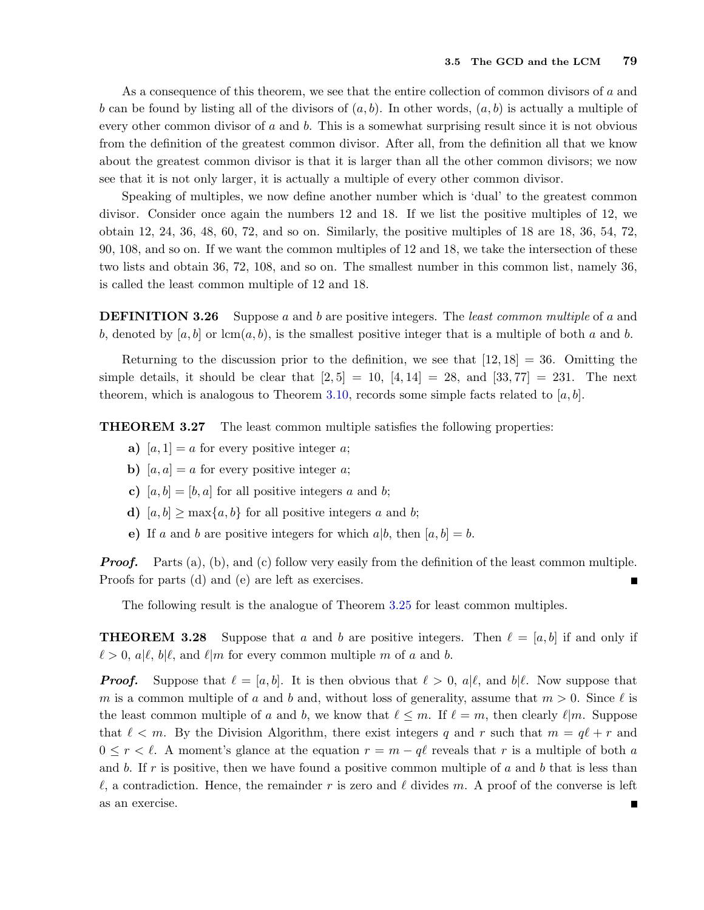As a consequence of this theorem, we see that the entire collection of common divisors of $a$ and $b$ can be found by listing all of the divisors of $(a, b)$. In other words, $(a, b)$ is actually a multiple of every other common divisor of $a$ and $b$. This is a somewhat surprising result since it is not obvious from the definition of the greatest common divisor. After all, from the definition all that we know about the greatest common divisor is that it is larger than all the other common divisors; we now see that it is not only larger, it is actually a multiple of every other common divisor.

Speaking of multiples, we now define another number which is 'dual' to the greatest common divisor. Consider once again the numbers 12 and 18. If we list the positive multiples of 12, we obtain 12, 24, 36, 48, 60, 72, and so on. Similarly, the positive multiples of 18 are 18, 36, 54, 72, 90, 108, and so on. If we want the common multiples of 12 and 18, we take the intersection of these two lists and obtain 36, 72, 108, and so on. The smallest number in this common list, namely 36, is called the least common multiple of 12 and 18.

**DEFINITION 3.26** Suppose $a$ and $b$ are positive integers. The *least common multiple* of $a$ and $b$, denoted by $[a, b]$ or $\text{lcm}(a, b)$, is the smallest positive integer that is a multiple of both $a$ and $b$.

Returning to the discussion prior to the definition, we see that $[12, 18] = 36$. Omitting the simple details, it should be clear that $[2, 5] = 10$, $[4, 14] = 28$, and $[33, 77] = 231$. The next theorem, which is analogous to Theorem 3.10, records some simple facts related to $[a, b]$.

**THEOREM 3.27** The least common multiple satisfies the following properties:

- **a)** $[a, 1] = a$ for every positive integer $a$;
- **b)** $[a, a] = a$ for every positive integer $a$;
- **c)** $[a, b] = [b, a]$ for all positive integers $a$ and $b$;
- **d)** $[a, b] \geq \max\{a, b\}$ for all positive integers $a$ and $b$;
- **e)** If $a$ and $b$ are positive integers for which $a|b$, then $[a, b] = b$.

***Proof.*** Parts (a), (b), and (c) follow very easily from the definition of the least common multiple. Proofs for parts (d) and (e) are left as exercises. ∎

The following result is the analogue of Theorem 3.25 for least common multiples.

**THEOREM 3.28** Suppose that $a$ and $b$ are positive integers. Then $\ell = [a, b]$ if and only if $\ell > 0$, $a|\ell$, $b|\ell$, and $\ell|m$ for every common multiple $m$ of $a$ and $b$.

***Proof.*** Suppose that $\ell = [a, b]$. It is then obvious that $\ell > 0$, $a|\ell$, and $b|\ell$. Now suppose that $m$ is a common multiple of $a$ and $b$ and, without loss of generality, assume that $m > 0$. Since $\ell$ is the least common multiple of $a$ and $b$, we know that $\ell \leq m$. If $\ell = m$, then clearly $\ell|m$. Suppose that $\ell < m$. By the Division Algorithm, there exist integers $q$ and $r$ such that $m = q\ell + r$ and $0 \leq r < \ell$. A moment's glance at the equation $r = m - q\ell$ reveals that $r$ is a multiple of both $a$ and $b$. If $r$ is positive, then we have found a positive common multiple of $a$ and $b$ that is less than $\ell$, a contradiction. Hence, the remainder $r$ is zero and $\ell$ divides $m$. A proof of the converse is left as an exercise. ∎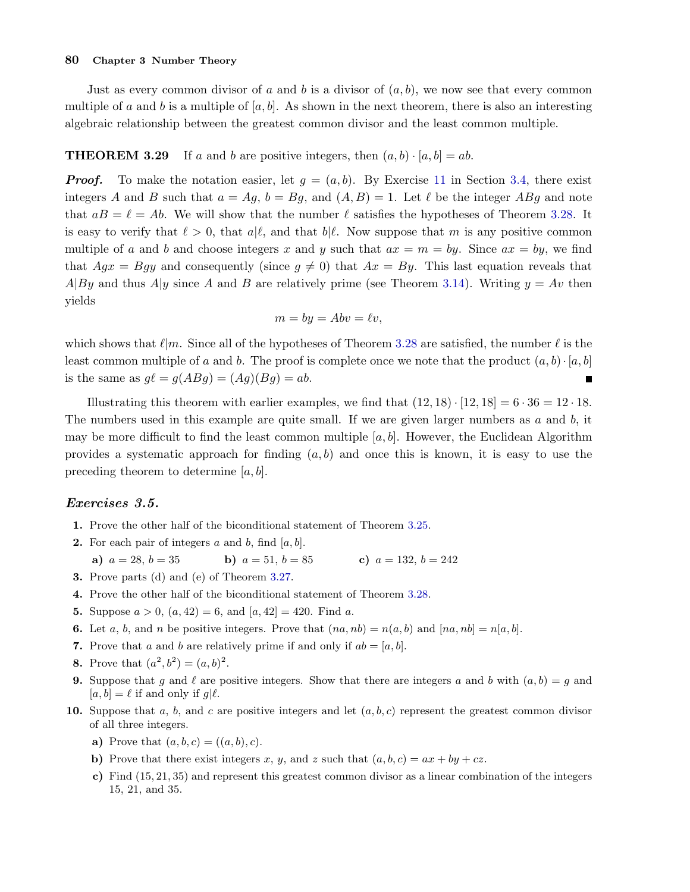Just as every common divisor of $a$ and $b$ is a divisor of $(a, b)$, we now see that every common multiple of $a$ and $b$ is a multiple of $[a, b]$. As shown in the next theorem, there is also an interesting algebraic relationship between the greatest common divisor and the least common multiple.

**THEOREM 3.29** If $a$ and $b$ are positive integers, then $(a, b) \cdot [a, b] = ab$.

***Proof.*** To make the notation easier, let $g = (a, b)$. By Exercise 11 in Section 3.4, there exist integers $A$ and $B$ such that $a = Ag$, $b = Bg$, and $(A, B) = 1$. Let $\ell$ be the integer $ABg$ and note that $aB = \ell = Ab$. We will show that the number $\ell$ satisfies the hypotheses of Theorem 3.28. It is easy to verify that $\ell > 0$, that $a|\ell$, and that $b|\ell$. Now suppose that $m$ is any positive common multiple of $a$ and $b$ and choose integers $x$ and $y$ such that $ax = m = by$. Since $ax = by$, we find that $Agx = Bgy$ and consequently (since $g \neq 0$) that $Ax = By$. This last equation reveals that $A|By$ and thus $A|y$ since $A$ and $B$ are relatively prime (see Theorem 3.14). Writing $y = Av$ then yields

$$m = by = Abv = \ell v,$$

which shows that $\ell|m$. Since all of the hypotheses of Theorem 3.28 are satisfied, the number $\ell$ is the least common multiple of $a$ and $b$. The proof is complete once we note that the product $(a, b) \cdot [a, b]$ is the same as $g\ell = g(ABg) = (Ag)(Bg) = ab$. ∎

Illustrating this theorem with earlier examples, we find that $(12, 18) \cdot [12, 18] = 6 \cdot 36 = 12 \cdot 18$. The numbers used in this example are quite small. If we are given larger numbers as $a$ and $b$, it may be more difficult to find the least common multiple $[a, b]$. However, the Euclidean Algorithm provides a systematic approach for finding $(a, b)$ and once this is known, it is easy to use the preceding theorem to determine $[a, b]$.

### *Exercises 3.5.*

1. Prove the other half of the biconditional statement of Theorem 3.25.
2. For each pair of integers $a$ and $b$, find $[a, b]$.
   **a)** $a = 28$, $b = 35$ **b)** $a = 51$, $b = 85$ **c)** $a = 132$, $b = 242$
3. Prove parts (d) and (e) of Theorem 3.27.
4. Prove the other half of the biconditional statement of Theorem 3.28.
5. Suppose $a > 0$, $(a, 42) = 6$, and $[a, 42] = 420$. Find $a$.
6. Let $a$, $b$, and $n$ be positive integers. Prove that $(na, nb) = n(a, b)$ and $[na, nb] = n[a, b]$.
7. Prove that $a$ and $b$ are relatively prime if and only if $ab = [a, b]$.
8. Prove that $(a^2, b^2) = (a, b)^2$.
9. Suppose that $g$ and $\ell$ are positive integers. Show that there are integers $a$ and $b$ with $(a, b) = g$ and $[a, b] = \ell$ if and only if $g|\ell$.
10. Suppose that $a$, $b$, and $c$ are positive integers and let $(a, b, c)$ represent the greatest common divisor of all three integers.
    **a)** Prove that $(a, b, c) = ((a, b), c)$.
    **b)** Prove that there exist integers $x$, $y$, and $z$ such that $(a, b, c) = ax + by + cz$.
    **c)** Find $(15, 21, 35)$ and represent this greatest common divisor as a linear combination of the integers 15, 21, and 35.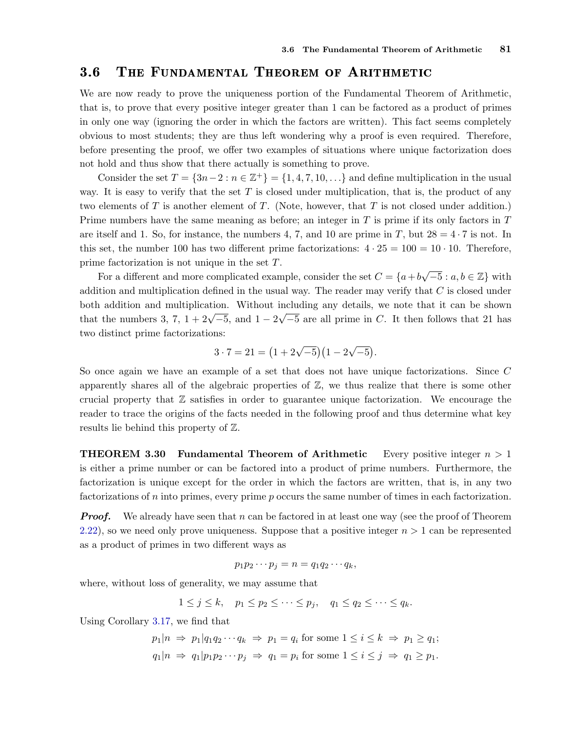## 3.6 The Fundamental Theorem of Arithmetic

We are now ready to prove the uniqueness portion of the Fundamental Theorem of Arithmetic, that is, to prove that every positive integer greater than 1 can be factored as a product of primes in only one way (ignoring the order in which the factors are written). This fact seems completely obvious to most students; they are thus left wondering why a proof is even required. Therefore, before presenting the proof, we offer two examples of situations where unique factorization does not hold and thus show that there actually is something to prove.

Consider the set $T = \{3n-2 : n \in \mathbb{Z}^+\} = \{1, 4, 7, 10, \ldots\}$ and define multiplication in the usual way. It is easy to verify that the set $T$ is closed under multiplication, that is, the product of any two elements of $T$ is another element of $T$. (Note, however, that $T$ is not closed under addition.) Prime numbers have the same meaning as before; an integer in $T$ is prime if its only factors in $T$ are itself and 1. So, for instance, the numbers 4, 7, and 10 are prime in $T$, but $28 = 4 \cdot 7$ is not. In this set, the number 100 has two different prime factorizations: $4 \cdot 25 = 100 = 10 \cdot 10$. Therefore, prime factorization is not unique in the set $T$.

For a different and more complicated example, consider the set $C = \{a + b\sqrt{-5} : a, b \in \mathbb{Z}\}$ with addition and multiplication defined in the usual way. The reader may verify that $C$ is closed under both addition and multiplication. Without including any details, we note that it can be shown that the numbers 3, 7, $1 + 2\sqrt{-5}$, and $1 - 2\sqrt{-5}$ are all prime in $C$. It then follows that 21 has two distinct prime factorizations:

$$3 \cdot 7 = 21 = \big(1 + 2\sqrt{-5}\big)\big(1 - 2\sqrt{-5}\big).$$

So once again we have an example of a set that does not have unique factorizations. Since $C$ apparently shares all of the algebraic properties of $\mathbb{Z}$, we thus realize that there is some other crucial property that $\mathbb{Z}$ satisfies in order to guarantee unique factorization. We encourage the reader to trace the origins of the facts needed in the following proof and thus determine what key results lie behind this property of $\mathbb{Z}$.

**THEOREM 3.30 Fundamental Theorem of Arithmetic** Every positive integer $n > 1$ is either a prime number or can be factored into a product of prime numbers. Furthermore, the factorization is unique except for the order in which the factors are written, that is, in any two factorizations of $n$ into primes, every prime $p$ occurs the same number of times in each factorization.

***Proof.*** We already have seen that $n$ can be factored in at least one way (see the proof of Theorem 2.22), so we need only prove uniqueness. Suppose that a positive integer $n > 1$ can be represented as a product of primes in two different ways as

$$p_1 p_2 \cdots p_j = n = q_1 q_2 \cdots q_k,$$

where, without loss of generality, we may assume that

$$1 \le j \le k, \quad p_1 \le p_2 \le \cdots \le p_j, \quad q_1 \le q_2 \le \cdots \le q_k.$$

Using Corollary 3.17, we find that

$$p_1 | n \;\Rightarrow\; p_1 | q_1 q_2 \cdots q_k \;\Rightarrow\; p_1 = q_i \text{ for some } 1 \le i \le k \;\Rightarrow\; p_1 \ge q_1;$$
$$q_1 | n \;\Rightarrow\; q_1 | p_1 p_2 \cdots p_j \;\Rightarrow\; q_1 = p_i \text{ for some } 1 \le i \le j \;\Rightarrow\; q_1 \ge p_1.$$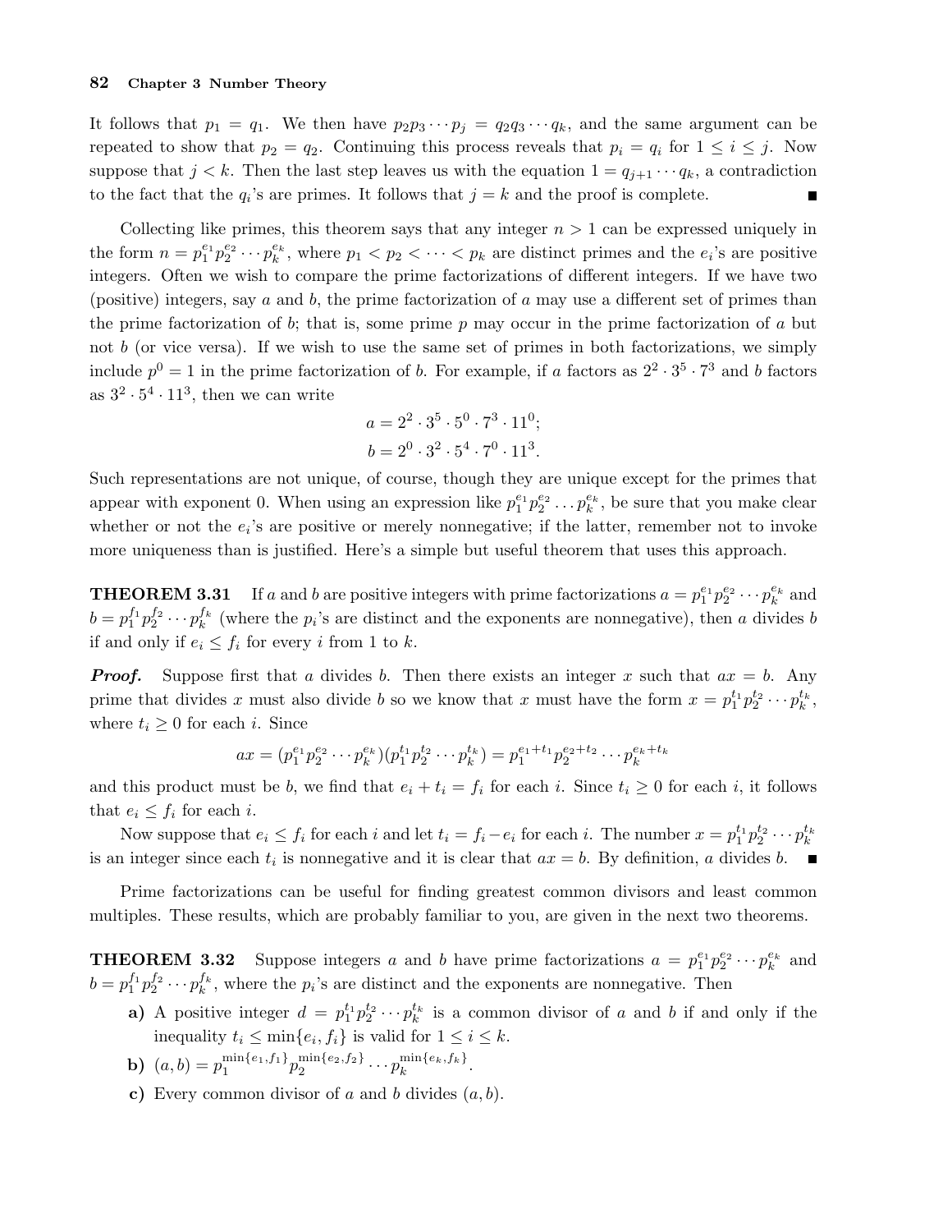It follows that $p_1 = q_1$. We then have $p_2 p_3 \cdots p_j = q_2 q_3 \cdots q_k$, and the same argument can be repeated to show that $p_2 = q_2$. Continuing this process reveals that $p_i = q_i$ for $1 \le i \le j$. Now suppose that $j < k$. Then the last step leaves us with the equation $1 = q_{j+1} \cdots q_k$, a contradiction to the fact that the $q_i$'s are primes. It follows that $j = k$ and the proof is complete. ∎

Collecting like primes, this theorem says that any integer $n > 1$ can be expressed uniquely in the form $n = p_1^{e_1} p_2^{e_2} \cdots p_k^{e_k}$, where $p_1 < p_2 < \cdots < p_k$ are distinct primes and the $e_i$'s are positive integers. Often we wish to compare the prime factorizations of different integers. If we have two (positive) integers, say $a$ and $b$, the prime factorization of $a$ may use a different set of primes than the prime factorization of $b$; that is, some prime $p$ may occur in the prime factorization of $a$ but not $b$ (or vice versa). If we wish to use the same set of primes in both factorizations, we simply include $p^0 = 1$ in the prime factorization of $b$. For example, if $a$ factors as $2^2 \cdot 3^5 \cdot 7^3$ and $b$ factors as $3^2 \cdot 5^4 \cdot 11^3$, then we can write

$$a = 2^2 \cdot 3^5 \cdot 5^0 \cdot 7^3 \cdot 11^0;$$
$$b = 2^0 \cdot 3^2 \cdot 5^4 \cdot 7^0 \cdot 11^3.$$

Such representations are not unique, of course, though they are unique except for the primes that appear with exponent 0. When using an expression like $p_1^{e_1} p_2^{e_2} \ldots p_k^{e_k}$, be sure that you make clear whether or not the $e_i$'s are positive or merely nonnegative; if the latter, remember not to invoke more uniqueness than is justified. Here's a simple but useful theorem that uses this approach.

**THEOREM 3.31** If $a$ and $b$ are positive integers with prime factorizations $a = p_1^{e_1} p_2^{e_2} \cdots p_k^{e_k}$ and $b = p_1^{f_1} p_2^{f_2} \cdots p_k^{f_k}$ (where the $p_i$'s are distinct and the exponents are nonnegative), then $a$ divides $b$ if and only if $e_i \le f_i$ for every $i$ from 1 to $k$.

***Proof.*** Suppose first that $a$ divides $b$. Then there exists an integer $x$ such that $ax = b$. Any prime that divides $x$ must also divide $b$ so we know that $x$ must have the form $x = p_1^{t_1} p_2^{t_2} \cdots p_k^{t_k}$, where $t_i \ge 0$ for each $i$. Since

$$ax = (p_1^{e_1} p_2^{e_2} \cdots p_k^{e_k})(p_1^{t_1} p_2^{t_2} \cdots p_k^{t_k}) = p_1^{e_1+t_1} p_2^{e_2+t_2} \cdots p_k^{e_k+t_k}$$

and this product must be $b$, we find that $e_i + t_i = f_i$ for each $i$. Since $t_i \ge 0$ for each $i$, it follows that $e_i \le f_i$ for each $i$.

Now suppose that $e_i \le f_i$ for each $i$ and let $t_i = f_i - e_i$ for each $i$. The number $x = p_1^{t_1} p_2^{t_2} \cdots p_k^{t_k}$ is an integer since each $t_i$ is nonnegative and it is clear that $ax = b$. By definition, $a$ divides $b$. ∎

Prime factorizations can be useful for finding greatest common divisors and least common multiples. These results, which are probably familiar to you, are given in the next two theorems.

**THEOREM 3.32** Suppose integers $a$ and $b$ have prime factorizations $a = p_1^{e_1} p_2^{e_2} \cdots p_k^{e_k}$ and $b = p_1^{f_1} p_2^{f_2} \cdots p_k^{f_k}$, where the $p_i$'s are distinct and the exponents are nonnegative. Then

**a)** A positive integer $d = p_1^{t_1} p_2^{t_2} \cdots p_k^{t_k}$ is a common divisor of $a$ and $b$ if and only if the inequality $t_i \le \min\{e_i, f_i\}$ is valid for $1 \le i \le k$.

**b)** $(a, b) = p_1^{\min\{e_1,f_1\}} p_2^{\min\{e_2,f_2\}} \cdots p_k^{\min\{e_k,f_k\}}$.

**c)** Every common divisor of $a$ and $b$ divides $(a, b)$.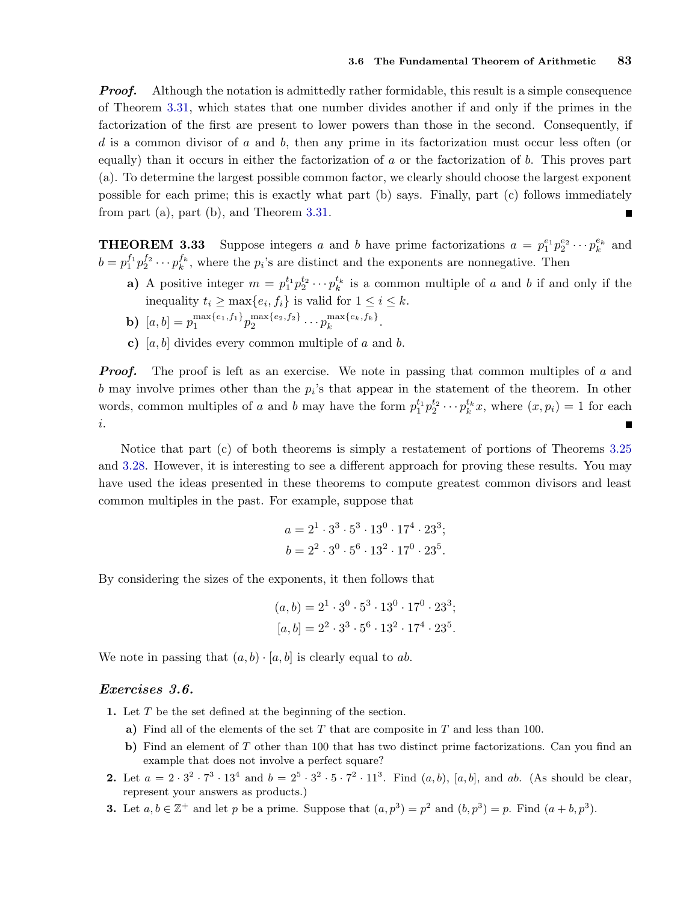***Proof.*** Although the notation is admittedly rather formidable, this result is a simple consequence of Theorem 3.31, which states that one number divides another if and only if the primes in the factorization of the first are present to lower powers than those in the second. Consequently, if $d$ is a common divisor of $a$ and $b$, then any prime in its factorization must occur less often (or equally) than it occurs in either the factorization of $a$ or the factorization of $b$. This proves part (a). To determine the largest possible common factor, we clearly should choose the largest exponent possible for each prime; this is exactly what part (b) says. Finally, part (c) follows immediately from part (a), part (b), and Theorem 3.31. ∎

**THEOREM 3.33** Suppose integers $a$ and $b$ have prime factorizations $a = p_1^{e_1} p_2^{e_2} \cdots p_k^{e_k}$ and $b = p_1^{f_1} p_2^{f_2} \cdots p_k^{f_k}$, where the $p_i$'s are distinct and the exponents are nonnegative. Then

**a)** A positive integer $m = p_1^{t_1} p_2^{t_2} \cdots p_k^{t_k}$ is a common multiple of $a$ and $b$ if and only if the inequality $t_i \geq \max\{e_i, f_i\}$ is valid for $1 \leq i \leq k$.

**b)** $[a, b] = p_1^{\max\{e_1, f_1\}} p_2^{\max\{e_2, f_2\}} \cdots p_k^{\max\{e_k, f_k\}}$.

**c)** $[a, b]$ divides every common multiple of $a$ and $b$.

***Proof.*** The proof is left as an exercise. We note in passing that common multiples of $a$ and $b$ may involve primes other than the $p_i$'s that appear in the statement of the theorem. In other words, common multiples of $a$ and $b$ may have the form $p_1^{t_1} p_2^{t_2} \cdots p_k^{t_k} x$, where $(x, p_i) = 1$ for each $i$. ∎

Notice that part (c) of both theorems is simply a restatement of portions of Theorems 3.25 and 3.28. However, it is interesting to see a different approach for proving these results. You may have used the ideas presented in these theorems to compute greatest common divisors and least common multiples in the past. For example, suppose that

$$a = 2^1 \cdot 3^3 \cdot 5^3 \cdot 13^0 \cdot 17^4 \cdot 23^3;$$
$$b = 2^2 \cdot 3^0 \cdot 5^6 \cdot 13^2 \cdot 17^0 \cdot 23^5.$$

By considering the sizes of the exponents, it then follows that

$$(a, b) = 2^1 \cdot 3^0 \cdot 5^3 \cdot 13^0 \cdot 17^0 \cdot 23^3;$$
$$[a, b] = 2^2 \cdot 3^3 \cdot 5^6 \cdot 13^2 \cdot 17^4 \cdot 23^5.$$

We note in passing that $(a, b) \cdot [a, b]$ is clearly equal to $ab$.

### *Exercises 3.6.*

**1.** Let $T$ be the set defined at the beginning of the section.

**a)** Find all of the elements of the set $T$ that are composite in $T$ and less than 100.

**b)** Find an element of $T$ other than 100 that has two distinct prime factorizations. Can you find an example that does not involve a perfect square?

**2.** Let $a = 2 \cdot 3^2 \cdot 7^3 \cdot 13^4$ and $b = 2^5 \cdot 3^2 \cdot 5 \cdot 7^2 \cdot 11^3$. Find $(a, b)$, $[a, b]$, and $ab$. (As should be clear, represent your answers as products.)

**3.** Let $a, b \in \mathbb{Z}^+$ and let $p$ be a prime. Suppose that $(a, p^3) = p^2$ and $(b, p^3) = p$. Find $(a + b, p^3)$.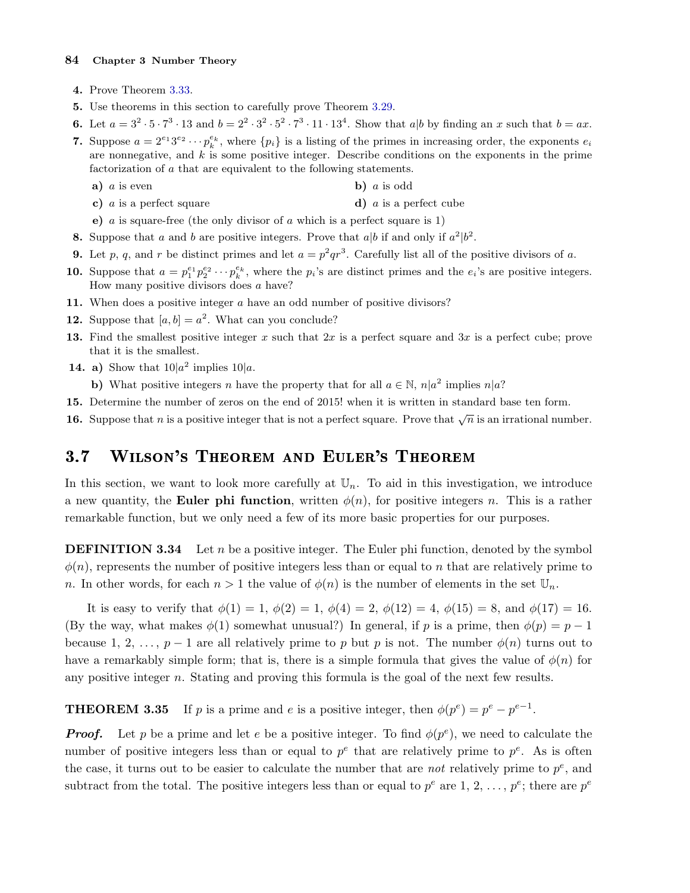4. Prove Theorem 3.33.
5. Use theorems in this section to carefully prove Theorem 3.29.
6. Let $a = 3^2 \cdot 5 \cdot 7^3 \cdot 13$ and $b = 2^2 \cdot 3^2 \cdot 5^2 \cdot 7^3 \cdot 11 \cdot 13^4$. Show that $a|b$ by finding an $x$ such that $b = ax$.
7. Suppose $a = 2^{e_1} 3^{e_2} \cdots p_k^{e_k}$, where $\{p_i\}$ is a listing of the primes in increasing order, the exponents $e_i$ are nonnegative, and $k$ is some positive integer. Describe conditions on the exponents in the prime factorization of $a$ that are equivalent to the following statements.
   - **a)** $a$ is even
   - **b)** $a$ is odd
   - **c)** $a$ is a perfect square
   - **d)** $a$ is a perfect cube
   - **e)** $a$ is square-free (the only divisor of $a$ which is a perfect square is 1)
8. Suppose that $a$ and $b$ are positive integers. Prove that $a|b$ if and only if $a^2|b^2$.
9. Let $p$, $q$, and $r$ be distinct primes and let $a = p^2qr^3$. Carefully list all of the positive divisors of $a$.
10. Suppose that $a = p_1^{e_1} p_2^{e_2} \cdots p_k^{e_k}$, where the $p_i$'s are distinct primes and the $e_i$'s are positive integers. How many positive divisors does $a$ have?
11. When does a positive integer $a$ have an odd number of positive divisors?
12. Suppose that $[a, b] = a^2$. What can you conclude?
13. Find the smallest positive integer $x$ such that $2x$ is a perfect square and $3x$ is a perfect cube; prove that it is the smallest.
14. **a)** Show that $10|a^2$ implies $10|a$.
    
    **b)** What positive integers $n$ have the property that for all $a \in \mathbb{N}$, $n|a^2$ implies $n|a$?
15. Determine the number of zeros on the end of 2015! when it is written in standard base ten form.
16. Suppose that $n$ is a positive integer that is not a perfect square. Prove that $\sqrt{n}$ is an irrational number.

## 3.7 Wilson's Theorem and Euler's Theorem

In this section, we want to look more carefully at $\mathbb{U}_n$. To aid in this investigation, we introduce a new quantity, the **Euler phi function**, written $\phi(n)$, for positive integers $n$. This is a rather remarkable function, but we only need a few of its more basic properties for our purposes.

**DEFINITION 3.34** Let $n$ be a positive integer. The Euler phi function, denoted by the symbol $\phi(n)$, represents the number of positive integers less than or equal to $n$ that are relatively prime to $n$. In other words, for each $n > 1$ the value of $\phi(n)$ is the number of elements in the set $\mathbb{U}_n$.

It is easy to verify that $\phi(1) = 1$, $\phi(2) = 1$, $\phi(4) = 2$, $\phi(12) = 4$, $\phi(15) = 8$, and $\phi(17) = 16$. (By the way, what makes $\phi(1)$ somewhat unusual?) In general, if $p$ is a prime, then $\phi(p) = p - 1$ because $1, 2, \ldots, p-1$ are all relatively prime to $p$ but $p$ is not. The number $\phi(n)$ turns out to have a remarkably simple form; that is, there is a simple formula that gives the value of $\phi(n)$ for any positive integer $n$. Stating and proving this formula is the goal of the next few results.

**THEOREM 3.35** If $p$ is a prime and $e$ is a positive integer, then $\phi(p^e) = p^e - p^{e-1}$.

***Proof.*** Let $p$ be a prime and let $e$ be a positive integer. To find $\phi(p^e)$, we need to calculate the number of positive integers less than or equal to $p^e$ that are relatively prime to $p^e$. As is often the case, it turns out to be easier to calculate the number that are *not* relatively prime to $p^e$, and subtract from the total. The positive integers less than or equal to $p^e$ are $1, 2, \ldots, p^e$; there are $p^e$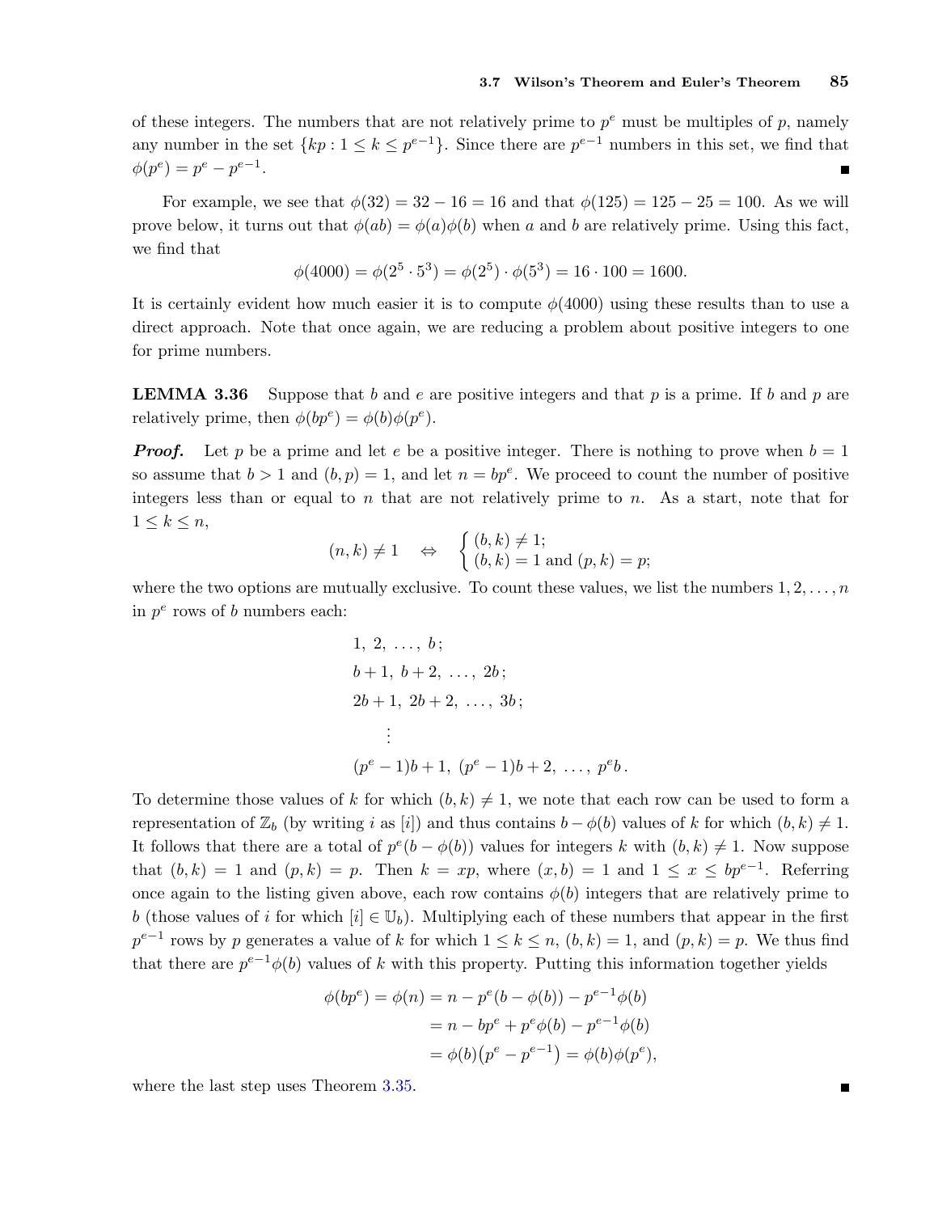of these integers. The numbers that are not relatively prime to $p^e$ must be multiples of $p$, namely any number in the set $\{kp : 1 \le k \le p^{e-1}\}$. Since there are $p^{e-1}$ numbers in this set, we find that $\phi(p^e) = p^e - p^{e-1}$. ∎

For example, we see that $\phi(32) = 32 - 16 = 16$ and that $\phi(125) = 125 - 25 = 100$. As we will prove below, it turns out that $\phi(ab) = \phi(a)\phi(b)$ when $a$ and $b$ are relatively prime. Using this fact, we find that

$$\phi(4000) = \phi(2^5 \cdot 5^3) = \phi(2^5) \cdot \phi(5^3) = 16 \cdot 100 = 1600.$$

It is certainly evident how much easier it is to compute $\phi(4000)$ using these results than to use a direct approach. Note that once again, we are reducing a problem about positive integers to one for prime numbers.

**LEMMA 3.36** Suppose that $b$ and $e$ are positive integers and that $p$ is a prime. If $b$ and $p$ are relatively prime, then $\phi(bp^e) = \phi(b)\phi(p^e)$.

***Proof.*** Let $p$ be a prime and let $e$ be a positive integer. There is nothing to prove when $b = 1$ so assume that $b > 1$ and $(b, p) = 1$, and let $n = bp^e$. We proceed to count the number of positive integers less than or equal to $n$ that are not relatively prime to $n$. As a start, note that for $1 \le k \le n$,

$$(n, k) \neq 1 \quad \Leftrightarrow \quad \begin{cases} (b, k) \neq 1; \\ (b, k) = 1 \text{ and } (p, k) = p; \end{cases}$$

where the two options are mutually exclusive. To count these values, we list the numbers $1, 2, \ldots, n$ in $p^e$ rows of $b$ numbers each:

$$\begin{array}{l} 1,\ 2,\ \ldots,\ b\,; \\ b+1,\ b+2,\ \ldots,\ 2b\,; \\ 2b+1,\ 2b+2,\ \ldots,\ 3b\,; \\ \quad\vdots \\ (p^e-1)b+1,\ (p^e-1)b+2,\ \ldots,\ p^e b\,. \end{array}$$

To determine those values of $k$ for which $(b, k) \neq 1$, we note that each row can be used to form a representation of $\mathbb{Z}_b$ (by writing $i$ as $[i]$) and thus contains $b - \phi(b)$ values of $k$ for which $(b, k) \neq 1$. It follows that there are a total of $p^e(b - \phi(b))$ values for integers $k$ with $(b, k) \neq 1$. Now suppose that $(b, k) = 1$ and $(p, k) = p$. Then $k = xp$, where $(x, b) = 1$ and $1 \le x \le bp^{e-1}$. Referring once again to the listing given above, each row contains $\phi(b)$ integers that are relatively prime to $b$ (those values of $i$ for which $[i] \in \mathbb{U}_b$). Multiplying each of these numbers that appear in the first $p^{e-1}$ rows by $p$ generates a value of $k$ for which $1 \le k \le n$, $(b, k) = 1$, and $(p, k) = p$. We thus find that there are $p^{e-1}\phi(b)$ values of $k$ with this property. Putting this information together yields

$$\begin{aligned} \phi(bp^e) = \phi(n) &= n - p^e(b - \phi(b)) - p^{e-1}\phi(b) \\ &= n - bp^e + p^e\phi(b) - p^{e-1}\phi(b) \\ &= \phi(b)\big(p^e - p^{e-1}\big) = \phi(b)\phi(p^e), \end{aligned}$$

where the last step uses Theorem 3.35. ∎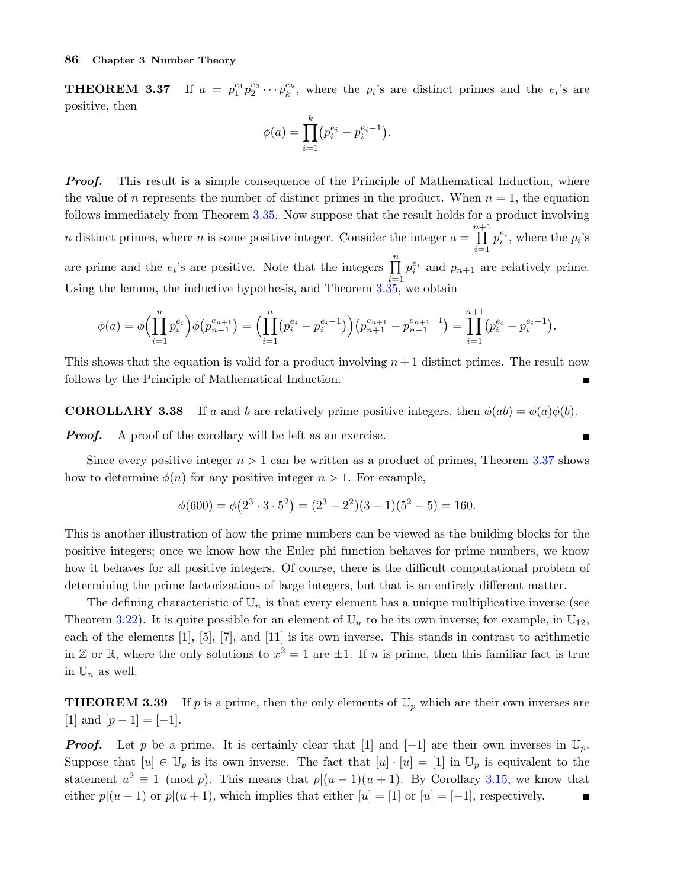**THEOREM 3.37** If $a = p_1^{e_1} p_2^{e_2} \cdots p_k^{e_k}$, where the $p_i$'s are distinct primes and the $e_i$'s are positive, then

$$\phi(a) = \prod_{i=1}^{k} \left(p_i^{e_i} - p_i^{e_i - 1}\right).$$

***Proof.*** This result is a simple consequence of the Principle of Mathematical Induction, where the value of $n$ represents the number of distinct primes in the product. When $n = 1$, the equation follows immediately from Theorem 3.35. Now suppose that the result holds for a product involving $n$ distinct primes, where $n$ is some positive integer. Consider the integer $a = \prod_{i=1}^{n+1} p_i^{e_i}$, where the $p_i$'s are prime and the $e_i$'s are positive. Note that the integers $\prod_{i=1}^{n} p_i^{e_i}$ and $p_{n+1}$ are relatively prime. Using the lemma, the inductive hypothesis, and Theorem 3.35, we obtain

$$\phi(a) = \phi\Big(\prod_{i=1}^{n} p_i^{e_i}\Big)\phi\big(p_{n+1}^{e_{n+1}}\big) = \Big(\prod_{i=1}^{n}\big(p_i^{e_i} - p_i^{e_i-1}\big)\Big)\big(p_{n+1}^{e_{n+1}} - p_{n+1}^{e_{n+1}-1}\big) = \prod_{i=1}^{n+1}\big(p_i^{e_i} - p_i^{e_i-1}\big).$$

This shows that the equation is valid for a product involving $n+1$ distinct primes. The result now follows by the Principle of Mathematical Induction. ∎

**COROLLARY 3.38** If $a$ and $b$ are relatively prime positive integers, then $\phi(ab) = \phi(a)\phi(b)$.

***Proof.*** A proof of the corollary will be left as an exercise. ∎

Since every positive integer $n > 1$ can be written as a product of primes, Theorem 3.37 shows how to determine $\phi(n)$ for any positive integer $n > 1$. For example,

$$\phi(600) = \phi\big(2^3 \cdot 3 \cdot 5^2\big) = (2^3 - 2^2)(3-1)(5^2 - 5) = 160.$$

This is another illustration of how the prime numbers can be viewed as the building blocks for the positive integers; once we know how the Euler phi function behaves for prime numbers, we know how it behaves for all positive integers. Of course, there is the difficult computational problem of determining the prime factorizations of large integers, but that is an entirely different matter.

The defining characteristic of $\mathbb{U}_n$ is that every element has a unique multiplicative inverse (see Theorem 3.22). It is quite possible for an element of $\mathbb{U}_n$ to be its own inverse; for example, in $\mathbb{U}_{12}$, each of the elements [1], [5], [7], and [11] is its own inverse. This stands in contrast to arithmetic in $\mathbb{Z}$ or $\mathbb{R}$, where the only solutions to $x^2 = 1$ are $\pm 1$. If $n$ is prime, then this familiar fact is true in $\mathbb{U}_n$ as well.

**THEOREM 3.39** If $p$ is a prime, then the only elements of $\mathbb{U}_p$ which are their own inverses are $[1]$ and $[p-1] = [-1]$.

***Proof.*** Let $p$ be a prime. It is certainly clear that $[1]$ and $[-1]$ are their own inverses in $\mathbb{U}_p$. Suppose that $[u] \in \mathbb{U}_p$ is its own inverse. The fact that $[u] \cdot [u] = [1]$ in $\mathbb{U}_p$ is equivalent to the statement $u^2 \equiv 1 \pmod{p}$. This means that $p \mid (u-1)(u+1)$. By Corollary 3.15, we know that either $p \mid (u-1)$ or $p \mid (u+1)$, which implies that either $[u] = [1]$ or $[u] = [-1]$, respectively. ∎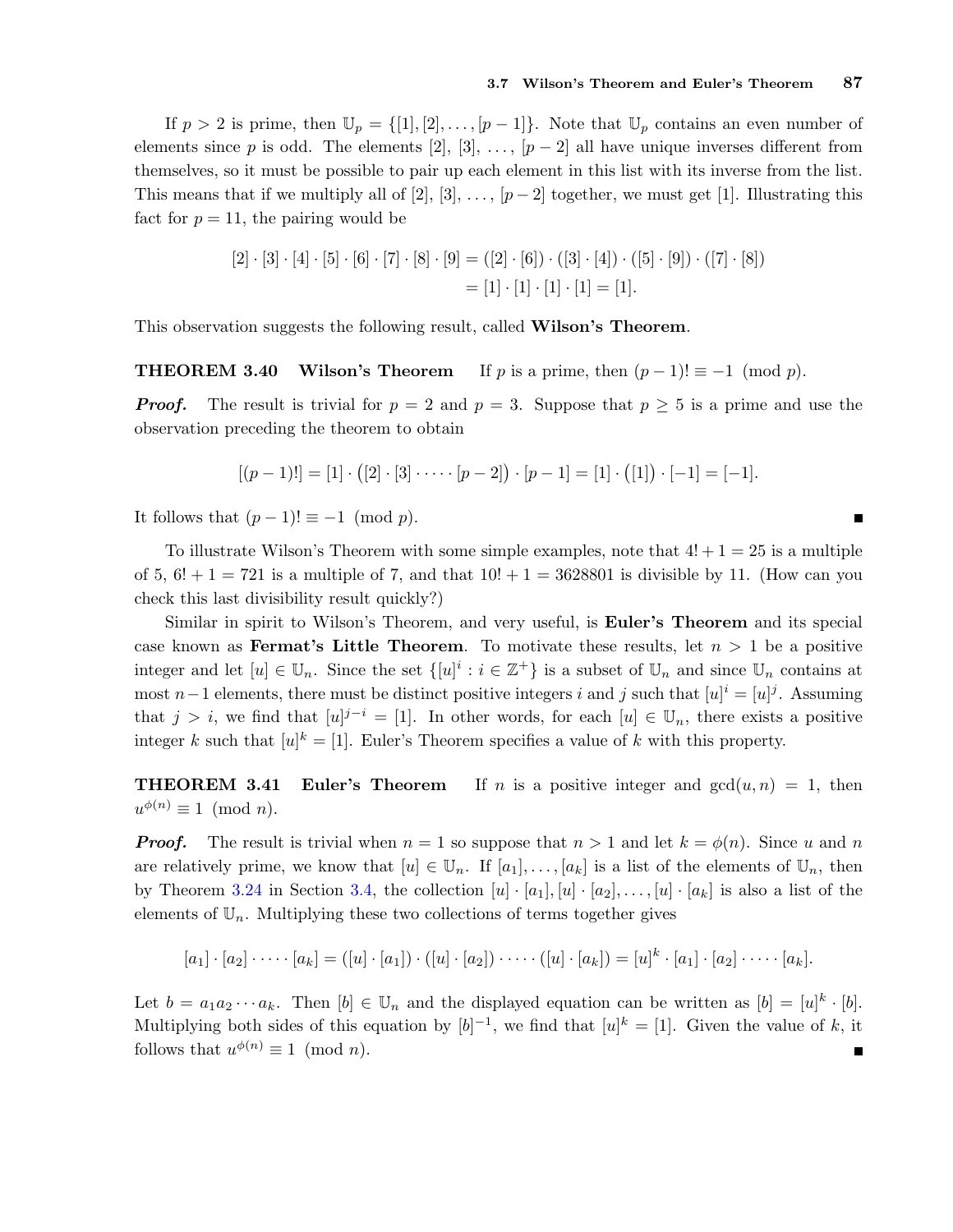If $p > 2$ is prime, then $\mathbb{U}_p = \{[1], [2], \ldots, [p-1]\}$. Note that $\mathbb{U}_p$ contains an even number of elements since $p$ is odd. The elements $[2]$, $[3]$, $\ldots$, $[p-2]$ all have unique inverses different from themselves, so it must be possible to pair up each element in this list with its inverse from the list. This means that if we multiply all of $[2]$, $[3]$, $\ldots$, $[p-2]$ together, we must get $[1]$. Illustrating this fact for $p = 11$, the pairing would be

$$
\begin{aligned}
[2] \cdot [3] \cdot [4] \cdot [5] \cdot [6] \cdot [7] \cdot [8] \cdot [9] &= ([2] \cdot [6]) \cdot ([3] \cdot [4]) \cdot ([5] \cdot [9]) \cdot ([7] \cdot [8]) \\
&= [1] \cdot [1] \cdot [1] \cdot [1] = [1].
\end{aligned}
$$

This observation suggests the following result, called **Wilson's Theorem**.

**THEOREM 3.40 Wilson's Theorem** If $p$ is a prime, then $(p-1)! \equiv -1 \pmod{p}$.

***Proof.*** The result is trivial for $p = 2$ and $p = 3$. Suppose that $p \geq 5$ is a prime and use the observation preceding the theorem to obtain

$$
[(p-1)!] = [1] \cdot \big([2] \cdot [3] \cdot \cdots \cdot [p-2]\big) \cdot [p-1] = [1] \cdot \big([1]\big) \cdot [-1] = [-1].
$$

It follows that $(p-1)! \equiv -1 \pmod{p}$. ∎

To illustrate Wilson's Theorem with some simple examples, note that $4! + 1 = 25$ is a multiple of 5, $6! + 1 = 721$ is a multiple of 7, and that $10! + 1 = 3628801$ is divisible by 11. (How can you check this last divisibility result quickly?)

Similar in spirit to Wilson's Theorem, and very useful, is **Euler's Theorem** and its special case known as **Fermat's Little Theorem**. To motivate these results, let $n > 1$ be a positive integer and let $[u] \in \mathbb{U}_n$. Since the set $\{[u]^i : i \in \mathbb{Z}^+\}$ is a subset of $\mathbb{U}_n$ and since $\mathbb{U}_n$ contains at most $n-1$ elements, there must be distinct positive integers $i$ and $j$ such that $[u]^i = [u]^j$. Assuming that $j > i$, we find that $[u]^{j-i} = [1]$. In other words, for each $[u] \in \mathbb{U}_n$, there exists a positive integer $k$ such that $[u]^k = [1]$. Euler's Theorem specifies a value of $k$ with this property.

**THEOREM 3.41 Euler's Theorem** If $n$ is a positive integer and $\gcd(u, n) = 1$, then $u^{\phi(n)} \equiv 1 \pmod{n}$.

***Proof.*** The result is trivial when $n = 1$ so suppose that $n > 1$ and let $k = \phi(n)$. Since $u$ and $n$ are relatively prime, we know that $[u] \in \mathbb{U}_n$. If $[a_1], \ldots, [a_k]$ is a list of the elements of $\mathbb{U}_n$, then by Theorem 3.24 in Section 3.4, the collection $[u] \cdot [a_1], [u] \cdot [a_2], \ldots, [u] \cdot [a_k]$ is also a list of the elements of $\mathbb{U}_n$. Multiplying these two collections of terms together gives

$$
[a_1] \cdot [a_2] \cdot \cdots \cdot [a_k] = ([u] \cdot [a_1]) \cdot ([u] \cdot [a_2]) \cdot \cdots \cdot ([u] \cdot [a_k]) = [u]^k \cdot [a_1] \cdot [a_2] \cdot \cdots \cdot [a_k].
$$

Let $b = a_1 a_2 \cdots a_k$. Then $[b] \in \mathbb{U}_n$ and the displayed equation can be written as $[b] = [u]^k \cdot [b]$. Multiplying both sides of this equation by $[b]^{-1}$, we find that $[u]^k = [1]$. Given the value of $k$, it follows that $u^{\phi(n)} \equiv 1 \pmod{n}$. ∎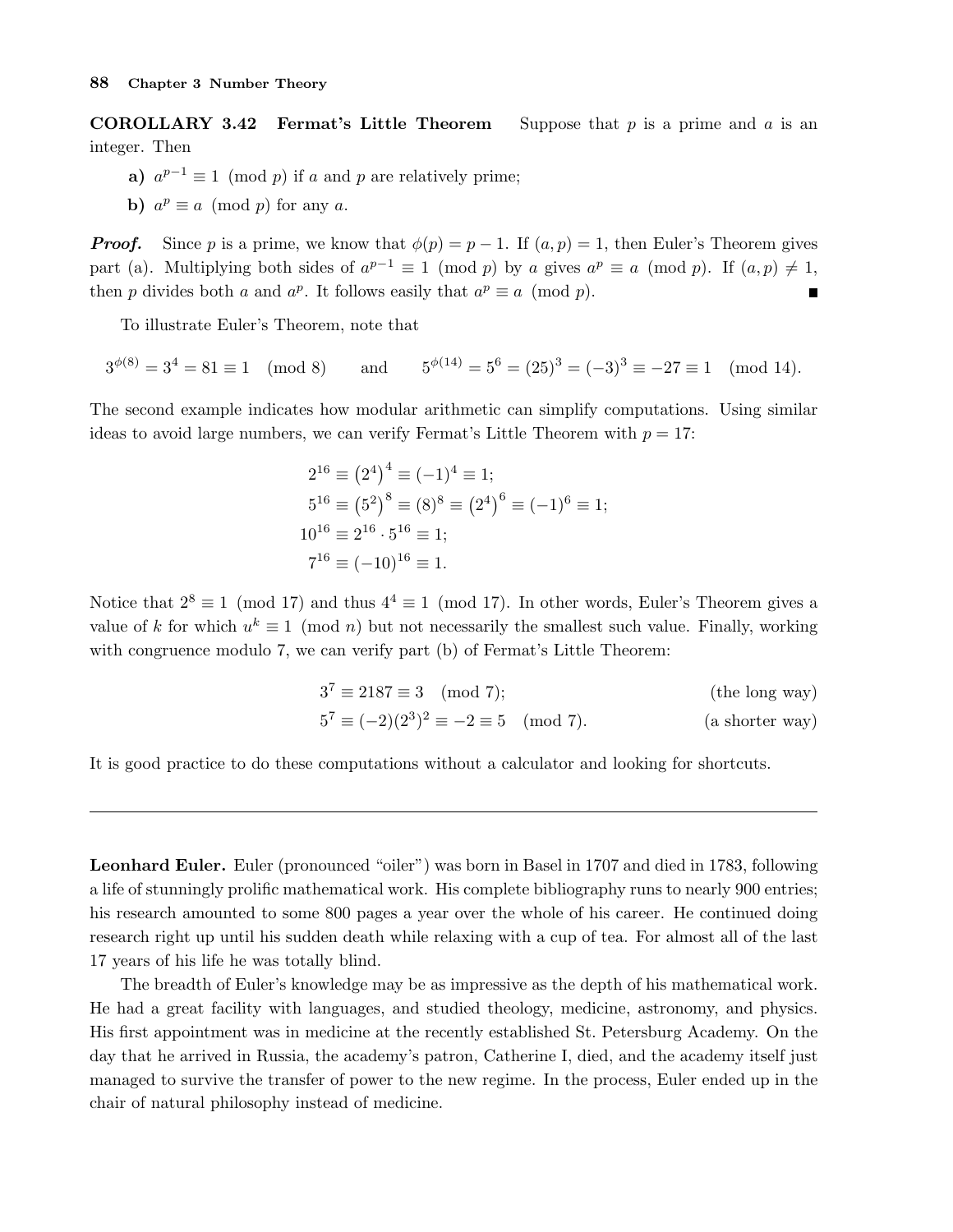**COROLLARY 3.42 Fermat's Little Theorem** Suppose that $p$ is a prime and $a$ is an integer. Then

**a)** $a^{p-1} \equiv 1 \pmod{p}$ if $a$ and $p$ are relatively prime;

**b)** $a^p \equiv a \pmod{p}$ for any $a$.

***Proof.*** Since $p$ is a prime, we know that $\phi(p) = p - 1$. If $(a, p) = 1$, then Euler's Theorem gives part (a). Multiplying both sides of $a^{p-1} \equiv 1 \pmod{p}$ by $a$ gives $a^p \equiv a \pmod{p}$. If $(a, p) \neq 1$, then $p$ divides both $a$ and $a^p$. It follows easily that $a^p \equiv a \pmod{p}$. ■

To illustrate Euler's Theorem, note that

$$3^{\phi(8)} = 3^4 = 81 \equiv 1 \pmod{8} \qquad \text{and} \qquad 5^{\phi(14)} = 5^6 = (25)^3 = (-3)^3 \equiv -27 \equiv 1 \pmod{14}.$$

The second example indicates how modular arithmetic can simplify computations. Using similar ideas to avoid large numbers, we can verify Fermat's Little Theorem with $p = 17$:

$$\begin{aligned}
2^{16} &\equiv \left(2^4\right)^4 \equiv (-1)^4 \equiv 1; \\
5^{16} &\equiv \left(5^2\right)^8 \equiv (8)^8 \equiv \left(2^4\right)^6 \equiv (-1)^6 \equiv 1; \\
10^{16} &\equiv 2^{16} \cdot 5^{16} \equiv 1; \\
7^{16} &\equiv (-10)^{16} \equiv 1.
\end{aligned}$$

Notice that $2^8 \equiv 1 \pmod{17}$ and thus $4^4 \equiv 1 \pmod{17}$. In other words, Euler's Theorem gives a value of $k$ for which $u^k \equiv 1 \pmod{n}$ but not necessarily the smallest such value. Finally, working with congruence modulo 7, we can verify part (b) of Fermat's Little Theorem:

$$3^7 \equiv 2187 \equiv 3 \pmod{7}; \qquad \text{(the long way)}$$

$$5^7 \equiv (-2)(2^3)^2 \equiv -2 \equiv 5 \pmod{7}. \qquad \text{(a shorter way)}$$

It is good practice to do these computations without a calculator and looking for shortcuts.

---

**Leonhard Euler.** Euler (pronounced "oiler") was born in Basel in 1707 and died in 1783, following a life of stunningly prolific mathematical work. His complete bibliography runs to nearly 900 entries; his research amounted to some 800 pages a year over the whole of his career. He continued doing research right up until his sudden death while relaxing with a cup of tea. For almost all of the last 17 years of his life he was totally blind.

The breadth of Euler's knowledge may be as impressive as the depth of his mathematical work. He had a great facility with languages, and studied theology, medicine, astronomy, and physics. His first appointment was in medicine at the recently established St. Petersburg Academy. On the day that he arrived in Russia, the academy's patron, Catherine I, died, and the academy itself just managed to survive the transfer of power to the new regime. In the process, Euler ended up in the chair of natural philosophy instead of medicine.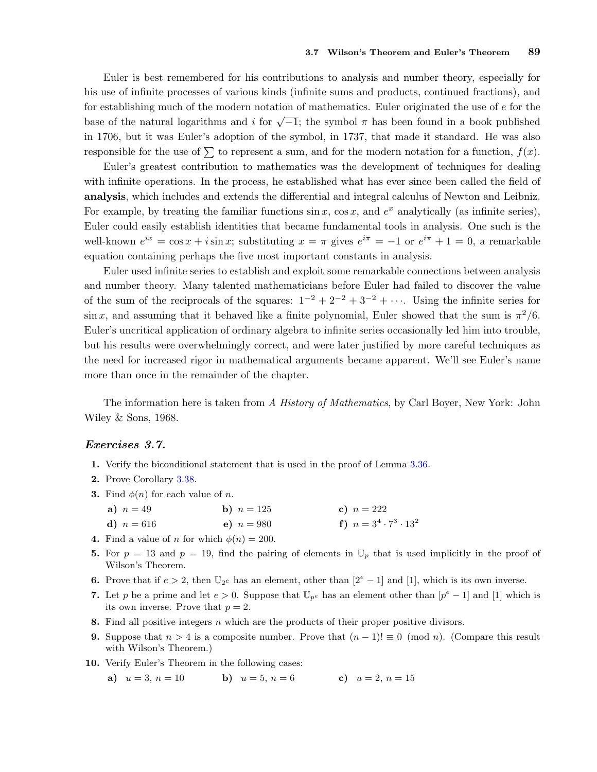Euler is best remembered for his contributions to analysis and number theory, especially for his use of infinite processes of various kinds (infinite sums and products, continued fractions), and for establishing much of the modern notation of mathematics. Euler originated the use of $e$ for the base of the natural logarithms and $i$ for $\sqrt{-1}$; the symbol $\pi$ has been found in a book published in 1706, but it was Euler's adoption of the symbol, in 1737, that made it standard. He was also responsible for the use of $\sum$ to represent a sum, and for the modern notation for a function, $f(x)$.

Euler's greatest contribution to mathematics was the development of techniques for dealing with infinite operations. In the process, he established what has ever since been called the field of **analysis**, which includes and extends the differential and integral calculus of Newton and Leibniz. For example, by treating the familiar functions $\sin x$, $\cos x$, and $e^x$ analytically (as infinite series), Euler could easily establish identities that became fundamental tools in analysis. One such is the well-known $e^{ix} = \cos x + i \sin x$; substituting $x = \pi$ gives $e^{i\pi} = -1$ or $e^{i\pi} + 1 = 0$, a remarkable equation containing perhaps the five most important constants in analysis.

Euler used infinite series to establish and exploit some remarkable connections between analysis and number theory. Many talented mathematicians before Euler had failed to discover the value of the sum of the reciprocals of the squares: $1^{-2} + 2^{-2} + 3^{-2} + \cdots$. Using the infinite series for $\sin x$, and assuming that it behaved like a finite polynomial, Euler showed that the sum is $\pi^2/6$. Euler's uncritical application of ordinary algebra to infinite series occasionally led him into trouble, but his results were overwhelmingly correct, and were later justified by more careful techniques as the need for increased rigor in mathematical arguments became apparent. We'll see Euler's name more than once in the remainder of the chapter.

The information here is taken from *A History of Mathematics*, by Carl Boyer, New York: John Wiley & Sons, 1968.

### *Exercises 3.7.*

**1.** Verify the biconditional statement that is used in the proof of Lemma 3.36.

**2.** Prove Corollary 3.38.

**3.** Find $\phi(n)$ for each value of $n$.

- **a)** $n = 49$ **b)** $n = 125$ **c)** $n = 222$
- **d)** $n = 616$ **e)** $n = 980$ **f)** $n = 3^4 \cdot 7^3 \cdot 13^2$

**4.** Find a value of $n$ for which $\phi(n) = 200$.

**5.** For $p = 13$ and $p = 19$, find the pairing of elements in $\mathbb{U}_p$ that is used implicitly in the proof of Wilson's Theorem.

**6.** Prove that if $e > 2$, then $\mathbb{U}_{2^e}$ has an element, other than $[2^e - 1]$ and $[1]$, which is its own inverse.

**7.** Let $p$ be a prime and let $e > 0$. Suppose that $\mathbb{U}_{p^e}$ has an element other than $[p^e - 1]$ and $[1]$ which is its own inverse. Prove that $p = 2$.

**8.** Find all positive integers $n$ which are the products of their proper positive divisors.

**9.** Suppose that $n > 4$ is a composite number. Prove that $(n-1)! \equiv 0 \pmod{n}$. (Compare this result with Wilson's Theorem.)

**10.** Verify Euler's Theorem in the following cases:

- **a)** $u = 3$, $n = 10$ **b)** $u = 5$, $n = 6$ **c)** $u = 2$, $n = 15$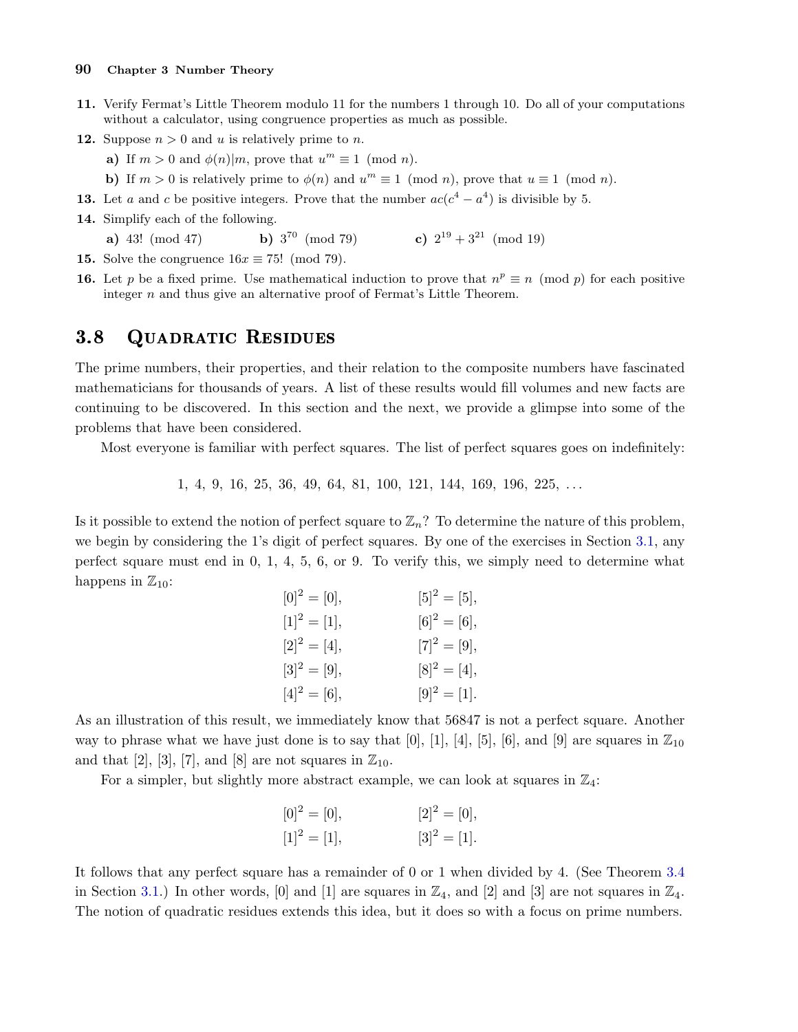**11.** Verify Fermat's Little Theorem modulo 11 for the numbers 1 through 10. Do all of your computations without a calculator, using congruence properties as much as possible.

**12.** Suppose $n > 0$ and $u$ is relatively prime to $n$.

**a)** If $m > 0$ and $\phi(n)|m$, prove that $u^m \equiv 1 \pmod{n}$.

**b)** If $m > 0$ is relatively prime to $\phi(n)$ and $u^m \equiv 1 \pmod{n}$, prove that $u \equiv 1 \pmod{n}$.

**13.** Let $a$ and $c$ be positive integers. Prove that the number $ac(c^4 - a^4)$ is divisible by 5.

**14.** Simplify each of the following.

**a)** $43! \pmod{47}$ **b)** $3^{70} \pmod{79}$ **c)** $2^{19} + 3^{21} \pmod{19}$

**15.** Solve the congruence $16x \equiv 75! \pmod{79}$.

**16.** Let $p$ be a fixed prime. Use mathematical induction to prove that $n^p \equiv n \pmod{p}$ for each positive integer $n$ and thus give an alternative proof of Fermat's Little Theorem.

## 3.8 Quadratic Residues

The prime numbers, their properties, and their relation to the composite numbers have fascinated mathematicians for thousands of years. A list of these results would fill volumes and new facts are continuing to be discovered. In this section and the next, we provide a glimpse into some of the problems that have been considered.

Most everyone is familiar with perfect squares. The list of perfect squares goes on indefinitely:

$$1,\ 4,\ 9,\ 16,\ 25,\ 36,\ 49,\ 64,\ 81,\ 100,\ 121,\ 144,\ 169,\ 196,\ 225,\ \ldots$$

Is it possible to extend the notion of perfect square to $\mathbb{Z}_n$? To determine the nature of this problem, we begin by considering the 1's digit of perfect squares. By one of the exercises in Section 3.1, any perfect square must end in 0, 1, 4, 5, 6, or 9. To verify this, we simply need to determine what happens in $\mathbb{Z}_{10}$:

$$\begin{aligned}
[0]^2 &= [0], & [5]^2 &= [5],\\
[1]^2 &= [1], & [6]^2 &= [6],\\
[2]^2 &= [4], & [7]^2 &= [9],\\
[3]^2 &= [9], & [8]^2 &= [4],\\
[4]^2 &= [6], & [9]^2 &= [1].
\end{aligned}$$

As an illustration of this result, we immediately know that 56847 is not a perfect square. Another way to phrase what we have just done is to say that $[0]$, $[1]$, $[4]$, $[5]$, $[6]$, and $[9]$ are squares in $\mathbb{Z}_{10}$ and that $[2]$, $[3]$, $[7]$, and $[8]$ are not squares in $\mathbb{Z}_{10}$.

For a simpler, but slightly more abstract example, we can look at squares in $\mathbb{Z}_4$:

$$\begin{aligned}
[0]^2 &= [0], & [2]^2 &= [0],\\
[1]^2 &= [1], & [3]^2 &= [1].
\end{aligned}$$

It follows that any perfect square has a remainder of 0 or 1 when divided by 4. (See Theorem 3.4 in Section 3.1.) In other words, $[0]$ and $[1]$ are squares in $\mathbb{Z}_4$, and $[2]$ and $[3]$ are not squares in $\mathbb{Z}_4$. The notion of quadratic residues extends this idea, but it does so with a focus on prime numbers.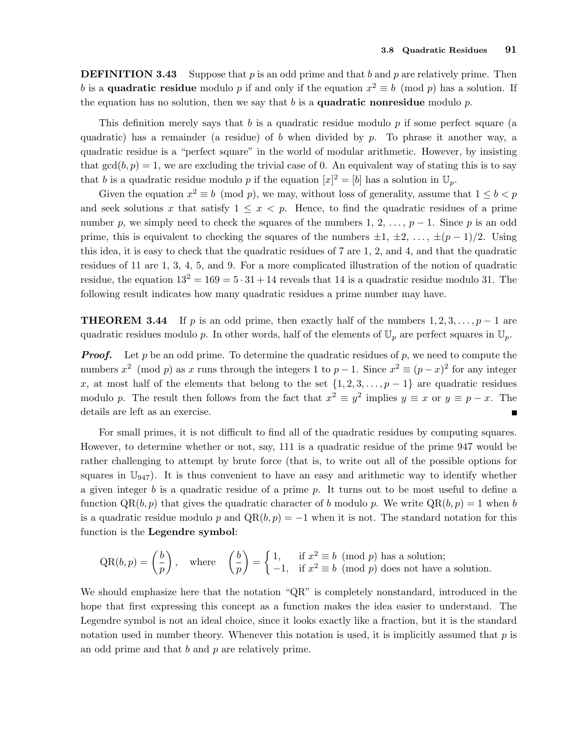**DEFINITION 3.43** Suppose that $p$ is an odd prime and that $b$ and $p$ are relatively prime. Then $b$ is a **quadratic residue** modulo $p$ if and only if the equation $x^2 \equiv b \pmod{p}$ has a solution. If the equation has no solution, then we say that $b$ is a **quadratic nonresidue** modulo $p$.

This definition merely says that $b$ is a quadratic residue modulo $p$ if some perfect square (a quadratic) has a remainder (a residue) of $b$ when divided by $p$. To phrase it another way, a quadratic residue is a "perfect square" in the world of modular arithmetic. However, by insisting that $\gcd(b, p) = 1$, we are excluding the trivial case of 0. An equivalent way of stating this is to say that $b$ is a quadratic residue modulo $p$ if the equation $[x]^2 = [b]$ has a solution in $\mathbb{U}_p$.

Given the equation $x^2 \equiv b \pmod{p}$, we may, without loss of generality, assume that $1 \leq b < p$ and seek solutions $x$ that satisfy $1 \leq x < p$. Hence, to find the quadratic residues of a prime number $p$, we simply need to check the squares of the numbers $1, 2, \ldots, p-1$. Since $p$ is an odd prime, this is equivalent to checking the squares of the numbers $\pm 1, \pm 2, \ldots, \pm(p-1)/2$. Using this idea, it is easy to check that the quadratic residues of 7 are 1, 2, and 4, and that the quadratic residues of 11 are 1, 3, 4, 5, and 9. For a more complicated illustration of the notion of quadratic residue, the equation $13^2 = 169 = 5 \cdot 31 + 14$ reveals that 14 is a quadratic residue modulo 31. The following result indicates how many quadratic residues a prime number may have.

**THEOREM 3.44** If $p$ is an odd prime, then exactly half of the numbers $1, 2, 3, \ldots, p-1$ are quadratic residues modulo $p$. In other words, half of the elements of $\mathbb{U}_p$ are perfect squares in $\mathbb{U}_p$.

***Proof.*** Let $p$ be an odd prime. To determine the quadratic residues of $p$, we need to compute the numbers $x^2 \pmod{p}$ as $x$ runs through the integers 1 to $p-1$. Since $x^2 \equiv (p-x)^2$ for any integer $x$, at most half of the elements that belong to the set $\{1, 2, 3, \ldots, p-1\}$ are quadratic residues modulo $p$. The result then follows from the fact that $x^2 \equiv y^2$ implies $y \equiv x$ or $y \equiv p - x$. The details are left as an exercise. ∎

For small primes, it is not difficult to find all of the quadratic residues by computing squares. However, to determine whether or not, say, 111 is a quadratic residue of the prime 947 would be rather challenging to attempt by brute force (that is, to write out all of the possible options for squares in $\mathbb{U}_{947}$). It is thus convenient to have an easy and arithmetic way to identify whether a given integer $b$ is a quadratic residue of a prime $p$. It turns out to be most useful to define a function $\mathrm{QR}(b, p)$ that gives the quadratic character of $b$ modulo $p$. We write $\mathrm{QR}(b, p) = 1$ when $b$ is a quadratic residue modulo $p$ and $\mathrm{QR}(b, p) = -1$ when it is not. The standard notation for this function is the **Legendre symbol**:

$$\mathrm{QR}(b, p) = \left(\frac{b}{p}\right), \quad \text{where} \quad \left(\frac{b}{p}\right) = \begin{cases} 1, & \text{if } x^2 \equiv b \pmod{p} \text{ has a solution;} \\ -1, & \text{if } x^2 \equiv b \pmod{p} \text{ does not have a solution.} \end{cases}$$

We should emphasize here that the notation "QR" is completely nonstandard, introduced in the hope that first expressing this concept as a function makes the idea easier to understand. The Legendre symbol is not an ideal choice, since it looks exactly like a fraction, but it is the standard notation used in number theory. Whenever this notation is used, it is implicitly assumed that $p$ is an odd prime and that $b$ and $p$ are relatively prime.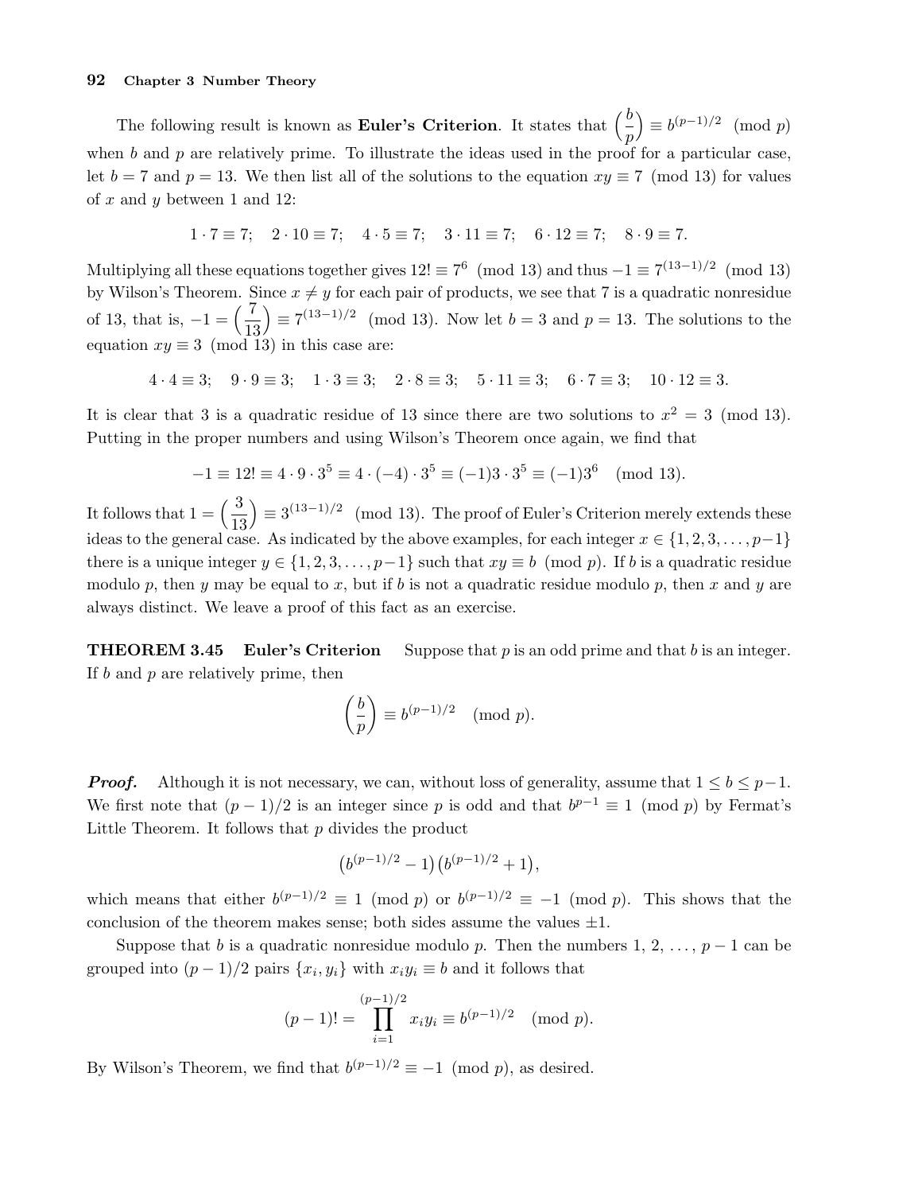The following result is known as **Euler's Criterion**. It states that $\left(\dfrac{b}{p}\right) \equiv b^{(p-1)/2} \pmod{p}$ when $b$ and $p$ are relatively prime. To illustrate the ideas used in the proof for a particular case, let $b = 7$ and $p = 13$. We then list all of the solutions to the equation $xy \equiv 7 \pmod{13}$ for values of $x$ and $y$ between 1 and 12:

$$1 \cdot 7 \equiv 7; \quad 2 \cdot 10 \equiv 7; \quad 4 \cdot 5 \equiv 7; \quad 3 \cdot 11 \equiv 7; \quad 6 \cdot 12 \equiv 7; \quad 8 \cdot 9 \equiv 7.$$

Multiplying all these equations together gives $12! \equiv 7^6 \pmod{13}$ and thus $-1 \equiv 7^{(13-1)/2} \pmod{13}$ by Wilson's Theorem. Since $x \neq y$ for each pair of products, we see that 7 is a quadratic nonresidue of 13, that is, $-1 = \left(\dfrac{7}{13}\right) \equiv 7^{(13-1)/2} \pmod{13}$. Now let $b = 3$ and $p = 13$. The solutions to the equation $xy \equiv 3 \pmod{13}$ in this case are:

$$4 \cdot 4 \equiv 3; \quad 9 \cdot 9 \equiv 3; \quad 1 \cdot 3 \equiv 3; \quad 2 \cdot 8 \equiv 3; \quad 5 \cdot 11 \equiv 3; \quad 6 \cdot 7 \equiv 3; \quad 10 \cdot 12 \equiv 3.$$

It is clear that 3 is a quadratic residue of 13 since there are two solutions to $x^2 = 3 \pmod{13}$. Putting in the proper numbers and using Wilson's Theorem once again, we find that

$$-1 \equiv 12! \equiv 4 \cdot 9 \cdot 3^5 \equiv 4 \cdot (-4) \cdot 3^5 \equiv (-1)3 \cdot 3^5 \equiv (-1)3^6 \pmod{13}.$$

It follows that $1 = \left(\dfrac{3}{13}\right) \equiv 3^{(13-1)/2} \pmod{13}$. The proof of Euler's Criterion merely extends these ideas to the general case. As indicated by the above examples, for each integer $x \in \{1, 2, 3, \ldots, p-1\}$ there is a unique integer $y \in \{1, 2, 3, \ldots, p-1\}$ such that $xy \equiv b \pmod{p}$. If $b$ is a quadratic residue modulo $p$, then $y$ may be equal to $x$, but if $b$ is not a quadratic residue modulo $p$, then $x$ and $y$ are always distinct. We leave a proof of this fact as an exercise.

**THEOREM 3.45 Euler's Criterion** Suppose that $p$ is an odd prime and that $b$ is an integer. If $b$ and $p$ are relatively prime, then

$$\left(\frac{b}{p}\right) \equiv b^{(p-1)/2} \pmod{p}.$$

***Proof.*** Although it is not necessary, we can, without loss of generality, assume that $1 \leq b \leq p-1$. We first note that $(p-1)/2$ is an integer since $p$ is odd and that $b^{p-1} \equiv 1 \pmod{p}$ by Fermat's Little Theorem. It follows that $p$ divides the product

$$\left(b^{(p-1)/2} - 1\right)\left(b^{(p-1)/2} + 1\right),$$

which means that either $b^{(p-1)/2} \equiv 1 \pmod{p}$ or $b^{(p-1)/2} \equiv -1 \pmod{p}$. This shows that the conclusion of the theorem makes sense; both sides assume the values $\pm 1$.

Suppose that $b$ is a quadratic nonresidue modulo $p$. Then the numbers $1, 2, \ldots, p-1$ can be grouped into $(p-1)/2$ pairs $\{x_i, y_i\}$ with $x_i y_i \equiv b$ and it follows that

$$(p-1)! = \prod_{i=1}^{(p-1)/2} x_i y_i \equiv b^{(p-1)/2} \pmod{p}.$$

By Wilson's Theorem, we find that $b^{(p-1)/2} \equiv -1 \pmod{p}$, as desired.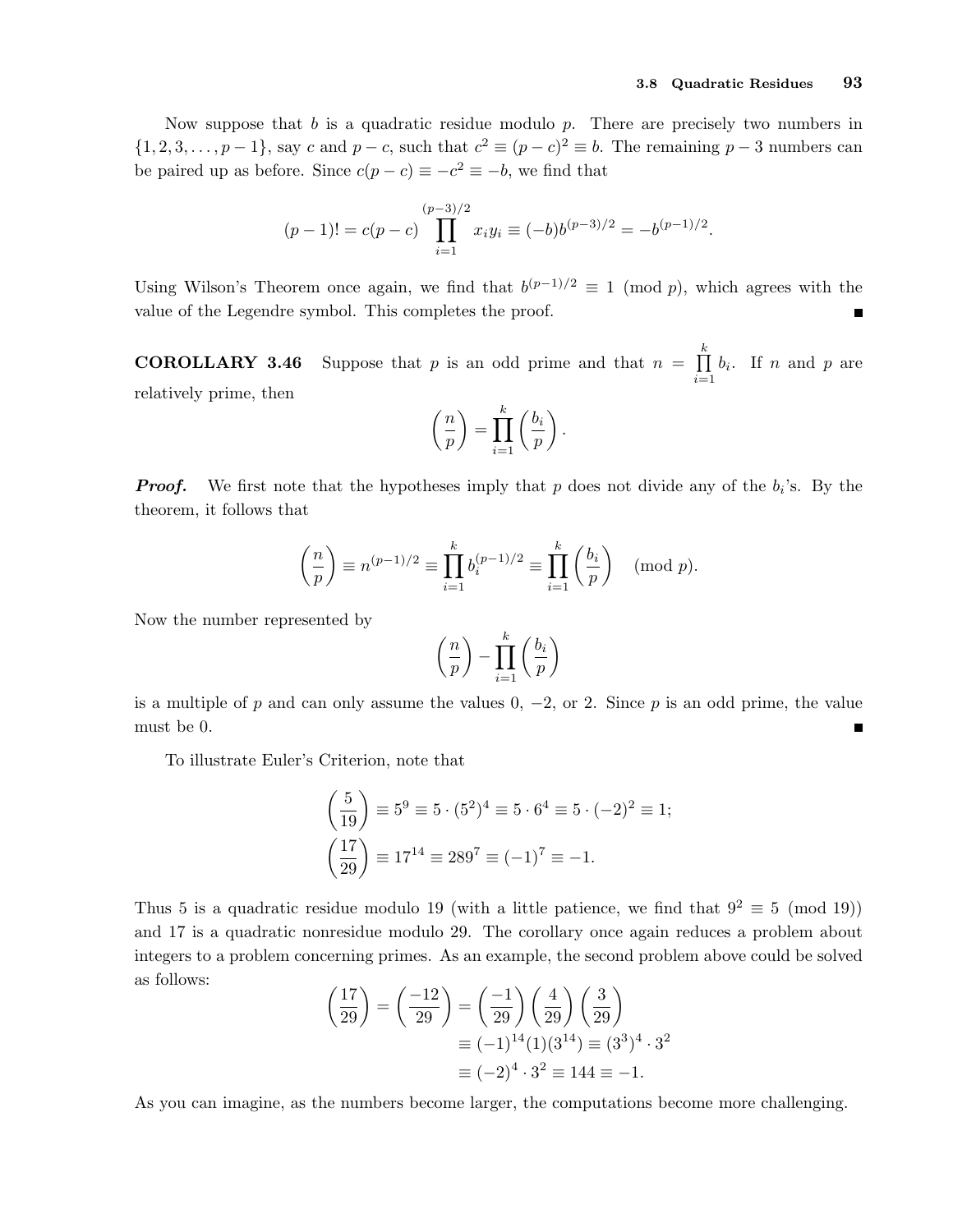Now suppose that $b$ is a quadratic residue modulo $p$. There are precisely two numbers in $\{1, 2, 3, \ldots, p-1\}$, say $c$ and $p-c$, such that $c^2 \equiv (p-c)^2 \equiv b$. The remaining $p-3$ numbers can be paired up as before. Since $c(p-c) \equiv -c^2 \equiv -b$, we find that

$$(p-1)! = c(p-c) \prod_{i=1}^{(p-3)/2} x_i y_i \equiv (-b) b^{(p-3)/2} = -b^{(p-1)/2}.$$

Using Wilson's Theorem once again, we find that $b^{(p-1)/2} \equiv 1 \pmod{p}$, which agrees with the value of the Legendre symbol. This completes the proof. ∎

**COROLLARY 3.46** Suppose that $p$ is an odd prime and that $n = \prod_{i=1}^{k} b_i$. If $n$ and $p$ are relatively prime, then

$$\left(\frac{n}{p}\right) = \prod_{i=1}^{k} \left(\frac{b_i}{p}\right).$$

***Proof.*** We first note that the hypotheses imply that $p$ does not divide any of the $b_i$'s. By the theorem, it follows that

$$\left(\frac{n}{p}\right) \equiv n^{(p-1)/2} \equiv \prod_{i=1}^{k} b_i^{(p-1)/2} \equiv \prod_{i=1}^{k} \left(\frac{b_i}{p}\right) \pmod{p}.$$

Now the number represented by

$$\left(\frac{n}{p}\right) - \prod_{i=1}^{k} \left(\frac{b_i}{p}\right)$$

is a multiple of $p$ and can only assume the values 0, $-2$, or 2. Since $p$ is an odd prime, the value must be 0. ∎

To illustrate Euler's Criterion, note that

$$\left(\frac{5}{19}\right) \equiv 5^9 \equiv 5 \cdot (5^2)^4 \equiv 5 \cdot 6^4 \equiv 5 \cdot (-2)^2 \equiv 1;$$

$$\left(\frac{17}{29}\right) \equiv 17^{14} \equiv 289^7 \equiv (-1)^7 \equiv -1.$$

Thus 5 is a quadratic residue modulo 19 (with a little patience, we find that $9^2 \equiv 5 \pmod{19}$) and 17 is a quadratic nonresidue modulo 29. The corollary once again reduces a problem about integers to a problem concerning primes. As an example, the second problem above could be solved as follows:

$$\begin{aligned}
\left(\frac{17}{29}\right) = \left(\frac{-12}{29}\right) &= \left(\frac{-1}{29}\right)\left(\frac{4}{29}\right)\left(\frac{3}{29}\right) \\
&\equiv (-1)^{14}(1)(3^{14}) \equiv (3^3)^4 \cdot 3^2 \\
&\equiv (-2)^4 \cdot 3^2 \equiv 144 \equiv -1.
\end{aligned}$$

As you can imagine, as the numbers become larger, the computations become more challenging.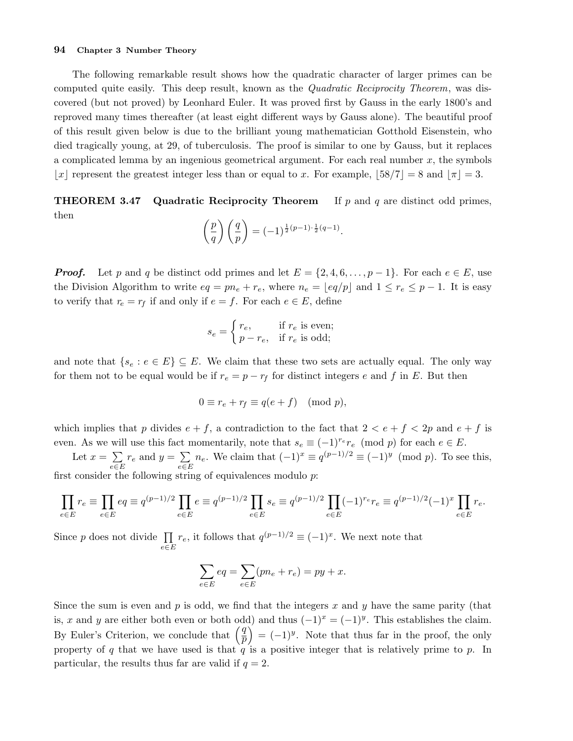The following remarkable result shows how the quadratic character of larger primes can be computed quite easily. This deep result, known as the *Quadratic Reciprocity Theorem*, was discovered (but not proved) by Leonhard Euler. It was proved first by Gauss in the early 1800's and reproved many times thereafter (at least eight different ways by Gauss alone). The beautiful proof of this result given below is due to the brilliant young mathematician Gotthold Eisenstein, who died tragically young, at 29, of tuberculosis. The proof is similar to one by Gauss, but it replaces a complicated lemma by an ingenious geometrical argument. For each real number $x$, the symbols $\lfloor x \rfloor$ represent the greatest integer less than or equal to $x$. For example, $\lfloor 58/7 \rfloor = 8$ and $\lfloor \pi \rfloor = 3$.

**THEOREM 3.47 Quadratic Reciprocity Theorem** If $p$ and $q$ are distinct odd primes, then

$$\left(\frac{p}{q}\right)\left(\frac{q}{p}\right) = (-1)^{\frac{1}{2}(p-1)\cdot\frac{1}{2}(q-1)}.$$

***Proof.*** Let $p$ and $q$ be distinct odd primes and let $E = \{2, 4, 6, \ldots, p-1\}$. For each $e \in E$, use the Division Algorithm to write $eq = pn_e + r_e$, where $n_e = \lfloor eq/p \rfloor$ and $1 \leq r_e \leq p-1$. It is easy to verify that $r_e = r_f$ if and only if $e = f$. For each $e \in E$, define

$$s_e = \begin{cases} r_e, & \text{if } r_e \text{ is even;} \\ p - r_e, & \text{if } r_e \text{ is odd;} \end{cases}$$

and note that $\{s_e : e \in E\} \subseteq E$. We claim that these two sets are actually equal. The only way for them not to be equal would be if $r_e = p - r_f$ for distinct integers $e$ and $f$ in $E$. But then

$$0 \equiv r_e + r_f \equiv q(e+f) \pmod{p},$$

which implies that $p$ divides $e + f$, a contradiction to the fact that $2 < e + f < 2p$ and $e + f$ is even. As we will use this fact momentarily, note that $s_e \equiv (-1)^{r_e} r_e \pmod{p}$ for each $e \in E$.

Let $x = \sum_{e \in E} r_e$ and $y = \sum_{e \in E} n_e$. We claim that $(-1)^x \equiv q^{(p-1)/2} \equiv (-1)^y \pmod{p}$. To see this, first consider the following string of equivalences modulo $p$:

$$\prod_{e \in E} r_e \equiv \prod_{e \in E} eq \equiv q^{(p-1)/2} \prod_{e \in E} e \equiv q^{(p-1)/2} \prod_{e \in E} s_e \equiv q^{(p-1)/2} \prod_{e \in E} (-1)^{r_e} r_e \equiv q^{(p-1)/2} (-1)^x \prod_{e \in E} r_e.$$

Since $p$ does not divide $\prod_{e \in E} r_e$, it follows that $q^{(p-1)/2} \equiv (-1)^x$. We next note that

$$\sum_{e \in E} eq = \sum_{e \in E} (pn_e + r_e) = py + x.$$

Since the sum is even and $p$ is odd, we find that the integers $x$ and $y$ have the same parity (that is, $x$ and $y$ are either both even or both odd) and thus $(-1)^x = (-1)^y$. This establishes the claim. By Euler's Criterion, we conclude that $\left(\frac{q}{p}\right) = (-1)^y$. Note that thus far in the proof, the only property of $q$ that we have used is that $q$ is a positive integer that is relatively prime to $p$. In particular, the results thus far are valid if $q = 2$.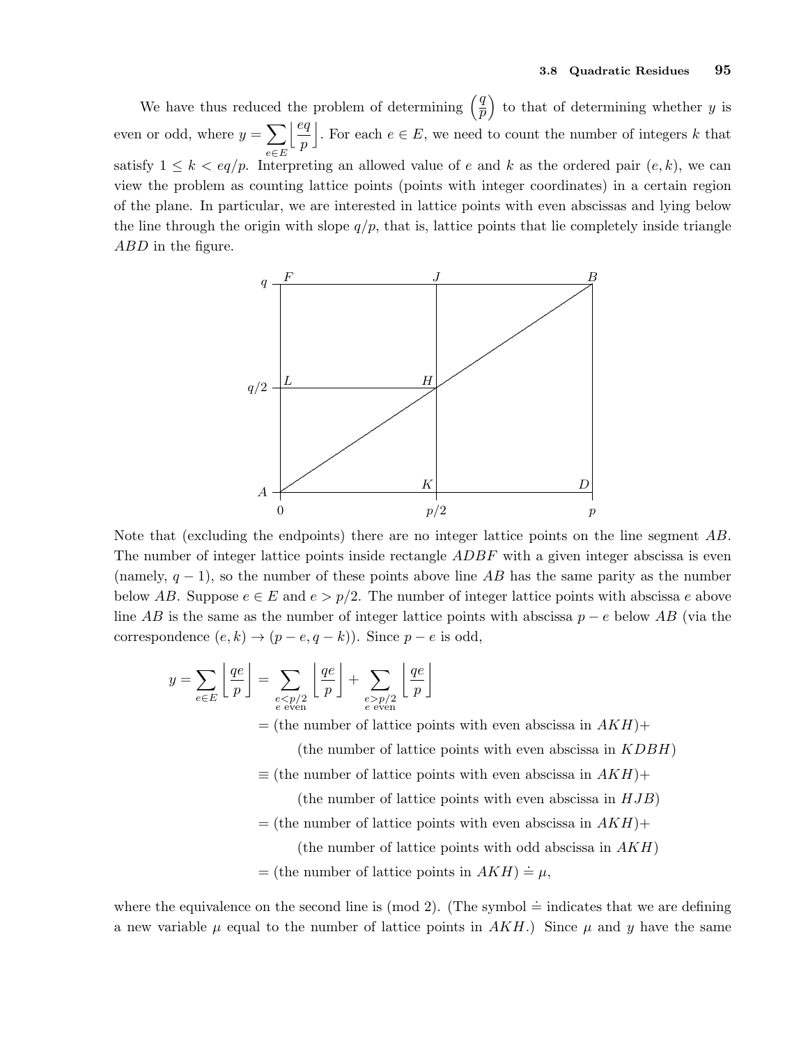We have thus reduced the problem of determining $\left(\frac{q}{p}\right)$ to that of determining whether $y$ is even or odd, where $y = \sum_{e \in E} \left\lfloor \frac{eq}{p} \right\rfloor$. For each $e \in E$, we need to count the number of integers $k$ that satisfy $1 \le k < eq/p$. Interpreting an allowed value of $e$ and $k$ as the ordered pair $(e, k)$, we can view the problem as counting lattice points (points with integer coordinates) in a certain region of the plane. In particular, we are interested in lattice points with even abscissas and lying below the line through the origin with slope $q/p$, that is, lattice points that lie completely inside triangle $ABD$ in the figure.

Note that (excluding the endpoints) there are no integer lattice points on the line segment $AB$. The number of integer lattice points inside rectangle $ADBF$ with a given integer abscissa is even (namely, $q-1$), so the number of these points above line $AB$ has the same parity as the number below $AB$. Suppose $e \in E$ and $e > p/2$. The number of integer lattice points with abscissa $e$ above line $AB$ is the same as the number of integer lattice points with abscissa $p - e$ below $AB$ (via the correspondence $(e, k) \to (p - e, q - k)$). Since $p - e$ is odd,

$$
\begin{aligned}
y = \sum_{e \in E} \left\lfloor \frac{qe}{p} \right\rfloor &= \sum_{\substack{e < p/2 \\ e \text{ even}}} \left\lfloor \frac{qe}{p} \right\rfloor + \sum_{\substack{e > p/2 \\ e \text{ even}}} \left\lfloor \frac{qe}{p} \right\rfloor \\
&= (\text{the number of lattice points with even abscissa in } AKH) + \\
&\qquad (\text{the number of lattice points with even abscissa in } KDBH) \\
&\equiv (\text{the number of lattice points with even abscissa in } AKH) + \\
&\qquad (\text{the number of lattice points with even abscissa in } HJB) \\
&= (\text{the number of lattice points with even abscissa in } AKH) + \\
&\qquad (\text{the number of lattice points with odd abscissa in } AKH) \\
&= (\text{the number of lattice points in } AKH) \doteq \mu,
\end{aligned}
$$

where the equivalence on the second line is (mod 2). (The symbol $\doteq$ indicates that we are defining a new variable $\mu$ equal to the number of lattice points in $AKH$.) Since $\mu$ and $y$ have the same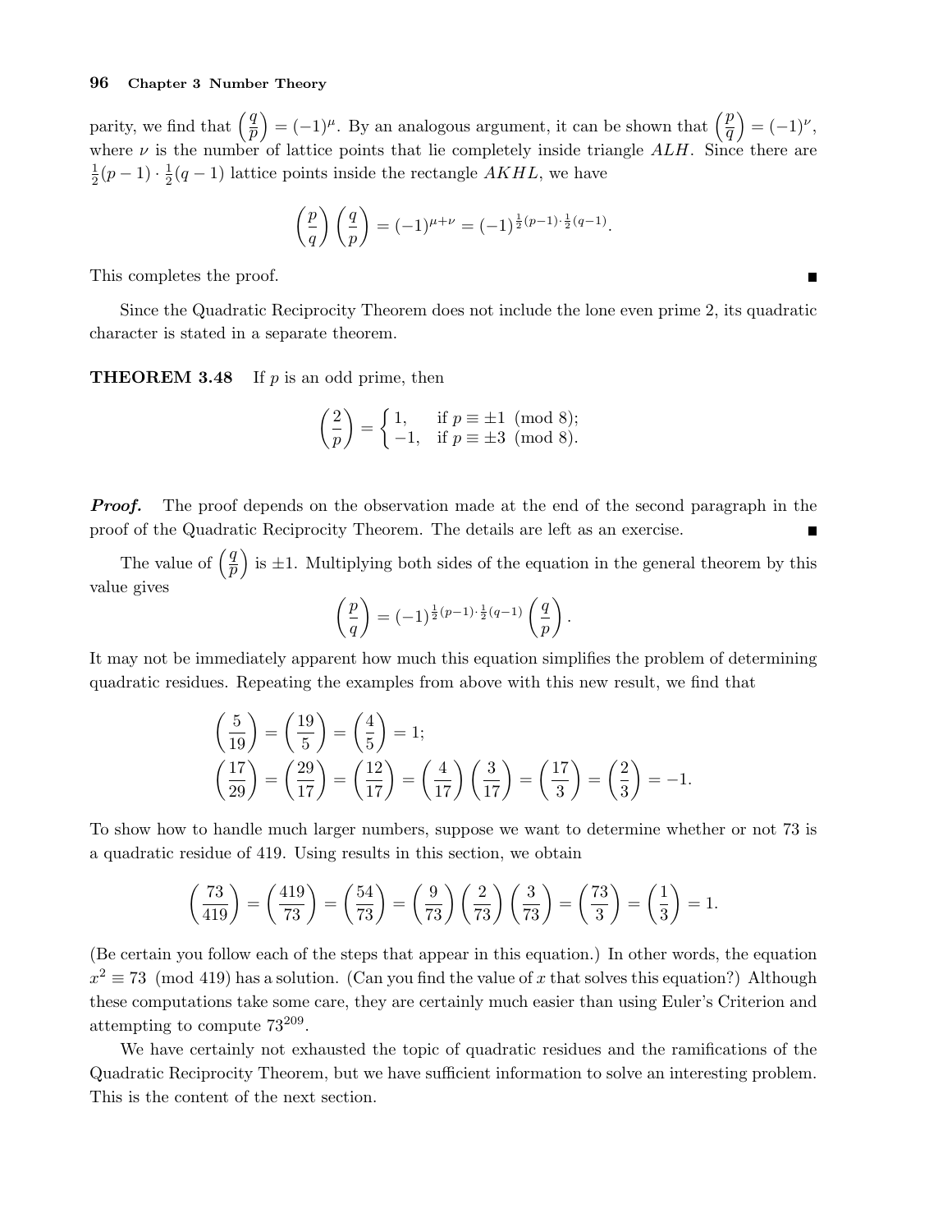parity, we find that $\left(\frac{q}{p}\right) = (-1)^{\mu}$. By an analogous argument, it can be shown that $\left(\frac{p}{q}\right) = (-1)^{\nu}$, where $\nu$ is the number of lattice points that lie completely inside triangle $ALH$. Since there are $\frac{1}{2}(p-1)\cdot\frac{1}{2}(q-1)$ lattice points inside the rectangle $AKHL$, we have

$$\left(\frac{p}{q}\right)\left(\frac{q}{p}\right) = (-1)^{\mu+\nu} = (-1)^{\frac{1}{2}(p-1)\cdot\frac{1}{2}(q-1)}.$$

This completes the proof. ∎

Since the Quadratic Reciprocity Theorem does not include the lone even prime 2, its quadratic character is stated in a separate theorem.

**THEOREM 3.48** If $p$ is an odd prime, then

$$\left(\frac{2}{p}\right) = \begin{cases} 1, & \text{if } p \equiv \pm 1 \pmod 8; \\ -1, & \text{if } p \equiv \pm 3 \pmod 8). \end{cases}$$

***Proof.*** The proof depends on the observation made at the end of the second paragraph in the proof of the Quadratic Reciprocity Theorem. The details are left as an exercise. ∎

The value of $\left(\frac{q}{p}\right)$ is $\pm 1$. Multiplying both sides of the equation in the general theorem by this value gives

$$\left(\frac{p}{q}\right) = (-1)^{\frac{1}{2}(p-1)\cdot\frac{1}{2}(q-1)}\left(\frac{q}{p}\right).$$

It may not be immediately apparent how much this equation simplifies the problem of determining quadratic residues. Repeating the examples from above with this new result, we find that

$$\left(\frac{5}{19}\right) = \left(\frac{19}{5}\right) = \left(\frac{4}{5}\right) = 1;$$
$$\left(\frac{17}{29}\right) = \left(\frac{29}{17}\right) = \left(\frac{12}{17}\right) = \left(\frac{4}{17}\right)\left(\frac{3}{17}\right) = \left(\frac{17}{3}\right) = \left(\frac{2}{3}\right) = -1.$$

To show how to handle much larger numbers, suppose we want to determine whether or not 73 is a quadratic residue of 419. Using results in this section, we obtain

$$\left(\frac{73}{419}\right) = \left(\frac{419}{73}\right) = \left(\frac{54}{73}\right) = \left(\frac{9}{73}\right)\left(\frac{2}{73}\right)\left(\frac{3}{73}\right) = \left(\frac{73}{3}\right) = \left(\frac{1}{3}\right) = 1.$$

(Be certain you follow each of the steps that appear in this equation.) In other words, the equation $x^2 \equiv 73 \pmod{419}$ has a solution. (Can you find the value of $x$ that solves this equation?) Although these computations take some care, they are certainly much easier than using Euler's Criterion and attempting to compute $73^{209}$.

We have certainly not exhausted the topic of quadratic residues and the ramifications of the Quadratic Reciprocity Theorem, but we have sufficient information to solve an interesting problem. This is the content of the next section.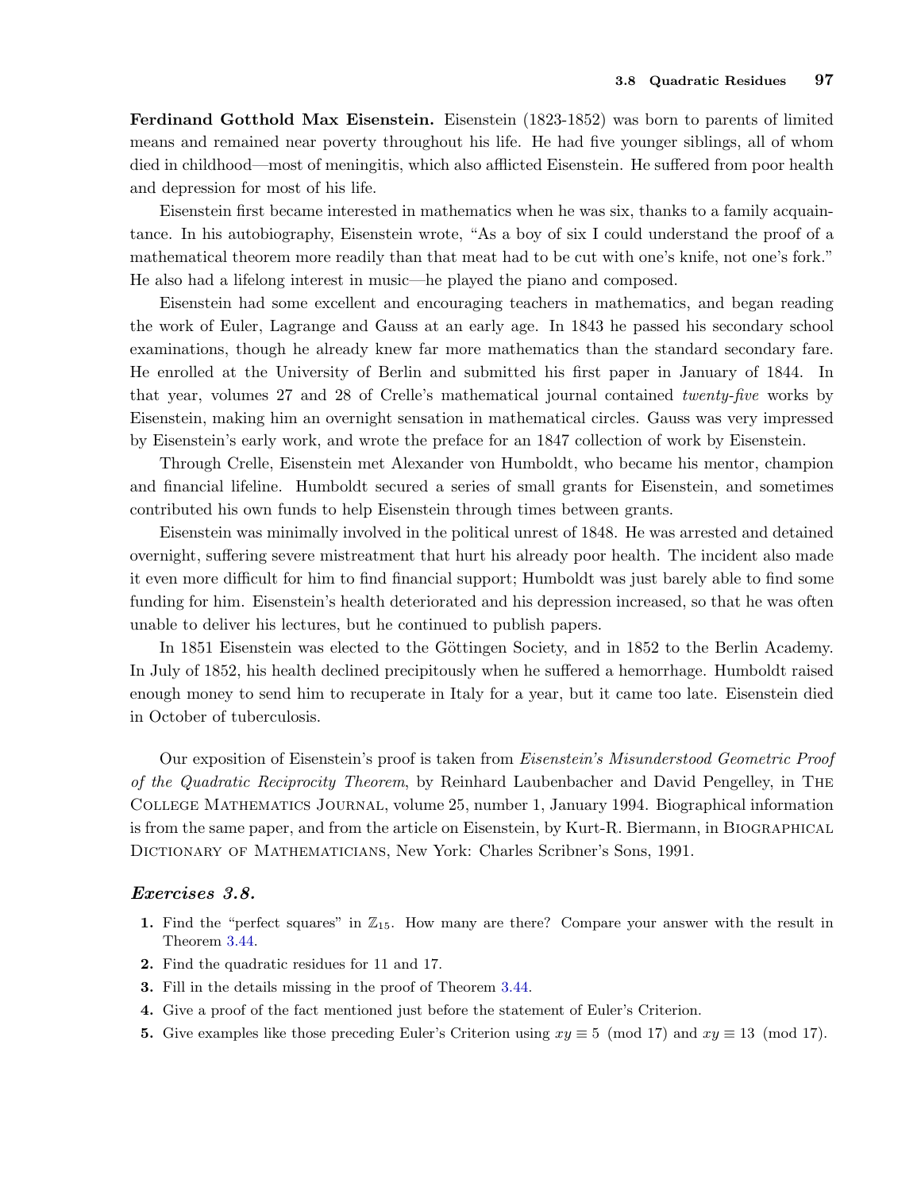**Ferdinand Gotthold Max Eisenstein.** Eisenstein (1823-1852) was born to parents of limited means and remained near poverty throughout his life. He had five younger siblings, all of whom died in childhood—most of meningitis, which also afflicted Eisenstein. He suffered from poor health and depression for most of his life.

Eisenstein first became interested in mathematics when he was six, thanks to a family acquaintance. In his autobiography, Eisenstein wrote, "As a boy of six I could understand the proof of a mathematical theorem more readily than that meat had to be cut with one's knife, not one's fork." He also had a lifelong interest in music—he played the piano and composed.

Eisenstein had some excellent and encouraging teachers in mathematics, and began reading the work of Euler, Lagrange and Gauss at an early age. In 1843 he passed his secondary school examinations, though he already knew far more mathematics than the standard secondary fare. He enrolled at the University of Berlin and submitted his first paper in January of 1844. In that year, volumes 27 and 28 of Crelle's mathematical journal contained *twenty-five* works by Eisenstein, making him an overnight sensation in mathematical circles. Gauss was very impressed by Eisenstein's early work, and wrote the preface for an 1847 collection of work by Eisenstein.

Through Crelle, Eisenstein met Alexander von Humboldt, who became his mentor, champion and financial lifeline. Humboldt secured a series of small grants for Eisenstein, and sometimes contributed his own funds to help Eisenstein through times between grants.

Eisenstein was minimally involved in the political unrest of 1848. He was arrested and detained overnight, suffering severe mistreatment that hurt his already poor health. The incident also made it even more difficult for him to find financial support; Humboldt was just barely able to find some funding for him. Eisenstein's health deteriorated and his depression increased, so that he was often unable to deliver his lectures, but he continued to publish papers.

In 1851 Eisenstein was elected to the Göttingen Society, and in 1852 to the Berlin Academy. In July of 1852, his health declined precipitously when he suffered a hemorrhage. Humboldt raised enough money to send him to recuperate in Italy for a year, but it came too late. Eisenstein died in October of tuberculosis.

Our exposition of Eisenstein's proof is taken from *Eisenstein's Misunderstood Geometric Proof of the Quadratic Reciprocity Theorem*, by Reinhard Laubenbacher and David Pengelley, in The College Mathematics Journal, volume 25, number 1, January 1994. Biographical information is from the same paper, and from the article on Eisenstein, by Kurt-R. Biermann, in Biographical Dictionary of Mathematicians, New York: Charles Scribner's Sons, 1991.

### *Exercises 3.8.*

1. Find the "perfect squares" in $\mathbb{Z}_{15}$. How many are there? Compare your answer with the result in Theorem 3.44.
2. Find the quadratic residues for 11 and 17.
3. Fill in the details missing in the proof of Theorem 3.44.
4. Give a proof of the fact mentioned just before the statement of Euler's Criterion.
5. Give examples like those preceding Euler's Criterion using $xy \equiv 5 \pmod{17}$ and $xy \equiv 13 \pmod{17}$.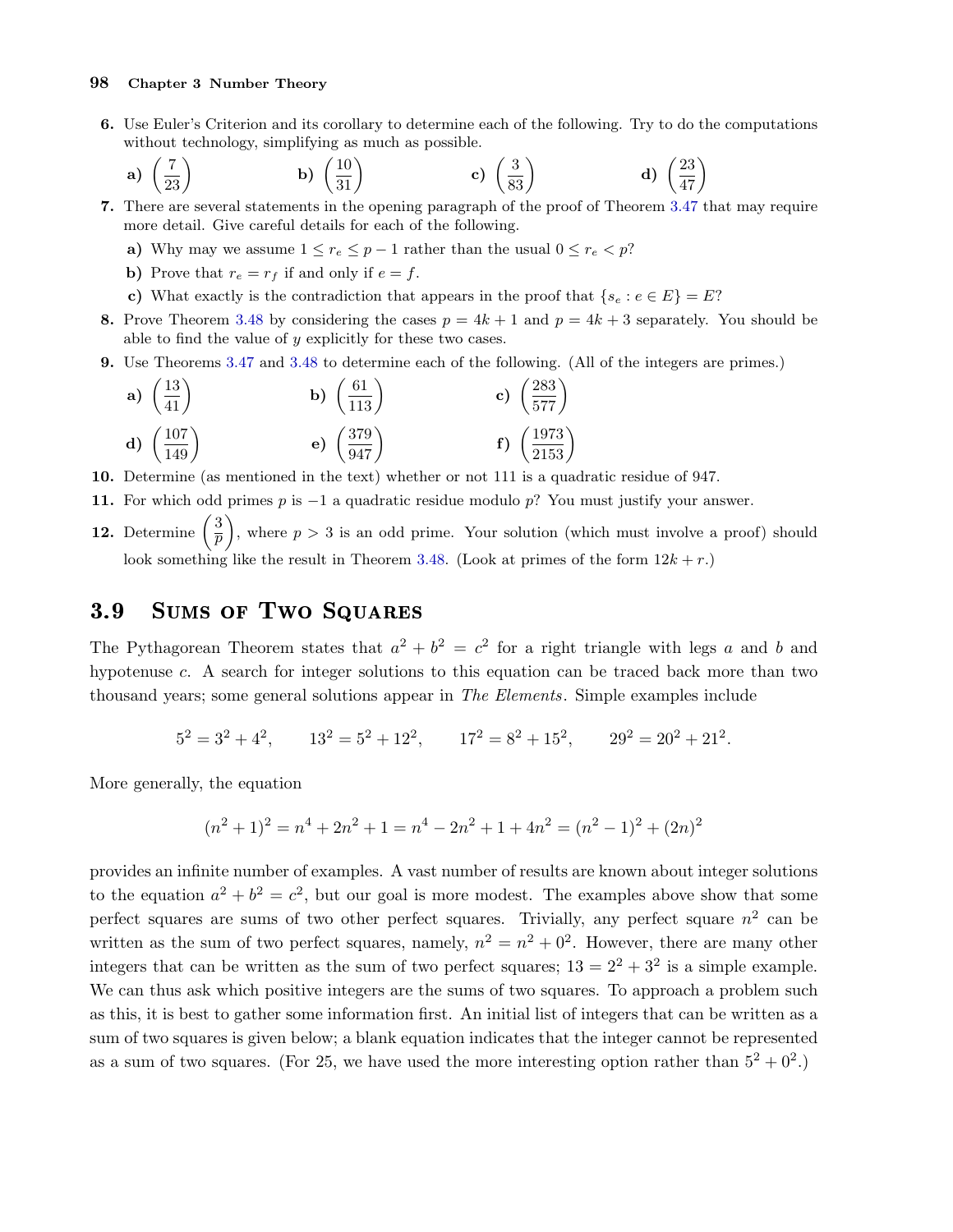**6.** Use Euler's Criterion and its corollary to determine each of the following. Try to do the computations without technology, simplifying as much as possible.

**a)** $\left(\dfrac{7}{23}\right)$  **b)** $\left(\dfrac{10}{31}\right)$  **c)** $\left(\dfrac{3}{83}\right)$  **d)** $\left(\dfrac{23}{47}\right)$

**7.** There are several statements in the opening paragraph of the proof of Theorem 3.47 that may require more detail. Give careful details for each of the following.

**a)** Why may we assume $1 \leq r_e \leq p-1$ rather than the usual $0 \leq r_e < p$?

**b)** Prove that $r_e = r_f$ if and only if $e = f$.

**c)** What exactly is the contradiction that appears in the proof that $\{s_e : e \in E\} = E$?

**8.** Prove Theorem 3.48 by considering the cases $p = 4k+1$ and $p = 4k+3$ separately. You should be able to find the value of $y$ explicitly for these two cases.

**9.** Use Theorems 3.47 and 3.48 to determine each of the following. (All of the integers are primes.)

**a)** $\left(\dfrac{13}{41}\right)$  **b)** $\left(\dfrac{61}{113}\right)$  **c)** $\left(\dfrac{283}{577}\right)$

**d)** $\left(\dfrac{107}{149}\right)$  **e)** $\left(\dfrac{379}{947}\right)$  **f)** $\left(\dfrac{1973}{2153}\right)$

**10.** Determine (as mentioned in the text) whether or not 111 is a quadratic residue of 947.

**11.** For which odd primes $p$ is $-1$ a quadratic residue modulo $p$? You must justify your answer.

**12.** Determine $\left(\dfrac{3}{p}\right)$, where $p > 3$ is an odd prime. Your solution (which must involve a proof) should look something like the result in Theorem 3.48. (Look at primes of the form $12k + r$.)

## 3.9 Sums of Two Squares

The Pythagorean Theorem states that $a^2 + b^2 = c^2$ for a right triangle with legs $a$ and $b$ and hypotenuse $c$. A search for integer solutions to this equation can be traced back more than two thousand years; some general solutions appear in *The Elements*. Simple examples include

$$5^2 = 3^2 + 4^2, \qquad 13^2 = 5^2 + 12^2, \qquad 17^2 = 8^2 + 15^2, \qquad 29^2 = 20^2 + 21^2.$$

More generally, the equation

$$(n^2+1)^2 = n^4 + 2n^2 + 1 = n^4 - 2n^2 + 1 + 4n^2 = (n^2-1)^2 + (2n)^2$$

provides an infinite number of examples. A vast number of results are known about integer solutions to the equation $a^2 + b^2 = c^2$, but our goal is more modest. The examples above show that some perfect squares are sums of two other perfect squares. Trivially, any perfect square $n^2$ can be written as the sum of two perfect squares, namely, $n^2 = n^2 + 0^2$. However, there are many other integers that can be written as the sum of two perfect squares; $13 = 2^2 + 3^2$ is a simple example. We can thus ask which positive integers are the sums of two squares. To approach a problem such as this, it is best to gather some information first. An initial list of integers that can be written as a sum of two squares is given below; a blank equation indicates that the integer cannot be represented as a sum of two squares. (For 25, we have used the more interesting option rather than $5^2 + 0^2$.)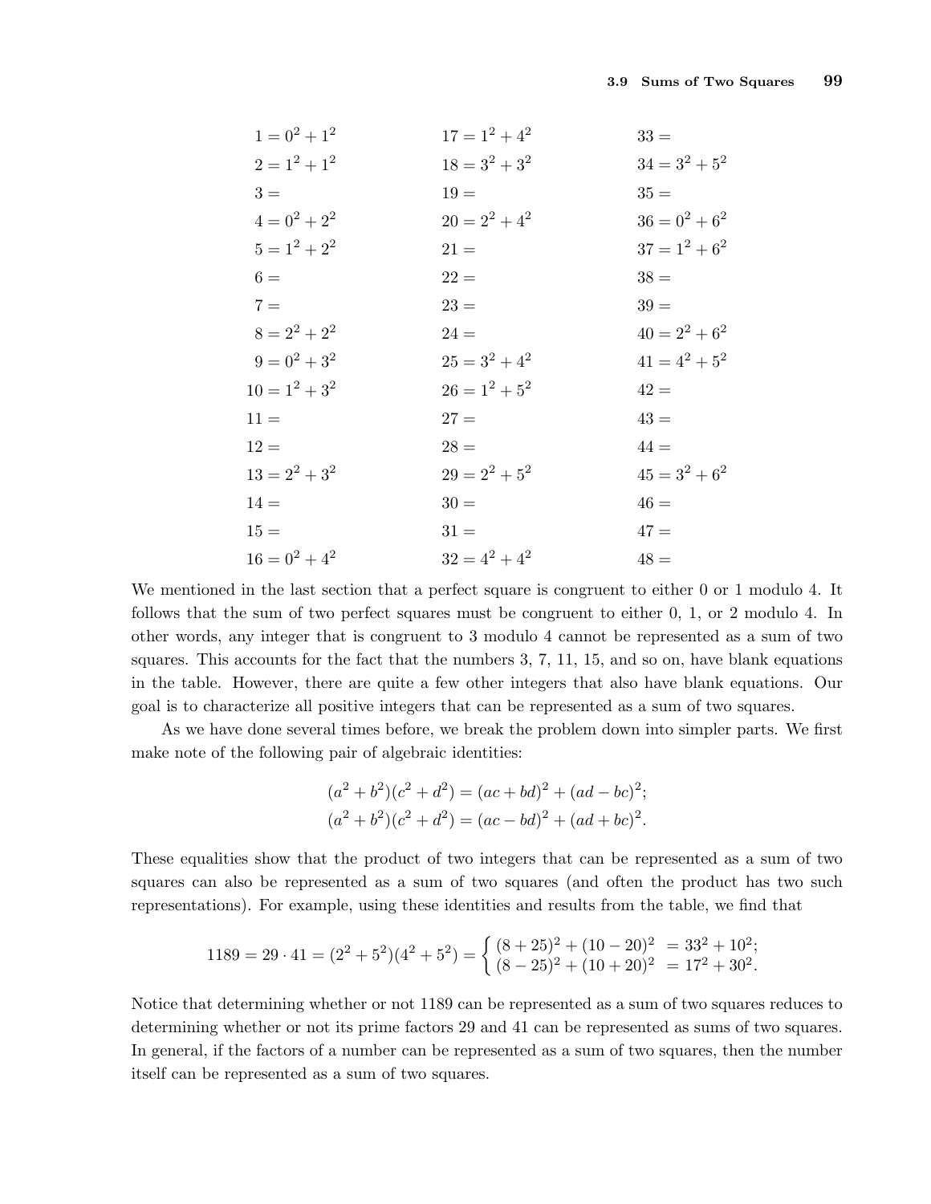| | | |
|---|---|---|
| $1 = 0^2 + 1^2$ | $17 = 1^2 + 4^2$ | $33 =$ |
| $2 = 1^2 + 1^2$ | $18 = 3^2 + 3^2$ | $34 = 3^2 + 5^2$ |
| $3 =$ | $19 =$ | $35 =$ |
| $4 = 0^2 + 2^2$ | $20 = 2^2 + 4^2$ | $36 = 0^2 + 6^2$ |
| $5 = 1^2 + 2^2$ | $21 =$ | $37 = 1^2 + 6^2$ |
| $6 =$ | $22 =$ | $38 =$ |
| $7 =$ | $23 =$ | $39 =$ |
| $8 = 2^2 + 2^2$ | $24 =$ | $40 = 2^2 + 6^2$ |
| $9 = 0^2 + 3^2$ | $25 = 3^2 + 4^2$ | $41 = 4^2 + 5^2$ |
| $10 = 1^2 + 3^2$ | $26 = 1^2 + 5^2$ | $42 =$ |
| $11 =$ | $27 =$ | $43 =$ |
| $12 =$ | $28 =$ | $44 =$ |
| $13 = 2^2 + 3^2$ | $29 = 2^2 + 5^2$ | $45 = 3^2 + 6^2$ |
| $14 =$ | $30 =$ | $46 =$ |
| $15 =$ | $31 =$ | $47 =$ |
| $16 = 0^2 + 4^2$ | $32 = 4^2 + 4^2$ | $48 =$ |

We mentioned in the last section that a perfect square is congruent to either 0 or 1 modulo 4. It follows that the sum of two perfect squares must be congruent to either 0, 1, or 2 modulo 4. In other words, any integer that is congruent to 3 modulo 4 cannot be represented as a sum of two squares. This accounts for the fact that the numbers 3, 7, 11, 15, and so on, have blank equations in the table. However, there are quite a few other integers that also have blank equations. Our goal is to characterize all positive integers that can be represented as a sum of two squares.

As we have done several times before, we break the problem down into simpler parts. We first make note of the following pair of algebraic identities:

$$(a^2 + b^2)(c^2 + d^2) = (ac + bd)^2 + (ad - bc)^2;$$
$$(a^2 + b^2)(c^2 + d^2) = (ac - bd)^2 + (ad + bc)^2.$$

These equalities show that the product of two integers that can be represented as a sum of two squares can also be represented as a sum of two squares (and often the product has two such representations). For example, using these identities and results from the table, we find that

$$1189 = 29 \cdot 41 = (2^2 + 5^2)(4^2 + 5^2) = \begin{cases} (8 + 25)^2 + (10 - 20)^2 & = 33^2 + 10^2; \\ (8 - 25)^2 + (10 + 20)^2 & = 17^2 + 30^2. \end{cases}$$

Notice that determining whether or not 1189 can be represented as a sum of two squares reduces to determining whether or not its prime factors 29 and 41 can be represented as sums of two squares. In general, if the factors of a number can be represented as a sum of two squares, then the number itself can be represented as a sum of two squares.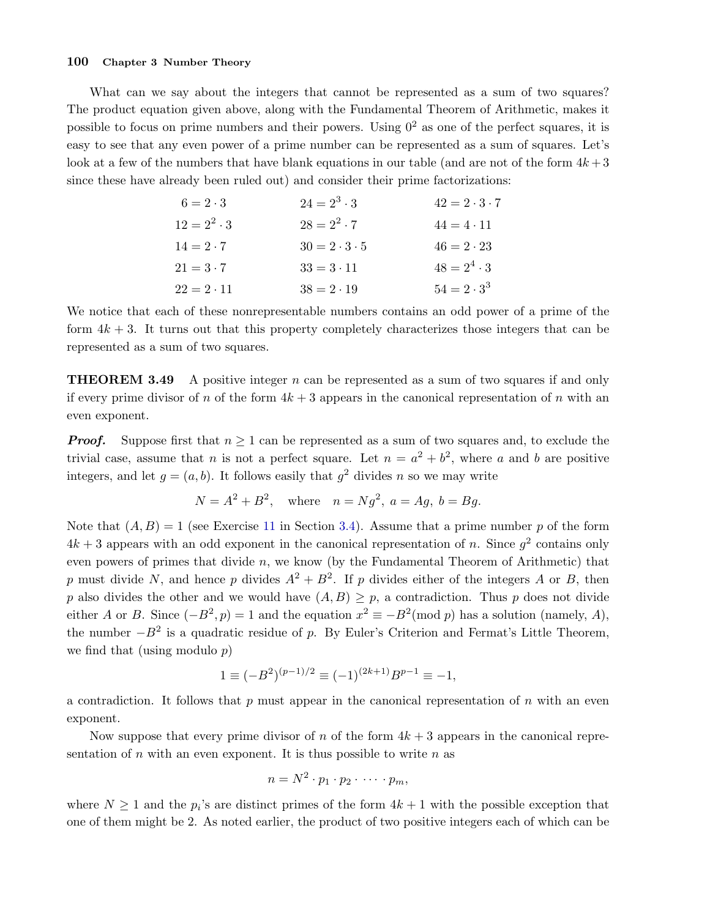What can we say about the integers that cannot be represented as a sum of two squares? The product equation given above, along with the Fundamental Theorem of Arithmetic, makes it possible to focus on prime numbers and their powers. Using $0^2$ as one of the perfect squares, it is easy to see that any even power of a prime number can be represented as a sum of squares. Let's look at a few of the numbers that have blank equations in our table (and are not of the form $4k+3$ since these have already been ruled out) and consider their prime factorizations:

$$
\begin{array}{lll}
6 = 2 \cdot 3 & 24 = 2^3 \cdot 3 & 42 = 2 \cdot 3 \cdot 7 \\
12 = 2^2 \cdot 3 & 28 = 2^2 \cdot 7 & 44 = 4 \cdot 11 \\
14 = 2 \cdot 7 & 30 = 2 \cdot 3 \cdot 5 & 46 = 2 \cdot 23 \\
21 = 3 \cdot 7 & 33 = 3 \cdot 11 & 48 = 2^4 \cdot 3 \\
22 = 2 \cdot 11 & 38 = 2 \cdot 19 & 54 = 2 \cdot 3^3
\end{array}
$$

We notice that each of these nonrepresentable numbers contains an odd power of a prime of the form $4k+3$. It turns out that this property completely characterizes those integers that can be represented as a sum of two squares.

**THEOREM 3.49** A positive integer $n$ can be represented as a sum of two squares if and only if every prime divisor of $n$ of the form $4k+3$ appears in the canonical representation of $n$ with an even exponent.

***Proof.*** Suppose first that $n \geq 1$ can be represented as a sum of two squares and, to exclude the trivial case, assume that $n$ is not a perfect square. Let $n = a^2 + b^2$, where $a$ and $b$ are positive integers, and let $g = (a, b)$. It follows easily that $g^2$ divides $n$ so we may write

$$N = A^2 + B^2, \quad \text{where} \quad n = Ng^2,\ a = Ag,\ b = Bg.$$

Note that $(A, B) = 1$ (see Exercise 11 in Section 3.4). Assume that a prime number $p$ of the form $4k+3$ appears with an odd exponent in the canonical representation of $n$. Since $g^2$ contains only even powers of primes that divide $n$, we know (by the Fundamental Theorem of Arithmetic) that $p$ must divide $N$, and hence $p$ divides $A^2 + B^2$. If $p$ divides either of the integers $A$ or $B$, then $p$ also divides the other and we would have $(A, B) \geq p$, a contradiction. Thus $p$ does not divide either $A$ or $B$. Since $(-B^2, p) = 1$ and the equation $x^2 \equiv -B^2 (\text{mod } p)$ has a solution (namely, $A$), the number $-B^2$ is a quadratic residue of $p$. By Euler's Criterion and Fermat's Little Theorem, we find that (using modulo $p$)

$$1 \equiv (-B^2)^{(p-1)/2} \equiv (-1)^{(2k+1)} B^{p-1} \equiv -1,$$

a contradiction. It follows that $p$ must appear in the canonical representation of $n$ with an even exponent.

Now suppose that every prime divisor of $n$ of the form $4k+3$ appears in the canonical representation of $n$ with an even exponent. It is thus possible to write $n$ as

$$n = N^2 \cdot p_1 \cdot p_2 \cdot \cdots \cdot p_m,$$

where $N \geq 1$ and the $p_i$'s are distinct primes of the form $4k+1$ with the possible exception that one of them might be 2. As noted earlier, the product of two positive integers each of which can be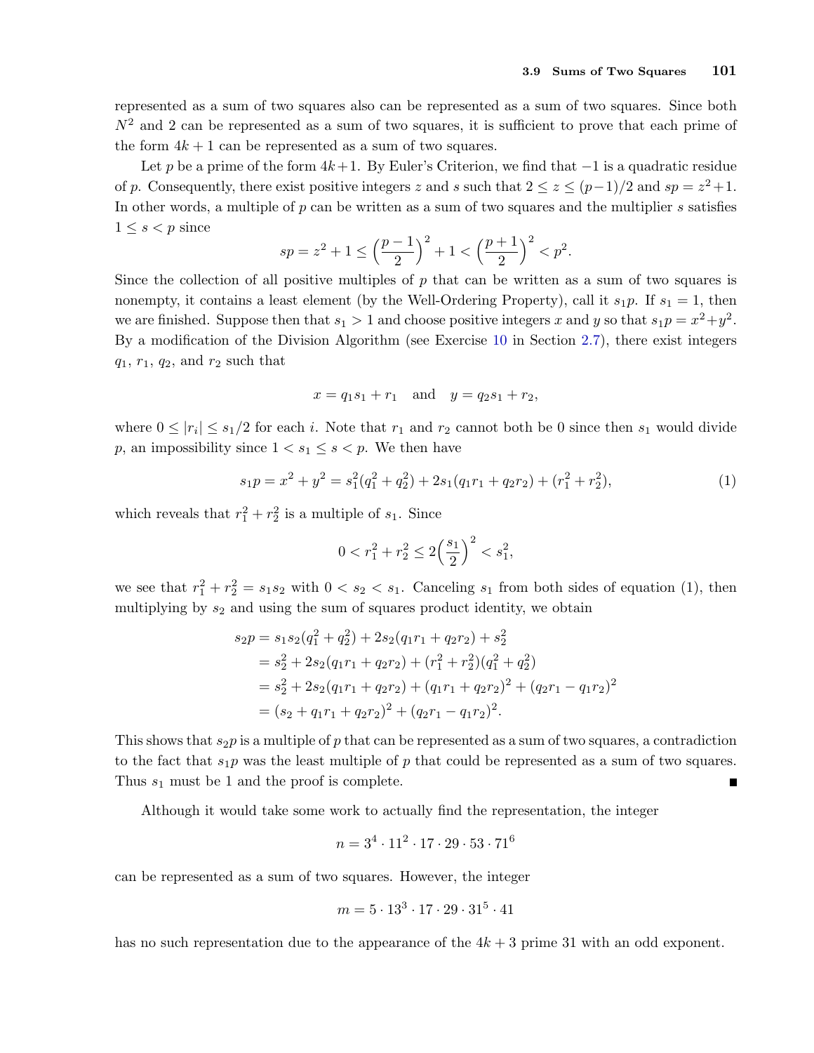represented as a sum of two squares also can be represented as a sum of two squares. Since both $N^2$ and 2 can be represented as a sum of two squares, it is sufficient to prove that each prime of the form $4k+1$ can be represented as a sum of two squares.

Let $p$ be a prime of the form $4k+1$. By Euler's Criterion, we find that $-1$ is a quadratic residue of $p$. Consequently, there exist positive integers $z$ and $s$ such that $2 \le z \le (p-1)/2$ and $sp = z^2+1$. In other words, a multiple of $p$ can be written as a sum of two squares and the multiplier $s$ satisfies $1 \le s < p$ since

$$sp = z^2 + 1 \le \Big(\frac{p-1}{2}\Big)^2 + 1 < \Big(\frac{p+1}{2}\Big)^2 < p^2.$$

Since the collection of all positive multiples of $p$ that can be written as a sum of two squares is nonempty, it contains a least element (by the Well-Ordering Property), call it $s_1 p$. If $s_1 = 1$, then we are finished. Suppose then that $s_1 > 1$ and choose positive integers $x$ and $y$ so that $s_1 p = x^2+y^2$. By a modification of the Division Algorithm (see Exercise 10 in Section 2.7), there exist integers $q_1$, $r_1$, $q_2$, and $r_2$ such that

$$x = q_1 s_1 + r_1 \quad \text{and} \quad y = q_2 s_1 + r_2,$$

where $0 \le |r_i| \le s_1/2$ for each $i$. Note that $r_1$ and $r_2$ cannot both be 0 since then $s_1$ would divide $p$, an impossibility since $1 < s_1 \le s < p$. We then have

$$s_1 p = x^2 + y^2 = s_1^2(q_1^2 + q_2^2) + 2s_1(q_1 r_1 + q_2 r_2) + (r_1^2 + r_2^2), \tag{1}$$

which reveals that $r_1^2 + r_2^2$ is a multiple of $s_1$. Since

$$0 < r_1^2 + r_2^2 \le 2\Big(\frac{s_1}{2}\Big)^2 < s_1^2,$$

we see that $r_1^2 + r_2^2 = s_1 s_2$ with $0 < s_2 < s_1$. Canceling $s_1$ from both sides of equation (1), then multiplying by $s_2$ and using the sum of squares product identity, we obtain

$$\begin{aligned}
s_2 p &= s_1 s_2(q_1^2 + q_2^2) + 2s_2(q_1 r_1 + q_2 r_2) + s_2^2 \\
&= s_2^2 + 2s_2(q_1 r_1 + q_2 r_2) + (r_1^2 + r_2^2)(q_1^2 + q_2^2) \\
&= s_2^2 + 2s_2(q_1 r_1 + q_2 r_2) + (q_1 r_1 + q_2 r_2)^2 + (q_2 r_1 - q_1 r_2)^2 \\
&= (s_2 + q_1 r_1 + q_2 r_2)^2 + (q_2 r_1 - q_1 r_2)^2.
\end{aligned}$$

This shows that $s_2 p$ is a multiple of $p$ that can be represented as a sum of two squares, a contradiction to the fact that $s_1 p$ was the least multiple of $p$ that could be represented as a sum of two squares. Thus $s_1$ must be 1 and the proof is complete. ∎

Although it would take some work to actually find the representation, the integer

$$n = 3^4 \cdot 11^2 \cdot 17 \cdot 29 \cdot 53 \cdot 71^6$$

can be represented as a sum of two squares. However, the integer

$$m = 5 \cdot 13^3 \cdot 17 \cdot 29 \cdot 31^5 \cdot 41$$

has no such representation due to the appearance of the $4k+3$ prime 31 with an odd exponent.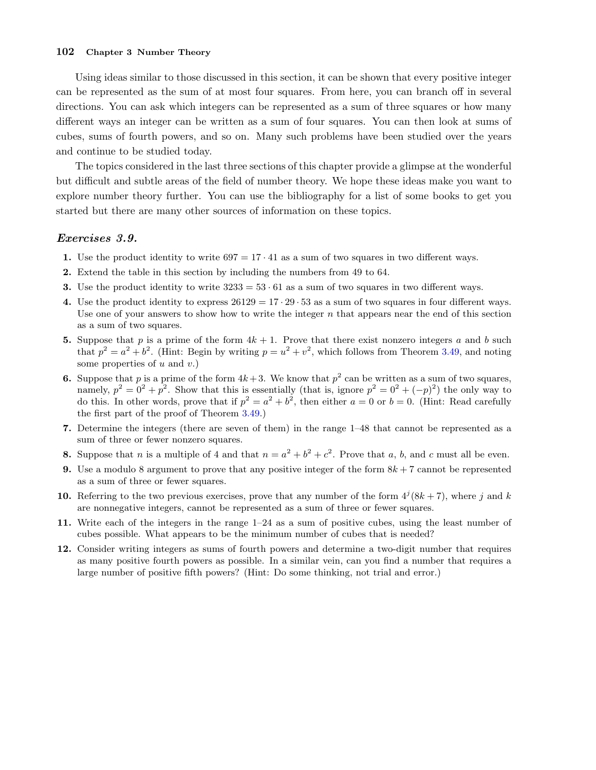Using ideas similar to those discussed in this section, it can be shown that every positive integer can be represented as the sum of at most four squares. From here, you can branch off in several directions. You can ask which integers can be represented as a sum of three squares or how many different ways an integer can be written as a sum of four squares. You can then look at sums of cubes, sums of fourth powers, and so on. Many such problems have been studied over the years and continue to be studied today.

The topics considered in the last three sections of this chapter provide a glimpse at the wonderful but difficult and subtle areas of the field of number theory. We hope these ideas make you want to explore number theory further. You can use the bibliography for a list of some books to get you started but there are many other sources of information on these topics.

### *Exercises 3.9.*

1. Use the product identity to write $697 = 17 \cdot 41$ as a sum of two squares in two different ways.
2. Extend the table in this section by including the numbers from 49 to 64.
3. Use the product identity to write $3233 = 53 \cdot 61$ as a sum of two squares in two different ways.
4. Use the product identity to express $26129 = 17 \cdot 29 \cdot 53$ as a sum of two squares in four different ways. Use one of your answers to show how to write the integer $n$ that appears near the end of this section as a sum of two squares.
5. Suppose that $p$ is a prime of the form $4k+1$. Prove that there exist nonzero integers $a$ and $b$ such that $p^2 = a^2 + b^2$. (Hint: Begin by writing $p = u^2 + v^2$, which follows from Theorem 3.49, and noting some properties of $u$ and $v$.)
6. Suppose that $p$ is a prime of the form $4k+3$. We know that $p^2$ can be written as a sum of two squares, namely, $p^2 = 0^2 + p^2$. Show that this is essentially (that is, ignore $p^2 = 0^2 + (-p)^2$) the only way to do this. In other words, prove that if $p^2 = a^2 + b^2$, then either $a = 0$ or $b = 0$. (Hint: Read carefully the first part of the proof of Theorem 3.49.)
7. Determine the integers (there are seven of them) in the range 1–48 that cannot be represented as a sum of three or fewer nonzero squares.
8. Suppose that $n$ is a multiple of 4 and that $n = a^2 + b^2 + c^2$. Prove that $a$, $b$, and $c$ must all be even.
9. Use a modulo 8 argument to prove that any positive integer of the form $8k+7$ cannot be represented as a sum of three or fewer squares.
10. Referring to the two previous exercises, prove that any number of the form $4^j(8k+7)$, where $j$ and $k$ are nonnegative integers, cannot be represented as a sum of three or fewer squares.
11. Write each of the integers in the range 1–24 as a sum of positive cubes, using the least number of cubes possible. What appears to be the minimum number of cubes that is needed?
12. Consider writing integers as sums of fourth powers and determine a two-digit number that requires as many positive fourth powers as possible. In a similar vein, can you find a number that requires a large number of positive fifth powers? (Hint: Do some thinking, not trial and error.)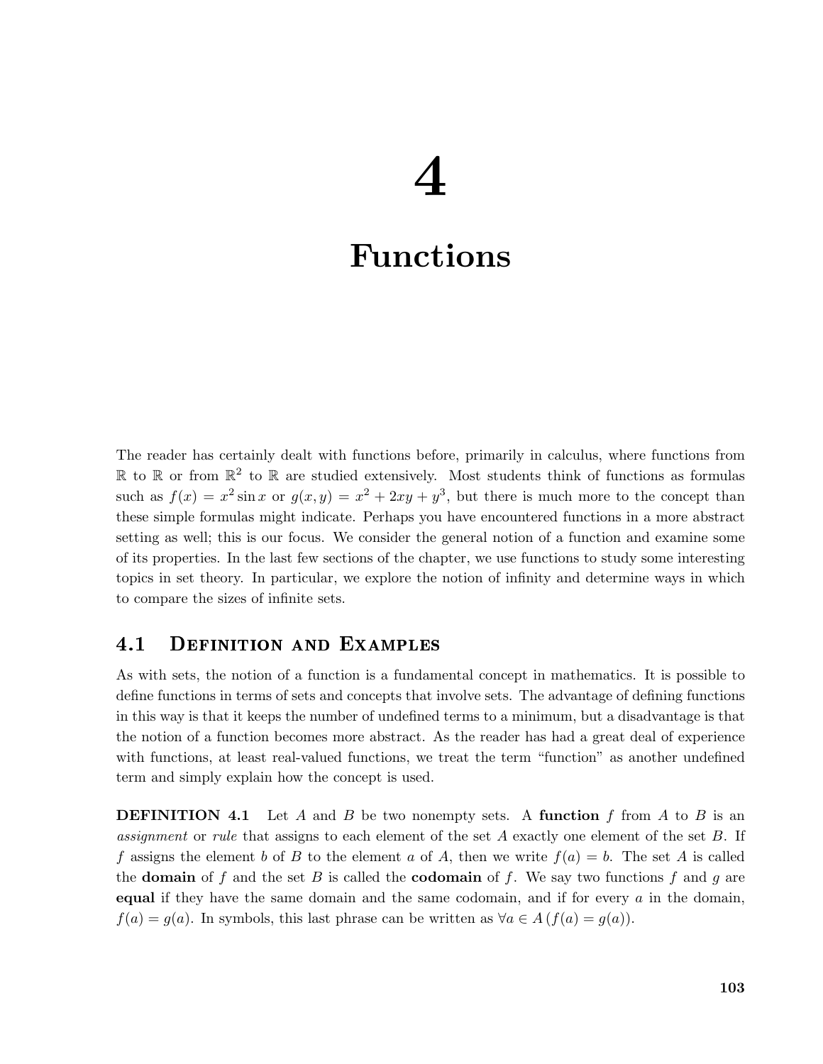# 4

# Functions

The reader has certainly dealt with functions before, primarily in calculus, where functions from $\mathbb{R}$ to $\mathbb{R}$ or from $\mathbb{R}^2$ to $\mathbb{R}$ are studied extensively. Most students think of functions as formulas such as $f(x) = x^2 \sin x$ or $g(x, y) = x^2 + 2xy + y^3$, but there is much more to the concept than these simple formulas might indicate. Perhaps you have encountered functions in a more abstract setting as well; this is our focus. We consider the general notion of a function and examine some of its properties. In the last few sections of the chapter, we use functions to study some interesting topics in set theory. In particular, we explore the notion of infinity and determine ways in which to compare the sizes of infinite sets.

## 4.1 Definition and Examples

As with sets, the notion of a function is a fundamental concept in mathematics. It is possible to define functions in terms of sets and concepts that involve sets. The advantage of defining functions in this way is that it keeps the number of undefined terms to a minimum, but a disadvantage is that the notion of a function becomes more abstract. As the reader has had a great deal of experience with functions, at least real-valued functions, we treat the term "function" as another undefined term and simply explain how the concept is used.

**DEFINITION 4.1** Let $A$ and $B$ be two nonempty sets. A **function** $f$ from $A$ to $B$ is an *assignment* or *rule* that assigns to each element of the set $A$ exactly one element of the set $B$. If $f$ assigns the element $b$ of $B$ to the element $a$ of $A$, then we write $f(a) = b$. The set $A$ is called the **domain** of $f$ and the set $B$ is called the **codomain** of $f$. We say two functions $f$ and $g$ are **equal** if they have the same domain and the same codomain, and if for every $a$ in the domain, $f(a) = g(a)$. In symbols, this last phrase can be written as $\forall a \in A\,(f(a) = g(a))$.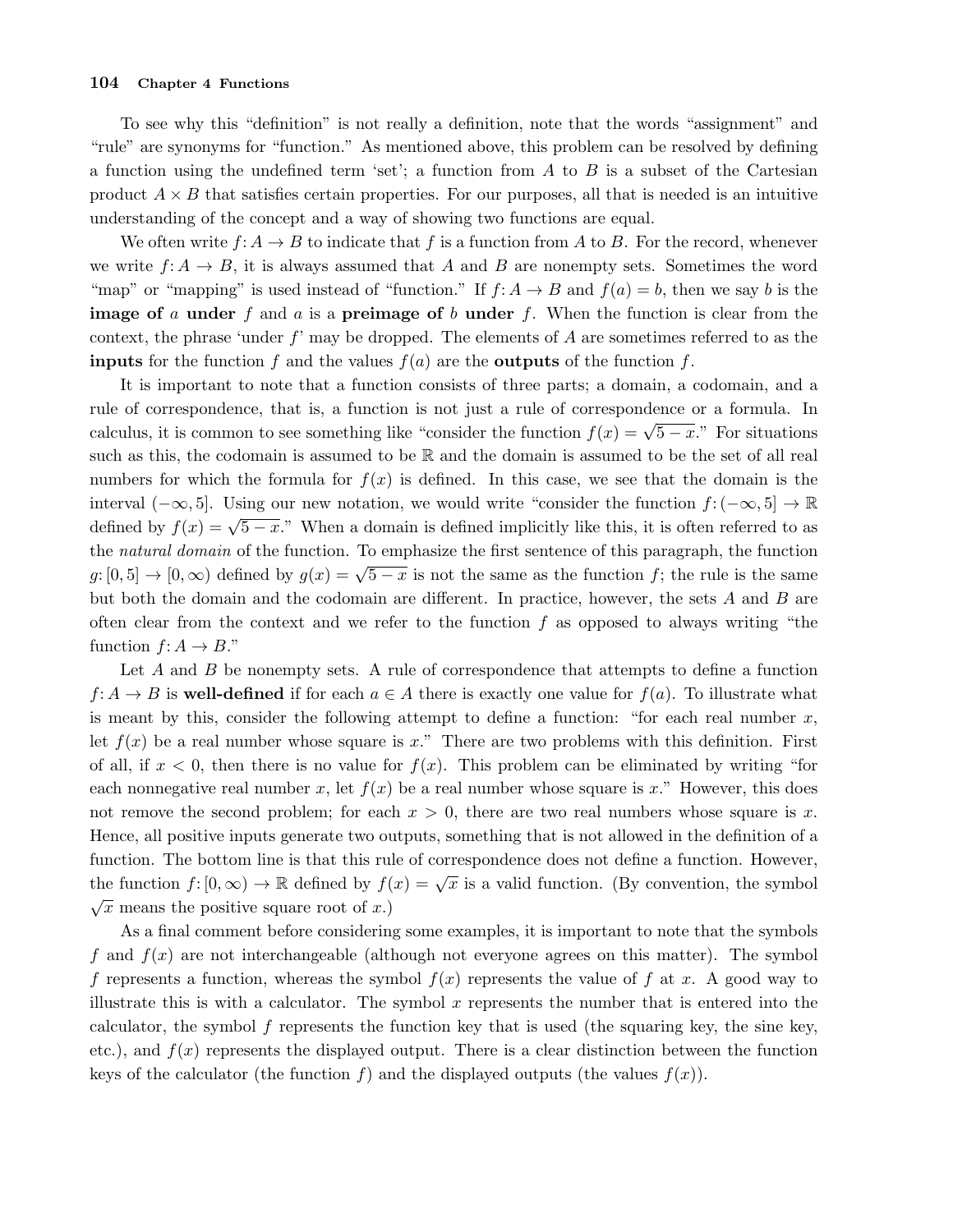To see why this "definition" is not really a definition, note that the words "assignment" and "rule" are synonyms for "function." As mentioned above, this problem can be resolved by defining a function using the undefined term 'set'; a function from $A$ to $B$ is a subset of the Cartesian product $A \times B$ that satisfies certain properties. For our purposes, all that is needed is an intuitive understanding of the concept and a way of showing two functions are equal.

We often write $f: A \to B$ to indicate that $f$ is a function from $A$ to $B$. For the record, whenever we write $f: A \to B$, it is always assumed that $A$ and $B$ are nonempty sets. Sometimes the word "map" or "mapping" is used instead of "function." If $f: A \to B$ and $f(a) = b$, then we say $b$ is the **image of** $a$ **under** $f$ and $a$ is a **preimage of** $b$ **under** $f$. When the function is clear from the context, the phrase 'under $f$' may be dropped. The elements of $A$ are sometimes referred to as the **inputs** for the function $f$ and the values $f(a)$ are the **outputs** of the function $f$.

It is important to note that a function consists of three parts; a domain, a codomain, and a rule of correspondence, that is, a function is not just a rule of correspondence or a formula. In calculus, it is common to see something like "consider the function $f(x) = \sqrt{5-x}$." For situations such as this, the codomain is assumed to be $\mathbb{R}$ and the domain is assumed to be the set of all real numbers for which the formula for $f(x)$ is defined. In this case, we see that the domain is the interval $(-\infty, 5]$. Using our new notation, we would write "consider the function $f: (-\infty, 5] \to \mathbb{R}$ defined by $f(x) = \sqrt{5-x}$." When a domain is defined implicitly like this, it is often referred to as the *natural domain* of the function. To emphasize the first sentence of this paragraph, the function $g: [0, 5] \to [0, \infty)$ defined by $g(x) = \sqrt{5-x}$ is not the same as the function $f$; the rule is the same but both the domain and the codomain are different. In practice, however, the sets $A$ and $B$ are often clear from the context and we refer to the function $f$ as opposed to always writing "the function $f: A \to B$."

Let $A$ and $B$ be nonempty sets. A rule of correspondence that attempts to define a function $f: A \to B$ is **well-defined** if for each $a \in A$ there is exactly one value for $f(a)$. To illustrate what is meant by this, consider the following attempt to define a function: "for each real number $x$, let $f(x)$ be a real number whose square is $x$." There are two problems with this definition. First of all, if $x < 0$, then there is no value for $f(x)$. This problem can be eliminated by writing "for each nonnegative real number $x$, let $f(x)$ be a real number whose square is $x$." However, this does not remove the second problem; for each $x > 0$, there are two real numbers whose square is $x$. Hence, all positive inputs generate two outputs, something that is not allowed in the definition of a function. The bottom line is that this rule of correspondence does not define a function. However, the function $f: [0, \infty) \to \mathbb{R}$ defined by $f(x) = \sqrt{x}$ is a valid function. (By convention, the symbol $\sqrt{x}$ means the positive square root of $x$.)

As a final comment before considering some examples, it is important to note that the symbols $f$ and $f(x)$ are not interchangeable (although not everyone agrees on this matter). The symbol $f$ represents a function, whereas the symbol $f(x)$ represents the value of $f$ at $x$. A good way to illustrate this is with a calculator. The symbol $x$ represents the number that is entered into the calculator, the symbol $f$ represents the function key that is used (the squaring key, the sine key, etc.), and $f(x)$ represents the displayed output. There is a clear distinction between the function keys of the calculator (the function $f$) and the displayed outputs (the values $f(x)$).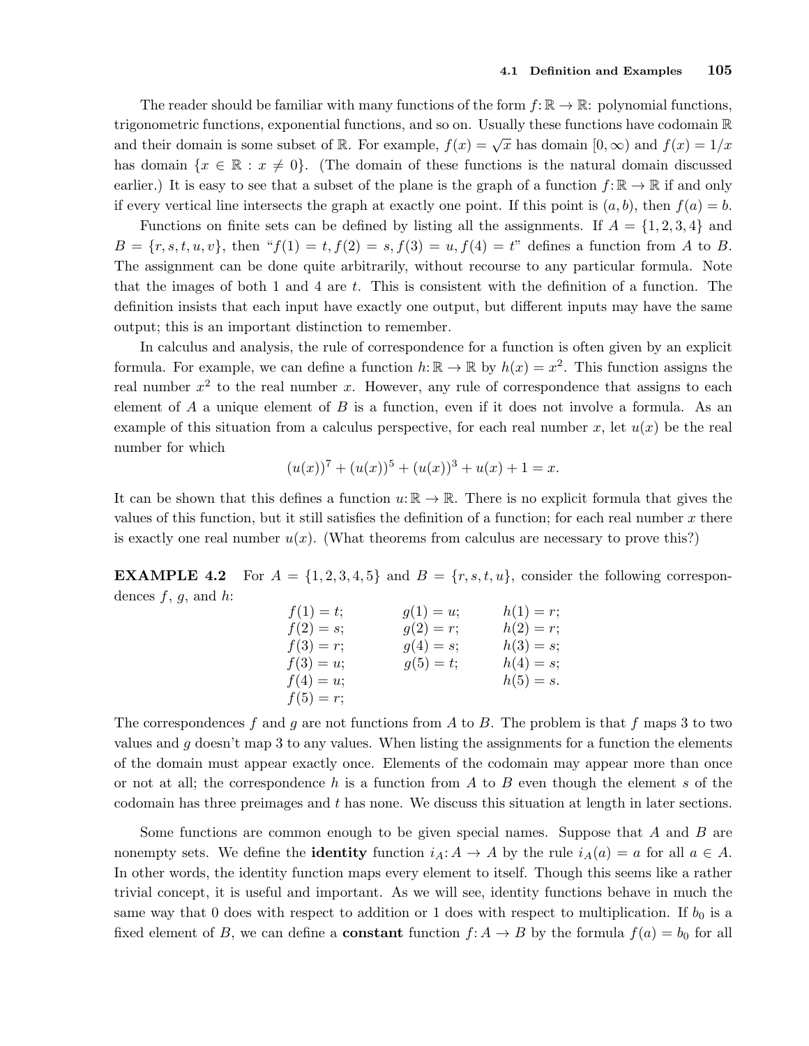The reader should be familiar with many functions of the form $f: \mathbb{R} \to \mathbb{R}$: polynomial functions, trigonometric functions, exponential functions, and so on. Usually these functions have codomain $\mathbb{R}$ and their domain is some subset of $\mathbb{R}$. For example, $f(x) = \sqrt{x}$ has domain $[0, \infty)$ and $f(x) = 1/x$ has domain $\{x \in \mathbb{R} : x \neq 0\}$. (The domain of these functions is the natural domain discussed earlier.) It is easy to see that a subset of the plane is the graph of a function $f: \mathbb{R} \to \mathbb{R}$ if and only if every vertical line intersects the graph at exactly one point. If this point is $(a, b)$, then $f(a) = b$.

Functions on finite sets can be defined by listing all the assignments. If $A = \{1, 2, 3, 4\}$ and $B = \{r, s, t, u, v\}$, then "$f(1) = t, f(2) = s, f(3) = u, f(4) = t$" defines a function from $A$ to $B$. The assignment can be done quite arbitrarily, without recourse to any particular formula. Note that the images of both 1 and 4 are $t$. This is consistent with the definition of a function. The definition insists that each input have exactly one output, but different inputs may have the same output; this is an important distinction to remember.

In calculus and analysis, the rule of correspondence for a function is often given by an explicit formula. For example, we can define a function $h: \mathbb{R} \to \mathbb{R}$ by $h(x) = x^2$. This function assigns the real number $x^2$ to the real number $x$. However, any rule of correspondence that assigns to each element of $A$ a unique element of $B$ is a function, even if it does not involve a formula. As an example of this situation from a calculus perspective, for each real number $x$, let $u(x)$ be the real number for which

$$(u(x))^7 + (u(x))^5 + (u(x))^3 + u(x) + 1 = x.$$

It can be shown that this defines a function $u: \mathbb{R} \to \mathbb{R}$. There is no explicit formula that gives the values of this function, but it still satisfies the definition of a function; for each real number $x$ there is exactly one real number $u(x)$. (What theorems from calculus are necessary to prove this?)

**EXAMPLE 4.2** For $A = \{1, 2, 3, 4, 5\}$ and $B = \{r, s, t, u\}$, consider the following correspondences $f$, $g$, and $h$:

| | | |
|---|---|---|
| $f(1) = t;$ | $g(1) = u;$ | $h(1) = r;$ |
| $f(2) = s;$ | $g(2) = r;$ | $h(2) = r;$ |
| $f(3) = r;$ | $g(4) = s;$ | $h(3) = s;$ |
| $f(3) = u;$ | $g(5) = t;$ | $h(4) = s;$ |
| $f(4) = u;$ | | $h(5) = s.$ |
| $f(5) = r;$ | | |

The correspondences $f$ and $g$ are not functions from $A$ to $B$. The problem is that $f$ maps 3 to two values and $g$ doesn't map 3 to any values. When listing the assignments for a function the elements of the domain must appear exactly once. Elements of the codomain may appear more than once or not at all; the correspondence $h$ is a function from $A$ to $B$ even though the element $s$ of the codomain has three preimages and $t$ has none. We discuss this situation at length in later sections.

Some functions are common enough to be given special names. Suppose that $A$ and $B$ are nonempty sets. We define the **identity** function $i_A: A \to A$ by the rule $i_A(a) = a$ for all $a \in A$. In other words, the identity function maps every element to itself. Though this seems like a rather trivial concept, it is useful and important. As we will see, identity functions behave in much the same way that 0 does with respect to addition or 1 does with respect to multiplication. If $b_0$ is a fixed element of $B$, we can define a **constant** function $f: A \to B$ by the formula $f(a) = b_0$ for all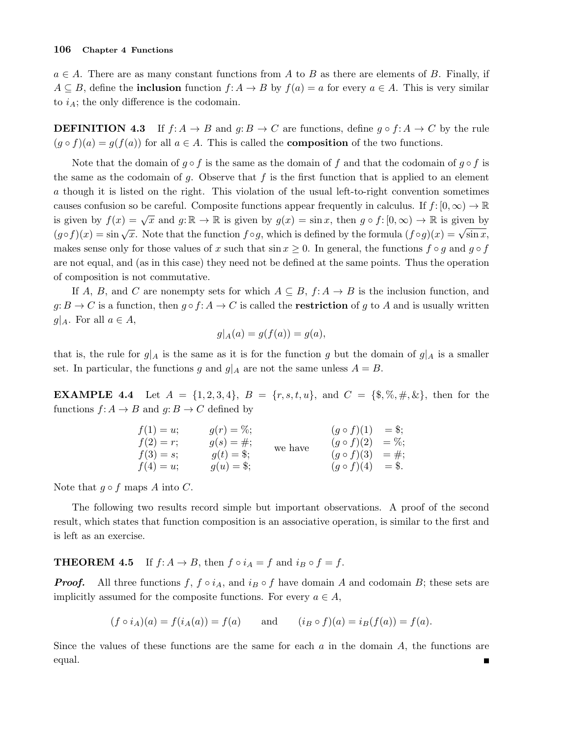$a \in A$. There are as many constant functions from $A$ to $B$ as there are elements of $B$. Finally, if $A \subseteq B$, define the **inclusion** function $f: A \to B$ by $f(a) = a$ for every $a \in A$. This is very similar to $i_A$; the only difference is the codomain.

**DEFINITION 4.3** If $f: A \to B$ and $g: B \to C$ are functions, define $g \circ f: A \to C$ by the rule $(g \circ f)(a) = g(f(a))$ for all $a \in A$. This is called the **composition** of the two functions.

Note that the domain of $g \circ f$ is the same as the domain of $f$ and that the codomain of $g \circ f$ is the same as the codomain of $g$. Observe that $f$ is the first function that is applied to an element $a$ though it is listed on the right. This violation of the usual left-to-right convention sometimes causes confusion so be careful. Composite functions appear frequently in calculus. If $f: [0, \infty) \to \mathbb{R}$ is given by $f(x) = \sqrt{x}$ and $g: \mathbb{R} \to \mathbb{R}$ is given by $g(x) = \sin x$, then $g \circ f: [0, \infty) \to \mathbb{R}$ is given by $(g \circ f)(x) = \sin \sqrt{x}$. Note that the function $f \circ g$, which is defined by the formula $(f \circ g)(x) = \sqrt{\sin x}$, makes sense only for those values of $x$ such that $\sin x \geq 0$. In general, the functions $f \circ g$ and $g \circ f$ are not equal, and (as in this case) they need not be defined at the same points. Thus the operation of composition is not commutative.

If $A$, $B$, and $C$ are nonempty sets for which $A \subseteq B$, $f: A \to B$ is the inclusion function, and $g: B \to C$ is a function, then $g \circ f: A \to C$ is called the **restriction** of $g$ to $A$ and is usually written $g|_A$. For all $a \in A$,

$$g|_A(a) = g(f(a)) = g(a),$$

that is, the rule for $g|_A$ is the same as it is for the function $g$ but the domain of $g|_A$ is a smaller set. In particular, the functions $g$ and $g|_A$ are not the same unless $A = B$.

**EXAMPLE 4.4** Let $A = \{1, 2, 3, 4\}$, $B = \{r, s, t, u\}$, and $C = \{\$, \%, \#, \&\}$, then for the functions $f: A \to B$ and $g: B \to C$ defined by

$$\begin{array}{lll} f(1) = u; & g(r) = \%; & \\ f(2) = r; & g(s) = \#; & \\ f(3) = s; & g(t) = \$; & \\ f(4) = u; & g(u) = \$; & \end{array} \quad \text{we have} \quad \begin{array}{ll} (g \circ f)(1) & = \$; \\ (g \circ f)(2) & = \%; \\ (g \circ f)(3) & = \#; \\ (g \circ f)(4) & = \$. \end{array}$$

Note that $g \circ f$ maps $A$ into $C$.

The following two results record simple but important observations. A proof of the second result, which states that function composition is an associative operation, is similar to the first and is left as an exercise.

**THEOREM 4.5** If $f: A \to B$, then $f \circ i_A = f$ and $i_B \circ f = f$.

***Proof.*** All three functions $f$, $f \circ i_A$, and $i_B \circ f$ have domain $A$ and codomain $B$; these sets are implicitly assumed for the composite functions. For every $a \in A$,

$$(f \circ i_A)(a) = f(i_A(a)) = f(a) \qquad \text{and} \qquad (i_B \circ f)(a) = i_B(f(a)) = f(a).$$

Since the values of these functions are the same for each $a$ in the domain $A$, the functions are equal. ∎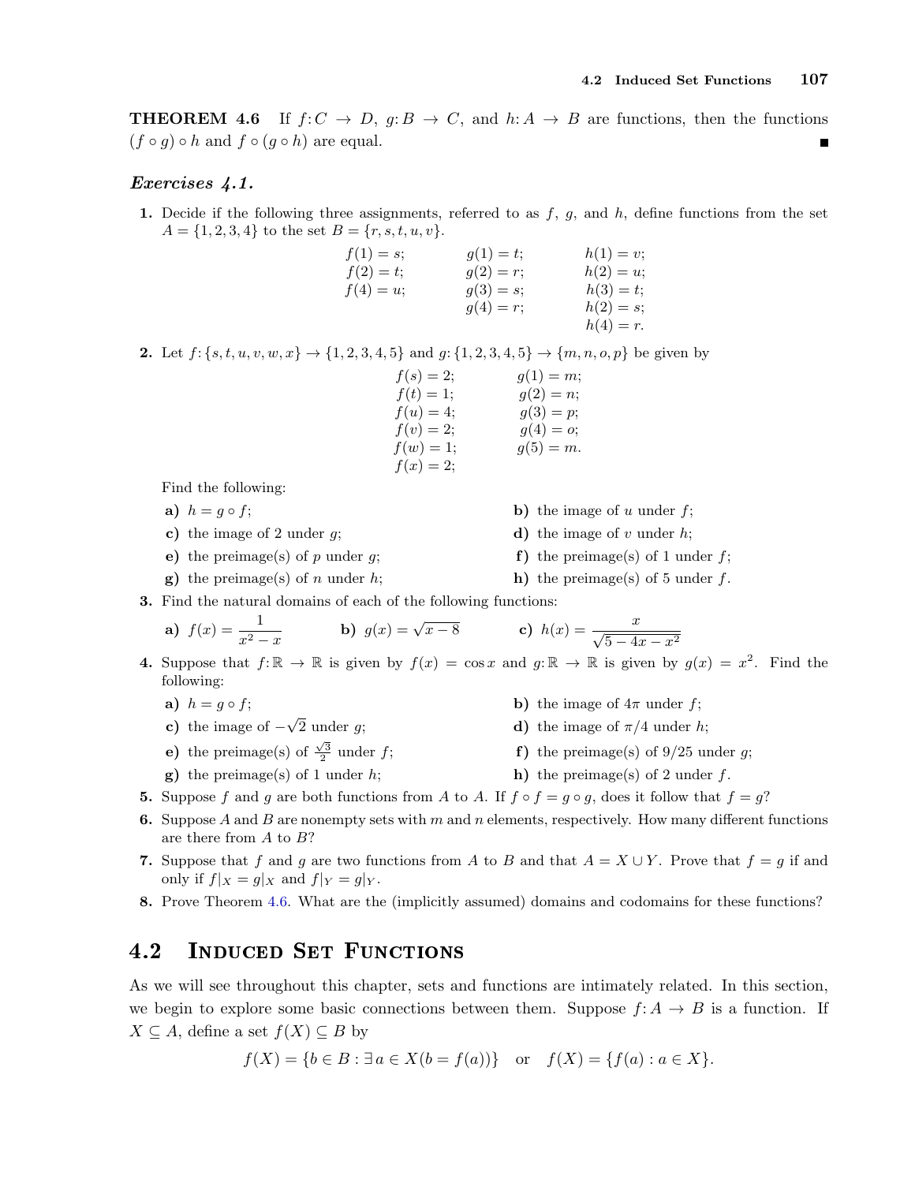**THEOREM 4.6** If $f: C \to D$, $g: B \to C$, and $h: A \to B$ are functions, then the functions $(f \circ g) \circ h$ and $f \circ (g \circ h)$ are equal. ∎

### *Exercises 4.1.*

1. Decide if the following three assignments, referred to as $f$, $g$, and $h$, define functions from the set $A = \{1, 2, 3, 4\}$ to the set $B = \{r, s, t, u, v\}$.

| $f$ | $g$ | $h$ |
|---|---|---|
| $f(1) = s;$ | $g(1) = t;$ | $h(1) = v;$ |
| $f(2) = t;$ | $g(2) = r;$ | $h(2) = u;$ |
| $f(4) = u;$ | $g(3) = s;$ | $h(3) = t;$ |
| | $g(4) = r;$ | $h(2) = s;$ |
| | | $h(4) = r.$ |

2. Let $f: \{s, t, u, v, w, x\} \to \{1, 2, 3, 4, 5\}$ and $g: \{1, 2, 3, 4, 5\} \to \{m, n, o, p\}$ be given by

| $f$ | $g$ |
|---|---|
| $f(s) = 2;$ | $g(1) = m;$ |
| $f(t) = 1;$ | $g(2) = n;$ |
| $f(u) = 4;$ | $g(3) = p;$ |
| $f(v) = 2;$ | $g(4) = o;$ |
| $f(w) = 1;$ | $g(5) = m.$ |
| $f(x) = 2;$ | |

   Find the following:

   **a)** $h = g \circ f$;
   **b)** the image of $u$ under $f$;
   **c)** the image of 2 under $g$;
   **d)** the image of $v$ under $h$;
   **e)** the preimage(s) of $p$ under $g$;
   **f)** the preimage(s) of 1 under $f$;
   **g)** the preimage(s) of $n$ under $h$;
   **h)** the preimage(s) of 5 under $f$.

3. Find the natural domains of each of the following functions:

   **a)** $f(x) = \dfrac{1}{x^2 - x}$ **b)** $g(x) = \sqrt{x - 8}$ **c)** $h(x) = \dfrac{x}{\sqrt{5 - 4x - x^2}}$

4. Suppose that $f: \mathbb{R} \to \mathbb{R}$ is given by $f(x) = \cos x$ and $g: \mathbb{R} \to \mathbb{R}$ is given by $g(x) = x^2$. Find the following:

   **a)** $h = g \circ f$;
   **b)** the image of $4\pi$ under $f$;
   **c)** the image of $-\sqrt{2}$ under $g$;
   **d)** the image of $\pi/4$ under $h$;
   **e)** the preimage(s) of $\frac{\sqrt{3}}{2}$ under $f$;
   **f)** the preimage(s) of $9/25$ under $g$;
   **g)** the preimage(s) of 1 under $h$;
   **h)** the preimage(s) of 2 under $f$.

5. Suppose $f$ and $g$ are both functions from $A$ to $A$. If $f \circ f = g \circ g$, does it follow that $f = g$?

6. Suppose $A$ and $B$ are nonempty sets with $m$ and $n$ elements, respectively. How many different functions are there from $A$ to $B$?

7. Suppose that $f$ and $g$ are two functions from $A$ to $B$ and that $A = X \cup Y$. Prove that $f = g$ if and only if $f|_X = g|_X$ and $f|_Y = g|_Y$.

8. Prove Theorem 4.6. What are the (implicitly assumed) domains and codomains for these functions?

## 4.2 Induced Set Functions

As we will see throughout this chapter, sets and functions are intimately related. In this section, we begin to explore some basic connections between them. Suppose $f: A \to B$ is a function. If $X \subseteq A$, define a set $f(X) \subseteq B$ by

$$f(X) = \{b \in B : \exists\, a \in X (b = f(a))\} \quad \text{or} \quad f(X) = \{f(a) : a \in X\}.$$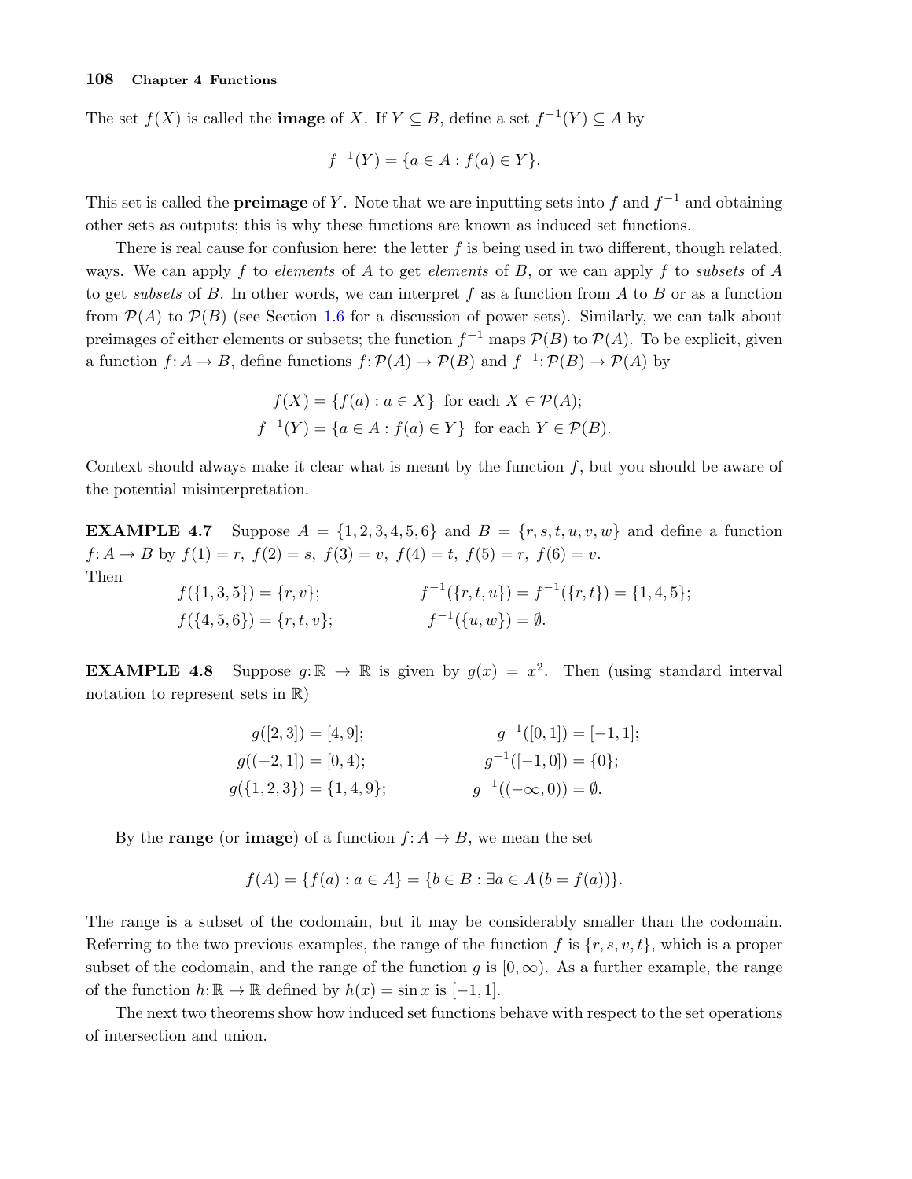The set $f(X)$ is called the **image** of $X$. If $Y \subseteq B$, define a set $f^{-1}(Y) \subseteq A$ by

$$f^{-1}(Y) = \{a \in A : f(a) \in Y\}.$$

This set is called the **preimage** of $Y$. Note that we are inputting sets into $f$ and $f^{-1}$ and obtaining other sets as outputs; this is why these functions are known as induced set functions.

There is real cause for confusion here: the letter $f$ is being used in two different, though related, ways. We can apply $f$ to *elements* of $A$ to get *elements* of $B$, or we can apply $f$ to *subsets* of $A$ to get *subsets* of $B$. In other words, we can interpret $f$ as a function from $A$ to $B$ or as a function from $\mathcal{P}(A)$ to $\mathcal{P}(B)$ (see Section 1.6 for a discussion of power sets). Similarly, we can talk about preimages of either elements or subsets; the function $f^{-1}$ maps $\mathcal{P}(B)$ to $\mathcal{P}(A)$. To be explicit, given a function $f: A \to B$, define functions $f: \mathcal{P}(A) \to \mathcal{P}(B)$ and $f^{-1}: \mathcal{P}(B) \to \mathcal{P}(A)$ by

$$f(X) = \{f(a) : a \in X\} \text{ for each } X \in \mathcal{P}(A);$$
$$f^{-1}(Y) = \{a \in A : f(a) \in Y\} \text{ for each } Y \in \mathcal{P}(B).$$

Context should always make it clear what is meant by the function $f$, but you should be aware of the potential misinterpretation.

**EXAMPLE 4.7** Suppose $A = \{1, 2, 3, 4, 5, 6\}$ and $B = \{r, s, t, u, v, w\}$ and define a function $f: A \to B$ by $f(1) = r,\ f(2) = s,\ f(3) = v,\ f(4) = t,\ f(5) = r,\ f(6) = v$.
Then

$$f(\{1, 3, 5\}) = \{r, v\}; \qquad f^{-1}(\{r, t, u\}) = f^{-1}(\{r, t\}) = \{1, 4, 5\};$$
$$f(\{4, 5, 6\}) = \{r, t, v\}; \qquad f^{-1}(\{u, w\}) = \emptyset.$$

**EXAMPLE 4.8** Suppose $g: \mathbb{R} \to \mathbb{R}$ is given by $g(x) = x^2$. Then (using standard interval notation to represent sets in $\mathbb{R}$)

$$g([2, 3]) = [4, 9]; \qquad g^{-1}([0, 1]) = [-1, 1];$$
$$g((-2, 1]) = [0, 4); \qquad g^{-1}([-1, 0]) = \{0\};$$
$$g(\{1, 2, 3\}) = \{1, 4, 9\}; \qquad g^{-1}((-\infty, 0)) = \emptyset.$$

By the **range** (or **image**) of a function $f: A \to B$, we mean the set

$$f(A) = \{f(a) : a \in A\} = \{b \in B : \exists a \in A\, (b = f(a))\}.$$

The range is a subset of the codomain, but it may be considerably smaller than the codomain. Referring to the two previous examples, the range of the function $f$ is $\{r, s, v, t\}$, which is a proper subset of the codomain, and the range of the function $g$ is $[0, \infty)$. As a further example, the range of the function $h: \mathbb{R} \to \mathbb{R}$ defined by $h(x) = \sin x$ is $[-1, 1]$.

The next two theorems show how induced set functions behave with respect to the set operations of intersection and union.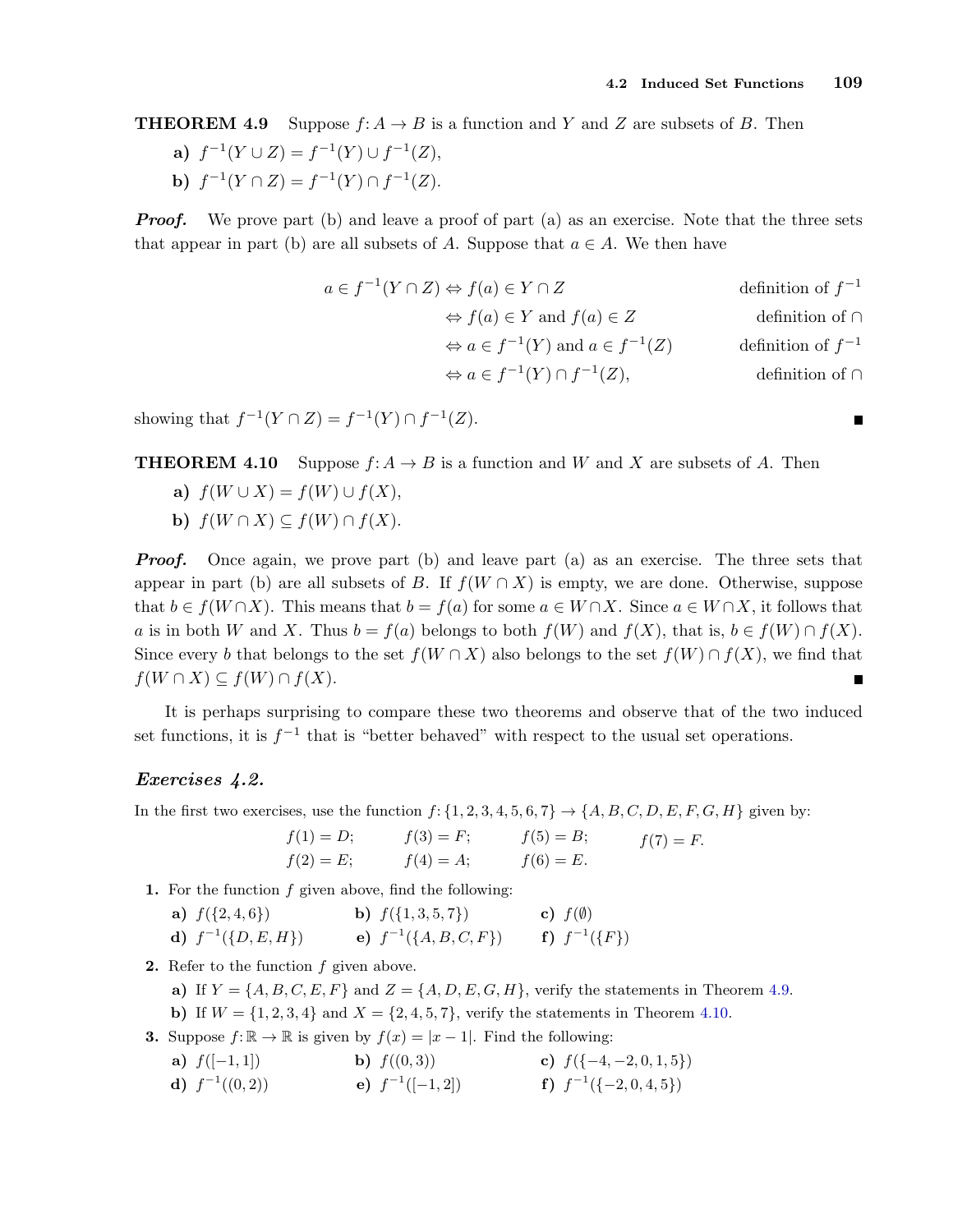**THEOREM 4.9** Suppose $f: A \to B$ is a function and $Y$ and $Z$ are subsets of $B$. Then

- **a)** $f^{-1}(Y \cup Z) = f^{-1}(Y) \cup f^{-1}(Z)$,
- **b)** $f^{-1}(Y \cap Z) = f^{-1}(Y) \cap f^{-1}(Z)$.

***Proof.*** We prove part (b) and leave a proof of part (a) as an exercise. Note that the three sets that appear in part (b) are all subsets of $A$. Suppose that $a \in A$. We then have

$$
\begin{aligned}
a \in f^{-1}(Y \cap Z) &\Leftrightarrow f(a) \in Y \cap Z && \text{definition of } f^{-1} \\
&\Leftrightarrow f(a) \in Y \text{ and } f(a) \in Z && \text{definition of } \cap \\
&\Leftrightarrow a \in f^{-1}(Y) \text{ and } a \in f^{-1}(Z) && \text{definition of } f^{-1} \\
&\Leftrightarrow a \in f^{-1}(Y) \cap f^{-1}(Z), && \text{definition of } \cap
\end{aligned}
$$

showing that $f^{-1}(Y \cap Z) = f^{-1}(Y) \cap f^{-1}(Z)$. ∎

**THEOREM 4.10** Suppose $f: A \to B$ is a function and $W$ and $X$ are subsets of $A$. Then

- **a)** $f(W \cup X) = f(W) \cup f(X)$,
- **b)** $f(W \cap X) \subseteq f(W) \cap f(X)$.

***Proof.*** Once again, we prove part (b) and leave part (a) as an exercise. The three sets that appear in part (b) are all subsets of $B$. If $f(W \cap X)$ is empty, we are done. Otherwise, suppose that $b \in f(W \cap X)$. This means that $b = f(a)$ for some $a \in W \cap X$. Since $a \in W \cap X$, it follows that $a$ is in both $W$ and $X$. Thus $b = f(a)$ belongs to both $f(W)$ and $f(X)$, that is, $b \in f(W) \cap f(X)$. Since every $b$ that belongs to the set $f(W \cap X)$ also belongs to the set $f(W) \cap f(X)$, we find that $f(W \cap X) \subseteq f(W) \cap f(X)$. ∎

It is perhaps surprising to compare these two theorems and observe that of the two induced set functions, it is $f^{-1}$ that is "better behaved" with respect to the usual set operations.

### *Exercises 4.2.*

In the first two exercises, use the function $f: \{1, 2, 3, 4, 5, 6, 7\} \to \{A, B, C, D, E, F, G, H\}$ given by:

$$
\begin{array}{llll}
f(1) = D; & f(3) = F; & f(5) = B; & f(7) = F. \\
f(2) = E; & f(4) = A; & f(6) = E. &
\end{array}
$$

**1.** For the function $f$ given above, find the following:

- **a)** $f(\{2, 4, 6\})$
- **b)** $f(\{1, 3, 5, 7\})$
- **c)** $f(\emptyset)$
- **d)** $f^{-1}(\{D, E, H\})$
- **e)** $f^{-1}(\{A, B, C, F\})$
- **f)** $f^{-1}(\{F\})$

**2.** Refer to the function $f$ given above.

- **a)** If $Y = \{A, B, C, E, F\}$ and $Z = \{A, D, E, G, H\}$, verify the statements in Theorem 4.9.
- **b)** If $W = \{1, 2, 3, 4\}$ and $X = \{2, 4, 5, 7\}$, verify the statements in Theorem 4.10.

**3.** Suppose $f: \mathbb{R} \to \mathbb{R}$ is given by $f(x) = |x - 1|$. Find the following:

- **a)** $f([-1, 1])$
- **b)** $f((0, 3))$
- **c)** $f(\{-4, -2, 0, 1, 5\})$
- **d)** $f^{-1}((0, 2))$
- **e)** $f^{-1}([-1, 2])$
- **f)** $f^{-1}(\{-2, 0, 4, 5\})$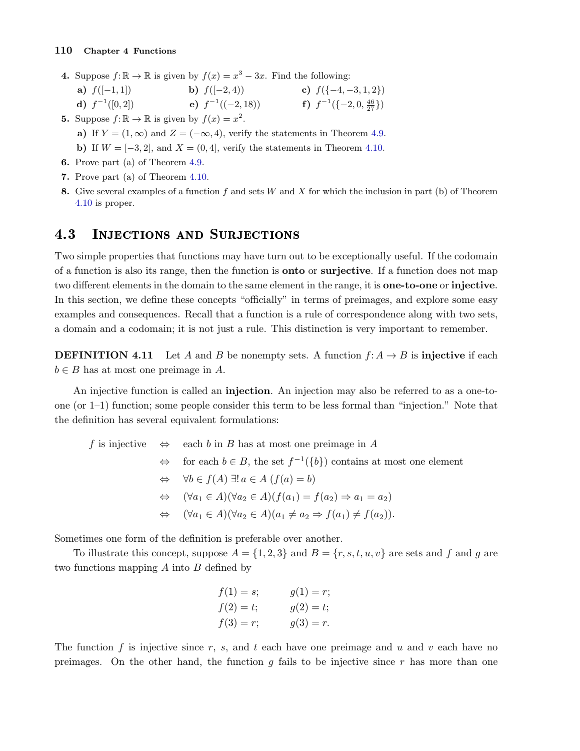4. Suppose $f\colon \mathbb{R} \to \mathbb{R}$ is given by $f(x) = x^3 - 3x$. Find the following:

   **a)** $f([-1, 1])$ **b)** $f([-2, 4))$ **c)** $f(\{-4, -3, 1, 2\})$

   **d)** $f^{-1}([0, 2])$ **e)** $f^{-1}((-2, 18))$ **f)** $f^{-1}(\{-2, 0, \frac{46}{27}\})$

5. Suppose $f\colon \mathbb{R} \to \mathbb{R}$ is given by $f(x) = x^2$.

   **a)** If $Y = (1, \infty)$ and $Z = (-\infty, 4)$, verify the statements in Theorem 4.9.

   **b)** If $W = [-3, 2]$, and $X = (0, 4]$, verify the statements in Theorem 4.10.

6. Prove part (a) of Theorem 4.9.

7. Prove part (a) of Theorem 4.10.

8. Give several examples of a function $f$ and sets $W$ and $X$ for which the inclusion in part (b) of Theorem 4.10 is proper.

## 4.3 Injections and Surjections

Two simple properties that functions may have turn out to be exceptionally useful. If the codomain of a function is also its range, then the function is **onto** or **surjective**. If a function does not map two different elements in the domain to the same element in the range, it is **one-to-one** or **injective**. In this section, we define these concepts "officially" in terms of preimages, and explore some easy examples and consequences. Recall that a function is a rule of correspondence along with two sets, a domain and a codomain; it is not just a rule. This distinction is very important to remember.

**DEFINITION 4.11** Let $A$ and $B$ be nonempty sets. A function $f\colon A \to B$ is **injective** if each $b \in B$ has at most one preimage in $A$.

An injective function is called an **injection**. An injection may also be referred to as a one-to-one (or 1–1) function; some people consider this term to be less formal than "injection." Note that the definition has several equivalent formulations:

$$
\begin{aligned}
f \text{ is injective} \quad &\Leftrightarrow \quad \text{each } b \text{ in } B \text{ has at most one preimage in } A \\
&\Leftrightarrow \quad \text{for each } b \in B, \text{ the set } f^{-1}(\{b\}) \text{ contains at most one element} \\
&\Leftrightarrow \quad \forall b \in f(A)\ \exists!\, a \in A\ (f(a) = b) \\
&\Leftrightarrow \quad (\forall a_1 \in A)(\forall a_2 \in A)(f(a_1) = f(a_2) \Rightarrow a_1 = a_2) \\
&\Leftrightarrow \quad (\forall a_1 \in A)(\forall a_2 \in A)(a_1 \neq a_2 \Rightarrow f(a_1) \neq f(a_2)).
\end{aligned}
$$

Sometimes one form of the definition is preferable over another.

To illustrate this concept, suppose $A = \{1, 2, 3\}$ and $B = \{r, s, t, u, v\}$ are sets and $f$ and $g$ are two functions mapping $A$ into $B$ defined by

$$
\begin{aligned}
f(1) &= s; \qquad & g(1) &= r; \\
f(2) &= t; \qquad & g(2) &= t; \\
f(3) &= r; \qquad & g(3) &= r.
\end{aligned}
$$

The function $f$ is injective since $r$, $s$, and $t$ each have one preimage and $u$ and $v$ each have no preimages. On the other hand, the function $g$ fails to be injective since $r$ has more than one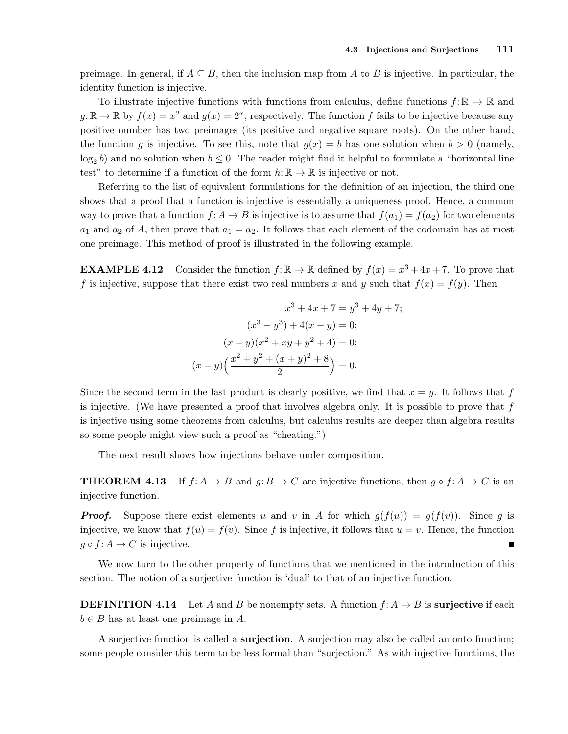preimage. In general, if $A \subseteq B$, then the inclusion map from $A$ to $B$ is injective. In particular, the identity function is injective.

To illustrate injective functions with functions from calculus, define functions $f\colon \mathbb{R} \to \mathbb{R}$ and $g\colon \mathbb{R} \to \mathbb{R}$ by $f(x) = x^2$ and $g(x) = 2^x$, respectively. The function $f$ fails to be injective because any positive number has two preimages (its positive and negative square roots). On the other hand, the function $g$ is injective. To see this, note that $g(x) = b$ has one solution when $b > 0$ (namely, $\log_2 b$) and no solution when $b \leq 0$. The reader might find it helpful to formulate a "horizontal line test" to determine if a function of the form $h\colon \mathbb{R} \to \mathbb{R}$ is injective or not.

Referring to the list of equivalent formulations for the definition of an injection, the third one shows that a proof that a function is injective is essentially a uniqueness proof. Hence, a common way to prove that a function $f\colon A \to B$ is injective is to assume that $f(a_1) = f(a_2)$ for two elements $a_1$ and $a_2$ of $A$, then prove that $a_1 = a_2$. It follows that each element of the codomain has at most one preimage. This method of proof is illustrated in the following example.

**EXAMPLE 4.12** Consider the function $f\colon \mathbb{R} \to \mathbb{R}$ defined by $f(x) = x^3 + 4x + 7$. To prove that $f$ is injective, suppose that there exist two real numbers $x$ and $y$ such that $f(x) = f(y)$. Then

$$
\begin{aligned}
x^3 + 4x + 7 &= y^3 + 4y + 7; \\
(x^3 - y^3) + 4(x - y) &= 0; \\
(x - y)(x^2 + xy + y^2 + 4) &= 0; \\
(x - y)\Big(\frac{x^2 + y^2 + (x + y)^2 + 8}{2}\Big) &= 0.
\end{aligned}
$$

Since the second term in the last product is clearly positive, we find that $x = y$. It follows that $f$ is injective. (We have presented a proof that involves algebra only. It is possible to prove that $f$ is injective using some theorems from calculus, but calculus results are deeper than algebra results so some people might view such a proof as "cheating.")

The next result shows how injections behave under composition.

**THEOREM 4.13** If $f\colon A \to B$ and $g\colon B \to C$ are injective functions, then $g \circ f\colon A \to C$ is an injective function.

***Proof.*** Suppose there exist elements $u$ and $v$ in $A$ for which $g(f(u)) = g(f(v))$. Since $g$ is injective, we know that $f(u) = f(v)$. Since $f$ is injective, it follows that $u = v$. Hence, the function $g \circ f\colon A \to C$ is injective. ∎

We now turn to the other property of functions that we mentioned in the introduction of this section. The notion of a surjective function is 'dual' to that of an injective function.

**DEFINITION 4.14** Let $A$ and $B$ be nonempty sets. A function $f\colon A \to B$ is **surjective** if each $b \in B$ has at least one preimage in $A$.

A surjective function is called a **surjection**. A surjection may also be called an onto function; some people consider this term to be less formal than "surjection." As with injective functions, the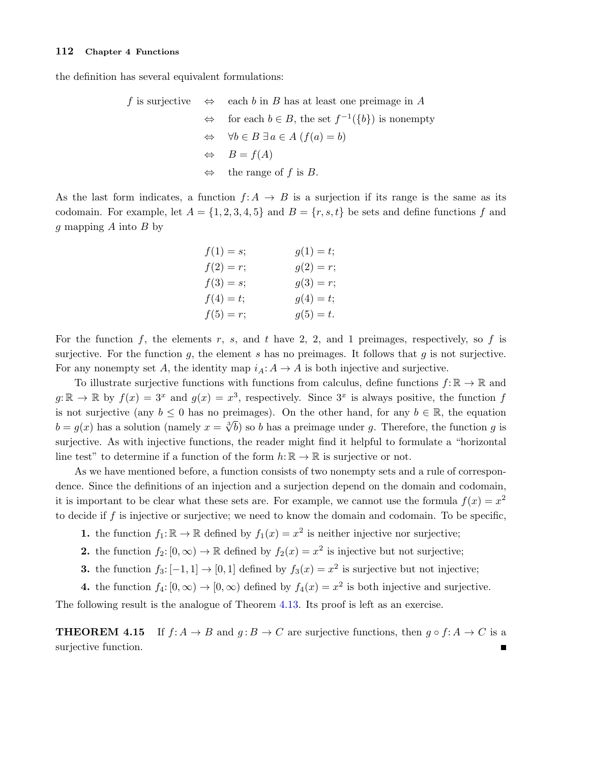the definition has several equivalent formulations:

$$
\begin{aligned}
f \text{ is surjective} \quad &\Leftrightarrow \quad \text{each } b \text{ in } B \text{ has at least one preimage in } A \\
&\Leftrightarrow \quad \text{for each } b \in B, \text{ the set } f^{-1}(\{b\}) \text{ is nonempty} \\
&\Leftrightarrow \quad \forall b \in B \; \exists\, a \in A \; (f(a) = b) \\
&\Leftrightarrow \quad B = f(A) \\
&\Leftrightarrow \quad \text{the range of } f \text{ is } B.
\end{aligned}
$$

As the last form indicates, a function $f: A \to B$ is a surjection if its range is the same as its codomain. For example, let $A = \{1, 2, 3, 4, 5\}$ and $B = \{r, s, t\}$ be sets and define functions $f$ and $g$ mapping $A$ into $B$ by

$$
\begin{aligned}
f(1) &= s; & \qquad g(1) &= t; \\
f(2) &= r; & \qquad g(2) &= r; \\
f(3) &= s; & \qquad g(3) &= r; \\
f(4) &= t; & \qquad g(4) &= t; \\
f(5) &= r; & \qquad g(5) &= t.
\end{aligned}
$$

For the function $f$, the elements $r$, $s$, and $t$ have 2, 2, and 1 preimages, respectively, so $f$ is surjective. For the function $g$, the element $s$ has no preimages. It follows that $g$ is not surjective. For any nonempty set $A$, the identity map $i_A: A \to A$ is both injective and surjective.

To illustrate surjective functions with functions from calculus, define functions $f: \mathbb{R} \to \mathbb{R}$ and $g: \mathbb{R} \to \mathbb{R}$ by $f(x) = 3^x$ and $g(x) = x^3$, respectively. Since $3^x$ is always positive, the function $f$ is not surjective (any $b \leq 0$ has no preimages). On the other hand, for any $b \in \mathbb{R}$, the equation $b = g(x)$ has a solution (namely $x = \sqrt[3]{b}$) so $b$ has a preimage under $g$. Therefore, the function $g$ is surjective. As with injective functions, the reader might find it helpful to formulate a "horizontal line test" to determine if a function of the form $h: \mathbb{R} \to \mathbb{R}$ is surjective or not.

As we have mentioned before, a function consists of two nonempty sets and a rule of correspondence. Since the definitions of an injection and a surjection depend on the domain and codomain, it is important to be clear what these sets are. For example, we cannot use the formula $f(x) = x^2$ to decide if $f$ is injective or surjective; we need to know the domain and codomain. To be specific,

1. the function $f_1: \mathbb{R} \to \mathbb{R}$ defined by $f_1(x) = x^2$ is neither injective nor surjective;
2. the function $f_2: [0, \infty) \to \mathbb{R}$ defined by $f_2(x) = x^2$ is injective but not surjective;
3. the function $f_3: [-1, 1] \to [0, 1]$ defined by $f_3(x) = x^2$ is surjective but not injective;
4. the function $f_4: [0, \infty) \to [0, \infty)$ defined by $f_4(x) = x^2$ is both injective and surjective.

The following result is the analogue of Theorem 4.13. Its proof is left as an exercise.

**THEOREM 4.15** If $f: A \to B$ and $g: B \to C$ are surjective functions, then $g \circ f: A \to C$ is a surjective function. ∎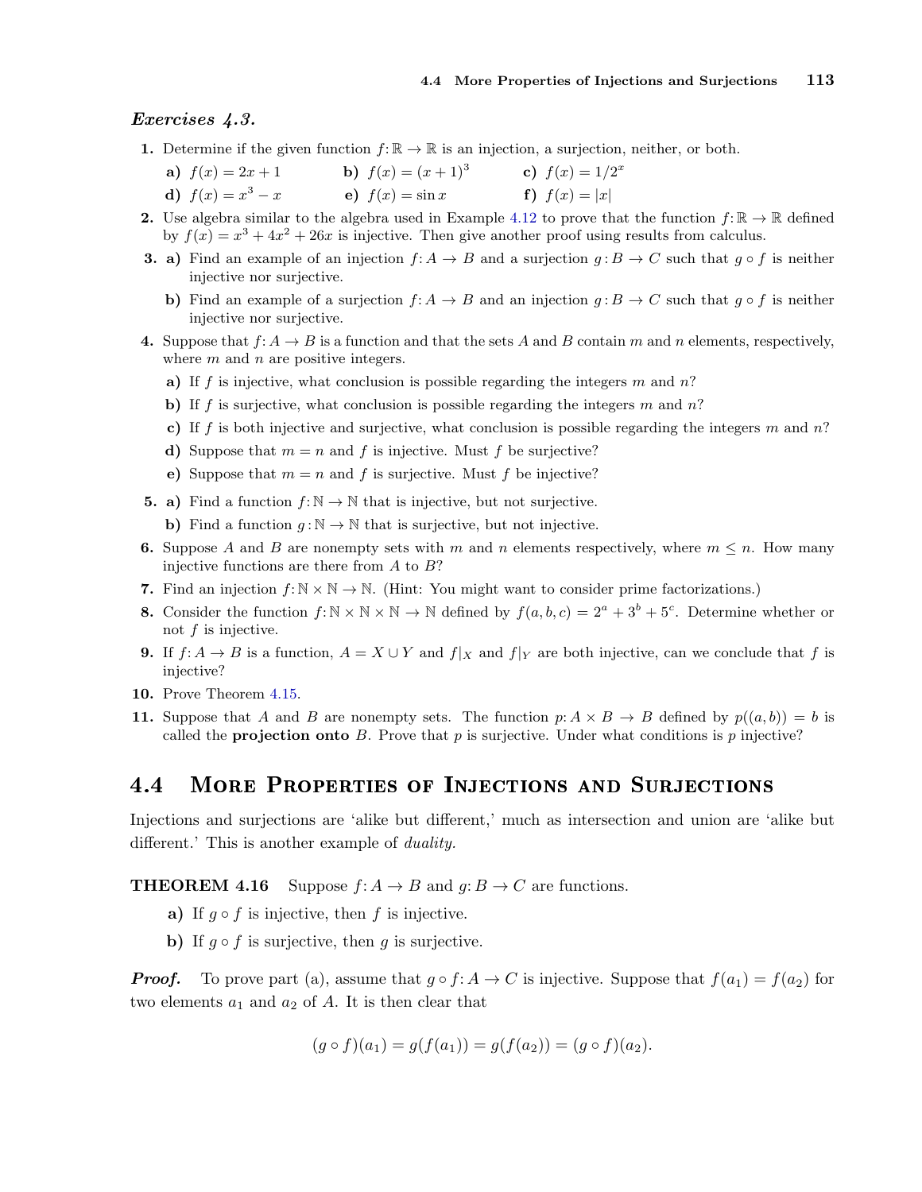### *Exercises 4.3.*

1. Determine if the given function $f: \mathbb{R} \to \mathbb{R}$ is an injection, a surjection, neither, or both.

   **a)** $f(x) = 2x + 1$ **b)** $f(x) = (x+1)^3$ **c)** $f(x) = 1/2^x$

   **d)** $f(x) = x^3 - x$ **e)** $f(x) = \sin x$ **f)** $f(x) = |x|$

2. Use algebra similar to the algebra used in Example 4.12 to prove that the function $f: \mathbb{R} \to \mathbb{R}$ defined by $f(x) = x^3 + 4x^2 + 26x$ is injective. Then give another proof using results from calculus.

3. **a)** Find an example of an injection $f: A \to B$ and a surjection $g: B \to C$ such that $g \circ f$ is neither injective nor surjective.

   **b)** Find an example of a surjection $f: A \to B$ and an injection $g: B \to C$ such that $g \circ f$ is neither injective nor surjective.

4. Suppose that $f: A \to B$ is a function and that the sets $A$ and $B$ contain $m$ and $n$ elements, respectively, where $m$ and $n$ are positive integers.

   **a)** If $f$ is injective, what conclusion is possible regarding the integers $m$ and $n$?

   **b)** If $f$ is surjective, what conclusion is possible regarding the integers $m$ and $n$?

   **c)** If $f$ is both injective and surjective, what conclusion is possible regarding the integers $m$ and $n$?

   **d)** Suppose that $m = n$ and $f$ is injective. Must $f$ be surjective?

   **e)** Suppose that $m = n$ and $f$ is surjective. Must $f$ be injective?

5. **a)** Find a function $f: \mathbb{N} \to \mathbb{N}$ that is injective, but not surjective.

   **b)** Find a function $g: \mathbb{N} \to \mathbb{N}$ that is surjective, but not injective.

6. Suppose $A$ and $B$ are nonempty sets with $m$ and $n$ elements respectively, where $m \leq n$. How many injective functions are there from $A$ to $B$?

7. Find an injection $f: \mathbb{N} \times \mathbb{N} \to \mathbb{N}$. (Hint: You might want to consider prime factorizations.)

8. Consider the function $f: \mathbb{N} \times \mathbb{N} \times \mathbb{N} \to \mathbb{N}$ defined by $f(a, b, c) = 2^a + 3^b + 5^c$. Determine whether or not $f$ is injective.

9. If $f: A \to B$ is a function, $A = X \cup Y$ and $f|_X$ and $f|_Y$ are both injective, can we conclude that $f$ is injective?

10. Prove Theorem 4.15.

11. Suppose that $A$ and $B$ are nonempty sets. The function $p: A \times B \to B$ defined by $p((a, b)) = b$ is called the **projection onto** $B$. Prove that $p$ is surjective. Under what conditions is $p$ injective?

## 4.4 More Properties of Injections and Surjections

Injections and surjections are 'alike but different,' much as intersection and union are 'alike but different.' This is another example of *duality*.

**THEOREM 4.16** Suppose $f: A \to B$ and $g: B \to C$ are functions.

**a)** If $g \circ f$ is injective, then $f$ is injective.

**b)** If $g \circ f$ is surjective, then $g$ is surjective.

***Proof.*** To prove part (a), assume that $g \circ f: A \to C$ is injective. Suppose that $f(a_1) = f(a_2)$ for two elements $a_1$ and $a_2$ of $A$. It is then clear that

$$(g \circ f)(a_1) = g(f(a_1)) = g(f(a_2)) = (g \circ f)(a_2).$$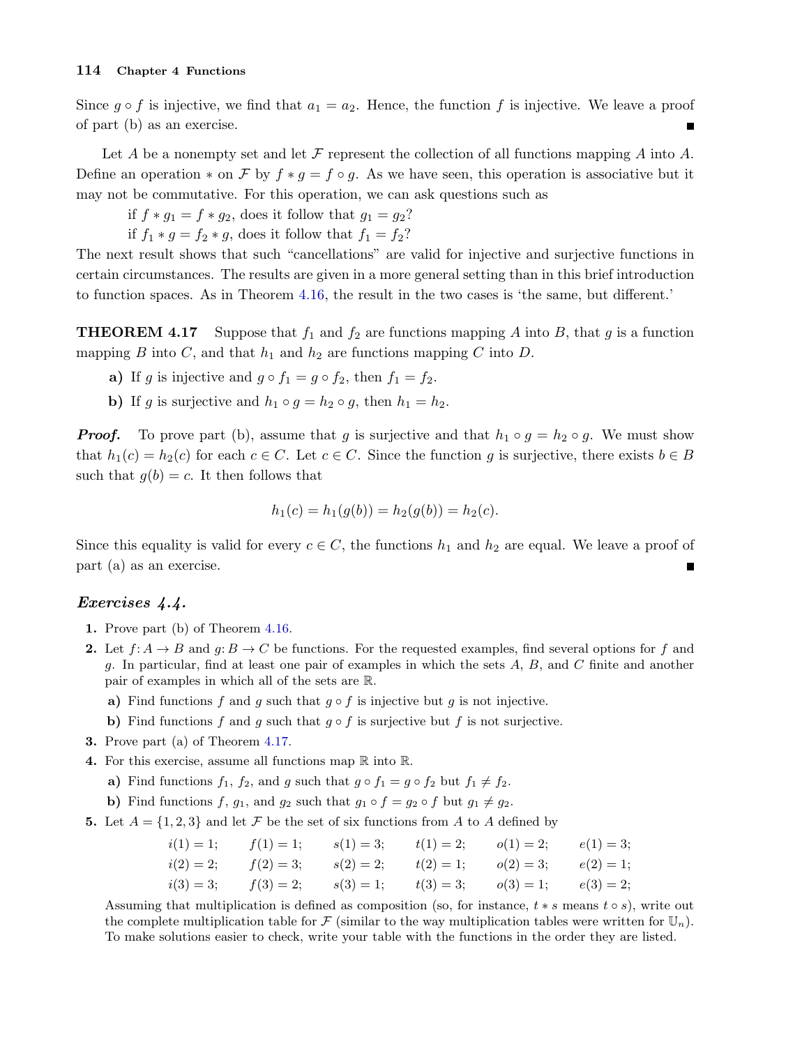Since $g \circ f$ is injective, we find that $a_1 = a_2$. Hence, the function $f$ is injective. We leave a proof of part (b) as an exercise. ∎

Let $A$ be a nonempty set and let $\mathcal{F}$ represent the collection of all functions mapping $A$ into $A$. Define an operation $*$ on $\mathcal{F}$ by $f * g = f \circ g$. As we have seen, this operation is associative but it may not be commutative. For this operation, we can ask questions such as

if $f * g_1 = f * g_2$, does it follow that $g_1 = g_2$?

if $f_1 * g = f_2 * g$, does it follow that $f_1 = f_2$?

The next result shows that such "cancellations" are valid for injective and surjective functions in certain circumstances. The results are given in a more general setting than in this brief introduction to function spaces. As in Theorem 4.16, the result in the two cases is 'the same, but different.'

**THEOREM 4.17** Suppose that $f_1$ and $f_2$ are functions mapping $A$ into $B$, that $g$ is a function mapping $B$ into $C$, and that $h_1$ and $h_2$ are functions mapping $C$ into $D$.

**a)** If $g$ is injective and $g \circ f_1 = g \circ f_2$, then $f_1 = f_2$.

**b)** If $g$ is surjective and $h_1 \circ g = h_2 \circ g$, then $h_1 = h_2$.

***Proof.*** To prove part (b), assume that $g$ is surjective and that $h_1 \circ g = h_2 \circ g$. We must show that $h_1(c) = h_2(c)$ for each $c \in C$. Let $c \in C$. Since the function $g$ is surjective, there exists $b \in B$ such that $g(b) = c$. It then follows that

$$h_1(c) = h_1(g(b)) = h_2(g(b)) = h_2(c).$$

Since this equality is valid for every $c \in C$, the functions $h_1$ and $h_2$ are equal. We leave a proof of part (a) as an exercise. ∎

### *Exercises 4.4.*

**1.** Prove part (b) of Theorem 4.16.

**2.** Let $f\colon A \to B$ and $g\colon B \to C$ be functions. For the requested examples, find several options for $f$ and $g$. In particular, find at least one pair of examples in which the sets $A$, $B$, and $C$ finite and another pair of examples in which all of the sets are $\mathbb{R}$.

  **a)** Find functions $f$ and $g$ such that $g \circ f$ is injective but $g$ is not injective.

  **b)** Find functions $f$ and $g$ such that $g \circ f$ is surjective but $f$ is not surjective.

**3.** Prove part (a) of Theorem 4.17.

**4.** For this exercise, assume all functions map $\mathbb{R}$ into $\mathbb{R}$.

  **a)** Find functions $f_1$, $f_2$, and $g$ such that $g \circ f_1 = g \circ f_2$ but $f_1 \neq f_2$.

  **b)** Find functions $f$, $g_1$, and $g_2$ such that $g_1 \circ f = g_2 \circ f$ but $g_1 \neq g_2$.

**5.** Let $A = \{1, 2, 3\}$ and let $\mathcal{F}$ be the set of six functions from $A$ to $A$ defined by

$$\begin{array}{llllll}
i(1) = 1; & f(1) = 1; & s(1) = 3; & t(1) = 2; & o(1) = 2; & e(1) = 3; \\
i(2) = 2; & f(2) = 3; & s(2) = 2; & t(2) = 1; & o(2) = 3; & e(2) = 1; \\
i(3) = 3; & f(3) = 2; & s(3) = 1; & t(3) = 3; & o(3) = 1; & e(3) = 2;
\end{array}$$

Assuming that multiplication is defined as composition (so, for instance, $t * s$ means $t \circ s$), write out the complete multiplication table for $\mathcal{F}$ (similar to the way multiplication tables were written for $\mathbb{U}_n$). To make solutions easier to check, write your table with the functions in the order they are listed.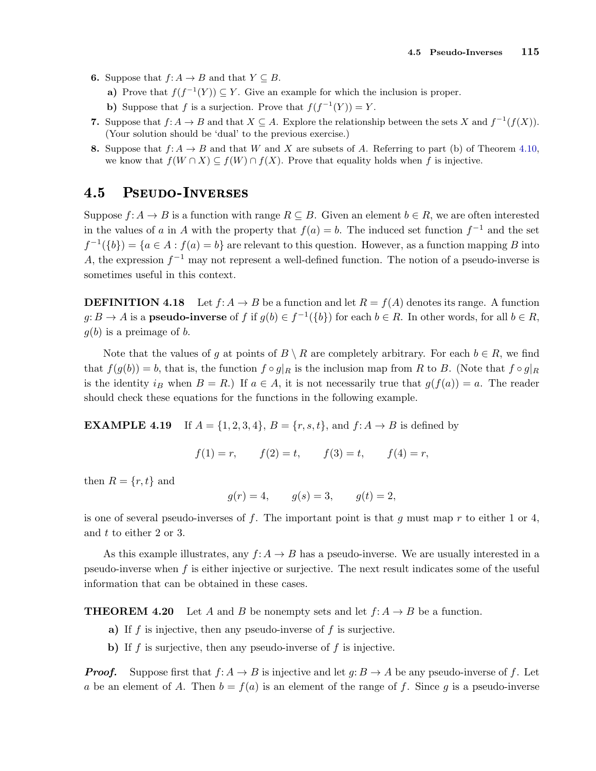6. Suppose that $f: A \to B$ and that $Y \subseteq B$.

   a) Prove that $f(f^{-1}(Y)) \subseteq Y$. Give an example for which the inclusion is proper.

   b) Suppose that $f$ is a surjection. Prove that $f(f^{-1}(Y)) = Y$.

7. Suppose that $f: A \to B$ and that $X \subseteq A$. Explore the relationship between the sets $X$ and $f^{-1}(f(X))$. (Your solution should be 'dual' to the previous exercise.)

8. Suppose that $f: A \to B$ and that $W$ and $X$ are subsets of $A$. Referring to part (b) of Theorem 4.10, we know that $f(W \cap X) \subseteq f(W) \cap f(X)$. Prove that equality holds when $f$ is injective.

## 4.5 Pseudo-Inverses

Suppose $f: A \to B$ is a function with range $R \subseteq B$. Given an element $b \in R$, we are often interested in the values of $a$ in $A$ with the property that $f(a) = b$. The induced set function $f^{-1}$ and the set $f^{-1}(\{b\}) = \{a \in A : f(a) = b\}$ are relevant to this question. However, as a function mapping $B$ into $A$, the expression $f^{-1}$ may not represent a well-defined function. The notion of a pseudo-inverse is sometimes useful in this context.

**DEFINITION 4.18** Let $f: A \to B$ be a function and let $R = f(A)$ denotes its range. A function $g: B \to A$ is a **pseudo-inverse** of $f$ if $g(b) \in f^{-1}(\{b\})$ for each $b \in R$. In other words, for all $b \in R$, $g(b)$ is a preimage of $b$.

Note that the values of $g$ at points of $B \setminus R$ are completely arbitrary. For each $b \in R$, we find that $f(g(b)) = b$, that is, the function $f \circ g|_R$ is the inclusion map from $R$ to $B$. (Note that $f \circ g|_R$ is the identity $i_B$ when $B = R$.) If $a \in A$, it is not necessarily true that $g(f(a)) = a$. The reader should check these equations for the functions in the following example.

**EXAMPLE 4.19** If $A = \{1, 2, 3, 4\}$, $B = \{r, s, t\}$, and $f: A \to B$ is defined by

$$f(1) = r, \qquad f(2) = t, \qquad f(3) = t, \qquad f(4) = r,$$

then $R = \{r, t\}$ and

$$g(r) = 4, \qquad g(s) = 3, \qquad g(t) = 2,$$

is one of several pseudo-inverses of $f$. The important point is that $g$ must map $r$ to either 1 or 4, and $t$ to either 2 or 3.

As this example illustrates, any $f: A \to B$ has a pseudo-inverse. We are usually interested in a pseudo-inverse when $f$ is either injective or surjective. The next result indicates some of the useful information that can be obtained in these cases.

**THEOREM 4.20** Let $A$ and $B$ be nonempty sets and let $f: A \to B$ be a function.

a) If $f$ is injective, then any pseudo-inverse of $f$ is surjective.

b) If $f$ is surjective, then any pseudo-inverse of $f$ is injective.

***Proof.*** Suppose first that $f: A \to B$ is injective and let $g: B \to A$ be any pseudo-inverse of $f$. Let $a$ be an element of $A$. Then $b = f(a)$ is an element of the range of $f$. Since $g$ is a pseudo-inverse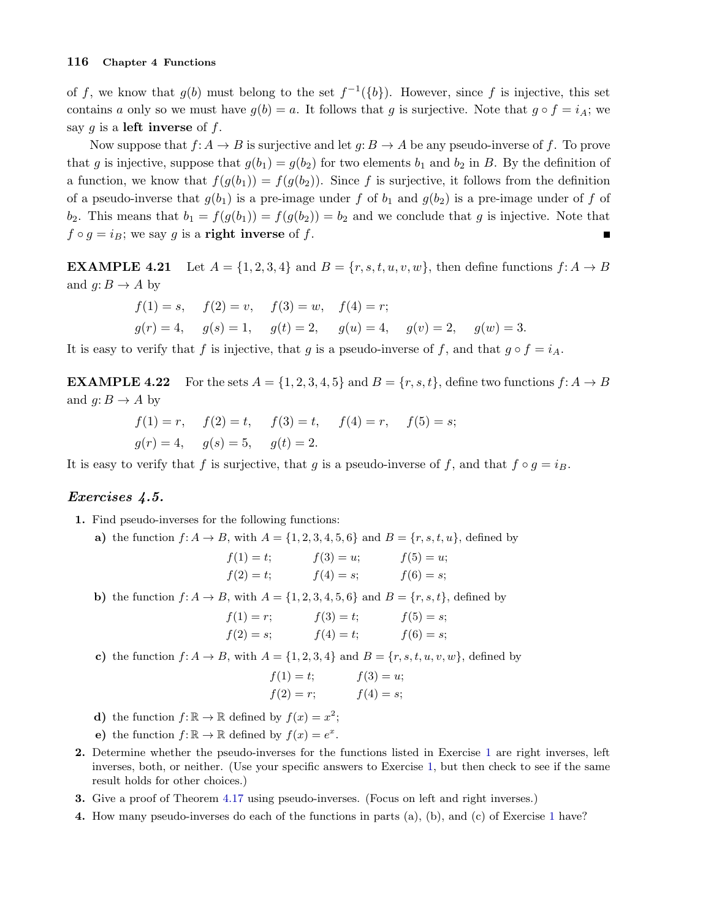of $f$, we know that $g(b)$ must belong to the set $f^{-1}(\{b\})$. However, since $f$ is injective, this set contains $a$ only so we must have $g(b) = a$. It follows that $g$ is surjective. Note that $g \circ f = i_A$; we say $g$ is a **left inverse** of $f$.

Now suppose that $f: A \to B$ is surjective and let $g: B \to A$ be any pseudo-inverse of $f$. To prove that $g$ is injective, suppose that $g(b_1) = g(b_2)$ for two elements $b_1$ and $b_2$ in $B$. By the definition of a function, we know that $f(g(b_1)) = f(g(b_2))$. Since $f$ is surjective, it follows from the definition of a pseudo-inverse that $g(b_1)$ is a pre-image under $f$ of $b_1$ and $g(b_2)$ is a pre-image under of $f$ of $b_2$. This means that $b_1 = f(g(b_1)) = f(g(b_2)) = b_2$ and we conclude that $g$ is injective. Note that $f \circ g = i_B$; we say $g$ is a **right inverse** of $f$. ■

**EXAMPLE 4.21** Let $A = \{1, 2, 3, 4\}$ and $B = \{r, s, t, u, v, w\}$, then define functions $f: A \to B$ and $g: B \to A$ by

$$f(1) = s, \quad f(2) = v, \quad f(3) = w, \quad f(4) = r;$$
$$g(r) = 4, \quad g(s) = 1, \quad g(t) = 2, \quad g(u) = 4, \quad g(v) = 2, \quad g(w) = 3.$$

It is easy to verify that $f$ is injective, that $g$ is a pseudo-inverse of $f$, and that $g \circ f = i_A$.

**EXAMPLE 4.22** For the sets $A = \{1, 2, 3, 4, 5\}$ and $B = \{r, s, t\}$, define two functions $f: A \to B$ and $g: B \to A$ by

$$f(1) = r, \quad f(2) = t, \quad f(3) = t, \quad f(4) = r, \quad f(5) = s;$$
$$g(r) = 4, \quad g(s) = 5, \quad g(t) = 2.$$

It is easy to verify that $f$ is surjective, that $g$ is a pseudo-inverse of $f$, and that $f \circ g = i_B$.

### *Exercises 4.5.*

1. Find pseudo-inverses for the following functions:
   - **a)** the function $f: A \to B$, with $A = \{1, 2, 3, 4, 5, 6\}$ and $B = \{r, s, t, u\}$, defined by
     $$f(1) = t; \quad f(3) = u; \quad f(5) = u;$$
     $$f(2) = t; \quad f(4) = s; \quad f(6) = s;$$
   - **b)** the function $f: A \to B$, with $A = \{1, 2, 3, 4, 5, 6\}$ and $B = \{r, s, t\}$, defined by
     $$f(1) = r; \quad f(3) = t; \quad f(5) = s;$$
     $$f(2) = s; \quad f(4) = t; \quad f(6) = s;$$
   - **c)** the function $f: A \to B$, with $A = \{1, 2, 3, 4\}$ and $B = \{r, s, t, u, v, w\}$, defined by
     $$f(1) = t; \quad f(3) = u;$$
     $$f(2) = r; \quad f(4) = s;$$
   - **d)** the function $f: \mathbb{R} \to \mathbb{R}$ defined by $f(x) = x^2$;
   - **e)** the function $f: \mathbb{R} \to \mathbb{R}$ defined by $f(x) = e^x$.
2. Determine whether the pseudo-inverses for the functions listed in Exercise 1 are right inverses, left inverses, both, or neither. (Use your specific answers to Exercise 1, but then check to see if the same result holds for other choices.)
3. Give a proof of Theorem 4.17 using pseudo-inverses. (Focus on left and right inverses.)
4. How many pseudo-inverses do each of the functions in parts (a), (b), and (c) of Exercise 1 have?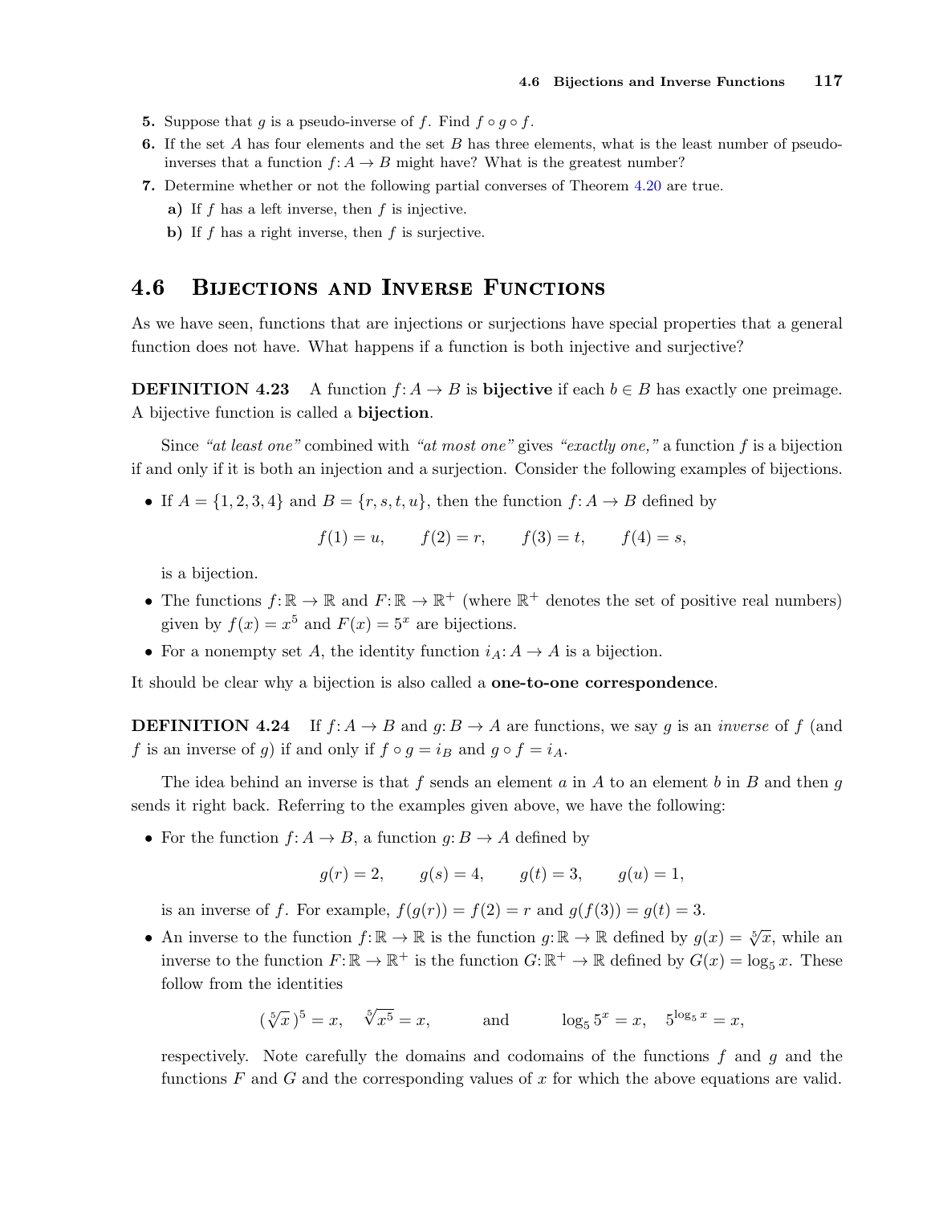**5.** Suppose that $g$ is a pseudo-inverse of $f$. Find $f \circ g \circ f$.

**6.** If the set $A$ has four elements and the set $B$ has three elements, what is the least number of pseudo-inverses that a function $f: A \to B$ might have? What is the greatest number?

**7.** Determine whether or not the following partial converses of Theorem 4.20 are true.

**a)** If $f$ has a left inverse, then $f$ is injective.

**b)** If $f$ has a right inverse, then $f$ is surjective.

## 4.6 Bijections and Inverse Functions

As we have seen, functions that are injections or surjections have special properties that a general function does not have. What happens if a function is both injective and surjective?

**DEFINITION 4.23** A function $f: A \to B$ is **bijective** if each $b \in B$ has exactly one preimage. A bijective function is called a **bijection**.

Since *"at least one"* combined with *"at most one"* gives *"exactly one,"* a function $f$ is a bijection if and only if it is both an injection and a surjection. Consider the following examples of bijections.

- If $A = \{1, 2, 3, 4\}$ and $B = \{r, s, t, u\}$, then the function $f: A \to B$ defined by
$$f(1) = u, \qquad f(2) = r, \qquad f(3) = t, \qquad f(4) = s,$$
is a bijection.
- The functions $f: \mathbb{R} \to \mathbb{R}$ and $F: \mathbb{R} \to \mathbb{R}^+$ (where $\mathbb{R}^+$ denotes the set of positive real numbers) given by $f(x) = x^5$ and $F(x) = 5^x$ are bijections.
- For a nonempty set $A$, the identity function $i_A: A \to A$ is a bijection.

It should be clear why a bijection is also called a **one-to-one correspondence**.

**DEFINITION 4.24** If $f: A \to B$ and $g: B \to A$ are functions, we say $g$ is an *inverse* of $f$ (and $f$ is an inverse of $g$) if and only if $f \circ g = i_B$ and $g \circ f = i_A$.

The idea behind an inverse is that $f$ sends an element $a$ in $A$ to an element $b$ in $B$ and then $g$ sends it right back. Referring to the examples given above, we have the following:

- For the function $f: A \to B$, a function $g: B \to A$ defined by
$$g(r) = 2, \qquad g(s) = 4, \qquad g(t) = 3, \qquad g(u) = 1,$$
is an inverse of $f$. For example, $f(g(r)) = f(2) = r$ and $g(f(3)) = g(t) = 3$.
- An inverse to the function $f: \mathbb{R} \to \mathbb{R}$ is the function $g: \mathbb{R} \to \mathbb{R}$ defined by $g(x) = \sqrt[5]{x}$, while an inverse to the function $F: \mathbb{R} \to \mathbb{R}^+$ is the function $G: \mathbb{R}^+ \to \mathbb{R}$ defined by $G(x) = \log_5 x$. These follow from the identities
$$(\sqrt[5]{x}\,)^5 = x, \quad \sqrt[5]{x^5} = x, \qquad \text{and} \qquad \log_5 5^x = x, \quad 5^{\log_5 x} = x,$$
respectively. Note carefully the domains and codomains of the functions $f$ and $g$ and the functions $F$ and $G$ and the corresponding values of $x$ for which the above equations are valid.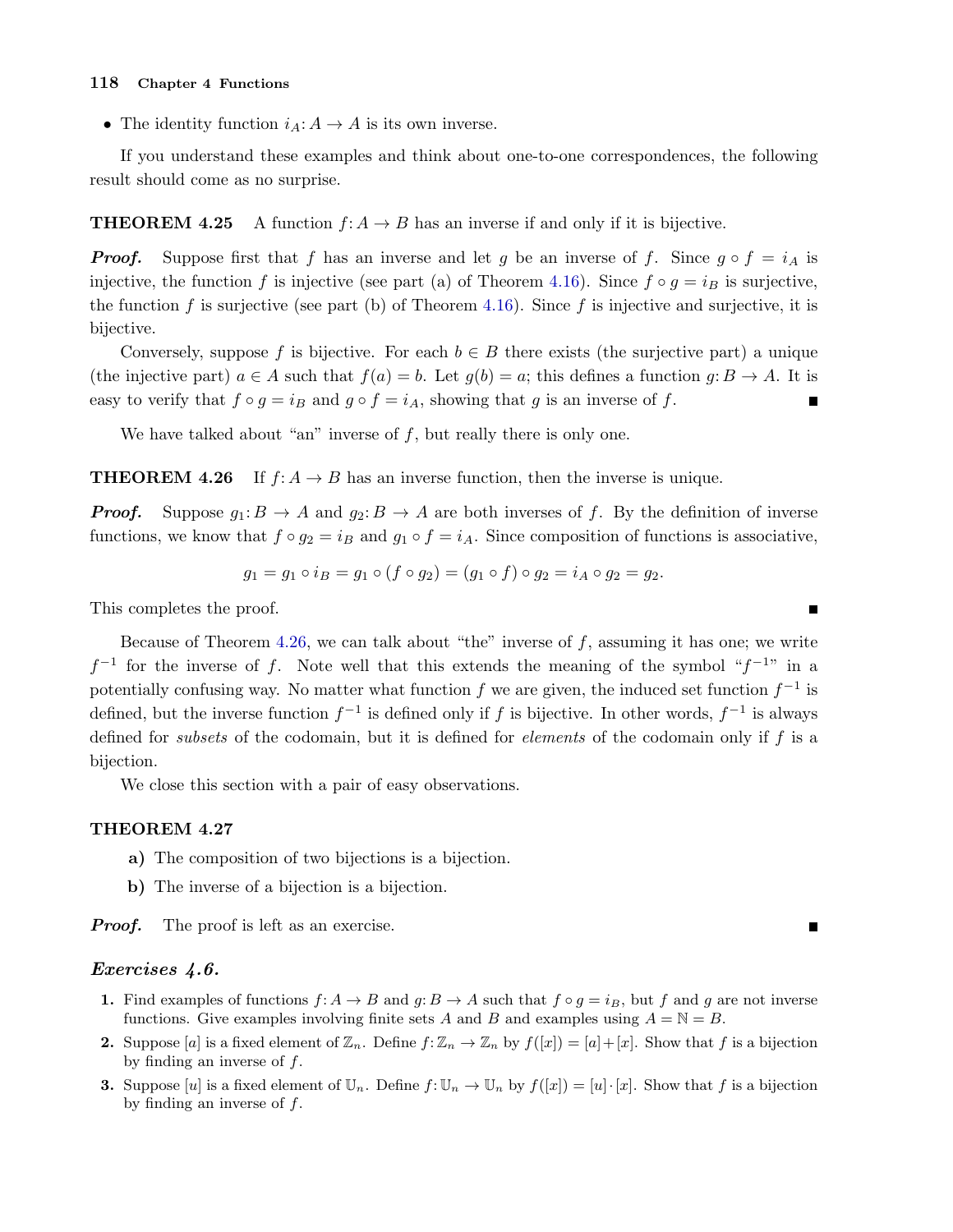- The identity function $i_A\colon A \to A$ is its own inverse.

If you understand these examples and think about one-to-one correspondences, the following result should come as no surprise.

**THEOREM 4.25** A function $f\colon A \to B$ has an inverse if and only if it is bijective.

***Proof.*** Suppose first that $f$ has an inverse and let $g$ be an inverse of $f$. Since $g \circ f = i_A$ is injective, the function $f$ is injective (see part (a) of Theorem 4.16). Since $f \circ g = i_B$ is surjective, the function $f$ is surjective (see part (b) of Theorem 4.16). Since $f$ is injective and surjective, it is bijective.

Conversely, suppose $f$ is bijective. For each $b \in B$ there exists (the surjective part) a unique (the injective part) $a \in A$ such that $f(a) = b$. Let $g(b) = a$; this defines a function $g\colon B \to A$. It is easy to verify that $f \circ g = i_B$ and $g \circ f = i_A$, showing that $g$ is an inverse of $f$. ∎

We have talked about "an" inverse of $f$, but really there is only one.

**THEOREM 4.26** If $f\colon A \to B$ has an inverse function, then the inverse is unique.

***Proof.*** Suppose $g_1\colon B \to A$ and $g_2\colon B \to A$ are both inverses of $f$. By the definition of inverse functions, we know that $f \circ g_2 = i_B$ and $g_1 \circ f = i_A$. Since composition of functions is associative,

$$g_1 = g_1 \circ i_B = g_1 \circ (f \circ g_2) = (g_1 \circ f) \circ g_2 = i_A \circ g_2 = g_2.$$

This completes the proof. ∎

Because of Theorem 4.26, we can talk about "the" inverse of $f$, assuming it has one; we write $f^{-1}$ for the inverse of $f$. Note well that this extends the meaning of the symbol "$f^{-1}$" in a potentially confusing way. No matter what function $f$ we are given, the induced set function $f^{-1}$ is defined, but the inverse function $f^{-1}$ is defined only if $f$ is bijective. In other words, $f^{-1}$ is always defined for *subsets* of the codomain, but it is defined for *elements* of the codomain only if $f$ is a bijection.

We close this section with a pair of easy observations.

**THEOREM 4.27**

**a)** The composition of two bijections is a bijection.

**b)** The inverse of a bijection is a bijection.

***Proof.*** The proof is left as an exercise. ∎

### *Exercises 4.6.*

1. Find examples of functions $f\colon A \to B$ and $g\colon B \to A$ such that $f \circ g = i_B$, but $f$ and $g$ are not inverse functions. Give examples involving finite sets $A$ and $B$ and examples using $A = \mathbb{N} = B$.
2. Suppose $[a]$ is a fixed element of $\mathbb{Z}_n$. Define $f\colon \mathbb{Z}_n \to \mathbb{Z}_n$ by $f([x]) = [a] + [x]$. Show that $f$ is a bijection by finding an inverse of $f$.
3. Suppose $[u]$ is a fixed element of $\mathbb{U}_n$. Define $f\colon \mathbb{U}_n \to \mathbb{U}_n$ by $f([x]) = [u] \cdot [x]$. Show that $f$ is a bijection by finding an inverse of $f$.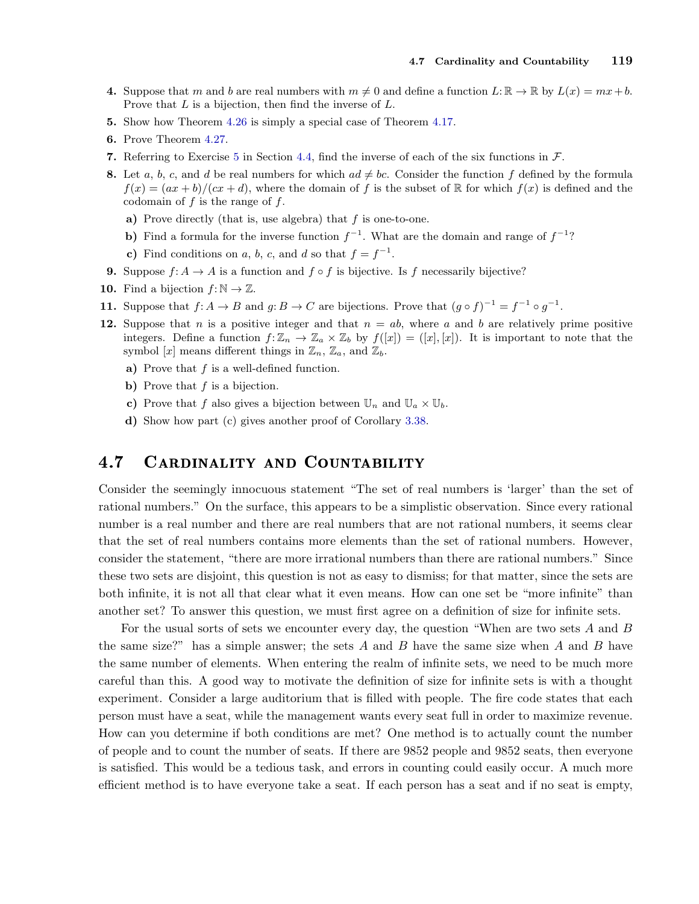**4.** Suppose that $m$ and $b$ are real numbers with $m \neq 0$ and define a function $L: \mathbb{R} \to \mathbb{R}$ by $L(x) = mx + b$. Prove that $L$ is a bijection, then find the inverse of $L$.

**5.** Show how Theorem 4.26 is simply a special case of Theorem 4.17.

**6.** Prove Theorem 4.27.

**7.** Referring to Exercise 5 in Section 4.4, find the inverse of each of the six functions in $\mathcal{F}$.

**8.** Let $a$, $b$, $c$, and $d$ be real numbers for which $ad \neq bc$. Consider the function $f$ defined by the formula $f(x) = (ax + b)/(cx + d)$, where the domain of $f$ is the subset of $\mathbb{R}$ for which $f(x)$ is defined and the codomain of $f$ is the range of $f$.

**a)** Prove directly (that is, use algebra) that $f$ is one-to-one.

**b)** Find a formula for the inverse function $f^{-1}$. What are the domain and range of $f^{-1}$?

**c)** Find conditions on $a$, $b$, $c$, and $d$ so that $f = f^{-1}$.

**9.** Suppose $f: A \to A$ is a function and $f \circ f$ is bijective. Is $f$ necessarily bijective?

**10.** Find a bijection $f: \mathbb{N} \to \mathbb{Z}$.

**11.** Suppose that $f: A \to B$ and $g: B \to C$ are bijections. Prove that $(g \circ f)^{-1} = f^{-1} \circ g^{-1}$.

**12.** Suppose that $n$ is a positive integer and that $n = ab$, where $a$ and $b$ are relatively prime positive integers. Define a function $f: \mathbb{Z}_n \to \mathbb{Z}_a \times \mathbb{Z}_b$ by $f([x]) = ([x], [x])$. It is important to note that the symbol $[x]$ means different things in $\mathbb{Z}_n$, $\mathbb{Z}_a$, and $\mathbb{Z}_b$.

**a)** Prove that $f$ is a well-defined function.

**b)** Prove that $f$ is a bijection.

**c)** Prove that $f$ also gives a bijection between $\mathbb{U}_n$ and $\mathbb{U}_a \times \mathbb{U}_b$.

**d)** Show how part (c) gives another proof of Corollary 3.38.

## 4.7 Cardinality and Countability

Consider the seemingly innocuous statement "The set of real numbers is 'larger' than the set of rational numbers." On the surface, this appears to be a simplistic observation. Since every rational number is a real number and there are real numbers that are not rational numbers, it seems clear that the set of real numbers contains more elements than the set of rational numbers. However, consider the statement, "there are more irrational numbers than there are rational numbers." Since these two sets are disjoint, this question is not as easy to dismiss; for that matter, since the sets are both infinite, it is not all that clear what it even means. How can one set be "more infinite" than another set? To answer this question, we must first agree on a definition of size for infinite sets.

For the usual sorts of sets we encounter every day, the question "When are two sets $A$ and $B$ the same size?" has a simple answer; the sets $A$ and $B$ have the same size when $A$ and $B$ have the same number of elements. When entering the realm of infinite sets, we need to be much more careful than this. A good way to motivate the definition of size for infinite sets is with a thought experiment. Consider a large auditorium that is filled with people. The fire code states that each person must have a seat, while the management wants every seat full in order to maximize revenue. How can you determine if both conditions are met? One method is to actually count the number of people and to count the number of seats. If there are 9852 people and 9852 seats, then everyone is satisfied. This would be a tedious task, and errors in counting could easily occur. A much more efficient method is to have everyone take a seat. If each person has a seat and if no seat is empty,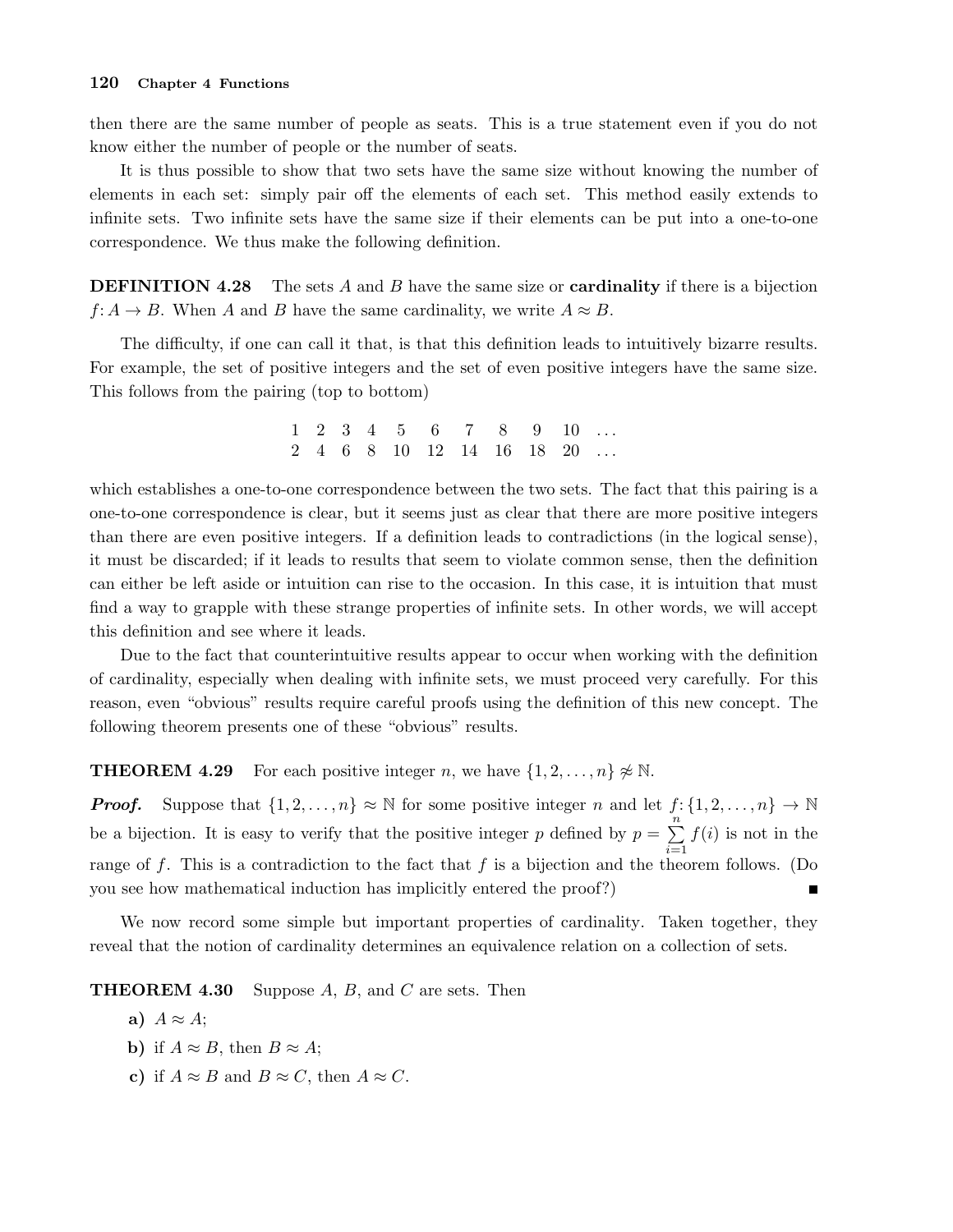then there are the same number of people as seats. This is a true statement even if you do not know either the number of people or the number of seats.

It is thus possible to show that two sets have the same size without knowing the number of elements in each set: simply pair off the elements of each set. This method easily extends to infinite sets. Two infinite sets have the same size if their elements can be put into a one-to-one correspondence. We thus make the following definition.

**DEFINITION 4.28** The sets $A$ and $B$ have the same size or **cardinality** if there is a bijection $f\colon A \to B$. When $A$ and $B$ have the same cardinality, we write $A \approx B$.

The difficulty, if one can call it that, is that this definition leads to intuitively bizarre results. For example, the set of positive integers and the set of even positive integers have the same size. This follows from the pairing (top to bottom)

$$\begin{array}{ccccccccccc} 1 & 2 & 3 & 4 & 5 & 6 & 7 & 8 & 9 & 10 & \ldots \\ 2 & 4 & 6 & 8 & 10 & 12 & 14 & 16 & 18 & 20 & \ldots \end{array}$$

which establishes a one-to-one correspondence between the two sets. The fact that this pairing is a one-to-one correspondence is clear, but it seems just as clear that there are more positive integers than there are even positive integers. If a definition leads to contradictions (in the logical sense), it must be discarded; if it leads to results that seem to violate common sense, then the definition can either be left aside or intuition can rise to the occasion. In this case, it is intuition that must find a way to grapple with these strange properties of infinite sets. In other words, we will accept this definition and see where it leads.

Due to the fact that counterintuitive results appear to occur when working with the definition of cardinality, especially when dealing with infinite sets, we must proceed very carefully. For this reason, even "obvious" results require careful proofs using the definition of this new concept. The following theorem presents one of these "obvious" results.

**THEOREM 4.29** For each positive integer $n$, we have $\{1, 2, \ldots, n\} \not\approx \mathbb{N}$.

***Proof.*** Suppose that $\{1, 2, \ldots, n\} \approx \mathbb{N}$ for some positive integer $n$ and let $f\colon \{1, 2, \ldots, n\} \to \mathbb{N}$ be a bijection. It is easy to verify that the positive integer $p$ defined by $p = \sum_{i=1}^{n} f(i)$ is not in the range of $f$. This is a contradiction to the fact that $f$ is a bijection and the theorem follows. (Do you see how mathematical induction has implicitly entered the proof?) ∎

We now record some simple but important properties of cardinality. Taken together, they reveal that the notion of cardinality determines an equivalence relation on a collection of sets.

**THEOREM 4.30** Suppose $A$, $B$, and $C$ are sets. Then

**a)** $A \approx A$;

**b)** if $A \approx B$, then $B \approx A$;

**c)** if $A \approx B$ and $B \approx C$, then $A \approx C$.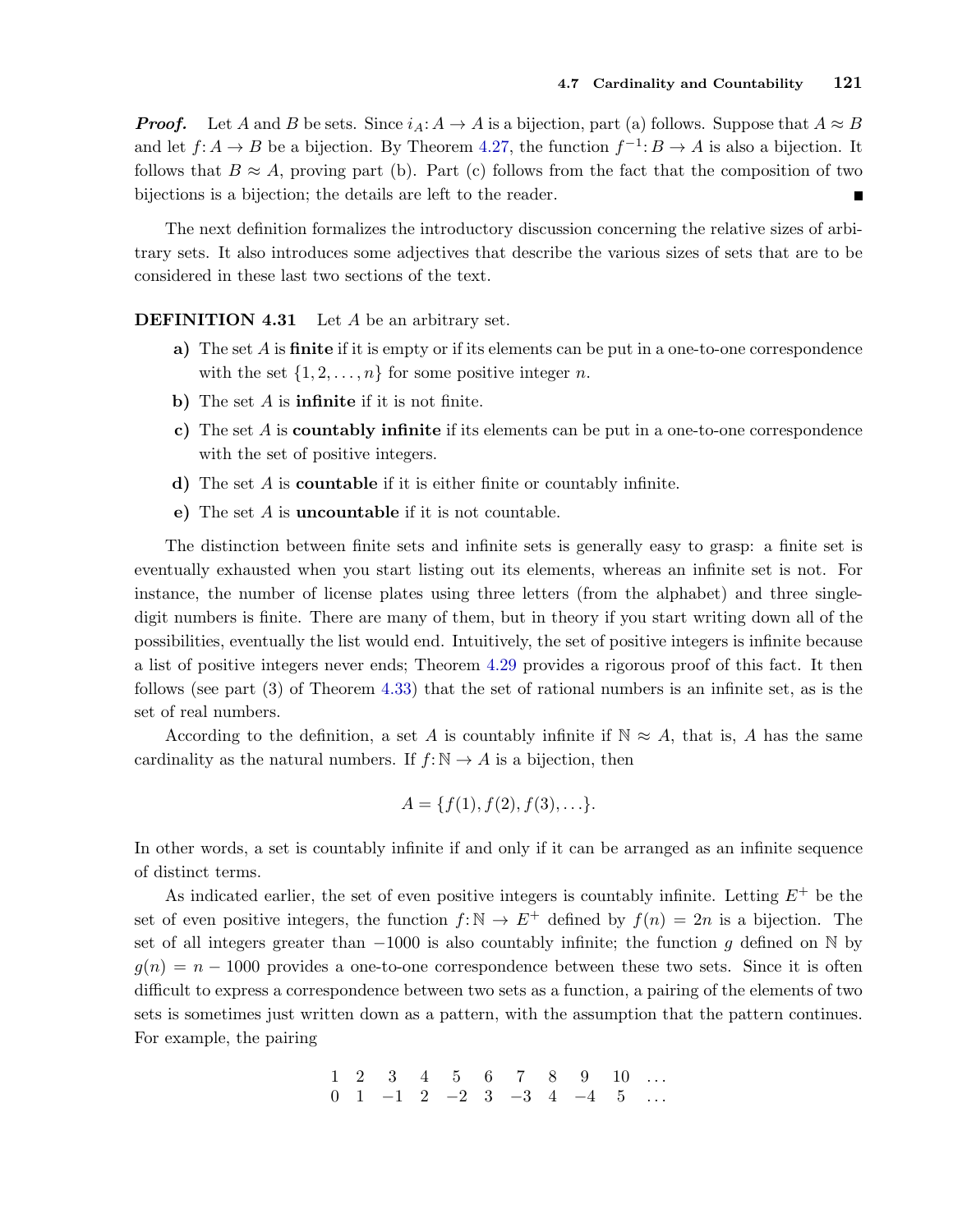***Proof.*** Let $A$ and $B$ be sets. Since $i_A: A \to A$ is a bijection, part (a) follows. Suppose that $A \approx B$ and let $f: A \to B$ be a bijection. By Theorem 4.27, the function $f^{-1}: B \to A$ is also a bijection. It follows that $B \approx A$, proving part (b). Part (c) follows from the fact that the composition of two bijections is a bijection; the details are left to the reader. ∎

The next definition formalizes the introductory discussion concerning the relative sizes of arbitrary sets. It also introduces some adjectives that describe the various sizes of sets that are to be considered in these last two sections of the text.

**DEFINITION 4.31** Let $A$ be an arbitrary set.

- **a)** The set $A$ is **finite** if it is empty or if its elements can be put in a one-to-one correspondence with the set $\{1, 2, \ldots, n\}$ for some positive integer $n$.
- **b)** The set $A$ is **infinite** if it is not finite.
- **c)** The set $A$ is **countably infinite** if its elements can be put in a one-to-one correspondence with the set of positive integers.
- **d)** The set $A$ is **countable** if it is either finite or countably infinite.
- **e)** The set $A$ is **uncountable** if it is not countable.

The distinction between finite sets and infinite sets is generally easy to grasp: a finite set is eventually exhausted when you start listing out its elements, whereas an infinite set is not. For instance, the number of license plates using three letters (from the alphabet) and three single-digit numbers is finite. There are many of them, but in theory if you start writing down all of the possibilities, eventually the list would end. Intuitively, the set of positive integers is infinite because a list of positive integers never ends; Theorem 4.29 provides a rigorous proof of this fact. It then follows (see part (3) of Theorem 4.33) that the set of rational numbers is an infinite set, as is the set of real numbers.

According to the definition, a set $A$ is countably infinite if $\mathbb{N} \approx A$, that is, $A$ has the same cardinality as the natural numbers. If $f: \mathbb{N} \to A$ is a bijection, then

$$A = \{f(1), f(2), f(3), \ldots\}.$$

In other words, a set is countably infinite if and only if it can be arranged as an infinite sequence of distinct terms.

As indicated earlier, the set of even positive integers is countably infinite. Letting $E^+$ be the set of even positive integers, the function $f: \mathbb{N} \to E^+$ defined by $f(n) = 2n$ is a bijection. The set of all integers greater than $-1000$ is also countably infinite; the function $g$ defined on $\mathbb{N}$ by $g(n) = n - 1000$ provides a one-to-one correspondence between these two sets. Since it is often difficult to express a correspondence between two sets as a function, a pairing of the elements of two sets is sometimes just written down as a pattern, with the assumption that the pattern continues. For example, the pairing

$$\begin{array}{ccccccccccc} 1 & 2 & 3 & 4 & 5 & 6 & 7 & 8 & 9 & 10 & \ldots \\ 0 & 1 & -1 & 2 & -2 & 3 & -3 & 4 & -4 & 5 & \ldots \end{array}$$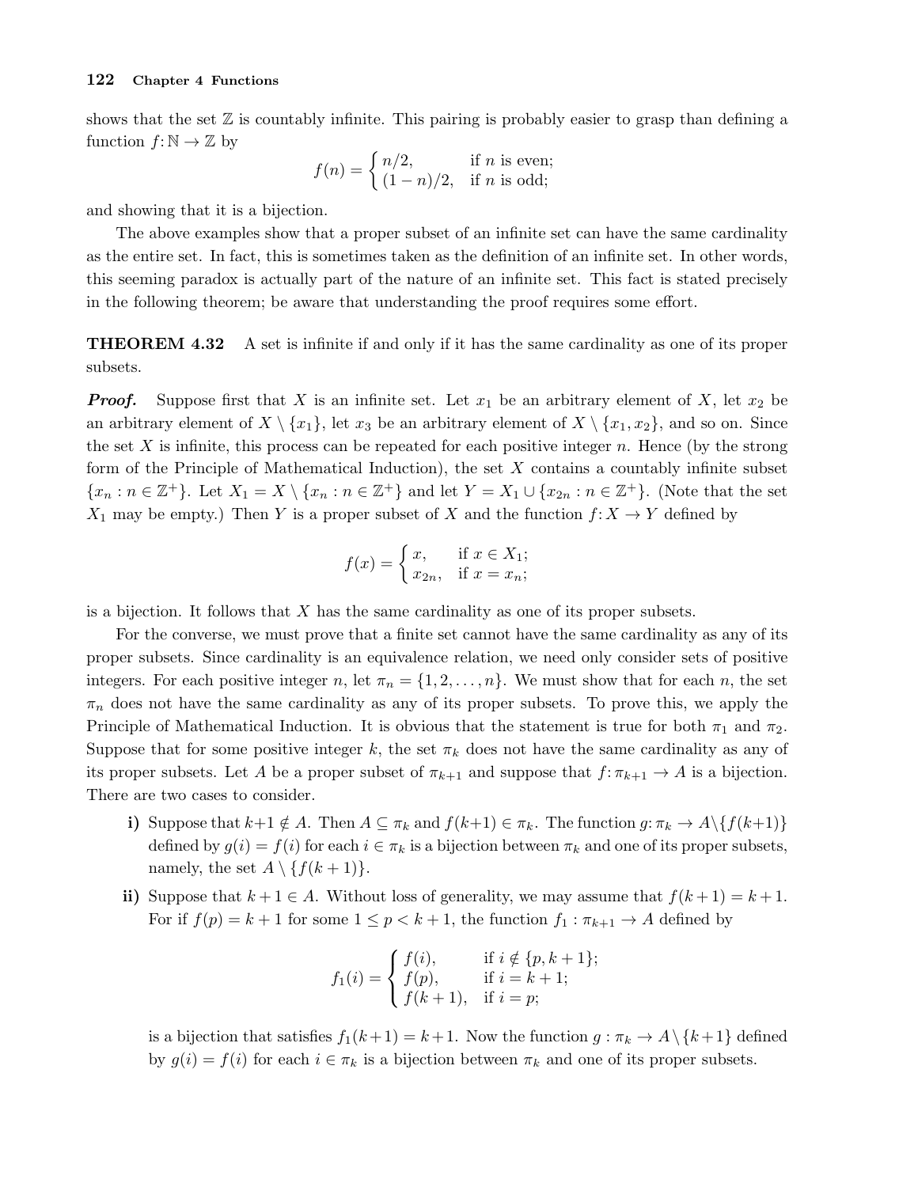shows that the set $\mathbb{Z}$ is countably infinite. This pairing is probably easier to grasp than defining a function $f\colon \mathbb{N} \to \mathbb{Z}$ by

$$f(n) = \begin{cases} n/2, & \text{if } n \text{ is even;} \\ (1-n)/2, & \text{if } n \text{ is odd;} \end{cases}$$

and showing that it is a bijection.

The above examples show that a proper subset of an infinite set can have the same cardinality as the entire set. In fact, this is sometimes taken as the definition of an infinite set. In other words, this seeming paradox is actually part of the nature of an infinite set. This fact is stated precisely in the following theorem; be aware that understanding the proof requires some effort.

**THEOREM 4.32** A set is infinite if and only if it has the same cardinality as one of its proper subsets.

***Proof.*** Suppose first that $X$ is an infinite set. Let $x_1$ be an arbitrary element of $X$, let $x_2$ be an arbitrary element of $X \setminus \{x_1\}$, let $x_3$ be an arbitrary element of $X \setminus \{x_1, x_2\}$, and so on. Since the set $X$ is infinite, this process can be repeated for each positive integer $n$. Hence (by the strong form of the Principle of Mathematical Induction), the set $X$ contains a countably infinite subset $\{x_n : n \in \mathbb{Z}^+\}$. Let $X_1 = X \setminus \{x_n : n \in \mathbb{Z}^+\}$ and let $Y = X_1 \cup \{x_{2n} : n \in \mathbb{Z}^+\}$. (Note that the set $X_1$ may be empty.) Then $Y$ is a proper subset of $X$ and the function $f\colon X \to Y$ defined by

$$f(x) = \begin{cases} x, & \text{if } x \in X_1; \\ x_{2n}, & \text{if } x = x_n; \end{cases}$$

is a bijection. It follows that $X$ has the same cardinality as one of its proper subsets.

For the converse, we must prove that a finite set cannot have the same cardinality as any of its proper subsets. Since cardinality is an equivalence relation, we need only consider sets of positive integers. For each positive integer $n$, let $\pi_n = \{1, 2, \ldots, n\}$. We must show that for each $n$, the set $\pi_n$ does not have the same cardinality as any of its proper subsets. To prove this, we apply the Principle of Mathematical Induction. It is obvious that the statement is true for both $\pi_1$ and $\pi_2$. Suppose that for some positive integer $k$, the set $\pi_k$ does not have the same cardinality as any of its proper subsets. Let $A$ be a proper subset of $\pi_{k+1}$ and suppose that $f\colon \pi_{k+1} \to A$ is a bijection. There are two cases to consider.

**i)** Suppose that $k+1 \notin A$. Then $A \subseteq \pi_k$ and $f(k+1) \in \pi_k$. The function $g\colon \pi_k \to A \setminus \{f(k+1)\}$ defined by $g(i) = f(i)$ for each $i \in \pi_k$ is a bijection between $\pi_k$ and one of its proper subsets, namely, the set $A \setminus \{f(k+1)\}$.

**ii)** Suppose that $k+1 \in A$. Without loss of generality, we may assume that $f(k+1) = k+1$. For if $f(p) = k+1$ for some $1 \le p < k+1$, the function $f_1 : \pi_{k+1} \to A$ defined by

$$f_1(i) = \begin{cases} f(i), & \text{if } i \notin \{p, k+1\}; \\ f(p), & \text{if } i = k+1; \\ f(k+1), & \text{if } i = p; \end{cases}$$

is a bijection that satisfies $f_1(k+1) = k+1$. Now the function $g : \pi_k \to A \setminus \{k+1\}$ defined by $g(i) = f(i)$ for each $i \in \pi_k$ is a bijection between $\pi_k$ and one of its proper subsets.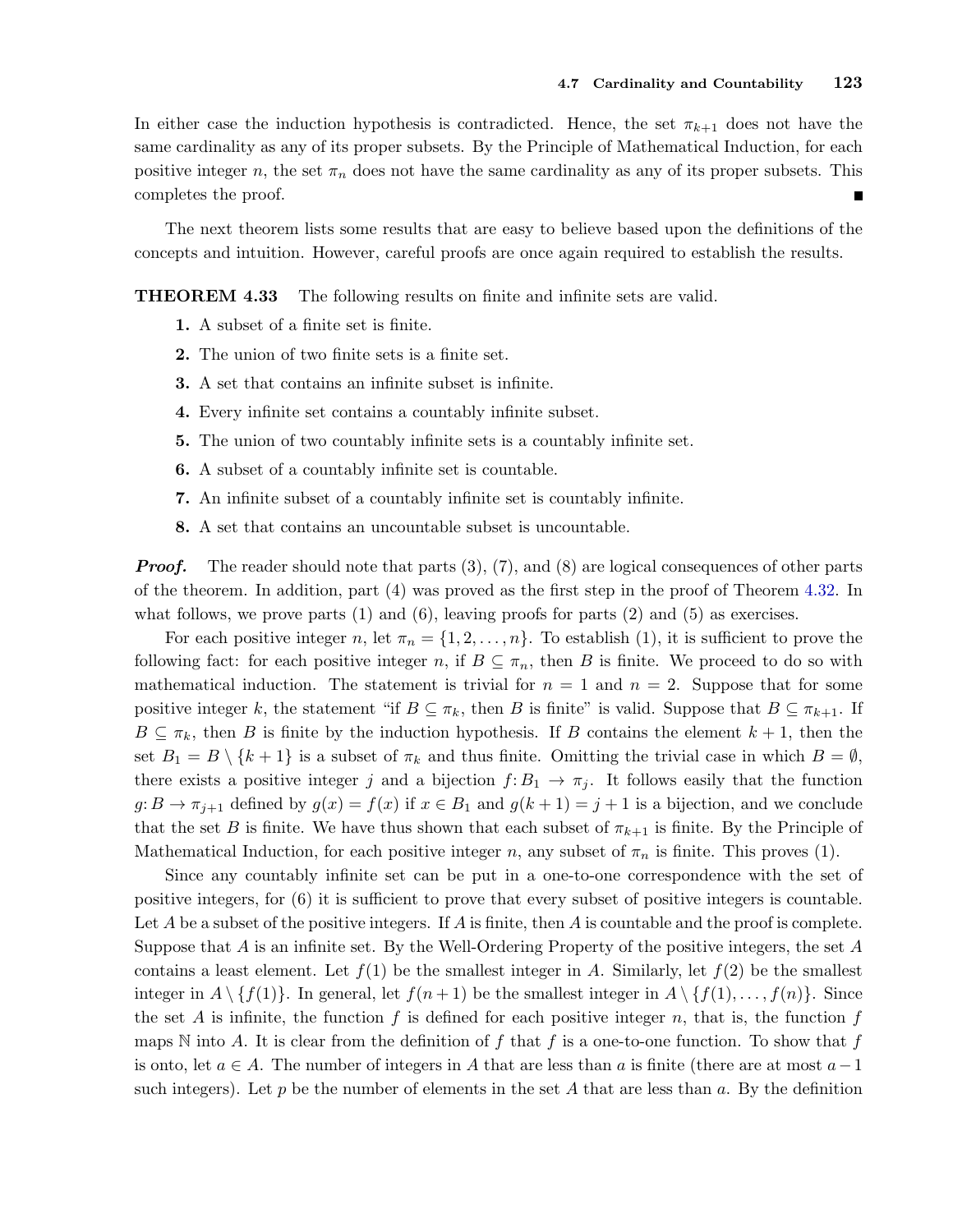In either case the induction hypothesis is contradicted. Hence, the set $\pi_{k+1}$ does not have the same cardinality as any of its proper subsets. By the Principle of Mathematical Induction, for each positive integer $n$, the set $\pi_n$ does not have the same cardinality as any of its proper subsets. This completes the proof. ■

The next theorem lists some results that are easy to believe based upon the definitions of the concepts and intuition. However, careful proofs are once again required to establish the results.

**THEOREM 4.33** The following results on finite and infinite sets are valid.

1. A subset of a finite set is finite.
2. The union of two finite sets is a finite set.
3. A set that contains an infinite subset is infinite.
4. Every infinite set contains a countably infinite subset.
5. The union of two countably infinite sets is a countably infinite set.
6. A subset of a countably infinite set is countable.
7. An infinite subset of a countably infinite set is countably infinite.
8. A set that contains an uncountable subset is uncountable.

***Proof.*** The reader should note that parts (3), (7), and (8) are logical consequences of other parts of the theorem. In addition, part (4) was proved as the first step in the proof of Theorem 4.32. In what follows, we prove parts (1) and (6), leaving proofs for parts (2) and (5) as exercises.

For each positive integer $n$, let $\pi_n = \{1, 2, \ldots, n\}$. To establish (1), it is sufficient to prove the following fact: for each positive integer $n$, if $B \subseteq \pi_n$, then $B$ is finite. We proceed to do so with mathematical induction. The statement is trivial for $n = 1$ and $n = 2$. Suppose that for some positive integer $k$, the statement "if $B \subseteq \pi_k$, then $B$ is finite" is valid. Suppose that $B \subseteq \pi_{k+1}$. If $B \subseteq \pi_k$, then $B$ is finite by the induction hypothesis. If $B$ contains the element $k+1$, then the set $B_1 = B \setminus \{k+1\}$ is a subset of $\pi_k$ and thus finite. Omitting the trivial case in which $B = \emptyset$, there exists a positive integer $j$ and a bijection $f \colon B_1 \to \pi_j$. It follows easily that the function $g \colon B \to \pi_{j+1}$ defined by $g(x) = f(x)$ if $x \in B_1$ and $g(k+1) = j+1$ is a bijection, and we conclude that the set $B$ is finite. We have thus shown that each subset of $\pi_{k+1}$ is finite. By the Principle of Mathematical Induction, for each positive integer $n$, any subset of $\pi_n$ is finite. This proves (1).

Since any countably infinite set can be put in a one-to-one correspondence with the set of positive integers, for (6) it is sufficient to prove that every subset of positive integers is countable. Let $A$ be a subset of the positive integers. If $A$ is finite, then $A$ is countable and the proof is complete. Suppose that $A$ is an infinite set. By the Well-Ordering Property of the positive integers, the set $A$ contains a least element. Let $f(1)$ be the smallest integer in $A$. Similarly, let $f(2)$ be the smallest integer in $A \setminus \{f(1)\}$. In general, let $f(n+1)$ be the smallest integer in $A \setminus \{f(1), \ldots, f(n)\}$. Since the set $A$ is infinite, the function $f$ is defined for each positive integer $n$, that is, the function $f$ maps $\mathbb{N}$ into $A$. It is clear from the definition of $f$ that $f$ is a one-to-one function. To show that $f$ is onto, let $a \in A$. The number of integers in $A$ that are less than $a$ is finite (there are at most $a-1$ such integers). Let $p$ be the number of elements in the set $A$ that are less than $a$. By the definition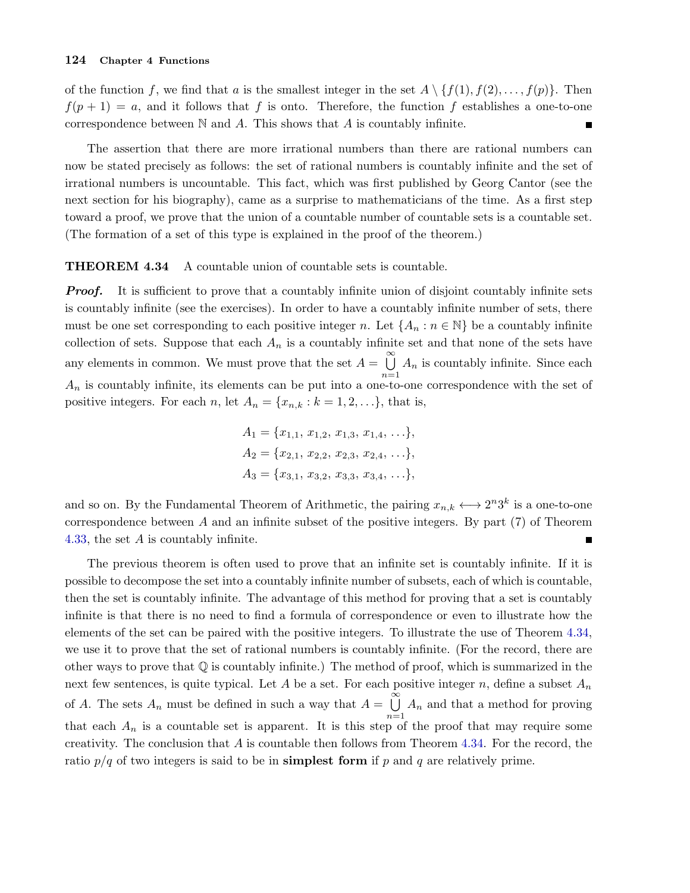of the function $f$, we find that $a$ is the smallest integer in the set $A \setminus \{f(1), f(2), \ldots, f(p)\}$. Then $f(p+1) = a$, and it follows that $f$ is onto. Therefore, the function $f$ establishes a one-to-one correspondence between $\mathbb{N}$ and $A$. This shows that $A$ is countably infinite. ∎

The assertion that there are more irrational numbers than there are rational numbers can now be stated precisely as follows: the set of rational numbers is countably infinite and the set of irrational numbers is uncountable. This fact, which was first published by Georg Cantor (see the next section for his biography), came as a surprise to mathematicians of the time. As a first step toward a proof, we prove that the union of a countable number of countable sets is a countable set. (The formation of a set of this type is explained in the proof of the theorem.)

**THEOREM 4.34** A countable union of countable sets is countable.

***Proof.*** It is sufficient to prove that a countably infinite union of disjoint countably infinite sets is countably infinite (see the exercises). In order to have a countably infinite number of sets, there must be one set corresponding to each positive integer $n$. Let $\{A_n : n \in \mathbb{N}\}$ be a countably infinite collection of sets. Suppose that each $A_n$ is a countably infinite set and that none of the sets have any elements in common. We must prove that the set $A = \bigcup_{n=1}^{\infty} A_n$ is countably infinite. Since each $A_n$ is countably infinite, its elements can be put into a one-to-one correspondence with the set of positive integers. For each $n$, let $A_n = \{x_{n,k} : k = 1, 2, \ldots\}$, that is,

$$
\begin{aligned}
A_1 &= \{x_{1,1},\, x_{1,2},\, x_{1,3},\, x_{1,4},\, \ldots\},\\
A_2 &= \{x_{2,1},\, x_{2,2},\, x_{2,3},\, x_{2,4},\, \ldots\},\\
A_3 &= \{x_{3,1},\, x_{3,2},\, x_{3,3},\, x_{3,4},\, \ldots\},
\end{aligned}
$$

and so on. By the Fundamental Theorem of Arithmetic, the pairing $x_{n,k} \longleftrightarrow 2^n 3^k$ is a one-to-one correspondence between $A$ and an infinite subset of the positive integers. By part (7) of Theorem 4.33, the set $A$ is countably infinite. ∎

The previous theorem is often used to prove that an infinite set is countably infinite. If it is possible to decompose the set into a countably infinite number of subsets, each of which is countable, then the set is countably infinite. The advantage of this method for proving that a set is countably infinite is that there is no need to find a formula of correspondence or even to illustrate how the elements of the set can be paired with the positive integers. To illustrate the use of Theorem 4.34, we use it to prove that the set of rational numbers is countably infinite. (For the record, there are other ways to prove that $\mathbb{Q}$ is countably infinite.) The method of proof, which is summarized in the next few sentences, is quite typical. Let $A$ be a set. For each positive integer $n$, define a subset $A_n$ of $A$. The sets $A_n$ must be defined in such a way that $A = \bigcup_{n=1}^{\infty} A_n$ and that a method for proving that each $A_n$ is a countable set is apparent. It is this step of the proof that may require some creativity. The conclusion that $A$ is countable then follows from Theorem 4.34. For the record, the ratio $p/q$ of two integers is said to be in **simplest form** if $p$ and $q$ are relatively prime.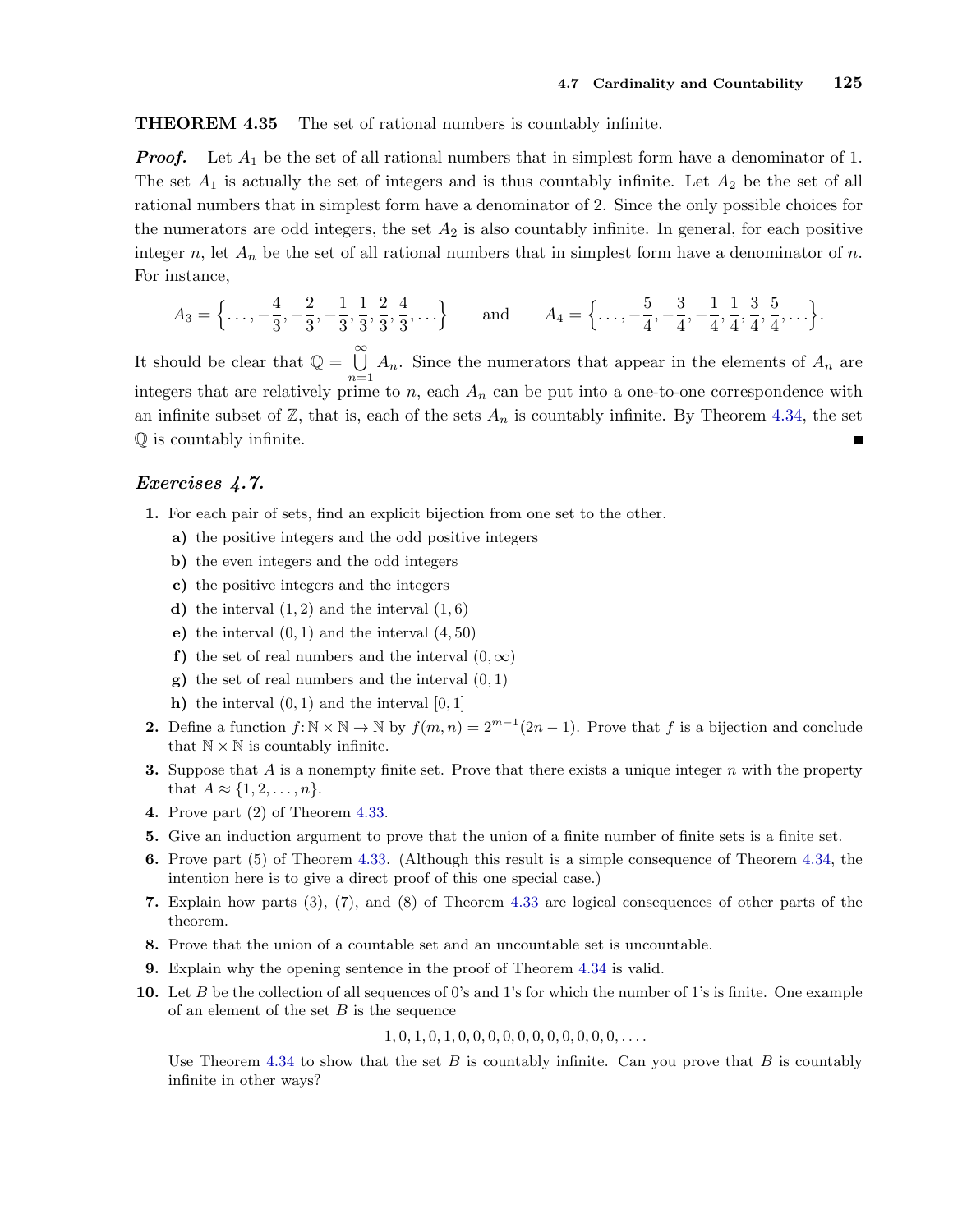**THEOREM 4.35** The set of rational numbers is countably infinite.

***Proof.*** Let $A_1$ be the set of all rational numbers that in simplest form have a denominator of 1. The set $A_1$ is actually the set of integers and is thus countably infinite. Let $A_2$ be the set of all rational numbers that in simplest form have a denominator of 2. Since the only possible choices for the numerators are odd integers, the set $A_2$ is also countably infinite. In general, for each positive integer $n$, let $A_n$ be the set of all rational numbers that in simplest form have a denominator of $n$. For instance,

$$A_3 = \left\{\ldots, -\frac{4}{3}, -\frac{2}{3}, -\frac{1}{3}, \frac{1}{3}, \frac{2}{3}, \frac{4}{3}, \ldots\right\} \qquad \text{and} \qquad A_4 = \left\{\ldots, -\frac{5}{4}, -\frac{3}{4}, -\frac{1}{4}, \frac{1}{4}, \frac{3}{4}, \frac{5}{4}, \ldots\right\}.$$

It should be clear that $\mathbb{Q} = \bigcup_{n=1}^{\infty} A_n$. Since the numerators that appear in the elements of $A_n$ are integers that are relatively prime to $n$, each $A_n$ can be put into a one-to-one correspondence with an infinite subset of $\mathbb{Z}$, that is, each of the sets $A_n$ is countably infinite. By Theorem 4.34, the set $\mathbb{Q}$ is countably infinite. ■

### *Exercises 4.7.*

**1.** For each pair of sets, find an explicit bijection from one set to the other.

- **a)** the positive integers and the odd positive integers
- **b)** the even integers and the odd integers
- **c)** the positive integers and the integers
- **d)** the interval $(1, 2)$ and the interval $(1, 6)$
- **e)** the interval $(0, 1)$ and the interval $(4, 50)$
- **f)** the set of real numbers and the interval $(0, \infty)$
- **g)** the set of real numbers and the interval $(0, 1)$
- **h)** the interval $(0, 1)$ and the interval $[0, 1]$

**2.** Define a function $f: \mathbb{N} \times \mathbb{N} \to \mathbb{N}$ by $f(m, n) = 2^{m-1}(2n - 1)$. Prove that $f$ is a bijection and conclude that $\mathbb{N} \times \mathbb{N}$ is countably infinite.

**3.** Suppose that $A$ is a nonempty finite set. Prove that there exists a unique integer $n$ with the property that $A \approx \{1, 2, \ldots, n\}$.

**4.** Prove part (2) of Theorem 4.33.

**5.** Give an induction argument to prove that the union of a finite number of finite sets is a finite set.

**6.** Prove part (5) of Theorem 4.33. (Although this result is a simple consequence of Theorem 4.34, the intention here is to give a direct proof of this one special case.)

**7.** Explain how parts (3), (7), and (8) of Theorem 4.33 are logical consequences of other parts of the theorem.

**8.** Prove that the union of a countable set and an uncountable set is uncountable.

**9.** Explain why the opening sentence in the proof of Theorem 4.34 is valid.

**10.** Let $B$ be the collection of all sequences of 0's and 1's for which the number of 1's is finite. One example of an element of the set $B$ is the sequence

$$1, 0, 1, 0, 1, 0, 0, 0, 0, 0, 0, 0, 0, 0, 0, 0, 0, \ldots.$$

Use Theorem 4.34 to show that the set $B$ is countably infinite. Can you prove that $B$ is countably infinite in other ways?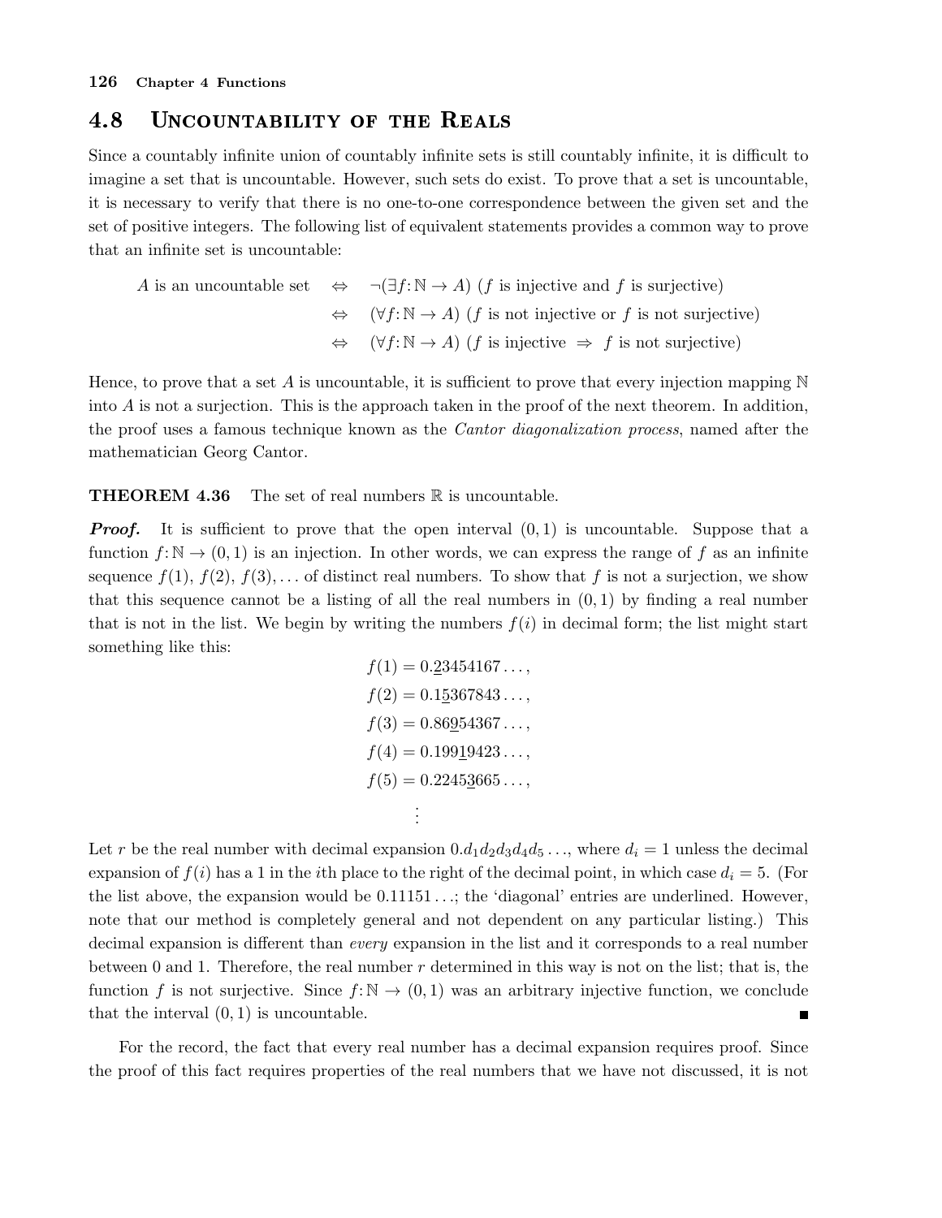## 4.8 Uncountability of the Reals

Since a countably infinite union of countably infinite sets is still countably infinite, it is difficult to imagine a set that is uncountable. However, such sets do exist. To prove that a set is uncountable, it is necessary to verify that there is no one-to-one correspondence between the given set and the set of positive integers. The following list of equivalent statements provides a common way to prove that an infinite set is uncountable:

$$
\begin{aligned}
A \text{ is an uncountable set} \quad &\Leftrightarrow \quad \neg(\exists f\colon \mathbb{N} \to A)\ (f \text{ is injective and } f \text{ is surjective}) \\
&\Leftrightarrow \quad (\forall f\colon \mathbb{N} \to A)\ (f \text{ is not injective or } f \text{ is not surjective}) \\
&\Leftrightarrow \quad (\forall f\colon \mathbb{N} \to A)\ (f \text{ is injective } \Rightarrow\ f \text{ is not surjective})
\end{aligned}
$$

Hence, to prove that a set $A$ is uncountable, it is sufficient to prove that every injection mapping $\mathbb{N}$ into $A$ is not a surjection. This is the approach taken in the proof of the next theorem. In addition, the proof uses a famous technique known as the *Cantor diagonalization process*, named after the mathematician Georg Cantor.

**THEOREM 4.36** The set of real numbers $\mathbb{R}$ is uncountable.

***Proof.*** It is sufficient to prove that the open interval $(0, 1)$ is uncountable. Suppose that a function $f\colon \mathbb{N} \to (0, 1)$ is an injection. In other words, we can express the range of $f$ as an infinite sequence $f(1)$, $f(2)$, $f(3), \ldots$ of distinct real numbers. To show that $f$ is not a surjection, we show that this sequence cannot be a listing of all the real numbers in $(0, 1)$ by finding a real number that is not in the list. We begin by writing the numbers $f(i)$ in decimal form; the list might start something like this:

$$
\begin{aligned}
f(1) &= 0.\underline{2}3454167\ldots, \\
f(2) &= 0.1\underline{5}367843\ldots, \\
f(3) &= 0.86\underline{9}54367\ldots, \\
f(4) &= 0.199\underline{1}9423\ldots, \\
f(5) &= 0.2245\underline{3}665\ldots, \\
&\ \ \vdots
\end{aligned}
$$

Let $r$ be the real number with decimal expansion $0.d_1d_2d_3d_4d_5\ldots$, where $d_i = 1$ unless the decimal expansion of $f(i)$ has a 1 in the $i$th place to the right of the decimal point, in which case $d_i = 5$. (For the list above, the expansion would be $0.11151\ldots$; the 'diagonal' entries are underlined. However, note that our method is completely general and not dependent on any particular listing.) This decimal expansion is different than *every* expansion in the list and it corresponds to a real number between 0 and 1. Therefore, the real number $r$ determined in this way is not on the list; that is, the function $f$ is not surjective. Since $f\colon \mathbb{N} \to (0, 1)$ was an arbitrary injective function, we conclude that the interval $(0, 1)$ is uncountable. ∎

For the record, the fact that every real number has a decimal expansion requires proof. Since the proof of this fact requires properties of the real numbers that we have not discussed, it is not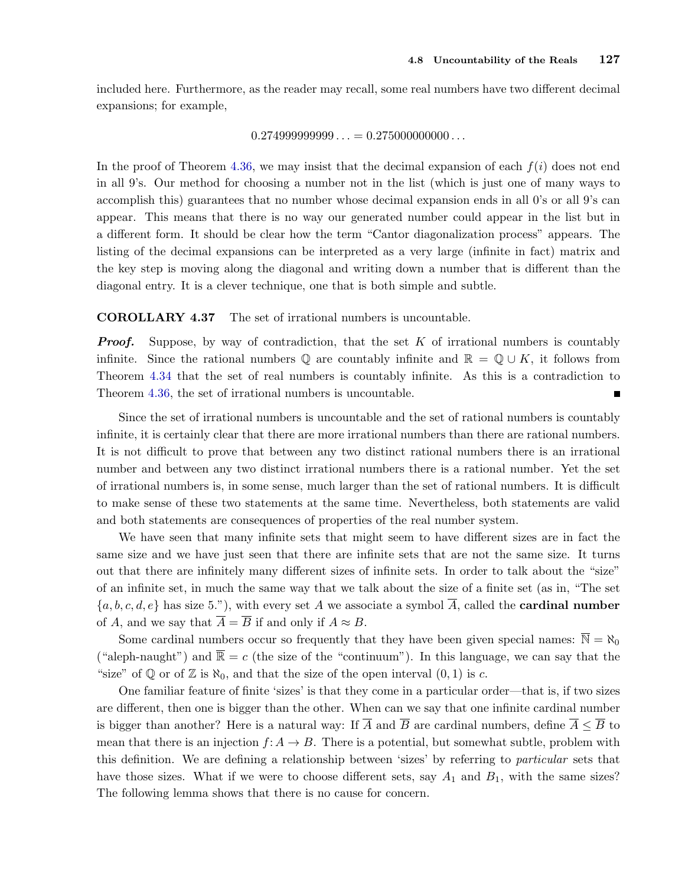included here. Furthermore, as the reader may recall, some real numbers have two different decimal expansions; for example,

$$0.274999999999\ldots = 0.275000000000\ldots$$

In the proof of Theorem 4.36, we may insist that the decimal expansion of each $f(i)$ does not end in all 9's. Our method for choosing a number not in the list (which is just one of many ways to accomplish this) guarantees that no number whose decimal expansion ends in all 0's or all 9's can appear. This means that there is no way our generated number could appear in the list but in a different form. It should be clear how the term "Cantor diagonalization process" appears. The listing of the decimal expansions can be interpreted as a very large (infinite in fact) matrix and the key step is moving along the diagonal and writing down a number that is different than the diagonal entry. It is a clever technique, one that is both simple and subtle.

**COROLLARY 4.37** The set of irrational numbers is uncountable.

***Proof.*** Suppose, by way of contradiction, that the set $K$ of irrational numbers is countably infinite. Since the rational numbers $\mathbb{Q}$ are countably infinite and $\mathbb{R} = \mathbb{Q} \cup K$, it follows from Theorem 4.34 that the set of real numbers is countably infinite. As this is a contradiction to Theorem 4.36, the set of irrational numbers is uncountable. ∎

Since the set of irrational numbers is uncountable and the set of rational numbers is countably infinite, it is certainly clear that there are more irrational numbers than there are rational numbers. It is not difficult to prove that between any two distinct rational numbers there is an irrational number and between any two distinct irrational numbers there is a rational number. Yet the set of irrational numbers is, in some sense, much larger than the set of rational numbers. It is difficult to make sense of these two statements at the same time. Nevertheless, both statements are valid and both statements are consequences of properties of the real number system.

We have seen that many infinite sets that might seem to have different sizes are in fact the same size and we have just seen that there are infinite sets that are not the same size. It turns out that there are infinitely many different sizes of infinite sets. In order to talk about the "size" of an infinite set, in much the same way that we talk about the size of a finite set (as in, "The set $\{a, b, c, d, e\}$ has size 5."), with every set $A$ we associate a symbol $\overline{A}$, called the **cardinal number** of $A$, and we say that $\overline{A} = \overline{B}$ if and only if $A \approx B$.

Some cardinal numbers occur so frequently that they have been given special names: $\overline{\mathbb{N}} = \aleph_0$ ("aleph-naught") and $\overline{\mathbb{R}} = c$ (the size of the "continuum"). In this language, we can say that the "size" of $\mathbb{Q}$ or of $\mathbb{Z}$ is $\aleph_0$, and that the size of the open interval $(0, 1)$ is $c$.

One familiar feature of finite 'sizes' is that they come in a particular order—that is, if two sizes are different, then one is bigger than the other. When can we say that one infinite cardinal number is bigger than another? Here is a natural way: If $\overline{A}$ and $\overline{B}$ are cardinal numbers, define $\overline{A} \leq \overline{B}$ to mean that there is an injection $f\colon A \to B$. There is a potential, but somewhat subtle, problem with this definition. We are defining a relationship between 'sizes' by referring to *particular* sets that have those sizes. What if we were to choose different sets, say $A_1$ and $B_1$, with the same sizes? The following lemma shows that there is no cause for concern.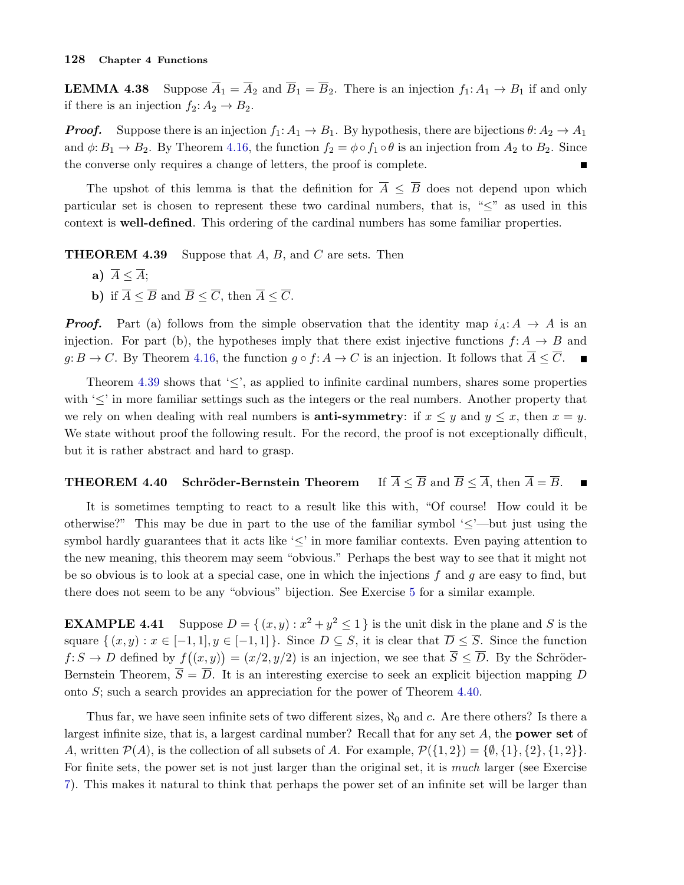**LEMMA 4.38** Suppose $\overline{A}_1 = \overline{A}_2$ and $\overline{B}_1 = \overline{B}_2$. There is an injection $f_1: A_1 \to B_1$ if and only if there is an injection $f_2: A_2 \to B_2$.

***Proof.*** Suppose there is an injection $f_1: A_1 \to B_1$. By hypothesis, there are bijections $\theta: A_2 \to A_1$ and $\phi: B_1 \to B_2$. By Theorem 4.16, the function $f_2 = \phi \circ f_1 \circ \theta$ is an injection from $A_2$ to $B_2$. Since the converse only requires a change of letters, the proof is complete. ∎

The upshot of this lemma is that the definition for $\overline{A} \le \overline{B}$ does not depend upon which particular set is chosen to represent these two cardinal numbers, that is, "$\le$" as used in this context is **well-defined**. This ordering of the cardinal numbers has some familiar properties.

**THEOREM 4.39** Suppose that $A$, $B$, and $C$ are sets. Then

**a)** $\overline{A} \le \overline{A}$;

**b)** if $\overline{A} \le \overline{B}$ and $\overline{B} \le \overline{C}$, then $\overline{A} \le \overline{C}$.

***Proof.*** Part (a) follows from the simple observation that the identity map $i_A: A \to A$ is an injection. For part (b), the hypotheses imply that there exist injective functions $f: A \to B$ and $g: B \to C$. By Theorem 4.16, the function $g \circ f: A \to C$ is an injection. It follows that $\overline{A} \le \overline{C}$. ∎

Theorem 4.39 shows that '$\le$', as applied to infinite cardinal numbers, shares some properties with '$\le$' in more familiar settings such as the integers or the real numbers. Another property that we rely on when dealing with real numbers is **anti-symmetry**: if $x \le y$ and $y \le x$, then $x = y$. We state without proof the following result. For the record, the proof is not exceptionally difficult, but it is rather abstract and hard to grasp.

**THEOREM 4.40** **Schröder-Bernstein Theorem** If $\overline{A} \le \overline{B}$ and $\overline{B} \le \overline{A}$, then $\overline{A} = \overline{B}$. ∎

It is sometimes tempting to react to a result like this with, "Of course! How could it be otherwise?" This may be due in part to the use of the familiar symbol '$\le$'—but just using the symbol hardly guarantees that it acts like '$\le$' in more familiar contexts. Even paying attention to the new meaning, this theorem may seem "obvious." Perhaps the best way to see that it might not be so obvious is to look at a special case, one in which the injections $f$ and $g$ are easy to find, but there does not seem to be any "obvious" bijection. See Exercise 5 for a similar example.

**EXAMPLE 4.41** Suppose $D = \{\, (x, y) : x^2 + y^2 \le 1 \,\}$ is the unit disk in the plane and $S$ is the square $\{\, (x, y) : x \in [-1, 1], y \in [-1, 1] \,\}$. Since $D \subseteq S$, it is clear that $\overline{D} \le \overline{S}$. Since the function $f: S \to D$ defined by $f\big((x, y)\big) = (x/2, y/2)$ is an injection, we see that $\overline{S} \le \overline{D}$. By the Schröder-Bernstein Theorem, $\overline{S} = \overline{D}$. It is an interesting exercise to seek an explicit bijection mapping $D$ onto $S$; such a search provides an appreciation for the power of Theorem 4.40.

Thus far, we have seen infinite sets of two different sizes, $\aleph_0$ and $c$. Are there others? Is there a largest infinite size, that is, a largest cardinal number? Recall that for any set $A$, the **power set** of $A$, written $\mathcal{P}(A)$, is the collection of all subsets of $A$. For example, $\mathcal{P}(\{1, 2\}) = \{\emptyset, \{1\}, \{2\}, \{1, 2\}\}$. For finite sets, the power set is not just larger than the original set, it is *much* larger (see Exercise 7). This makes it natural to think that perhaps the power set of an infinite set will be larger than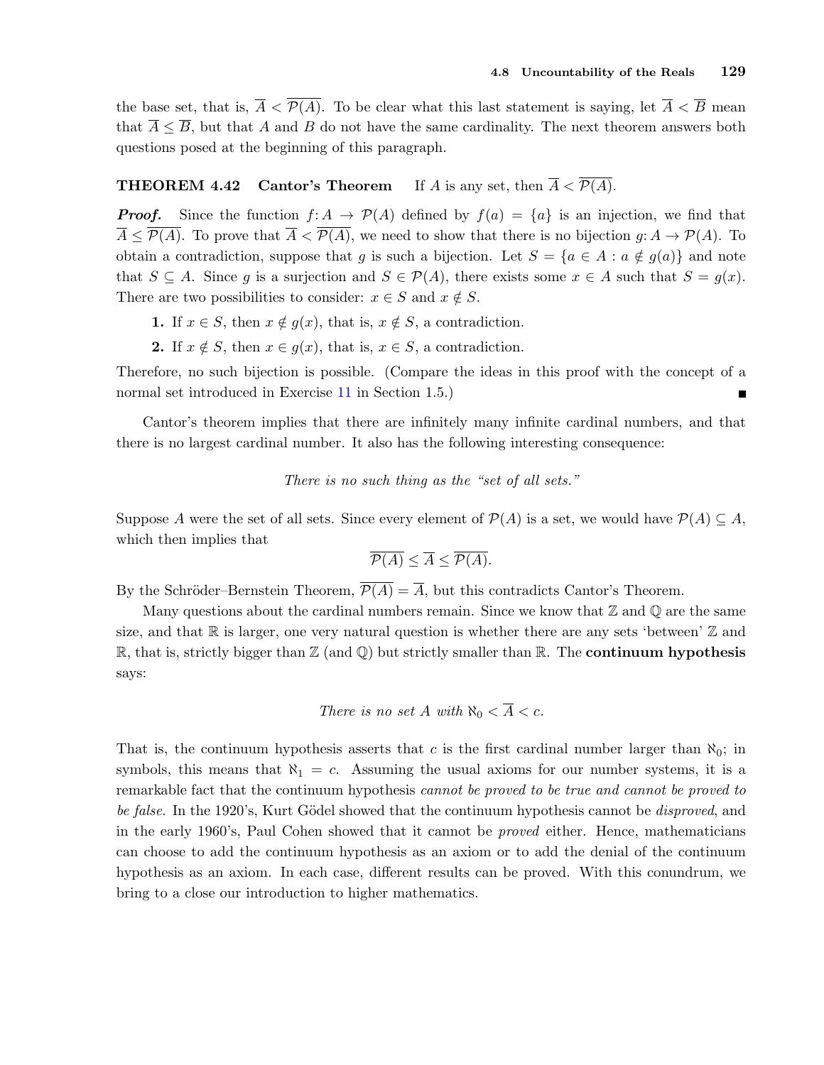the base set, that is, $\overline{A} < \overline{\mathcal{P}(A)}$. To be clear what this last statement is saying, let $\overline{A} < \overline{B}$ mean that $\overline{A} \leq \overline{B}$, but that $A$ and $B$ do not have the same cardinality. The next theorem answers both questions posed at the beginning of this paragraph.

**THEOREM 4.42 Cantor's Theorem** If $A$ is any set, then $\overline{A} < \overline{\mathcal{P}(A)}$.

***Proof.*** Since the function $f: A \to \mathcal{P}(A)$ defined by $f(a) = \{a\}$ is an injection, we find that $\overline{A} \leq \overline{\mathcal{P}(A)}$. To prove that $\overline{A} < \overline{\mathcal{P}(A)}$, we need to show that there is no bijection $g: A \to \mathcal{P}(A)$. To obtain a contradiction, suppose that $g$ is such a bijection. Let $S = \{a \in A : a \notin g(a)\}$ and note that $S \subseteq A$. Since $g$ is a surjection and $S \in \mathcal{P}(A)$, there exists some $x \in A$ such that $S = g(x)$. There are two possibilities to consider: $x \in S$ and $x \notin S$.

1. If $x \in S$, then $x \notin g(x)$, that is, $x \notin S$, a contradiction.
2. If $x \notin S$, then $x \in g(x)$, that is, $x \in S$, a contradiction.

Therefore, no such bijection is possible. (Compare the ideas in this proof with the concept of a normal set introduced in Exercise 11 in Section 1.5.) ■

Cantor's theorem implies that there are infinitely many infinite cardinal numbers, and that there is no largest cardinal number. It also has the following interesting consequence:

*There is no such thing as the "set of all sets."*

Suppose $A$ were the set of all sets. Since every element of $\mathcal{P}(A)$ is a set, we would have $\mathcal{P}(A) \subseteq A$, which then implies that

$$\overline{\mathcal{P}(A)} \leq \overline{A} \leq \overline{\mathcal{P}(A)}.$$

By the Schröder–Bernstein Theorem, $\overline{\mathcal{P}(A)} = \overline{A}$, but this contradicts Cantor's Theorem.

Many questions about the cardinal numbers remain. Since we know that $\mathbb{Z}$ and $\mathbb{Q}$ are the same size, and that $\mathbb{R}$ is larger, one very natural question is whether there are any sets 'between' $\mathbb{Z}$ and $\mathbb{R}$, that is, strictly bigger than $\mathbb{Z}$ (and $\mathbb{Q}$) but strictly smaller than $\mathbb{R}$. The **continuum hypothesis** says:

*There is no set $A$ with $\aleph_0 < \overline{A} < c$.*

That is, the continuum hypothesis asserts that $c$ is the first cardinal number larger than $\aleph_0$; in symbols, this means that $\aleph_1 = c$. Assuming the usual axioms for our number systems, it is a remarkable fact that the continuum hypothesis *cannot be proved to be true and cannot be proved to be false*. In the 1920's, Kurt Gödel showed that the continuum hypothesis cannot be *disproved*, and in the early 1960's, Paul Cohen showed that it cannot be *proved* either. Hence, mathematicians can choose to add the continuum hypothesis as an axiom or to add the denial of the continuum hypothesis as an axiom. In each case, different results can be proved. With this conundrum, we bring to a close our introduction to higher mathematics.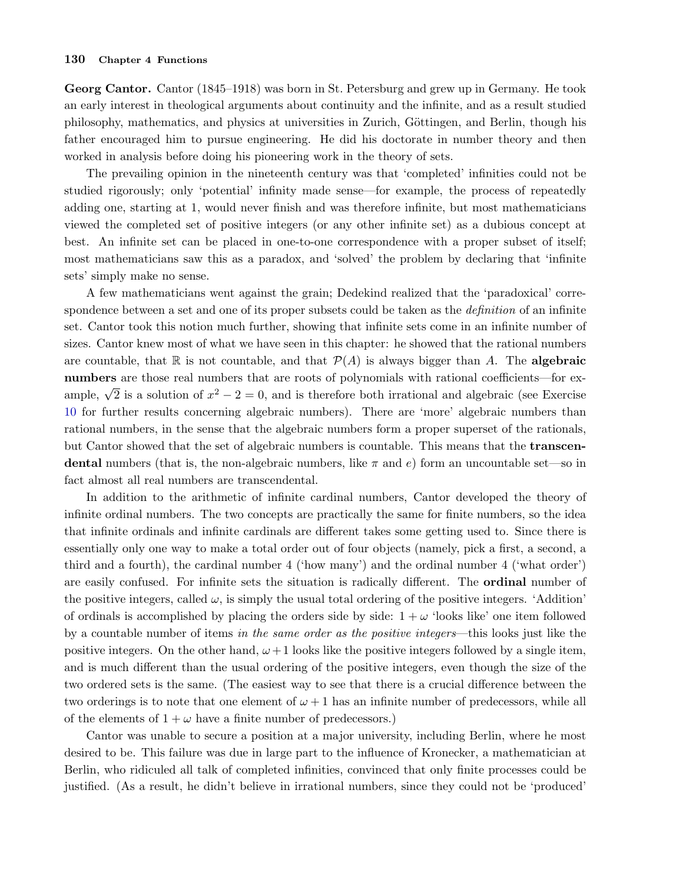**Georg Cantor.** Cantor (1845–1918) was born in St. Petersburg and grew up in Germany. He took an early interest in theological arguments about continuity and the infinite, and as a result studied philosophy, mathematics, and physics at universities in Zurich, Göttingen, and Berlin, though his father encouraged him to pursue engineering. He did his doctorate in number theory and then worked in analysis before doing his pioneering work in the theory of sets.

The prevailing opinion in the nineteenth century was that 'completed' infinities could not be studied rigorously; only 'potential' infinity made sense—for example, the process of repeatedly adding one, starting at 1, would never finish and was therefore infinite, but most mathematicians viewed the completed set of positive integers (or any other infinite set) as a dubious concept at best. An infinite set can be placed in one-to-one correspondence with a proper subset of itself; most mathematicians saw this as a paradox, and 'solved' the problem by declaring that 'infinite sets' simply make no sense.

A few mathematicians went against the grain; Dedekind realized that the 'paradoxical' correspondence between a set and one of its proper subsets could be taken as the *definition* of an infinite set. Cantor took this notion much further, showing that infinite sets come in an infinite number of sizes. Cantor knew most of what we have seen in this chapter: he showed that the rational numbers are countable, that $\mathbb{R}$ is not countable, and that $\mathcal{P}(A)$ is always bigger than $A$. The **algebraic numbers** are those real numbers that are roots of polynomials with rational coefficients—for example, $\sqrt{2}$ is a solution of $x^2 - 2 = 0$, and is therefore both irrational and algebraic (see Exercise 10 for further results concerning algebraic numbers). There are 'more' algebraic numbers than rational numbers, in the sense that the algebraic numbers form a proper superset of the rationals, but Cantor showed that the set of algebraic numbers is countable. This means that the **transcendental** numbers (that is, the non-algebraic numbers, like $\pi$ and $e$) form an uncountable set—so in fact almost all real numbers are transcendental.

In addition to the arithmetic of infinite cardinal numbers, Cantor developed the theory of infinite ordinal numbers. The two concepts are practically the same for finite numbers, so the idea that infinite ordinals and infinite cardinals are different takes some getting used to. Since there is essentially only one way to make a total order out of four objects (namely, pick a first, a second, a third and a fourth), the cardinal number 4 ('how many') and the ordinal number 4 ('what order') are easily confused. For infinite sets the situation is radically different. The **ordinal** number of the positive integers, called $\omega$, is simply the usual total ordering of the positive integers. 'Addition' of ordinals is accomplished by placing the orders side by side: $1 + \omega$ 'looks like' one item followed by a countable number of items *in the same order as the positive integers*—this looks just like the positive integers. On the other hand, $\omega + 1$ looks like the positive integers followed by a single item, and is much different than the usual ordering of the positive integers, even though the size of the two ordered sets is the same. (The easiest way to see that there is a crucial difference between the two orderings is to note that one element of $\omega + 1$ has an infinite number of predecessors, while all of the elements of $1 + \omega$ have a finite number of predecessors.)

Cantor was unable to secure a position at a major university, including Berlin, where he most desired to be. This failure was due in large part to the influence of Kronecker, a mathematician at Berlin, who ridiculed all talk of completed infinities, convinced that only finite processes could be justified. (As a result, he didn't believe in irrational numbers, since they could not be 'produced'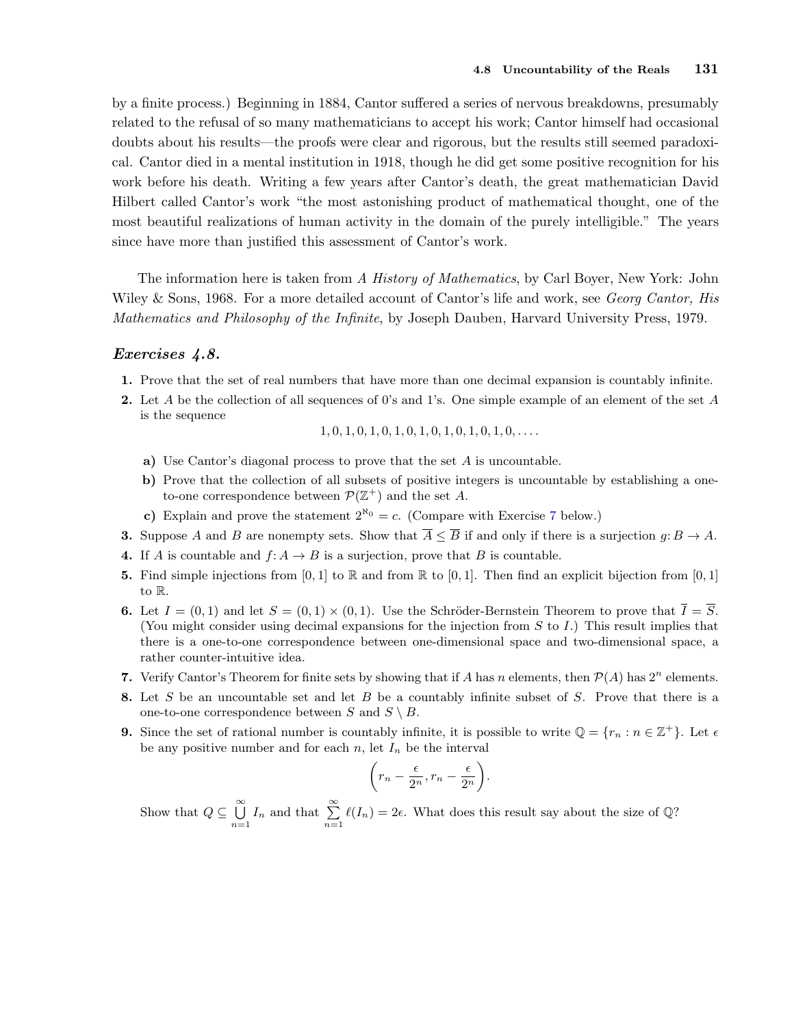by a finite process.) Beginning in 1884, Cantor suffered a series of nervous breakdowns, presumably related to the refusal of so many mathematicians to accept his work; Cantor himself had occasional doubts about his results—the proofs were clear and rigorous, but the results still seemed paradoxical. Cantor died in a mental institution in 1918, though he did get some positive recognition for his work before his death. Writing a few years after Cantor's death, the great mathematician David Hilbert called Cantor's work "the most astonishing product of mathematical thought, one of the most beautiful realizations of human activity in the domain of the purely intelligible." The years since have more than justified this assessment of Cantor's work.

The information here is taken from *A History of Mathematics*, by Carl Boyer, New York: John Wiley & Sons, 1968. For a more detailed account of Cantor's life and work, see *Georg Cantor, His Mathematics and Philosophy of the Infinite*, by Joseph Dauben, Harvard University Press, 1979.

### *Exercises 4.8.*

**1.** Prove that the set of real numbers that have more than one decimal expansion is countably infinite.

**2.** Let $A$ be the collection of all sequences of 0's and 1's. One simple example of an element of the set $A$ is the sequence

$$1, 0, 1, 0, 1, 0, 1, 0, 1, 0, 1, 0, 1, 0, 1, 0, \ldots.$$

- **a)** Use Cantor's diagonal process to prove that the set $A$ is uncountable.
- **b)** Prove that the collection of all subsets of positive integers is uncountable by establishing a one-to-one correspondence between $\mathcal{P}(\mathbb{Z}^+)$ and the set $A$.
- **c)** Explain and prove the statement $2^{\aleph_0} = c$. (Compare with Exercise 7 below.)

**3.** Suppose $A$ and $B$ are nonempty sets. Show that $\overline{A} \le \overline{B}$ if and only if there is a surjection $g\colon B \to A$.

**4.** If $A$ is countable and $f\colon A \to B$ is a surjection, prove that $B$ is countable.

**5.** Find simple injections from $[0, 1]$ to $\mathbb{R}$ and from $\mathbb{R}$ to $[0, 1]$. Then find an explicit bijection from $[0, 1]$ to $\mathbb{R}$.

**6.** Let $I = (0, 1)$ and let $S = (0, 1) \times (0, 1)$. Use the Schröder-Bernstein Theorem to prove that $\overline{I} = \overline{S}$. (You might consider using decimal expansions for the injection from $S$ to $I$.) This result implies that there is a one-to-one correspondence between one-dimensional space and two-dimensional space, a rather counter-intuitive idea.

**7.** Verify Cantor's Theorem for finite sets by showing that if $A$ has $n$ elements, then $\mathcal{P}(A)$ has $2^n$ elements.

**8.** Let $S$ be an uncountable set and let $B$ be a countably infinite subset of $S$. Prove that there is a one-to-one correspondence between $S$ and $S \setminus B$.

**9.** Since the set of rational number is countably infinite, it is possible to write $\mathbb{Q} = \{r_n : n \in \mathbb{Z}^+\}$. Let $\epsilon$ be any positive number and for each $n$, let $I_n$ be the interval

$$\left(r_n - \frac{\epsilon}{2^n}, r_n - \frac{\epsilon}{2^n}\right).$$

Show that $Q \subseteq \bigcup_{n=1}^{\infty} I_n$ and that $\sum_{n=1}^{\infty} \ell(I_n) = 2\epsilon$. What does this result say about the size of $\mathbb{Q}$?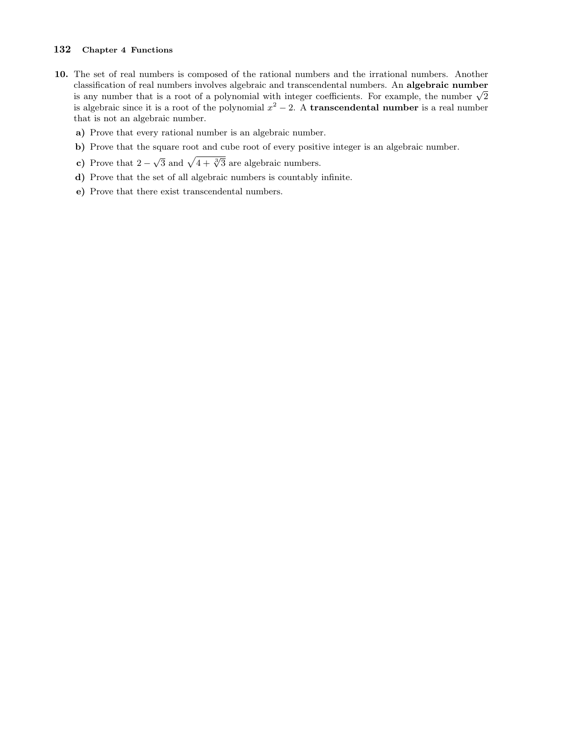**10.** The set of real numbers is composed of the rational numbers and the irrational numbers. Another classification of real numbers involves algebraic and transcendental numbers. An **algebraic number** is any number that is a root of a polynomial with integer coefficients. For example, the number $\sqrt{2}$ is algebraic since it is a root of the polynomial $x^2 - 2$. A **transcendental number** is a real number that is not an algebraic number.

**a)** Prove that every rational number is an algebraic number.

**b)** Prove that the square root and cube root of every positive integer is an algebraic number.

**c)** Prove that $2 - \sqrt{3}$ and $\sqrt{4 + \sqrt[3]{3}}$ are algebraic numbers.

**d)** Prove that the set of all algebraic numbers is countably infinite.

**e)** Prove that there exist transcendental numbers.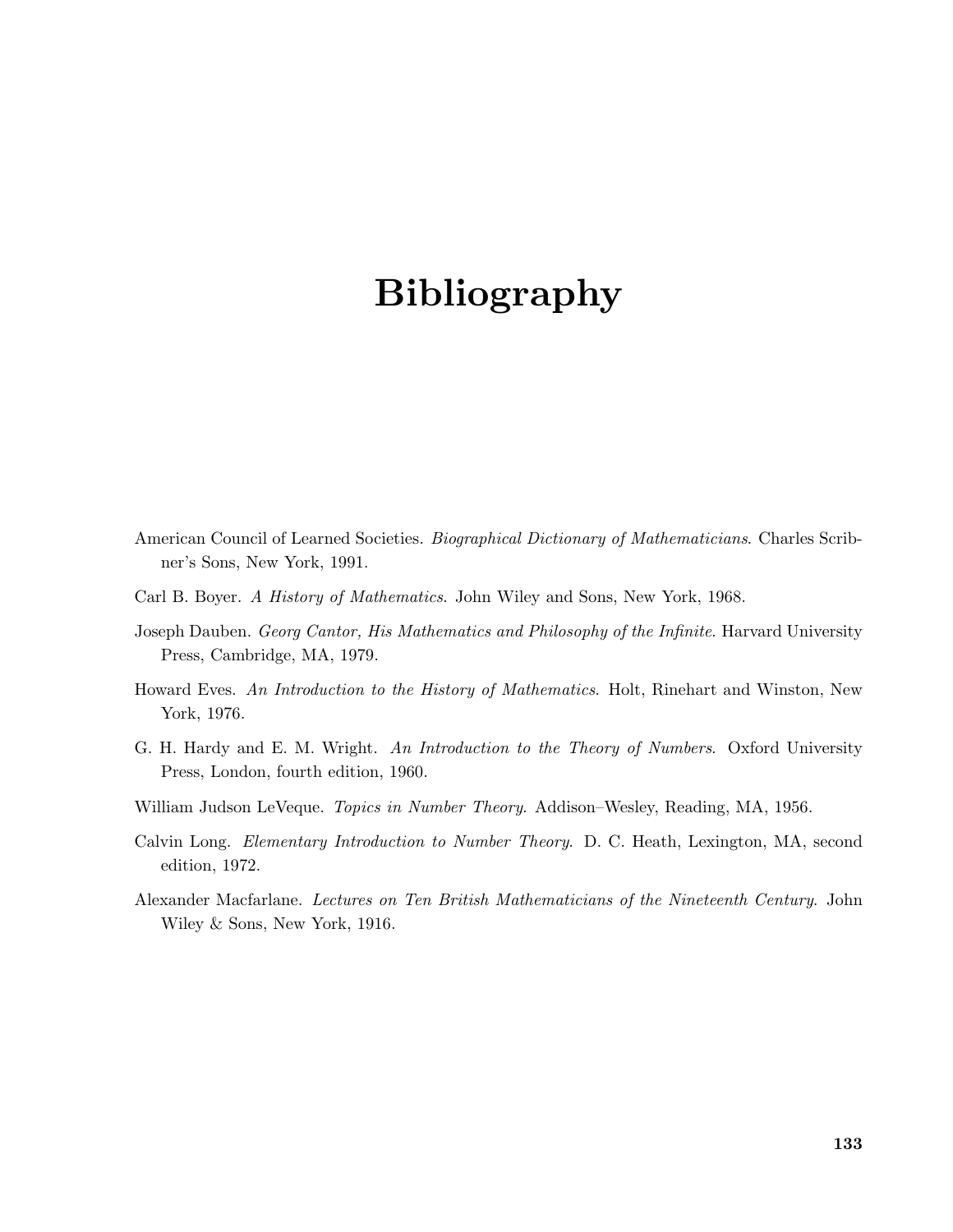# Bibliography

American Council of Learned Societies. *Biographical Dictionary of Mathematicians*. Charles Scribner's Sons, New York, 1991.

Carl B. Boyer. *A History of Mathematics*. John Wiley and Sons, New York, 1968.

Joseph Dauben. *Georg Cantor, His Mathematics and Philosophy of the Infinite*. Harvard University Press, Cambridge, MA, 1979.

Howard Eves. *An Introduction to the History of Mathematics*. Holt, Rinehart and Winston, New York, 1976.

G. H. Hardy and E. M. Wright. *An Introduction to the Theory of Numbers*. Oxford University Press, London, fourth edition, 1960.

William Judson LeVeque. *Topics in Number Theory*. Addison–Wesley, Reading, MA, 1956.

Calvin Long. *Elementary Introduction to Number Theory*. D. C. Heath, Lexington, MA, second edition, 1972.

Alexander Macfarlane. *Lectures on Ten British Mathematicians of the Nineteenth Century*. John Wiley & Sons, New York, 1916.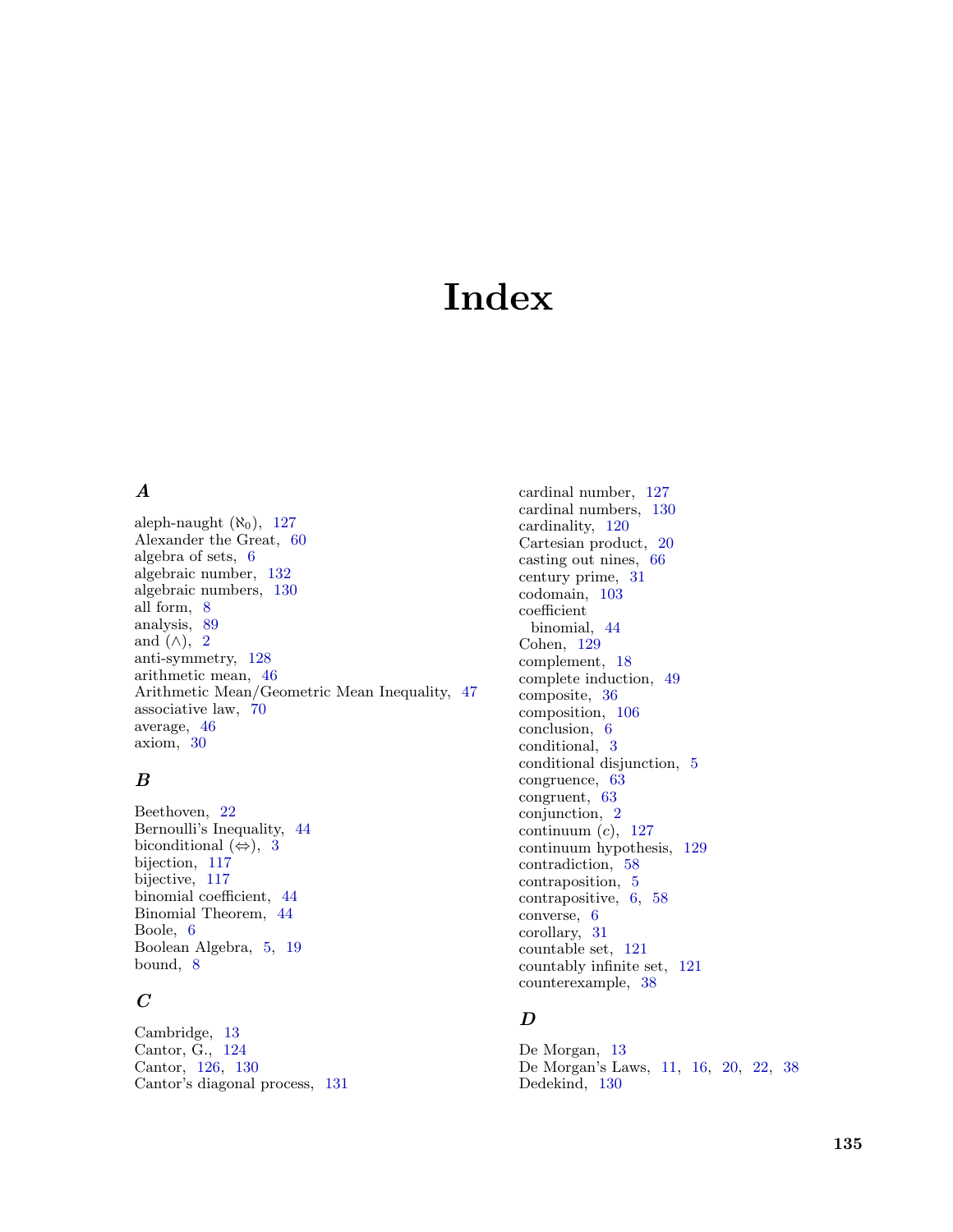# Index

### *A*

aleph-naught ($\aleph_0$), 127
Alexander the Great, 60
algebra of sets, 6
algebraic number, 132
algebraic numbers, 130
all form, 8
analysis, 89
and ($\wedge$), 2
anti-symmetry, 128
arithmetic mean, 46
Arithmetic Mean/Geometric Mean Inequality, 47
associative law, 70
average, 46
axiom, 30

### *B*

Beethoven, 22
Bernoulli's Inequality, 44
biconditional ($\Leftrightarrow$), 3
bijection, 117
bijective, 117
binomial coefficient, 44
Binomial Theorem, 44
Boole, 6
Boolean Algebra, 5, 19
bound, 8

### *C*

Cambridge, 13
Cantor, G., 124
Cantor, 126, 130
Cantor's diagonal process, 131
cardinal number, 127
cardinal numbers, 130
cardinality, 120
Cartesian product, 20
casting out nines, 66
century prime, 31
codomain, 103
coefficient
  binomial, 44
Cohen, 129
complement, 18
complete induction, 49
composite, 36
composition, 106
conclusion, 6
conditional, 3
conditional disjunction, 5
congruence, 63
congruent, 63
conjunction, 2
continuum ($c$), 127
continuum hypothesis, 129
contradiction, 58
contraposition, 5
contrapositive, 6, 58
converse, 6
corollary, 31
countable set, 121
countably infinite set, 121
counterexample, 38

### *D*

De Morgan, 13
De Morgan's Laws, 11, 16, 20, 22, 38
Dedekind, 130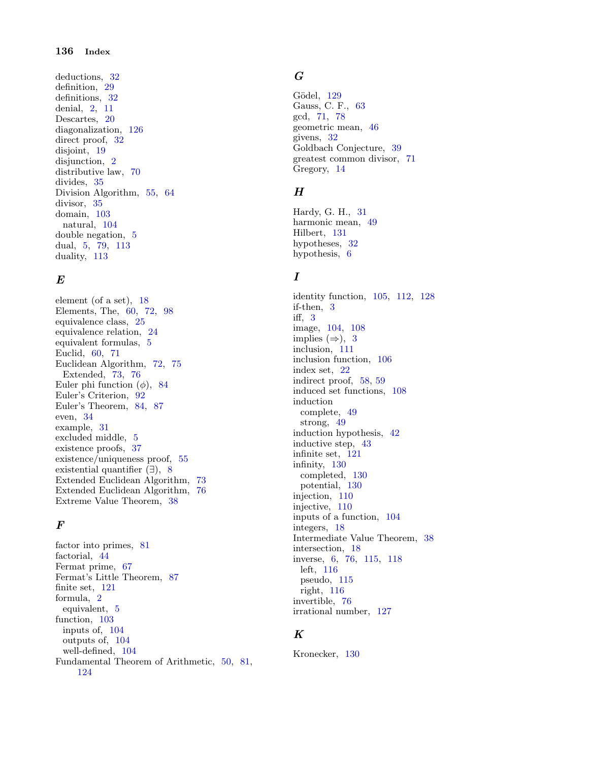deductions, 32
definition, 29
definitions, 32
denial, 2, 11
Descartes, 20
diagonalization, 126
direct proof, 32
disjoint, 19
disjunction, 2
distributive law, 70
divides, 35
Division Algorithm, 55, 64
divisor, 35
domain, 103
  natural, 104
double negation, 5
dual, 5, 79, 113
duality, 113

## E

element (of a set), 18
Elements, The, 60, 72, 98
equivalence class, 25
equivalence relation, 24
equivalent formulas, 5
Euclid, 60, 71
Euclidean Algorithm, 72, 75
  Extended, 73, 76
Euler phi function ($\phi$), 84
Euler's Criterion, 92
Euler's Theorem, 84, 87
even, 34
example, 31
excluded middle, 5
existence proofs, 37
existence/uniqueness proof, 55
existential quantifier ($\exists$), 8
Extended Euclidean Algorithm, 73
Extended Euclidean Algorithm, 76
Extreme Value Theorem, 38

## F

factor into primes, 81
factorial, 44
Fermat prime, 67
Fermat's Little Theorem, 87
finite set, 121
formula, 2
  equivalent, 5
function, 103
  inputs of, 104
  outputs of, 104
  well-defined, 104
Fundamental Theorem of Arithmetic, 50, 81, 124

## G

Gödel, 129
Gauss, C. F., 63
gcd, 71, 78
geometric mean, 46
givens, 32
Goldbach Conjecture, 39
greatest common divisor, 71
Gregory, 14

## H

Hardy, G. H., 31
harmonic mean, 49
Hilbert, 131
hypotheses, 32
hypothesis, 6

## I

identity function, 105, 112, 128
if-then, 3
iff, 3
image, 104, 108
implies ($\Rightarrow$), 3
inclusion, 111
inclusion function, 106
index set, 22
indirect proof, 58, 59
induced set functions, 108
induction
  complete, 49
  strong, 49
induction hypothesis, 42
inductive step, 43
infinite set, 121
infinity, 130
  completed, 130
  potential, 130
injection, 110
injective, 110
inputs of a function, 104
integers, 18
Intermediate Value Theorem, 38
intersection, 18
inverse, 6, 76, 115, 118
  left, 116
  pseudo, 115
  right, 116
invertible, 76
irrational number, 127

## K

Kronecker, 130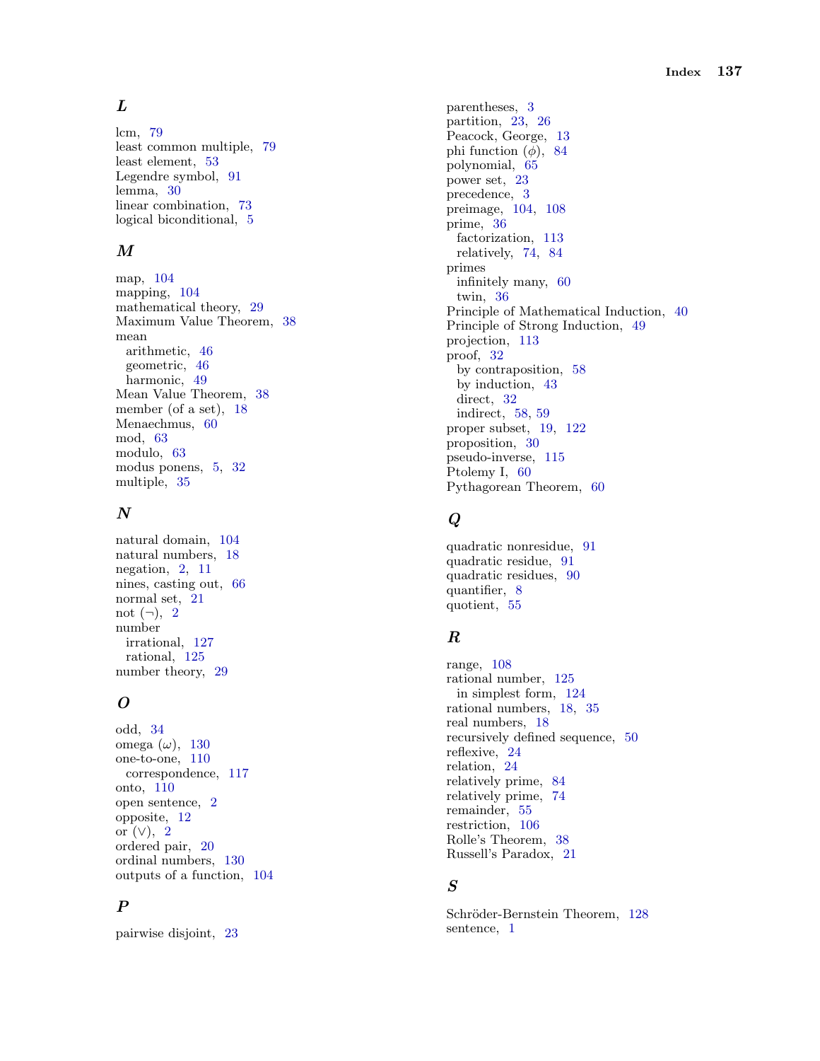### *L*

lcm, 79
least common multiple, 79
least element, 53
Legendre symbol, 91
lemma, 30
linear combination, 73
logical biconditional, 5

### *M*

map, 104
mapping, 104
mathematical theory, 29
Maximum Value Theorem, 38
mean
  arithmetic, 46
  geometric, 46
  harmonic, 49
Mean Value Theorem, 38
member (of a set), 18
Menaechmus, 60
mod, 63
modulo, 63
modus ponens, 5, 32
multiple, 35

### *N*

natural domain, 104
natural numbers, 18
negation, 2, 11
nines, casting out, 66
normal set, 21
not ($\neg$), 2
number
  irrational, 127
  rational, 125
number theory, 29

### *O*

odd, 34
omega ($\omega$), 130
one-to-one, 110
  correspondence, 117
onto, 110
open sentence, 2
opposite, 12
or ($\vee$), 2
ordered pair, 20
ordinal numbers, 130
outputs of a function, 104

### *P*

pairwise disjoint, 23
parentheses, 3
partition, 23, 26
Peacock, George, 13
phi function ($\phi$), 84
polynomial, 65
power set, 23
precedence, 3
preimage, 104, 108
prime, 36
  factorization, 113
  relatively, 74, 84
primes
  infinitely many, 60
  twin, 36
Principle of Mathematical Induction, 40
Principle of Strong Induction, 49
projection, 113
proof, 32
  by contraposition, 58
  by induction, 43
  direct, 32
  indirect, 58, 59
proper subset, 19, 122
proposition, 30
pseudo-inverse, 115
Ptolemy I, 60
Pythagorean Theorem, 60

### *Q*

quadratic nonresidue, 91
quadratic residue, 91
quadratic residues, 90
quantifier, 8
quotient, 55

### *R*

range, 108
rational number, 125
  in simplest form, 124
rational numbers, 18, 35
real numbers, 18
recursively defined sequence, 50
reflexive, 24
relation, 24
relatively prime, 84
relatively prime, 74
remainder, 55
restriction, 106
Rolle's Theorem, 38
Russell's Paradox, 21

### *S*

Schröder-Bernstein Theorem, 128
sentence, 1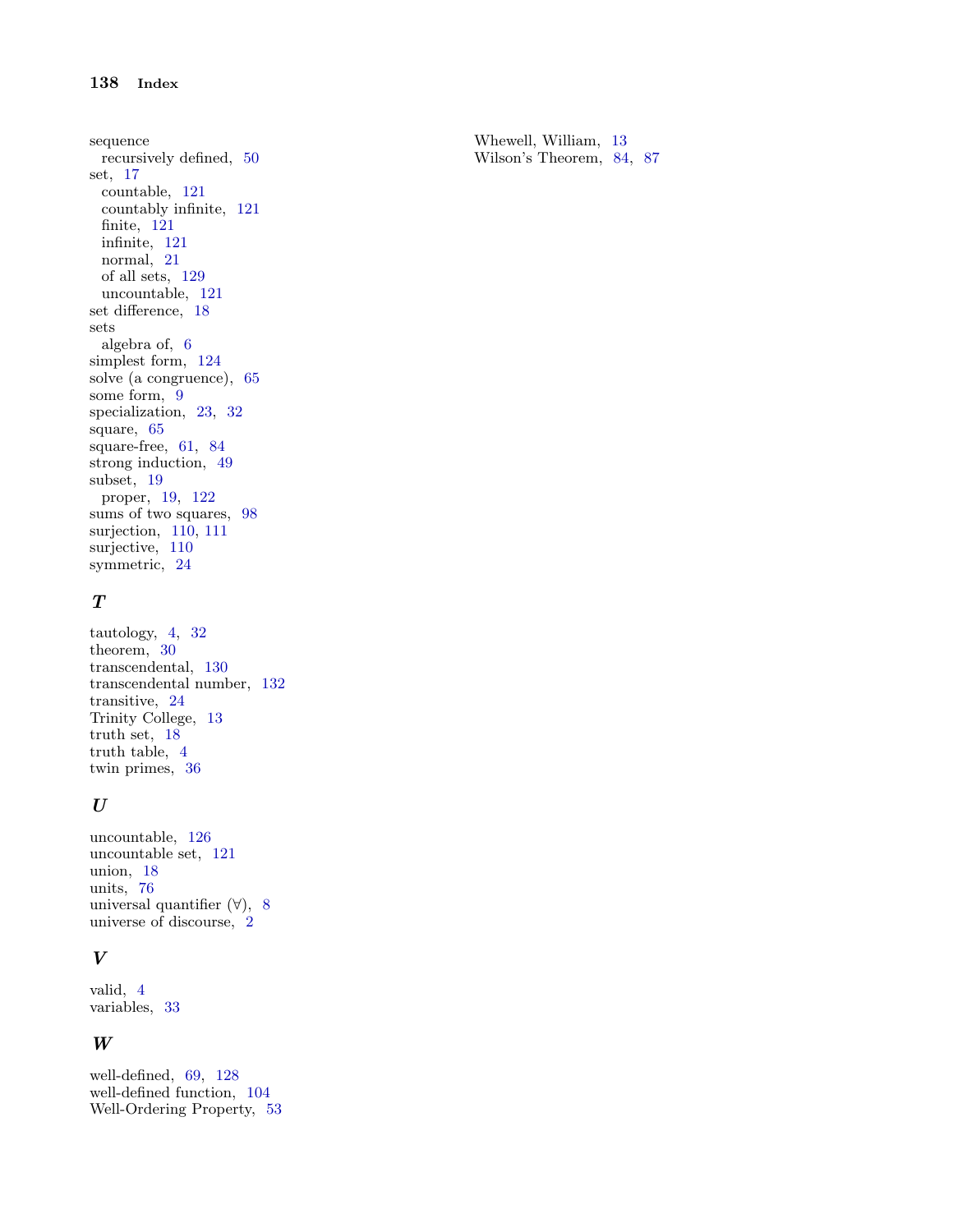sequence
  recursively defined, 50
set, 17
  countable, 121
  countably infinite, 121
  finite, 121
  infinite, 121
  normal, 21
  of all sets, 129
  uncountable, 121
set difference, 18
sets
  algebra of, 6
simplest form, 124
solve (a congruence), 65
some form, 9
specialization, 23, 32
square, 65
square-free, 61, 84
strong induction, 49
subset, 19
  proper, 19, 122
sums of two squares, 98
surjection, 110, 111
surjective, 110
symmetric, 24

### *T*

tautology, 4, 32
theorem, 30
transcendental, 130
transcendental number, 132
transitive, 24
Trinity College, 13
truth set, 18
truth table, 4
twin primes, 36

### *U*

uncountable, 126
uncountable set, 121
union, 18
units, 76
universal quantifier (∀), 8
universe of discourse, 2

### *V*

valid, 4
variables, 33

### *W*

well-defined, 69, 128
well-defined function, 104
Well-Ordering Property, 53
Whewell, William, 13
Wilson's Theorem, 84, 87